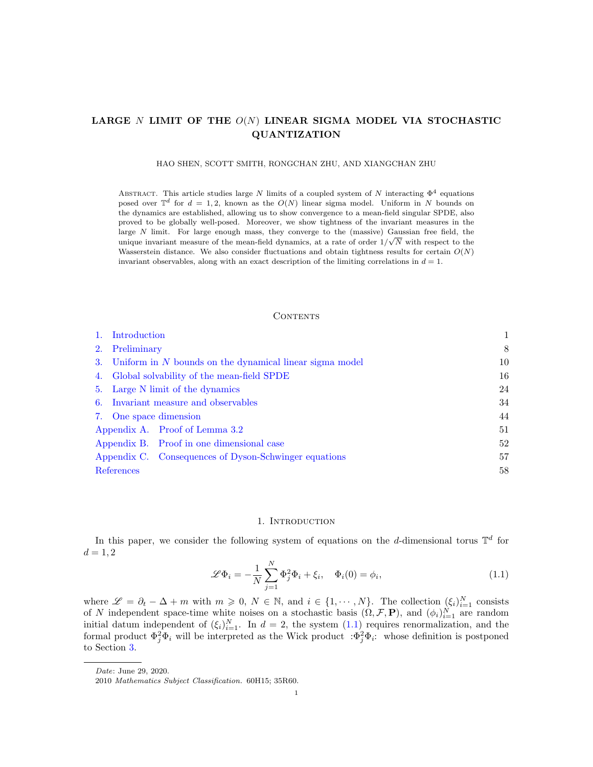# LARGE $N$ LIMIT OF THE $O(N)$ LINEAR SIGMA MODEL VIA STOCHASTIC QUANTIZATION

HAO SHEN, SCOTT SMITH, RONGCHAN ZHU, AND XIANGCHAN ZHU

Abstract. This article studies large $N$ limits of a coupled system of $N$ interacting $\Phi^4$ equations posed over $\mathbb{T}^d$ for $d = 1, 2$, known as the $O(N)$ linear sigma model. Uniform in $N$ bounds on the dynamics are established, allowing us to show convergence to a mean-field singular SPDE, also proved to be globally well-posed. Moreover, we show tightness of the invariant measures in the large $N$ limit. For large enough mass, they converge to the (massive) Gaussian free field, the unique invariant measure of the mean-field dynamics, at a rate of order $1/\sqrt{N}$ with respect to the Wasserstein distance. We also consider fluctuations and obtain tightness results for certain $O(N)$ invariant observables, along with an exact description of the limiting correlations in $d = 1$.

## Contents

1. Introduction 1
2. Preliminary 8
3. Uniform in N bounds on the dynamical linear sigma model 10
4. Global solvability of the mean-field SPDE 16
5. Large N limit of the dynamics 24
6. Invariant measure and observables 34
7. One space dimension 44

Appendix A. Proof of Lemma 3.2 51

Appendix B. Proof in one dimensional case 52

Appendix C. Consequences of Dyson-Schwinger equations 57

References 58

## 1. Introduction

In this paper, we consider the following system of equations on the $d$-dimensional torus $\mathbb{T}^d$ for $d = 1, 2$

$$\mathscr{L}\Phi_i = -\frac{1}{N}\sum_{j=1}^{N}\Phi_j^2\Phi_i + \xi_i, \quad \Phi_i(0) = \phi_i, \tag{1.1}$$

where $\mathscr{L} = \partial_t - \Delta + m$ with $m \geqslant 0$, $N \in \mathbb{N}$, and $i \in \{1, \cdots, N\}$. The collection $(\xi_i)_{i=1}^N$ consists of $N$ independent space-time white noises on a stochastic basis $(\Omega, \mathcal{F}, \mathbf{P})$, and $(\phi_i)_{i=1}^N$ are random initial datum independent of $(\xi_i)_{i=1}^N$. In $d = 2$, the system (1.1) requires renormalization, and the formal product $\Phi_j^2\Phi_i$ will be interpreted as the Wick product $:\!\Phi_j^2\Phi_i\!:$ whose definition is postponed to Section 3.

---

*Date*: June 29, 2020.

2010 *Mathematics Subject Classification.* 60H15; 35R60.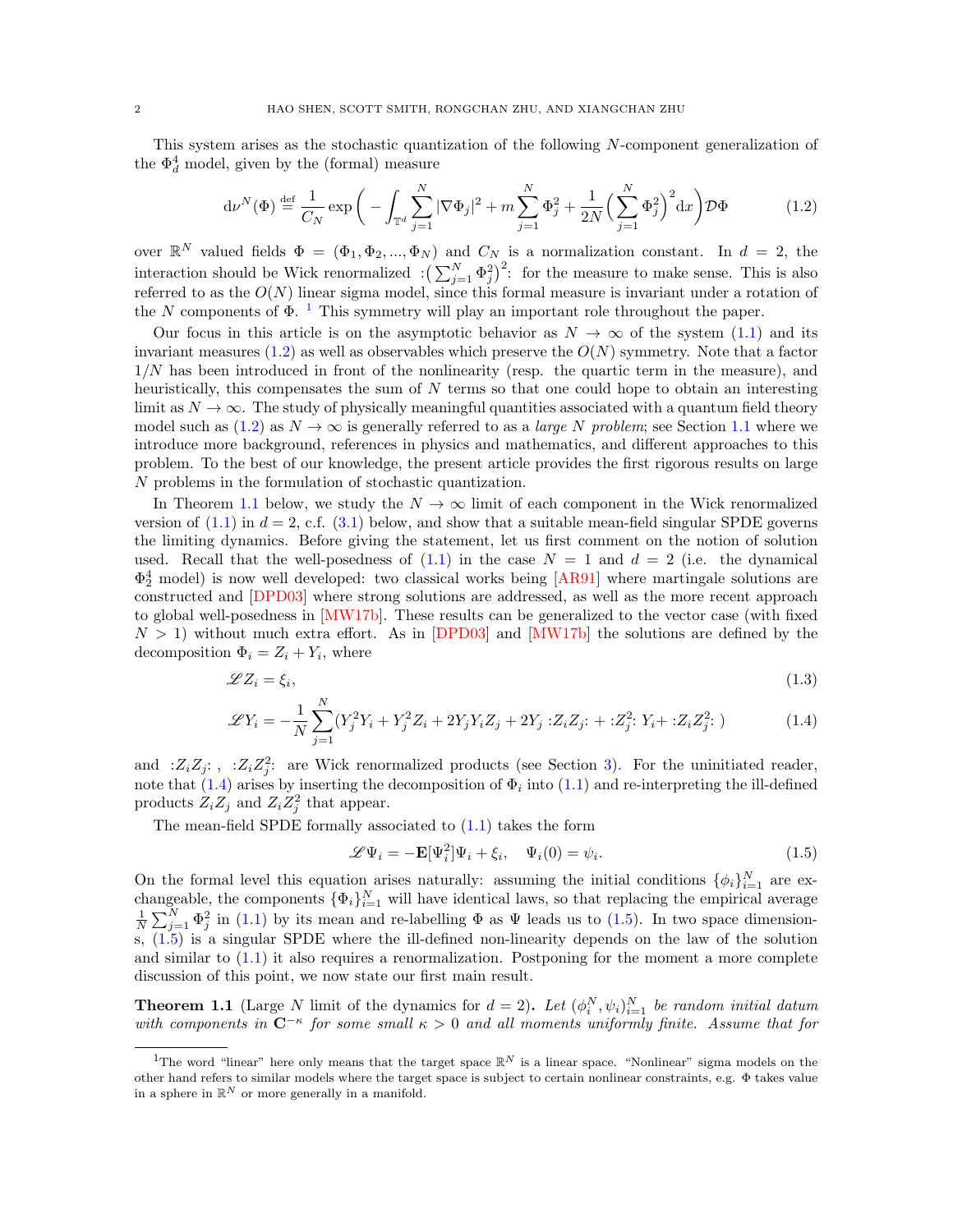This system arises as the stochastic quantization of the following $N$-component generalization of the $\Phi^4_d$ model, given by the (formal) measure

$$\mathrm{d}\nu^N(\Phi) \overset{\text{def}}{=} \frac{1}{C_N} \exp\Big( -\int_{\mathbb{T}^d} \sum_{j=1}^N |\nabla \Phi_j|^2 + m \sum_{j=1}^N \Phi_j^2 + \frac{1}{2N}\Big(\sum_{j=1}^N \Phi_j^2\Big)^2 \mathrm{d}x \Big) \mathcal{D}\Phi \tag{1.2}$$

over $\mathbb{R}^N$ valued fields $\Phi = (\Phi_1, \Phi_2, ..., \Phi_N)$ and $C_N$ is a normalization constant. In $d = 2$, the interaction should be Wick renormalized $:\!\big(\sum_{j=1}^N \Phi_j^2\big)^2\!:$ for the measure to make sense. This is also referred to as the $O(N)$ linear sigma model, since this formal measure is invariant under a rotation of the $N$ components of $\Phi$. [1] This symmetry will play an important role throughout the paper.

Our focus in this article is on the asymptotic behavior as $N \to \infty$ of the system (1.1) and its invariant measures (1.2) as well as observables which preserve the $O(N)$ symmetry. Note that a factor $1/N$ has been introduced in front of the nonlinearity (resp. the quartic term in the measure), and heuristically, this compensates the sum of $N$ terms so that one could hope to obtain an interesting limit as $N \to \infty$. The study of physically meaningful quantities associated with a quantum field theory model such as (1.2) as $N \to \infty$ is generally referred to as a *large N problem*; see Section 1.1 where we introduce more background, references in physics and mathematics, and different approaches to this problem. To the best of our knowledge, the present article provides the first rigorous results on large $N$ problems in the formulation of stochastic quantization.

In Theorem 1.1 below, we study the $N \to \infty$ limit of each component in the Wick renormalized version of (1.1) in $d = 2$, c.f. (3.1) below, and show that a suitable mean-field singular SPDE governs the limiting dynamics. Before giving the statement, let us first comment on the notion of solution used. Recall that the well-posedness of (1.1) in the case $N = 1$ and $d = 2$ (i.e. the dynamical $\Phi^4_2$ model) is now well developed: two classical works being [AR91] where martingale solutions are constructed and [DPD03] where strong solutions are addressed, as well as the more recent approach to global well-posedness in [MW17b]. These results can be generalized to the vector case (with fixed $N > 1$) without much extra effort. As in [DPD03] and [MW17b] the solutions are defined by the decomposition $\Phi_i = Z_i + Y_i$, where

$$\mathscr{L} Z_i = \xi_i, \tag{1.3}$$

$$\mathscr{L} Y_i = -\frac{1}{N}\sum_{j=1}^N (Y_j^2 Y_i + Y_j^2 Z_i + 2Y_j Y_i Z_j + 2Y_j :\!Z_i Z_j\!: + :\!Z_j^2\!: Y_i + :\!Z_i Z_j^2\!:) \tag{1.4}$$

and $:\!Z_i Z_j\!:$ , $:\!Z_i Z_j^2\!:$ are Wick renormalized products (see Section 3). For the uninitiated reader, note that (1.4) arises by inserting the decomposition of $\Phi_i$ into (1.1) and re-interpreting the ill-defined products $Z_i Z_j$ and $Z_i Z_j^2$ that appear.

The mean-field SPDE formally associated to (1.1) takes the form

$$\mathscr{L}\Psi_i = -\mathbf{E}[\Psi_i^2]\Psi_i + \xi_i, \quad \Psi_i(0) = \psi_i. \tag{1.5}$$

On the formal level this equation arises naturally: assuming the initial conditions $\{\phi_i\}_{i=1}^N$ are exchangeable, the components $\{\Phi_i\}_{i=1}^N$ will have identical laws, so that replacing the empirical average $\frac{1}{N}\sum_{j=1}^N \Phi_j^2$ in (1.1) by its mean and re-labelling $\Phi$ as $\Psi$ leads us to (1.5). In two space dimensions, (1.5) is a singular SPDE where the ill-defined non-linearity depends on the law of the solution and similar to (1.1) it also requires a renormalization. Postponing for the moment a more complete discussion of this point, we now state our first main result.

**Theorem 1.1** (Large $N$ limit of the dynamics for $d = 2$)**.** *Let $(\phi_i^N, \psi_i)_{i=1}^N$ be random initial datum with components in $\mathbf{C}^{-\kappa}$ for some small $\kappa > 0$ and all moments uniformly finite. Assume that for*

---

[1] The word "linear" here only means that the target space $\mathbb{R}^N$ is a linear space. "Nonlinear" sigma models on the other hand refers to similar models where the target space is subject to certain nonlinear constraints, e.g. $\Phi$ takes value in a sphere in $\mathbb{R}^N$ or more generally in a manifold.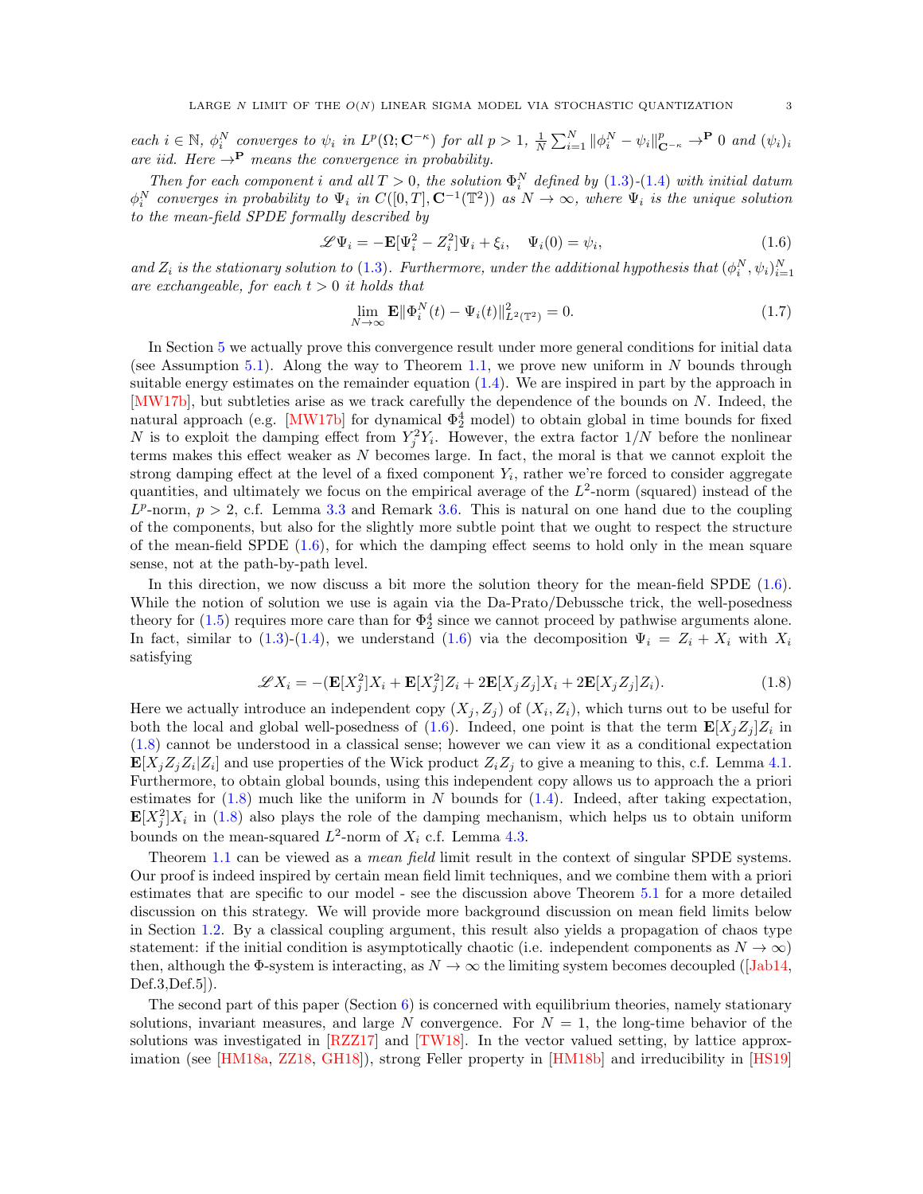*each $i \in \mathbb{N}$, $\phi_i^N$ converges to $\psi_i$ in $L^p(\Omega; \mathbf{C}^{-\kappa})$ for all $p > 1$, $\frac{1}{N}\sum_{i=1}^N \|\phi_i^N - \psi_i\|_{\mathbf{C}^{-\kappa}}^p \to^{\mathbf{P}} 0$ and $(\psi_i)_i$ are iid. Here $\to^{\mathbf{P}}$ means the convergence in probability.*

*Then for each component $i$ and all $T > 0$, the solution $\Phi_i^N$ defined by (1.3)-(1.4) with initial datum $\phi_i^N$ converges in probability to $\Psi_i$ in $C([0,T], \mathbf{C}^{-1}(\mathbb{T}^2))$ as $N \to \infty$, where $\Psi_i$ is the unique solution to the mean-field SPDE formally described by*

$$\mathscr{L}\Psi_i = -\mathbf{E}[\Psi_i^2 - Z_i^2]\Psi_i + \xi_i, \quad \Psi_i(0) = \psi_i, \tag{1.6}$$

*and $Z_i$ is the stationary solution to (1.3). Furthermore, under the additional hypothesis that $(\phi_i^N, \psi_i)_{i=1}^N$ are exchangeable, for each $t > 0$ it holds that*

$$\lim_{N\to\infty} \mathbf{E}\|\Phi_i^N(t) - \Psi_i(t)\|_{L^2(\mathbb{T}^2)}^2 = 0. \tag{1.7}$$

In Section 5 we actually prove this convergence result under more general conditions for initial data (see Assumption 5.1). Along the way to Theorem 1.1, we prove new uniform in $N$ bounds through suitable energy estimates on the remainder equation (1.4). We are inspired in part by the approach in [MW17b], but subtleties arise as we track carefully the dependence of the bounds on $N$. Indeed, the natural approach (e.g. [MW17b] for dynamical $\Phi_2^4$ model) to obtain global in time bounds for fixed $N$ is to exploit the damping effect from $Y_j^2 Y_i$. However, the extra factor $1/N$ before the nonlinear terms makes this effect weaker as $N$ becomes large. In fact, the moral is that we cannot exploit the strong damping effect at the level of a fixed component $Y_i$, rather we're forced to consider aggregate quantities, and ultimately we focus on the empirical average of the $L^2$-norm (squared) instead of the $L^p$-norm, $p > 2$, c.f. Lemma 3.3 and Remark 3.6. This is natural on one hand due to the coupling of the components, but also for the slightly more subtle point that we ought to respect the structure of the mean-field SPDE (1.6), for which the damping effect seems to hold only in the mean square sense, not at the path-by-path level.

In this direction, we now discuss a bit more the solution theory for the mean-field SPDE (1.6). While the notion of solution we use is again via the Da-Prato/Debussche trick, the well-posedness theory for (1.5) requires more care than for $\Phi_2^4$ since we cannot proceed by pathwise arguments alone. In fact, similar to (1.3)-(1.4), we understand (1.6) via the decomposition $\Psi_i = Z_i + X_i$ with $X_i$ satisfying

$$\mathscr{L}X_i = -(\mathbf{E}[X_j^2]X_i + \mathbf{E}[X_j^2]Z_i + 2\mathbf{E}[X_jZ_j]X_i + 2\mathbf{E}[X_jZ_j]Z_i). \tag{1.8}$$

Here we actually introduce an independent copy $(X_j, Z_j)$ of $(X_i, Z_i)$, which turns out to be useful for both the local and global well-posedness of (1.6). Indeed, one point is that the term $\mathbf{E}[X_jZ_j]Z_i$ in (1.8) cannot be understood in a classical sense; however we can view it as a conditional expectation $\mathbf{E}[X_jZ_jZ_i|Z_i]$ and use properties of the Wick product $Z_iZ_j$ to give a meaning to this, c.f. Lemma 4.1. Furthermore, to obtain global bounds, using this independent copy allows us to approach the a priori estimates for (1.8) much like the uniform in $N$ bounds for (1.4). Indeed, after taking expectation, $\mathbf{E}[X_j^2]X_i$ in (1.8) also plays the role of the damping mechanism, which helps us to obtain uniform bounds on the mean-squared $L^2$-norm of $X_i$ c.f. Lemma 4.3.

Theorem 1.1 can be viewed as a *mean field* limit result in the context of singular SPDE systems. Our proof is indeed inspired by certain mean field limit techniques, and we combine them with a priori estimates that are specific to our model - see the discussion above Theorem 5.1 for a more detailed discussion on this strategy. We will provide more background discussion on mean field limits below in Section 1.2. By a classical coupling argument, this result also yields a propagation of chaos type statement: if the initial condition is asymptotically chaotic (i.e. independent components as $N \to \infty$) then, although the $\Phi$-system is interacting, as $N \to \infty$ the limiting system becomes decoupled ([Jab14, Def.3,Def.5]).

The second part of this paper (Section 6) is concerned with equilibrium theories, namely stationary solutions, invariant measures, and large $N$ convergence. For $N = 1$, the long-time behavior of the solutions was investigated in [RZZ17] and [TW18]. In the vector valued setting, by lattice approximation (see [HM18a, ZZ18, GH18]), strong Feller property in [HM18b] and irreducibility in [HS19]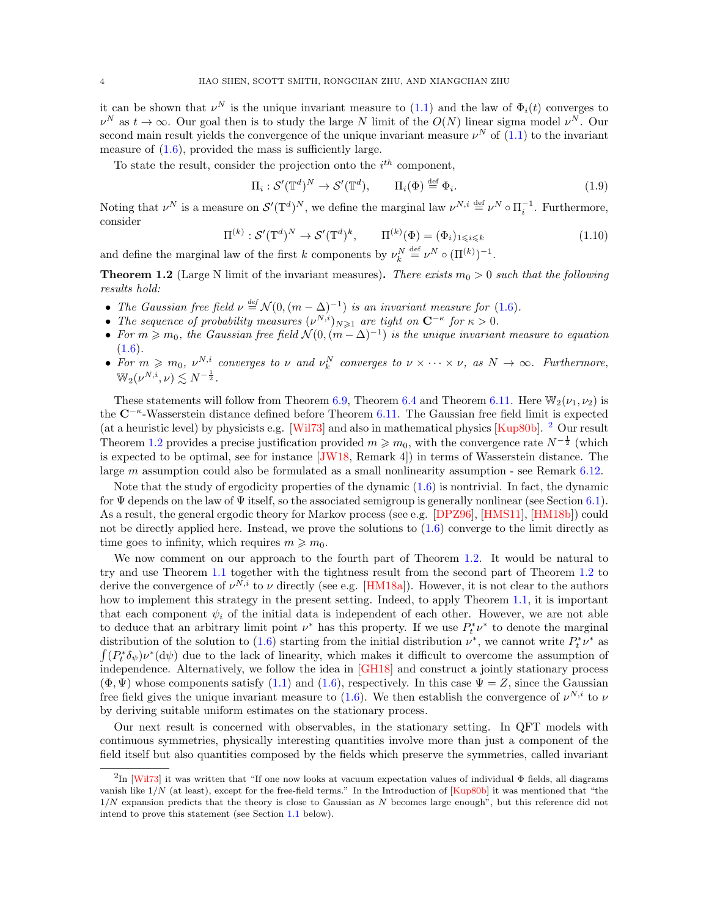it can be shown that $\nu^N$ is the unique invariant measure to (1.1) and the law of $\Phi_i(t)$ converges to $\nu^N$ as $t \to \infty$. Our goal then is to study the large $N$ limit of the $O(N)$ linear sigma model $\nu^N$. Our second main result yields the convergence of the unique invariant measure $\nu^N$ of (1.1) to the invariant measure of (1.6), provided the mass is sufficiently large.

To state the result, consider the projection onto the $i^{th}$ component,

$$\Pi_i : \mathcal{S}'(\mathbb{T}^d)^N \to \mathcal{S}'(\mathbb{T}^d), \qquad \Pi_i(\Phi) \stackrel{\text{def}}{=} \Phi_i. \tag{1.9}$$

Noting that $\nu^N$ is a measure on $\mathcal{S}'(\mathbb{T}^d)^N$, we define the marginal law $\nu^{N,i} \stackrel{\text{def}}{=} \nu^N \circ \Pi_i^{-1}$. Furthermore, consider

$$\Pi^{(k)} : \mathcal{S}'(\mathbb{T}^d)^N \to \mathcal{S}'(\mathbb{T}^d)^k, \qquad \Pi^{(k)}(\Phi) = (\Phi_i)_{1 \leqslant i \leqslant k} \tag{1.10}$$

and define the marginal law of the first $k$ components by $\nu_k^N \stackrel{\text{def}}{=} \nu^N \circ (\Pi^{(k)})^{-1}$.

**Theorem 1.2** (Large N limit of the invariant measures)**.** *There exists $m_0 > 0$ such that the following results hold:*

- *The Gaussian free field $\nu \stackrel{def}{=} \mathcal{N}(0,(m-\Delta)^{-1})$ is an invariant measure for (1.6).*
- *The sequence of probability measures $(\nu^{N,i})_{N \geqslant 1}$ are tight on $\mathbf{C}^{-\kappa}$ for $\kappa > 0$.*
- *For $m \geqslant m_0$, the Gaussian free field $\mathcal{N}(0,(m-\Delta)^{-1})$ is the unique invariant measure to equation (1.6).*
- *For $m \geqslant m_0$, $\nu^{N,i}$ converges to $\nu$ and $\nu_k^N$ converges to $\nu \times \cdots \times \nu$, as $N \to \infty$. Furthermore, $\mathbb{W}_2(\nu^{N,i}, \nu) \lesssim N^{-\frac{1}{2}}$.*

These statements will follow from Theorem 6.9, Theorem 6.4 and Theorem 6.11. Here $\mathbb{W}_2(\nu_1, \nu_2)$ is the $\mathbf{C}^{-\kappa}$-Wasserstein distance defined before Theorem 6.11. The Gaussian free field limit is expected (at a heuristic level) by physicists e.g. [Wil73] and also in mathematical physics [Kup80b]. [2] Our result Theorem 1.2 provides a precise justification provided $m \geqslant m_0$, with the convergence rate $N^{-\frac{1}{2}}$ (which is expected to be optimal, see for instance [JW18, Remark 4]) in terms of Wasserstein distance. The large $m$ assumption could also be formulated as a small nonlinearity assumption - see Remark 6.12.

Note that the study of ergodicity properties of the dynamic (1.6) is nontrivial. In fact, the dynamic for $\Psi$ depends on the law of $\Psi$ itself, so the associated semigroup is generally nonlinear (see Section 6.1). As a result, the general ergodic theory for Markov process (see e.g. [DPZ96], [HMS11], [HM18b]) could not be directly applied here. Instead, we prove the solutions to (1.6) converge to the limit directly as time goes to infinity, which requires $m \geqslant m_0$.

We now comment on our approach to the fourth part of Theorem 1.2. It would be natural to try and use Theorem 1.1 together with the tightness result from the second part of Theorem 1.2 to derive the convergence of $\nu^{N,i}$ to $\nu$ directly (see e.g. [HM18a]). However, it is not clear to the authors how to implement this strategy in the present setting. Indeed, to apply Theorem 1.1, it is important that each component $\psi_i$ of the initial data is independent of each other. However, we are not able to deduce that an arbitrary limit point $\nu^*$ has this property. If we use $P_t^*\nu^*$ to denote the marginal distribution of the solution to (1.6) starting from the initial distribution $\nu^*$, we cannot write $P_t^*\nu^*$ as $\int (P_t^*\delta_\psi)\nu^*(\mathrm{d}\psi)$ due to the lack of linearity, which makes it difficult to overcome the assumption of independence. Alternatively, we follow the idea in [GH18] and construct a jointly stationary process $(\Phi, \Psi)$ whose components satisfy (1.1) and (1.6), respectively. In this case $\Psi = Z$, since the Gaussian free field gives the unique invariant measure to (1.6). We then establish the convergence of $\nu^{N,i}$ to $\nu$ by deriving suitable uniform estimates on the stationary process.

Our next result is concerned with observables, in the stationary setting. In QFT models with continuous symmetries, physically interesting quantities involve more than just a component of the field itself but also quantities composed by the fields which preserve the symmetries, called invariant

---

[2] In [Wil73] it was written that "If one now looks at vacuum expectation values of individual $\Phi$ fields, all diagrams vanish like $1/N$ (at least), except for the free-field terms." In the Introduction of [Kup80b] it was mentioned that "the $1/N$ expansion predicts that the theory is close to Gaussian as $N$ becomes large enough", but this reference did not intend to prove this statement (see Section 1.1 below).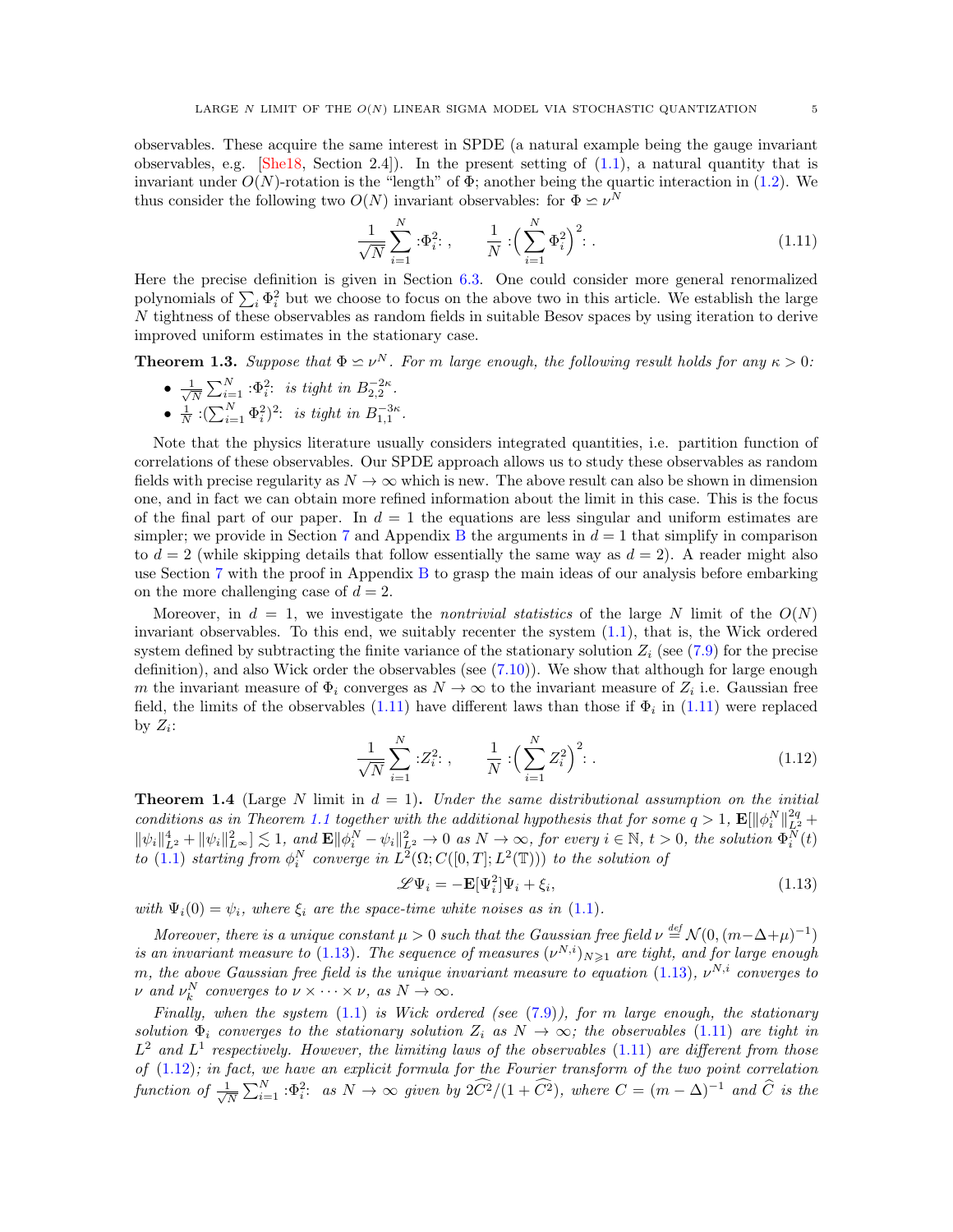observables. These acquire the same interest in SPDE (a natural example being the gauge invariant observables, e.g. [She18, Section 2.4]). In the present setting of (1.1), a natural quantity that is invariant under $O(N)$-rotation is the "length" of $\Phi$; another being the quartic interaction in (1.2). We thus consider the following two $O(N)$ invariant observables: for $\Phi \backsimeq \nu^N$

$$\frac{1}{\sqrt{N}}\sum_{i=1}^{N} {:}\Phi_i^2{:}\,, \qquad \frac{1}{N}\,{:}\Big(\sum_{i=1}^{N}\Phi_i^2\Big)^2{:}\,. \tag{1.11}$$

Here the precise definition is given in Section 6.3. One could consider more general renormalized polynomials of $\sum_i \Phi_i^2$ but we choose to focus on the above two in this article. We establish the large $N$ tightness of these observables as random fields in suitable Besov spaces by using iteration to derive improved uniform estimates in the stationary case.

**Theorem 1.3.** *Suppose that $\Phi \backsimeq \nu^N$. For $m$ large enough, the following result holds for any $\kappa > 0$:*

- *$\frac{1}{\sqrt{N}}\sum_{i=1}^{N} {:}\Phi_i^2{:}$ is tight in $B^{-2\kappa}_{2,2}$.*
- *$\frac{1}{N}\,{:}(\sum_{i=1}^{N}\Phi_i^2)^2{:}$ is tight in $B^{-3\kappa}_{1,1}$.*

Note that the physics literature usually considers integrated quantities, i.e. partition function of correlations of these observables. Our SPDE approach allows us to study these observables as random fields with precise regularity as $N \to \infty$ which is new. The above result can also be shown in dimension one, and in fact we can obtain more refined information about the limit in this case. This is the focus of the final part of our paper. In $d = 1$ the equations are less singular and uniform estimates are simpler; we provide in Section 7 and Appendix B the arguments in $d = 1$ that simplify in comparison to $d = 2$ (while skipping details that follow essentially the same way as $d = 2$). A reader might also use Section 7 with the proof in Appendix B to grasp the main ideas of our analysis before embarking on the more challenging case of $d = 2$.

Moreover, in $d = 1$, we investigate the *nontrivial statistics* of the large $N$ limit of the $O(N)$ invariant observables. To this end, we suitably recenter the system (1.1), that is, the Wick ordered system defined by subtracting the finite variance of the stationary solution $Z_i$ (see (7.9) for the precise definition), and also Wick order the observables (see (7.10)). We show that although for large enough $m$ the invariant measure of $\Phi_i$ converges as $N \to \infty$ to the invariant measure of $Z_i$ i.e. Gaussian free field, the limits of the observables (1.11) have different laws than those if $\Phi_i$ in (1.11) were replaced by $Z_i$:

$$\frac{1}{\sqrt{N}}\sum_{i=1}^{N} {:}Z_i^2{:}\,, \qquad \frac{1}{N}\,{:}\Big(\sum_{i=1}^{N}Z_i^2\Big)^2{:}\,. \tag{1.12}$$

**Theorem 1.4** (Large $N$ limit in $d = 1$)**.** *Under the same distributional assumption on the initial conditions as in Theorem 1.1 together with the additional hypothesis that for some $q > 1$, $\mathbf{E}[\|\phi_i^N\|_{L^2}^{2q} + \|\psi_i\|_{L^2}^4 + \|\psi_i\|_{L^\infty}^2] \lesssim 1$, and $\mathbf{E}\|\phi_i^N - \psi_i\|_{L^2}^2 \to 0$ as $N \to \infty$, for every $i \in \mathbb{N}$, $t > 0$, the solution $\Phi_i^N(t)$ to (1.1) starting from $\phi_i^N$ converge in $L^2(\Omega; C([0,T]; L^2(\mathbb{T}))$ to the solution of*

$$\mathscr{L}\Psi_i = -\mathbf{E}[\Psi_i^2]\Psi_i + \xi_i, \tag{1.13}$$

*with $\Psi_i(0) = \psi_i$, where $\xi_i$ are the space-time white noises as in (1.1).*

*Moreover, there is a unique constant $\mu > 0$ such that the Gaussian free field $\nu \stackrel{\text{def}}{=} \mathcal{N}(0, (m - \Delta + \mu)^{-1})$ is an invariant measure to (1.13). The sequence of measures $(\nu^{N,i})_{N \geqslant 1}$ are tight, and for large enough $m$, the above Gaussian free field is the unique invariant measure to equation (1.13), $\nu^{N,i}$ converges to $\nu$ and $\nu_k^N$ converges to $\nu \times \cdots \times \nu$, as $N \to \infty$.*

*Finally, when the system (1.1) is Wick ordered (see (7.9)), for $m$ large enough, the stationary solution $\Phi_i$ converges to the stationary solution $Z_i$ as $N \to \infty$; the observables (1.11) are tight in $L^2$ and $L^1$ respectively. However, the limiting laws of the observables (1.11) are different from those of (1.12); in fact, we have an explicit formula for the Fourier transform of the two point correlation function of $\frac{1}{\sqrt{N}}\sum_{i=1}^{N} {:}\Phi_i^2{:}$ as $N \to \infty$ given by $2\widehat{C^2}/(1 + \widehat{C^2})$, where $C = (m - \Delta)^{-1}$ and $\widehat{C}$ is the*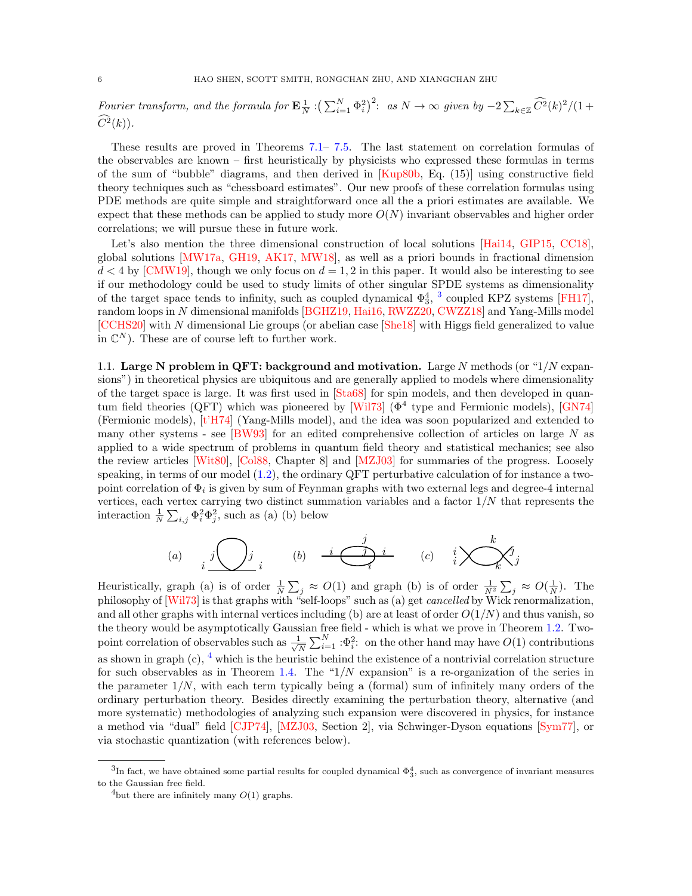*Fourier transform, and the formula for $\mathbf{E}\frac{1}{N} :\big(\sum_{i=1}^N \Phi_i^2\big)^2:$ as $N\to\infty$ given by $-2\sum_{k\in\mathbb{Z}} \widehat{C^2}(k)^2/(1+\widehat{C^2}(k))$.*

These results are proved in Theorems 7.1– 7.5. The last statement on correlation formulas of the observables are known – first heuristically by physicists who expressed these formulas in terms of the sum of "bubble" diagrams, and then derived in [Kup80b, Eq. (15)] using constructive field theory techniques such as "chessboard estimates". Our new proofs of these correlation formulas using PDE methods are quite simple and straightforward once all the a priori estimates are available. We expect that these methods can be applied to study more $O(N)$ invariant observables and higher order correlations; we will pursue these in future work.

Let's also mention the three dimensional construction of local solutions [Hai14, GIP15, CC18], global solutions [MW17a, GH19, AK17, MW18], as well as a priori bounds in fractional dimension $d<4$ by [CMW19], though we only focus on $d=1,2$ in this paper. It would also be interesting to see if our methodology could be used to study limits of other singular SPDE systems as dimensionality of the target space tends to infinity, such as coupled dynamical $\Phi^4_3$, [3] coupled KPZ systems [FH17], random loops in $N$ dimensional manifolds [BGHZ19, Hai16, RWZZ20, CWZZ18] and Yang-Mills model [CCHS20] with $N$ dimensional Lie groups (or abelian case [She18] with Higgs field generalized to value in $\mathbb{C}^N$). These are of course left to further work.

## 1.1. Large N problem in QFT: background and motivation.

**Large N problem in QFT: background and motivation.** Large $N$ methods (or "$1/N$ expansions") in theoretical physics are ubiquitous and are generally applied to models where dimensionality of the target space is large. It was first used in [Sta68] for spin models, and then developed in quantum field theories (QFT) which was pioneered by [Wil73] ($\Phi^4$ type and Fermionic models), [GN74] (Fermionic models), [t'H74] (Yang-Mills model), and the idea was soon popularized and extended to many other systems - see [BW93] for an edited comprehensive collection of articles on large $N$ as applied to a wide spectrum of problems in quantum field theory and statistical mechanics; see also the review articles [Wit80], [Col88, Chapter 8] and [MZJ03] for summaries of the progress. Loosely speaking, in terms of our model (1.2), the ordinary QFT perturbative calculation of for instance a two-point correlation of $\Phi_i$ is given by sum of Feynman graphs with two external legs and degree-4 internal vertices, each vertex carrying two distinct summation variables and a factor $1/N$ that represents the interaction $\frac{1}{N}\sum_{i,j}\Phi_i^2\Phi_j^2$, such as (a) (b) below

(a) (b) (c)

Heuristically, graph (a) is of order $\frac{1}{N}\sum_j \approx O(1)$ and graph (b) is of order $\frac{1}{N^2}\sum_j \approx O(\frac{1}{N})$. The philosophy of [Wil73] is that graphs with "self-loops" such as (a) get *cancelled* by Wick renormalization, and all other graphs with internal vertices including (b) are at least of order $O(1/N)$ and thus vanish, so the theory would be asymptotically Gaussian free field - which is what we prove in Theorem 1.2. Two-point correlation of observables such as $\frac{1}{\sqrt{N}}\sum_{i=1}^N :\Phi_i^2:$ on the other hand may have $O(1)$ contributions as shown in graph (c), [4] which is the heuristic behind the existence of a nontrivial correlation structure for such observables as in Theorem 1.4. The "$1/N$ expansion" is a re-organization of the series in the parameter $1/N$, with each term typically being a (formal) sum of infinitely many orders of the ordinary perturbation theory. Besides directly examining the perturbation theory, alternative (and more systematic) methodologies of analyzing such expansion were discovered in physics, for instance a method via "dual" field [CJP74], [MZJ03, Section 2], via Schwinger-Dyson equations [Sym77], or via stochastic quantization (with references below).

[3] In fact, we have obtained some partial results for coupled dynamical $\Phi^4_3$, such as convergence of invariant measures to the Gaussian free field.

[4] but there are infinitely many $O(1)$ graphs.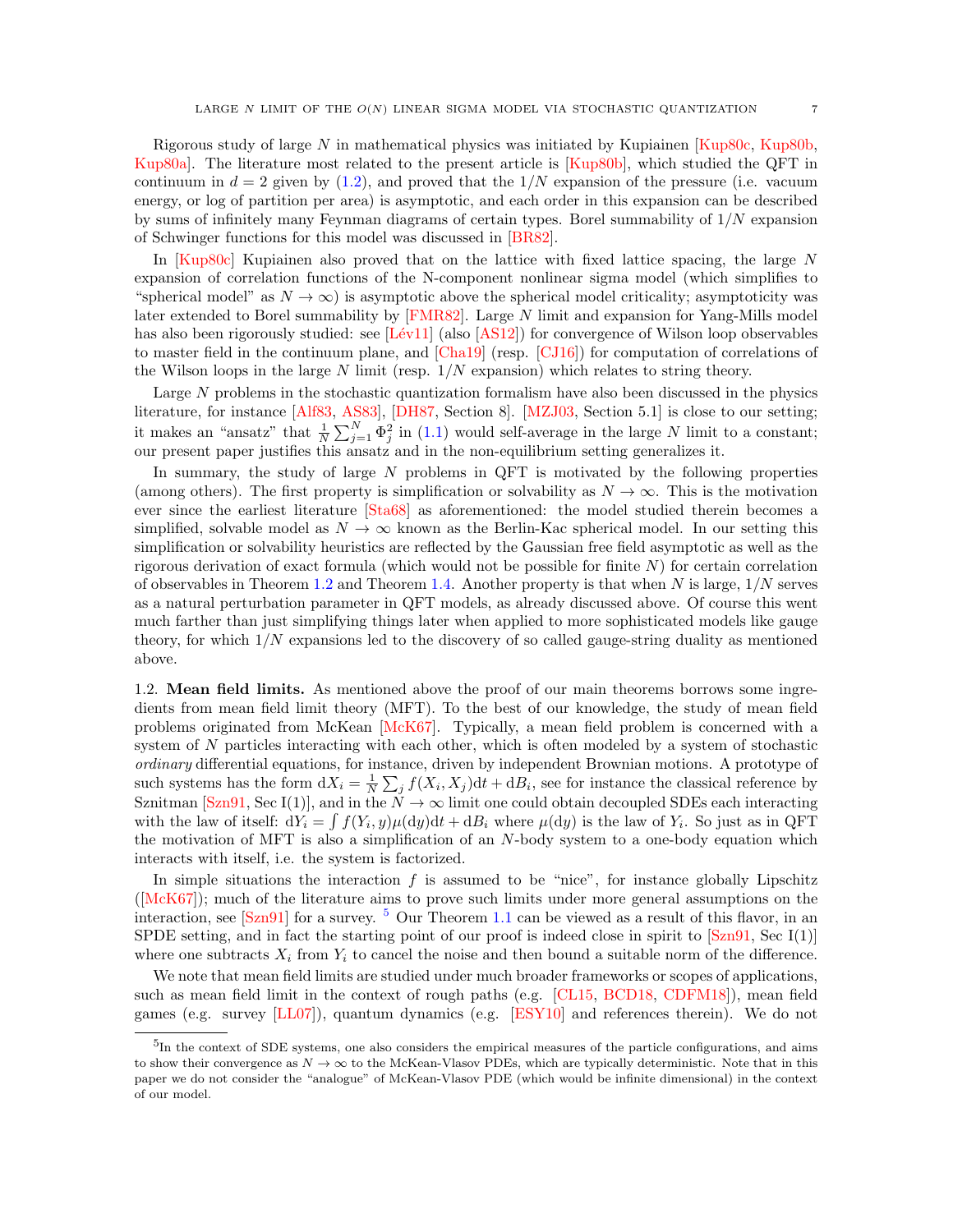Rigorous study of large $N$ in mathematical physics was initiated by Kupiainen [Kup80c, Kup80b, Kup80a]. The literature most related to the present article is [Kup80b], which studied the QFT in continuum in $d = 2$ given by (1.2), and proved that the $1/N$ expansion of the pressure (i.e. vacuum energy, or log of partition per area) is asymptotic, and each order in this expansion can be described by sums of infinitely many Feynman diagrams of certain types. Borel summability of $1/N$ expansion of Schwinger functions for this model was discussed in [BR82].

In [Kup80c] Kupiainen also proved that on the lattice with fixed lattice spacing, the large $N$ expansion of correlation functions of the N-component nonlinear sigma model (which simplifies to "spherical model" as $N \to \infty$) is asymptotic above the spherical model criticality; asymptoticity was later extended to Borel summability by [FMR82]. Large $N$ limit and expansion for Yang-Mills model has also been rigorously studied: see [Lév11] (also [AS12]) for convergence of Wilson loop observables to master field in the continuum plane, and [Cha19] (resp. [CJ16]) for computation of correlations of the Wilson loops in the large $N$ limit (resp. $1/N$ expansion) which relates to string theory.

Large $N$ problems in the stochastic quantization formalism have also been discussed in the physics literature, for instance [Alf83, AS83], [DH87, Section 8]. [MZJ03, Section 5.1] is close to our setting; it makes an "ansatz" that $\frac{1}{N}\sum_{j=1}^N \Phi_j^2$ in (1.1) would self-average in the large $N$ limit to a constant; our present paper justifies this ansatz and in the non-equilibrium setting generalizes it.

In summary, the study of large $N$ problems in QFT is motivated by the following properties (among others). The first property is simplification or solvability as $N \to \infty$. This is the motivation ever since the earliest literature [Sta68] as aforementioned: the model studied therein becomes a simplified, solvable model as $N \to \infty$ known as the Berlin-Kac spherical model. In our setting this simplification or solvability heuristics are reflected by the Gaussian free field asymptotic as well as the rigorous derivation of exact formula (which would not be possible for finite $N$) for certain correlation of observables in Theorem 1.2 and Theorem 1.4. Another property is that when $N$ is large, $1/N$ serves as a natural perturbation parameter in QFT models, as already discussed above. Of course this went much farther than just simplifying things later when applied to more sophisticated models like gauge theory, for which $1/N$ expansions led to the discovery of so called gauge-string duality as mentioned above.

1.2. **Mean field limits.** As mentioned above the proof of our main theorems borrows some ingredients from mean field limit theory (MFT). To the best of our knowledge, the study of mean field problems originated from McKean [McK67]. Typically, a mean field problem is concerned with a system of $N$ particles interacting with each other, which is often modeled by a system of stochastic *ordinary* differential equations, for instance, driven by independent Brownian motions. A prototype of such systems has the form $\mathrm{d}X_i = \frac{1}{N}\sum_j f(X_i, X_j)\mathrm{d}t + \mathrm{d}B_i$, see for instance the classical reference by Sznitman [Szn91, Sec I(1)], and in the $N \to \infty$ limit one could obtain decoupled SDEs each interacting with the law of itself: $\mathrm{d}Y_i = \int f(Y_i, y)\mu(\mathrm{d}y)\mathrm{d}t + \mathrm{d}B_i$ where $\mu(\mathrm{d}y)$ is the law of $Y_i$. So just as in QFT the motivation of MFT is also a simplification of an $N$-body system to a one-body equation which interacts with itself, i.e. the system is factorized.

In simple situations the interaction $f$ is assumed to be "nice", for instance globally Lipschitz ([McK67]); much of the literature aims to prove such limits under more general assumptions on the interaction, see [Szn91] for a survey. [5] Our Theorem 1.1 can be viewed as a result of this flavor, in an SPDE setting, and in fact the starting point of our proof is indeed close in spirit to [Szn91, Sec I(1)] where one subtracts $X_i$ from $Y_i$ to cancel the noise and then bound a suitable norm of the difference.

We note that mean field limits are studied under much broader frameworks or scopes of applications, such as mean field limit in the context of rough paths (e.g. [CL15, BCD18, CDFM18]), mean field games (e.g. survey [LL07]), quantum dynamics (e.g. [ESY10] and references therein). We do not

[5] In the context of SDE systems, one also considers the empirical measures of the particle configurations, and aims to show their convergence as $N \to \infty$ to the McKean-Vlasov PDEs, which are typically deterministic. Note that in this paper we do not consider the "analogue" of McKean-Vlasov PDE (which would be infinite dimensional) in the context of our model.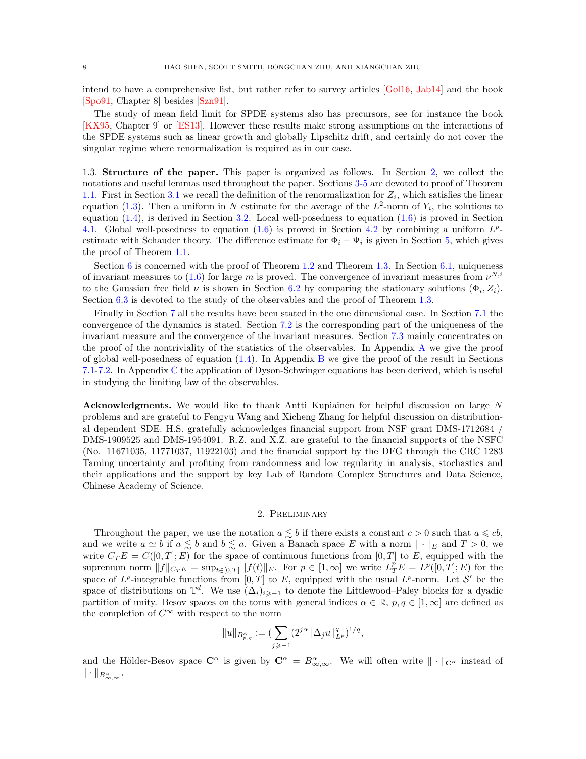intend to have a comprehensive list, but rather refer to survey articles [Gol16, Jab14] and the book [Spo91, Chapter 8] besides [Szn91].

The study of mean field limit for SPDE systems also has precursors, see for instance the book [KX95, Chapter 9] or [ES13]. However these results make strong assumptions on the interactions of the SPDE systems such as linear growth and globally Lipschitz drift, and certainly do not cover the singular regime where renormalization is required as in our case.

### 1.3. Structure of the paper.

This paper is organized as follows. In Section 2, we collect the notations and useful lemmas used throughout the paper. Sections 3-5 are devoted to proof of Theorem 1.1. First in Section 3.1 we recall the definition of the renormalization for $Z_i$, which satisfies the linear equation (1.3). Then a uniform in $N$ estimate for the average of the $L^2$-norm of $Y_i$, the solutions to equation (1.4), is derived in Section 3.2. Local well-posedness to equation (1.6) is proved in Section 4.1. Global well-posedness to equation (1.6) is proved in Section 4.2 by combining a uniform $L^p$-estimate with Schauder theory. The difference estimate for $\Phi_i - \Psi_i$ is given in Section 5, which gives the proof of Theorem 1.1.

Section 6 is concerned with the proof of Theorem 1.2 and Theorem 1.3. In Section 6.1, uniqueness of invariant measures to (1.6) for large $m$ is proved. The convergence of invariant measures from $\nu^{N,i}$ to the Gaussian free field $\nu$ is shown in Section 6.2 by comparing the stationary solutions $(\Phi_i, Z_i)$. Section 6.3 is devoted to the study of the observables and the proof of Theorem 1.3.

Finally in Section 7 all the results have been stated in the one dimensional case. In Section 7.1 the convergence of the dynamics is stated. Section 7.2 is the corresponding part of the uniqueness of the invariant measure and the convergence of the invariant measures. Section 7.3 mainly concentrates on the proof of the nontriviality of the statistics of the observables. In Appendix A we give the proof of global well-posedness of equation (1.4). In Appendix B we give the proof of the result in Sections 7.1-7.2. In Appendix C the application of Dyson-Schwinger equations has been derived, which is useful in studying the limiting law of the observables.

**Acknowledgments.** We would like to thank Antti Kupiainen for helpful discussion on large $N$ problems and are grateful to Fengyu Wang and Xicheng Zhang for helpful discussion on distributional dependent SDE. H.S. gratefully acknowledges financial support from NSF grant DMS-1712684 / DMS-1909525 and DMS-1954091. R.Z. and X.Z. are grateful to the financial supports of the NSFC (No. 11671035, 11771037, 11922103) and the financial support by the DFG through the CRC 1283 Taming uncertainty and profiting from randomness and low regularity in analysis, stochastics and their applications and the support by key Lab of Random Complex Structures and Data Science, Chinese Academy of Science.

## 2. Preliminary

Throughout the paper, we use the notation $a \lesssim b$ if there exists a constant $c > 0$ such that $a \leqslant cb$, and we write $a \simeq b$ if $a \lesssim b$ and $b \lesssim a$. Given a Banach space $E$ with a norm $\|\cdot\|_E$ and $T > 0$, we write $C_T E = C([0,T]; E)$ for the space of continuous functions from $[0,T]$ to $E$, equipped with the supremum norm $\|f\|_{C_T E} = \sup_{t\in[0,T]} \|f(t)\|_E$. For $p \in [1,\infty]$ we write $L^p_T E = L^p([0,T]; E)$ for the space of $L^p$-integrable functions from $[0,T]$ to $E$, equipped with the usual $L^p$-norm. Let $\mathcal{S}'$ be the space of distributions on $\mathbb{T}^d$. We use $(\Delta_i)_{i\geqslant -1}$ to denote the Littlewood–Paley blocks for a dyadic partition of unity. Besov spaces on the torus with general indices $\alpha \in \mathbb{R}$, $p, q \in [1,\infty]$ are defined as the completion of $C^\infty$ with respect to the norm

$$\|u\|_{B^\alpha_{p,q}} := \Big(\sum_{j\geqslant -1} (2^{j\alpha} \|\Delta_j u\|^q_{L^p}\Big)^{1/q},$$

and the Hölder-Besov space $\mathbf{C}^\alpha$ is given by $\mathbf{C}^\alpha = B^\alpha_{\infty,\infty}$. We will often write $\|\cdot\|_{\mathbf{C}^\alpha}$ instead of $\|\cdot\|_{B^\alpha_{\infty,\infty}}$.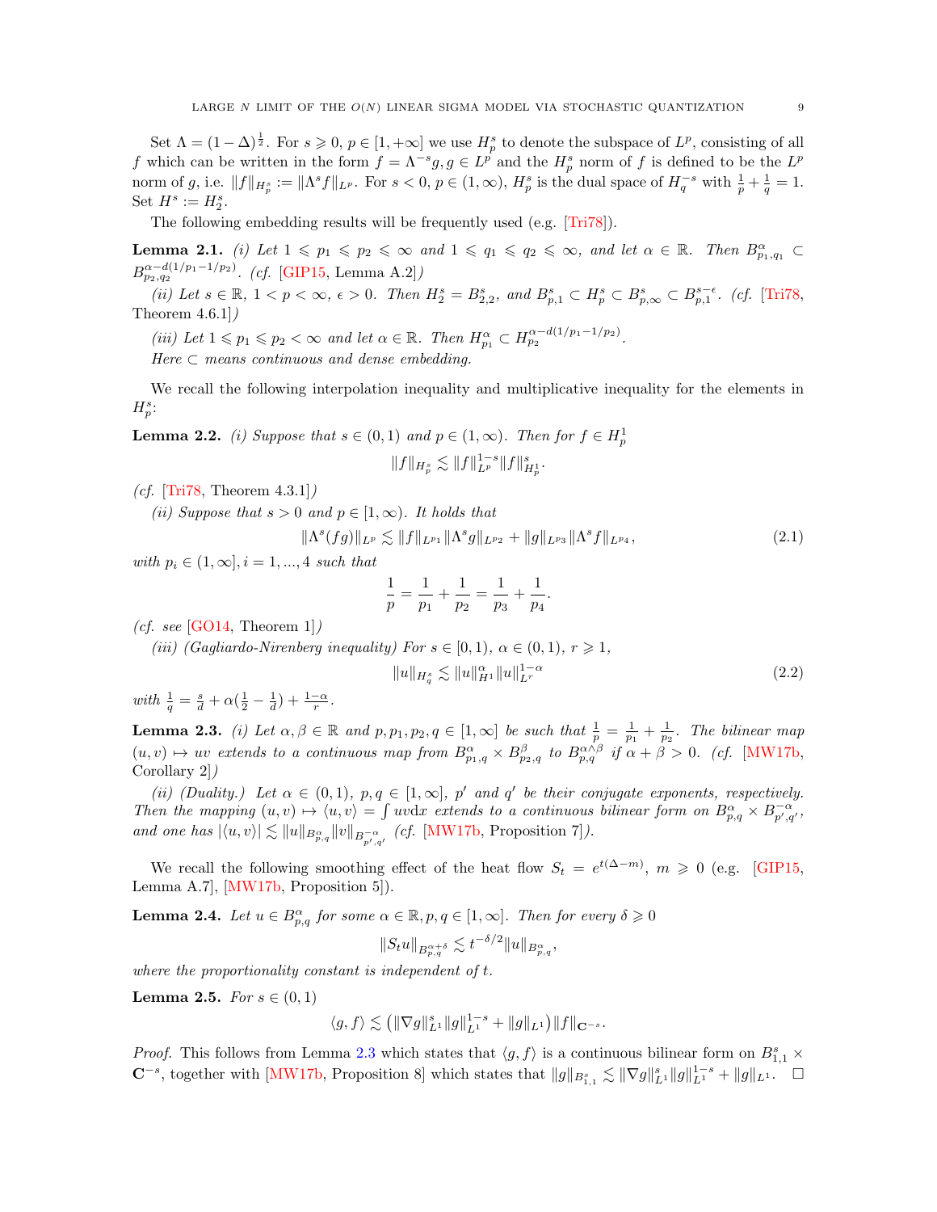Set $\Lambda = (1-\Delta)^{\frac{1}{2}}$. For $s \geqslant 0$, $p \in [1, +\infty]$ we use $H^s_p$ to denote the subspace of $L^p$, consisting of all $f$ which can be written in the form $f = \Lambda^{-s} g, g \in L^p$ and the $H^s_p$ norm of $f$ is defined to be the $L^p$ norm of $g$, i.e. $\|f\|_{H^s_p} := \|\Lambda^s f\|_{L^p}$. For $s < 0$, $p \in (1, \infty)$, $H^s_p$ is the dual space of $H^{-s}_q$ with $\frac{1}{p} + \frac{1}{q} = 1$. Set $H^s := H^s_2$.

The following embedding results will be frequently used (e.g. [Tri78]).

**Lemma 2.1.** *(i) Let $1 \leqslant p_1 \leqslant p_2 \leqslant \infty$ and $1 \leqslant q_1 \leqslant q_2 \leqslant \infty$, and let $\alpha \in \mathbb{R}$. Then $B^\alpha_{p_1,q_1} \subset B^{\alpha - d(1/p_1 - 1/p_2)}_{p_2,q_2}$. (cf. [GIP15, Lemma A.2])*

*(ii) Let $s \in \mathbb{R}$, $1 < p < \infty$, $\epsilon > 0$. Then $H^s_2 = B^s_{2,2}$, and $B^s_{p,1} \subset H^s_p \subset B^s_{p,\infty} \subset B^{s-\epsilon}_{p,1}$. (cf. [Tri78, Theorem 4.6.1])*

*(iii) Let $1 \leqslant p_1 \leqslant p_2 < \infty$ and let $\alpha \in \mathbb{R}$. Then $H^\alpha_{p_1} \subset H^{\alpha - d(1/p_1 - 1/p_2)}_{p_2}$.*

*Here $\subset$ means continuous and dense embedding.*

We recall the following interpolation inequality and multiplicative inequality for the elements in $H^s_p$:

**Lemma 2.2.** *(i) Suppose that $s \in (0,1)$ and $p \in (1, \infty)$. Then for $f \in H^1_p$*

$$\|f\|_{H^s_p} \lesssim \|f\|^{1-s}_{L^p} \|f\|^s_{H^1_p}.$$

*(cf. [Tri78, Theorem 4.3.1])*

*(ii) Suppose that $s > 0$ and $p \in [1, \infty)$. It holds that*

$$\|\Lambda^s(fg)\|_{L^p} \lesssim \|f\|_{L^{p_1}} \|\Lambda^s g\|_{L^{p_2}} + \|g\|_{L^{p_3}} \|\Lambda^s f\|_{L^{p_4}}, \tag{2.1}$$

*with $p_i \in (1, \infty]$, $i = 1, ..., 4$ such that*

$$\frac{1}{p} = \frac{1}{p_1} + \frac{1}{p_2} = \frac{1}{p_3} + \frac{1}{p_4}.$$

*(cf. see [GO14, Theorem 1])*

*(iii) (Gagliardo-Nirenberg inequality) For $s \in [0,1)$, $\alpha \in (0,1)$, $r \geqslant 1$,*

$$\|u\|_{H^s_q} \lesssim \|u\|^\alpha_{H^1} \|u\|^{1-\alpha}_{L^r} \tag{2.2}$$

*with $\frac{1}{q} = \frac{s}{d} + \alpha(\frac{1}{2} - \frac{1}{d}) + \frac{1-\alpha}{r}$.*

**Lemma 2.3.** *(i) Let $\alpha, \beta \in \mathbb{R}$ and $p, p_1, p_2, q \in [1, \infty]$ be such that $\frac{1}{p} = \frac{1}{p_1} + \frac{1}{p_2}$. The bilinear map $(u, v) \mapsto uv$ extends to a continuous map from $B^\alpha_{p_1,q} \times B^\beta_{p_2,q}$ to $B^{\alpha \wedge \beta}_{p,q}$ if $\alpha + \beta > 0$. (cf. [MW17b, Corollary 2])*

*(ii) (Duality.) Let $\alpha \in (0,1)$, $p, q \in [1, \infty]$, $p'$ and $q'$ be their conjugate exponents, respectively. Then the mapping $(u, v) \mapsto \langle u, v \rangle = \int uv \mathrm{d}x$ extends to a continuous bilinear form on $B^\alpha_{p,q} \times B^{-\alpha}_{p',q'}$, and one has $|\langle u, v \rangle| \lesssim \|u\|_{B^\alpha_{p,q}} \|v\|_{B^{-\alpha}_{p',q'}}$ (cf. [MW17b, Proposition 7]).*

We recall the following smoothing effect of the heat flow $S_t = e^{t(\Delta - m)}$, $m \geqslant 0$ (e.g. [GIP15, Lemma A.7], [MW17b, Proposition 5]).

**Lemma 2.4.** *Let $u \in B^\alpha_{p,q}$ for some $\alpha \in \mathbb{R}, p, q \in [1, \infty]$. Then for every $\delta \geqslant 0$*

$$\|S_t u\|_{B^{\alpha+\delta}_{p,q}} \lesssim t^{-\delta/2} \|u\|_{B^\alpha_{p,q}},$$

*where the proportionality constant is independent of $t$.*

**Lemma 2.5.** *For $s \in (0,1)$*

$$\langle g, f \rangle \lesssim \left( \|\nabla g\|^s_{L^1} \|g\|^{1-s}_{L^1} + \|g\|_{L^1} \right) \|f\|_{\mathbf{C}^{-s}}.$$

*Proof.* This follows from Lemma 2.3 which states that $\langle g, f \rangle$ is a continuous bilinear form on $B^s_{1,1} \times \mathbf{C}^{-s}$, together with [MW17b, Proposition 8] which states that $\|g\|_{B^s_{1,1}} \lesssim \|\nabla g\|^s_{L^1} \|g\|^{1-s}_{L^1} + \|g\|_{L^1}$. $\square$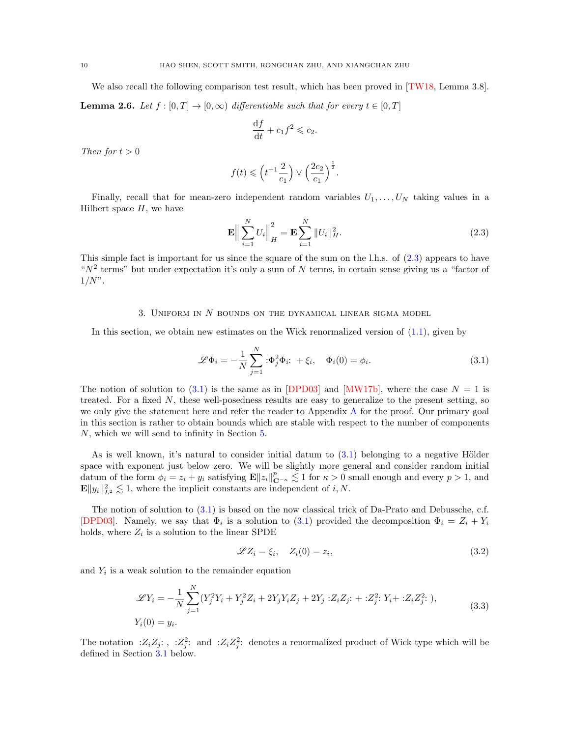We also recall the following comparison test result, which has been proved in [TW18, Lemma 3.8].

**Lemma 2.6.** *Let $f : [0,T] \to [0,\infty)$ differentiable such that for every $t \in [0,T]$*

$$\frac{\mathrm{d}f}{\mathrm{d}t} + c_1 f^2 \leqslant c_2.$$

*Then for $t > 0$*

$$f(t) \leqslant \Big(t^{-1}\frac{2}{c_1}\Big) \vee \Big(\frac{2c_2}{c_1}\Big)^{\frac{1}{2}}.$$

Finally, recall that for mean-zero independent random variables $U_1, \dots, U_N$ taking values in a Hilbert space $H$, we have

$$\mathbf{E}\Big\|\sum_{i=1}^N U_i\Big\|_H^2 = \mathbf{E}\sum_{i=1}^N \|U_i\|_H^2. \tag{2.3}$$

This simple fact is important for us since the square of the sum on the l.h.s. of (2.3) appears to have "$N^2$ terms" but under expectation it's only a sum of $N$ terms, in certain sense giving us a "factor of $1/N$".

## 3. Uniform in $N$ bounds on the dynamical linear sigma model

In this section, we obtain new estimates on the Wick renormalized version of (1.1), given by

$$\mathscr{L}\Phi_i = -\frac{1}{N}\sum_{j=1}^N :\!\Phi_j^2\Phi_i\!: + \xi_i, \quad \Phi_i(0) = \phi_i. \tag{3.1}$$

The notion of solution to (3.1) is the same as in [DPD03] and [MW17b], where the case $N = 1$ is treated. For a fixed $N$, these well-posedness results are easy to generalize to the present setting, so we only give the statement here and refer the reader to Appendix A for the proof. Our primary goal in this section is rather to obtain bounds which are stable with respect to the number of components $N$, which we will send to infinity in Section 5.

As is well known, it's natural to consider initial datum to (3.1) belonging to a negative Hölder space with exponent just below zero. We will be slightly more general and consider random initial datum of the form $\phi_i = z_i + y_i$ satisfying $\mathbf{E}\|z_i\|^p_{\mathbf{C}^{-\kappa}} \lesssim 1$ for $\kappa > 0$ small enough and every $p > 1$, and $\mathbf{E}\|y_i\|^2_{L^2} \lesssim 1$, where the implicit constants are independent of $i, N$.

The notion of solution to (3.1) is based on the now classical trick of Da-Prato and Debussche, c.f. [DPD03]. Namely, we say that $\Phi_i$ is a solution to (3.1) provided the decomposition $\Phi_i = Z_i + Y_i$ holds, where $Z_i$ is a solution to the linear SPDE

$$\mathscr{L}Z_i = \xi_i, \quad Z_i(0) = z_i, \tag{3.2}$$

and $Y_i$ is a weak solution to the remainder equation

$$\begin{aligned}
\mathscr{L}Y_i &= -\frac{1}{N}\sum_{j=1}^N (Y_j^2 Y_i + Y_j^2 Z_i + 2Y_j Y_i Z_j + 2Y_j :\!Z_iZ_j\!: + :\!Z_j^2\!: Y_i + :\!Z_iZ_j^2\!:), \\
Y_i(0) &= y_i.
\end{aligned} \tag{3.3}$$

The notation $:\!Z_iZ_j\!:$ , $:\!Z_j^2\!:$ and $:\!Z_iZ_j^2\!:$ denotes a renormalized product of Wick type which will be defined in Section 3.1 below.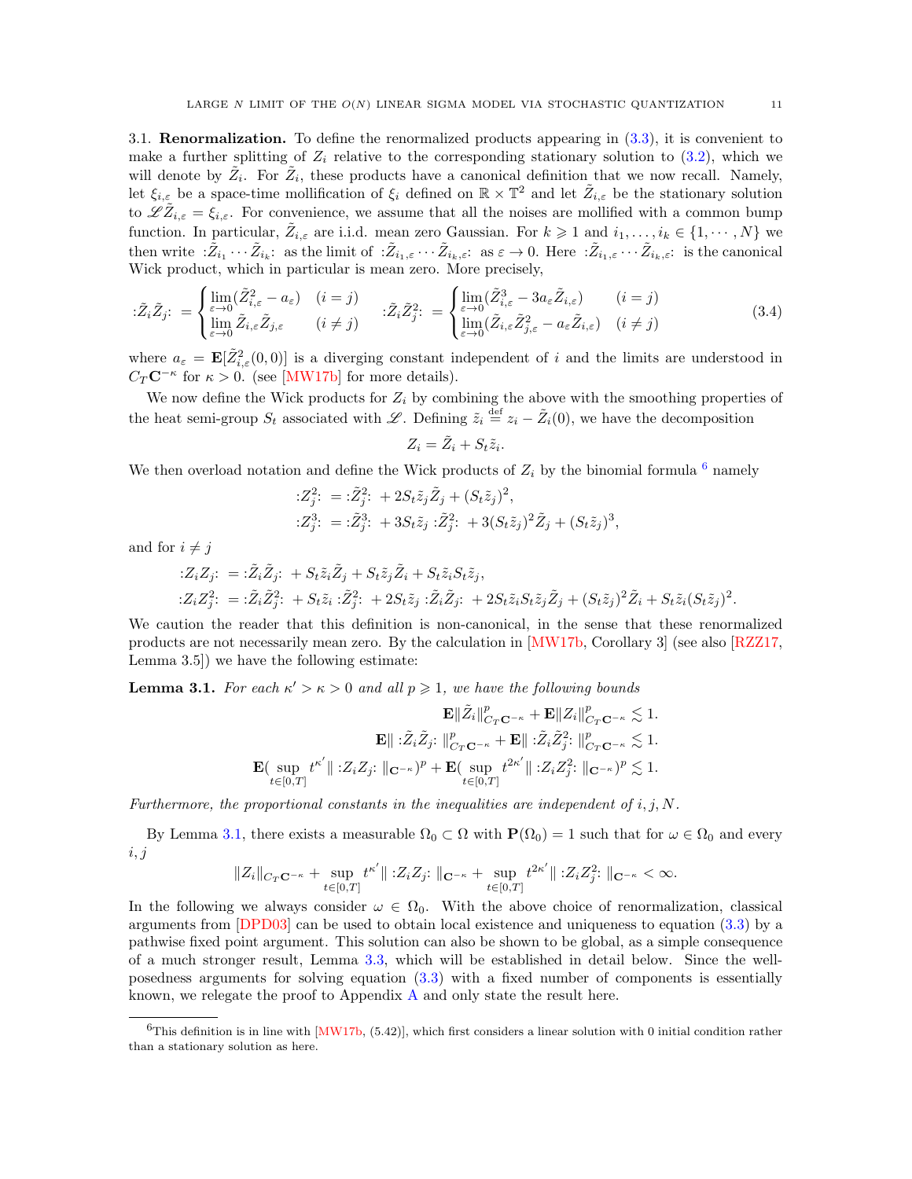3.1. **Renormalization.** To define the renormalized products appearing in (3.3), it is convenient to make a further splitting of $Z_i$ relative to the corresponding stationary solution to (3.2), which we will denote by $\tilde{Z}_i$. For $\tilde{Z}_i$, these products have a canonical definition that we now recall. Namely, let $\xi_{i,\varepsilon}$ be a space-time mollification of $\xi_i$ defined on $\mathbb{R}\times\mathbb{T}^2$ and let $\tilde{Z}_{i,\varepsilon}$ be the stationary solution to $\mathscr{L}\tilde{Z}_{i,\varepsilon}=\xi_{i,\varepsilon}$. For convenience, we assume that all the noises are mollified with a common bump function. In particular, $\tilde{Z}_{i,\varepsilon}$ are i.i.d. mean zero Gaussian. For $k\geqslant 1$ and $i_1,\dots,i_k\in\{1,\cdots,N\}$ we then write $:\tilde{Z}_{i_1}\cdots\tilde{Z}_{i_k}:$ as the limit of $:\tilde{Z}_{i_1,\varepsilon}\cdots\tilde{Z}_{i_k,\varepsilon}:$ as $\varepsilon\to 0$. Here $:\tilde{Z}_{i_1,\varepsilon}\cdots\tilde{Z}_{i_k,\varepsilon}:$ is the canonical Wick product, which in particular is mean zero. More precisely,

$$:\tilde{Z}_i\tilde{Z}_j: = \begin{cases}\lim\limits_{\varepsilon\to0}(\tilde{Z}_{i,\varepsilon}^2-a_\varepsilon) & (i=j)\\ \lim\limits_{\varepsilon\to0}\tilde{Z}_{i,\varepsilon}\tilde{Z}_{j,\varepsilon} & (i\neq j)\end{cases}\qquad :\tilde{Z}_i\tilde{Z}_j^2: = \begin{cases}\lim\limits_{\varepsilon\to0}(\tilde{Z}_{i,\varepsilon}^3-3a_\varepsilon\tilde{Z}_{i,\varepsilon}) & (i=j)\\ \lim\limits_{\varepsilon\to0}(\tilde{Z}_{i,\varepsilon}\tilde{Z}_{j,\varepsilon}^2-a_\varepsilon\tilde{Z}_{i,\varepsilon}) & (i\neq j)\end{cases}\tag{3.4}$$

where $a_\varepsilon=\mathbf{E}[\tilde{Z}_{i,\varepsilon}^2(0,0)]$ is a diverging constant independent of $i$ and the limits are understood in $C_T\mathbf{C}^{-\kappa}$ for $\kappa>0$. (see [MW17b] for more details).

We now define the Wick products for $Z_i$ by combining the above with the smoothing properties of the heat semi-group $S_t$ associated with $\mathscr{L}$. Defining $\tilde{z}_i\stackrel{\text{def}}{=}z_i-\tilde{Z}_i(0)$, we have the decomposition

$$Z_i=\tilde{Z}_i+S_t\tilde{z}_i.$$

We then overload notation and define the Wick products of $Z_i$ by the binomial formula [6] namely

$$:Z_j^2: = :\tilde{Z}_j^2: + 2S_t\tilde{z}_j\tilde{Z}_j+(S_t\tilde{z}_j)^2,$$
$$:Z_j^3: = :\tilde{Z}_j^3: + 3S_t\tilde{z}_j :\tilde{Z}_j^2: + 3(S_t\tilde{z}_j)^2\tilde{Z}_j+(S_t\tilde{z}_j)^3,$$

and for $i\neq j$

$$:Z_iZ_j: = :\tilde{Z}_i\tilde{Z}_j: + S_t\tilde{z}_i\tilde{Z}_j+S_t\tilde{z}_j\tilde{Z}_i+S_t\tilde{z}_iS_t\tilde{z}_j,$$
$$:Z_iZ_j^2: = :\tilde{Z}_i\tilde{Z}_j^2: + S_t\tilde{z}_i :\tilde{Z}_j^2: + 2S_t\tilde{z}_j :\tilde{Z}_i\tilde{Z}_j: + 2S_t\tilde{z}_iS_t\tilde{z}_j\tilde{Z}_j+(S_t\tilde{z}_j)^2\tilde{Z}_i+S_t\tilde{z}_i(S_t\tilde{z}_j)^2.$$

We caution the reader that this definition is non-canonical, in the sense that these renormalized products are not necessarily mean zero. By the calculation in [MW17b, Corollary 3] (see also [RZZ17, Lemma 3.5]) we have the following estimate:

**Lemma 3.1.** *For each $\kappa'>\kappa>0$ and all $p\geqslant1$, we have the following bounds*

$$\mathbf{E}\|\tilde{Z}_i\|^p_{C_T\mathbf{C}^{-\kappa}}+\mathbf{E}\|Z_i\|^p_{C_T\mathbf{C}^{-\kappa}}\lesssim1.$$
$$\mathbf{E}\| :\tilde{Z}_i\tilde{Z}_j: \|^p_{C_T\mathbf{C}^{-\kappa}}+\mathbf{E}\| :\tilde{Z}_i\tilde{Z}_j^2: \|^p_{C_T\mathbf{C}^{-\kappa}}\lesssim1.$$
$$\mathbf{E}(\sup_{t\in[0,T]}t^{\kappa'}\| :Z_iZ_j: \|_{\mathbf{C}^{-\kappa}})^p+\mathbf{E}(\sup_{t\in[0,T]}t^{2\kappa'}\| :Z_iZ_j^2: \|_{\mathbf{C}^{-\kappa}})^p\lesssim1.$$

*Furthermore, the proportional constants in the inequalities are independent of $i,j,N$.*

By Lemma 3.1, there exists a measurable $\Omega_0\subset\Omega$ with $\mathbf{P}(\Omega_0)=1$ such that for $\omega\in\Omega_0$ and every $i,j$

$$\|Z_i\|_{C_T\mathbf{C}^{-\kappa}}+\sup_{t\in[0,T]}t^{\kappa'}\| :Z_iZ_j: \|_{\mathbf{C}^{-\kappa}}+\sup_{t\in[0,T]}t^{2\kappa'}\| :Z_iZ_j^2: \|_{\mathbf{C}^{-\kappa}}<\infty.$$

In the following we always consider $\omega\in\Omega_0$. With the above choice of renormalization, classical arguments from [DPD03] can be used to obtain local existence and uniqueness to equation (3.3) by a pathwise fixed point argument. This solution can also be shown to be global, as a simple consequence of a much stronger result, Lemma 3.3, which will be established in detail below. Since the well-posedness arguments for solving equation (3.3) with a fixed number of components is essentially known, we relegate the proof to Appendix A and only state the result here.

[6] This definition is in line with [MW17b, (5.42)], which first considers a linear solution with 0 initial condition rather than a stationary solution as here.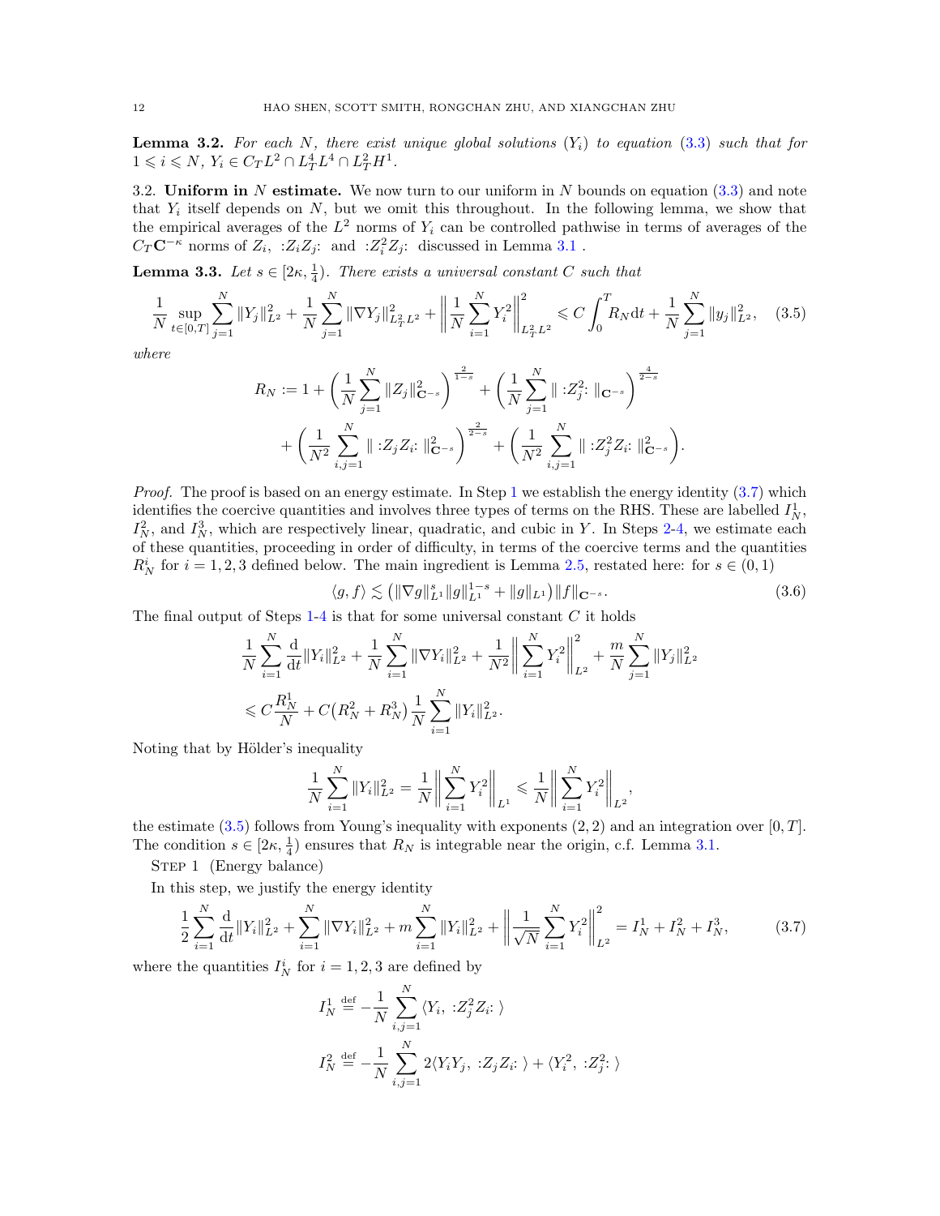**Lemma 3.2.** *For each $N$, there exist unique global solutions $(Y_i)$ to equation (3.3) such that for $1 \leqslant i \leqslant N$, $Y_i \in C_T L^2 \cap L^4_T L^4 \cap L^2_T H^1$.*

3.2. **Uniform in $N$ estimate.** We now turn to our uniform in $N$ bounds on equation (3.3) and note that $Y_i$ itself depends on $N$, but we omit this throughout. In the following lemma, we show that the empirical averages of the $L^2$ norms of $Y_i$ can be controlled pathwise in terms of averages of the $C_T\mathbf{C}^{-\kappa}$ norms of $Z_i$, $:Z_iZ_j:$ and $:Z_i^2 Z_j:$ discussed in Lemma 3.1 .

**Lemma 3.3.** *Let $s \in [2\kappa, \frac{1}{4})$. There exists a universal constant $C$ such that*

$$\frac{1}{N}\sup_{t\in[0,T]}\sum_{j=1}^N \|Y_j\|_{L^2}^2 + \frac{1}{N}\sum_{j=1}^N \|\nabla Y_j\|^2_{L^2_T L^2} + \Big\|\frac{1}{N}\sum_{i=1}^N Y_i^2\Big\|^2_{L^2_T L^2} \leqslant C\int_0^T R_N \mathrm{d}t + \frac{1}{N}\sum_{j=1}^N \|y_j\|^2_{L^2}, \quad (3.5)$$

*where*

$$R_N := 1 + \Big(\frac{1}{N}\sum_{j=1}^N \|Z_j\|^2_{\mathbf{C}^{-s}}\Big)^{\frac{2}{1-s}} + \Big(\frac{1}{N}\sum_{j=1}^N \|:Z_j^2:\|_{\mathbf{C}^{-s}}\Big)^{\frac{4}{2-s}} + \Big(\frac{1}{N^2}\sum_{i,j=1}^N \|:Z_jZ_i:\|^2_{\mathbf{C}^{-s}}\Big)^{\frac{2}{2-s}} + \Big(\frac{1}{N^2}\sum_{i,j=1}^N \|:Z_j^2Z_i:\|^2_{\mathbf{C}^{-s}}\Big).$$

*Proof.* The proof is based on an energy estimate. In Step 1 we establish the energy identity (3.7) which identifies the coercive quantities and involves three types of terms on the RHS. These are labelled $I_N^1$, $I_N^2$, and $I_N^3$, which are respectively linear, quadratic, and cubic in $Y$. In Steps 2-4, we estimate each of these quantities, proceeding in order of difficulty, in terms of the coercive terms and the quantities $R_N^i$ for $i=1,2,3$ defined below. The main ingredient is Lemma 2.5, restated here: for $s \in (0,1)$

$$\langle g, f\rangle \lesssim \big(\|\nabla g\|^s_{L^1}\|g\|^{1-s}_{L^1} + \|g\|_{L^1}\big)\|f\|_{\mathbf{C}^{-s}}. \quad (3.6)$$

The final output of Steps 1-4 is that for some universal constant $C$ it holds

$$\frac{1}{N}\sum_{i=1}^N \frac{\mathrm{d}}{\mathrm{d}t}\|Y_i\|^2_{L^2} + \frac{1}{N}\sum_{i=1}^N \|\nabla Y_i\|^2_{L^2} + \frac{1}{N^2}\Big\|\sum_{i=1}^N Y_i^2\Big\|^2_{L^2} + \frac{m}{N}\sum_{j=1}^N \|Y_j\|^2_{L^2}$$
$$\leqslant C\frac{R_N^1}{N} + C\big(R_N^2 + R_N^3\big)\frac{1}{N}\sum_{i=1}^N \|Y_i\|^2_{L^2}.$$

Noting that by Hölder's inequality

$$\frac{1}{N}\sum_{i=1}^N \|Y_i\|^2_{L^2} = \frac{1}{N}\Big\|\sum_{i=1}^N Y_i^2\Big\|_{L^1} \leqslant \frac{1}{N}\Big\|\sum_{i=1}^N Y_i^2\Big\|_{L^2},$$

the estimate (3.5) follows from Young's inequality with exponents $(2,2)$ and an integration over $[0,T]$. The condition $s \in [2\kappa, \frac{1}{4})$ ensures that $R_N$ is integrable near the origin, c.f. Lemma 3.1.

Step 1 (Energy balance)

In this step, we justify the energy identity

$$\frac{1}{2}\sum_{i=1}^N \frac{\mathrm{d}}{\mathrm{d}t}\|Y_i\|^2_{L^2} + \sum_{i=1}^N \|\nabla Y_i\|^2_{L^2} + m\sum_{i=1}^N \|Y_i\|^2_{L^2} + \Big\|\frac{1}{\sqrt{N}}\sum_{i=1}^N Y_i^2\Big\|^2_{L^2} = I_N^1 + I_N^2 + I_N^3, \quad (3.7)$$

where the quantities $I_N^i$ for $i=1,2,3$ are defined by

$$I_N^1 \stackrel{\text{def}}{=} -\frac{1}{N}\sum_{i,j=1}^N \langle Y_i, :Z_j^2 Z_i:\rangle$$

$$I_N^2 \stackrel{\text{def}}{=} -\frac{1}{N}\sum_{i,j=1}^N 2\langle Y_iY_j, :Z_jZ_i:\rangle + \langle Y_i^2, :Z_j^2:\rangle$$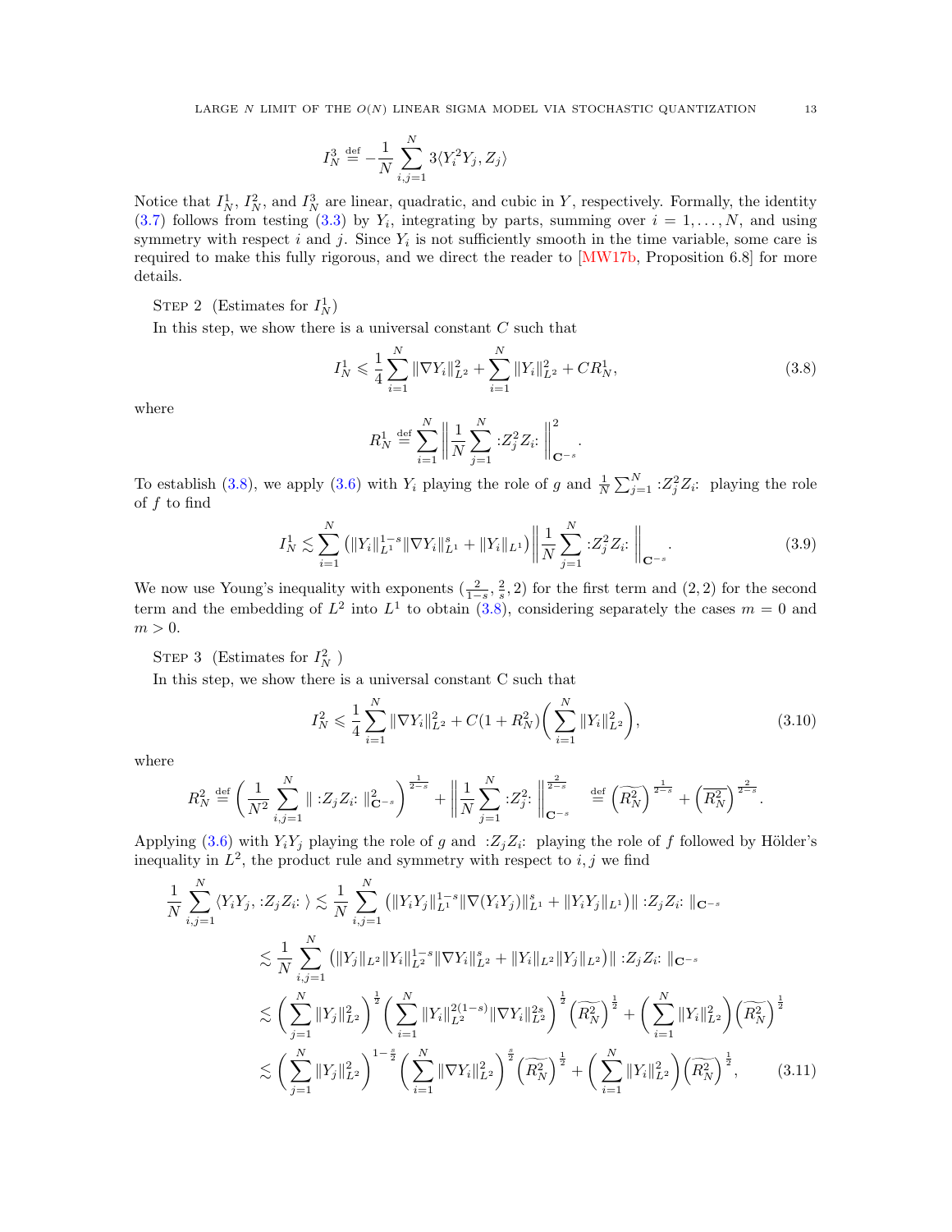$$I_N^3 \stackrel{\text{def}}{=} -\frac{1}{N}\sum_{i,j=1}^{N} 3\langle Y_i^2 Y_j, Z_j\rangle$$

Notice that $I_N^1$, $I_N^2$, and $I_N^3$ are linear, quadratic, and cubic in $Y$, respectively. Formally, the identity (3.7) follows from testing (3.3) by $Y_i$, integrating by parts, summing over $i = 1, \dots, N$, and using symmetry with respect $i$ and $j$. Since $Y_i$ is not sufficiently smooth in the time variable, some care is required to make this fully rigorous, and we direct the reader to [MW17b, Proposition 6.8] for more details.

Step 2 (Estimates for $I_N^1$)

In this step, we show there is a universal constant $C$ such that

$$I_N^1 \leqslant \frac{1}{4}\sum_{i=1}^{N}\|\nabla Y_i\|_{L^2}^2 + \sum_{i=1}^{N}\|Y_i\|_{L^2}^2 + CR_N^1, \tag{3.8}$$

where

$$R_N^1 \stackrel{\text{def}}{=} \sum_{i=1}^{N}\left\|\frac{1}{N}\sum_{j=1}^{N} {:}Z_j^2 Z_i{:}\right\|_{\mathbf{C}^{-s}}^2.$$

To establish (3.8), we apply (3.6) with $Y_i$ playing the role of $g$ and $\frac{1}{N}\sum_{j=1}^{N} {:}Z_j^2 Z_i{:}$ playing the role of $f$ to find

$$I_N^1 \lesssim \sum_{i=1}^{N}\left(\|Y_i\|_{L^1}^{1-s}\|\nabla Y_i\|_{L^1}^{s} + \|Y_i\|_{L^1}\right)\left\|\frac{1}{N}\sum_{j=1}^{N} {:}Z_j^2 Z_i{:}\right\|_{\mathbf{C}^{-s}}. \tag{3.9}$$

We now use Young's inequality with exponents $(\frac{2}{1-s}, \frac{2}{s}, 2)$ for the first term and $(2,2)$ for the second term and the embedding of $L^2$ into $L^1$ to obtain (3.8), considering separately the cases $m = 0$ and $m > 0$.

Step 3 (Estimates for $I_N^2$ )

In this step, we show there is a universal constant C such that

$$I_N^2 \leqslant \frac{1}{4}\sum_{i=1}^{N}\|\nabla Y_i\|_{L^2}^2 + C(1+R_N^2)\left(\sum_{i=1}^{N}\|Y_i\|_{L^2}^2\right), \tag{3.10}$$

where

$$R_N^2 \stackrel{\text{def}}{=} \left(\frac{1}{N^2}\sum_{i,j=1}^{N}\| {:}Z_j Z_i{:}\,\|_{\mathbf{C}^{-s}}^2\right)^{\frac{1}{2-s}} + \left\|\frac{1}{N}\sum_{j=1}^{N} {:}Z_j^2{:}\right\|_{\mathbf{C}^{-s}}^{\frac{2}{2-s}} \stackrel{\text{def}}{=} \left(\widetilde{R_N^2}\right)^{\frac{1}{2-s}} + \left(\overline{R_N^2}\right)^{\frac{2}{2-s}}.$$

Applying (3.6) with $Y_iY_j$ playing the role of $g$ and ${:}Z_jZ_i{:}$ playing the role of $f$ followed by Hölder's inequality in $L^2$, the product rule and symmetry with respect to $i,j$ we find

$$\begin{aligned}
\frac{1}{N}\sum_{i,j=1}^{N}\langle Y_iY_j, {:}Z_jZ_i{:}\,\rangle &\lesssim \frac{1}{N}\sum_{i,j=1}^{N}\left(\|Y_iY_j\|_{L^1}^{1-s}\|\nabla(Y_iY_j)\|_{L^1}^{s} + \|Y_iY_j\|_{L^1}\right)\| {:}Z_jZ_i{:}\,\|_{\mathbf{C}^{-s}} \\
&\lesssim \frac{1}{N}\sum_{i,j=1}^{N}\left(\|Y_j\|_{L^2}\|Y_i\|_{L^2}^{1-s}\|\nabla Y_i\|_{L^2}^{s} + \|Y_i\|_{L^2}\|Y_j\|_{L^2}\right)\| {:}Z_jZ_i{:}\,\|_{\mathbf{C}^{-s}} \\
&\lesssim \left(\sum_{j=1}^{N}\|Y_j\|_{L^2}^2\right)^{\frac{1}{2}}\left(\sum_{i=1}^{N}\|Y_i\|_{L^2}^{2(1-s)}\|\nabla Y_i\|_{L^2}^{2s}\right)^{\frac{1}{2}}\left(\widetilde{R_N^2}\right)^{\frac{1}{2}} + \left(\sum_{i=1}^{N}\|Y_i\|_{L^2}^2\right)\left(\widetilde{R_N^2}\right)^{\frac{1}{2}} \\
&\lesssim \left(\sum_{j=1}^{N}\|Y_j\|_{L^2}^2\right)^{1-\frac{s}{2}}\left(\sum_{i=1}^{N}\|\nabla Y_i\|_{L^2}^2\right)^{\frac{s}{2}}\left(\widetilde{R_N^2}\right)^{\frac{1}{2}} + \left(\sum_{i=1}^{N}\|Y_i\|_{L^2}^2\right)\left(\widetilde{R_N^2}\right)^{\frac{1}{2}},
\end{aligned} \tag{3.11}$$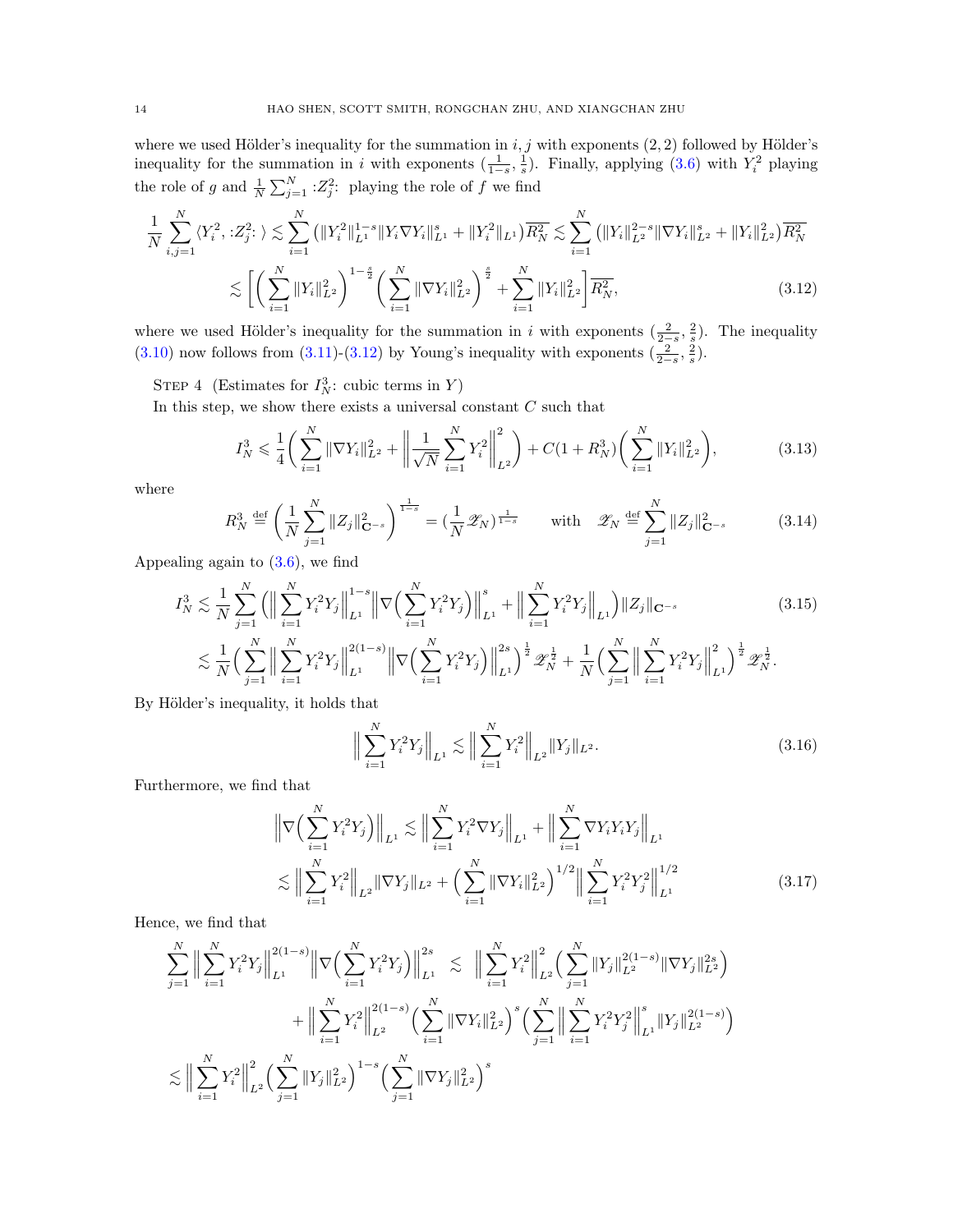where we used Hölder's inequality for the summation in $i,j$ with exponents $(2,2)$ followed by Hölder's inequality for the summation in $i$ with exponents $(\frac{1}{1-s},\frac{1}{s})$. Finally, applying (3.6) with $Y_i^2$ playing the role of $g$ and $\frac{1}{N}\sum_{j=1}^N :Z_j^2:$ playing the role of $f$ we find

$$
\begin{aligned}
\frac{1}{N}\sum_{i,j=1}^N \langle Y_i^2, :Z_j^2:\rangle &\lesssim \sum_{i=1}^N \big(\|Y_i^2\|_{L^1}^{1-s}\|Y_i\nabla Y_i\|_{L^1}^s + \|Y_i^2\|_{L^1}\big)\overline{R_N^2} \lesssim \sum_{i=1}^N \big(\|Y_i\|_{L^2}^{2-s}\|\nabla Y_i\|_{L^2}^s + \|Y_i\|_{L^2}^2\big)\overline{R_N^2} \\
&\lesssim \bigg[\bigg(\sum_{i=1}^N \|Y_i\|_{L^2}^2\bigg)^{1-\frac{s}{2}}\bigg(\sum_{i=1}^N \|\nabla Y_i\|_{L^2}^2\bigg)^{\frac{s}{2}} + \sum_{i=1}^N \|Y_i\|_{L^2}^2\bigg]\overline{R_N^2}, \qquad (3.12)
\end{aligned}
$$

where we used Hölder's inequality for the summation in $i$ with exponents $(\frac{2}{2-s},\frac{2}{s})$. The inequality (3.10) now follows from (3.11)-(3.12) by Young's inequality with exponents $(\frac{2}{2-s},\frac{2}{s})$.

Step 4 (Estimates for $I_N^3$: cubic terms in $Y$)

In this step, we show there exists a universal constant $C$ such that

$$
I_N^3 \leqslant \frac{1}{4}\bigg(\sum_{i=1}^N \|\nabla Y_i\|_{L^2}^2 + \bigg\|\frac{1}{\sqrt{N}}\sum_{i=1}^N Y_i^2\bigg\|_{L^2}^2\bigg) + C(1+R_N^3)\bigg(\sum_{i=1}^N \|Y_i\|_{L^2}^2\bigg), \qquad (3.13)
$$

where

$$
R_N^3 \stackrel{\text{def}}{=} \bigg(\frac{1}{N}\sum_{j=1}^N \|Z_j\|_{\mathbf{C}^{-s}}^2\bigg)^{\frac{1}{1-s}} = \big(\frac{1}{N}\mathscr{Z}_N\big)^{\frac{1}{1-s}} \qquad \text{with} \quad \mathscr{Z}_N \stackrel{\text{def}}{=} \sum_{j=1}^N \|Z_j\|_{\mathbf{C}^{-s}}^2 \qquad (3.14)
$$

Appealing again to (3.6), we find

$$
\begin{aligned}
I_N^3 &\lesssim \frac{1}{N}\sum_{j=1}^N \Big(\Big\|\sum_{i=1}^N Y_i^2 Y_j\Big\|_{L^1}^{1-s}\Big\|\nabla\Big(\sum_{i=1}^N Y_i^2Y_j\Big)\Big\|_{L^1}^s + \Big\|\sum_{i=1}^N Y_i^2Y_j\Big\|_{L^1}\Big)\|Z_j\|_{\mathbf{C}^{-s}} \qquad (3.15)\\
&\lesssim \frac{1}{N}\Big(\sum_{j=1}^N \Big\|\sum_{i=1}^N Y_i^2Y_j\Big\|_{L^1}^{2(1-s)}\Big\|\nabla\Big(\sum_{i=1}^N Y_i^2Y_j\Big)\Big\|_{L^1}^{2s}\Big)^{\frac{1}{2}}\mathscr{Z}_N^{\frac{1}{2}} + \frac{1}{N}\Big(\sum_{j=1}^N \Big\|\sum_{i=1}^N Y_i^2Y_j\Big\|_{L^1}^2\Big)^{\frac{1}{2}}\mathscr{Z}_N^{\frac{1}{2}}.
\end{aligned}
$$

By Hölder's inequality, it holds that

$$
\Big\|\sum_{i=1}^N Y_i^2Y_j\Big\|_{L^1} \lesssim \Big\|\sum_{i=1}^N Y_i^2\Big\|_{L^2}\|Y_j\|_{L^2}. \qquad (3.16)
$$

Furthermore, we find that

$$
\begin{aligned}
\Big\|\nabla\Big(\sum_{i=1}^N Y_i^2Y_j\Big)\Big\|_{L^1} &\lesssim \Big\|\sum_{i=1}^N Y_i^2\nabla Y_j\Big\|_{L^1} + \Big\|\sum_{i=1}^N \nabla Y_iY_iY_j\Big\|_{L^1}\\
&\lesssim \Big\|\sum_{i=1}^N Y_i^2\Big\|_{L^2}\|\nabla Y_j\|_{L^2} + \Big(\sum_{i=1}^N \|\nabla Y_i\|_{L^2}^2\Big)^{1/2}\Big\|\sum_{i=1}^N Y_i^2Y_j^2\Big\|_{L^1}^{1/2} \qquad (3.17)
\end{aligned}
$$

Hence, we find that

$$
\begin{aligned}
\sum_{j=1}^N \Big\|\sum_{i=1}^N Y_i^2Y_j\Big\|_{L^1}^{2(1-s)}\Big\|\nabla\Big(\sum_{i=1}^N Y_i^2Y_j\Big)\Big\|_{L^1}^{2s} \;&\lesssim\; \Big\|\sum_{i=1}^N Y_i^2\Big\|_{L^2}^2\Big(\sum_{j=1}^N \|Y_j\|_{L^2}^{2(1-s)}\|\nabla Y_j\|_{L^2}^{2s}\Big)\\
&\quad + \Big\|\sum_{i=1}^N Y_i^2\Big\|_{L^2}^{2(1-s)}\Big(\sum_{i=1}^N \|\nabla Y_i\|_{L^2}^2\Big)^s\Big(\sum_{j=1}^N \Big\|\sum_{i=1}^N Y_i^2Y_j^2\Big\|_{L^1}^s\|Y_j\|_{L^2}^{2(1-s)}\Big)\\
\lesssim \Big\|\sum_{i=1}^N Y_i^2\Big\|_{L^2}^2\Big(\sum_{j=1}^N \|Y_j\|_{L^2}^2\Big)^{1-s}\Big(\sum_{j=1}^N \|\nabla Y_j\|_{L^2}^2\Big)^s
\end{aligned}
$$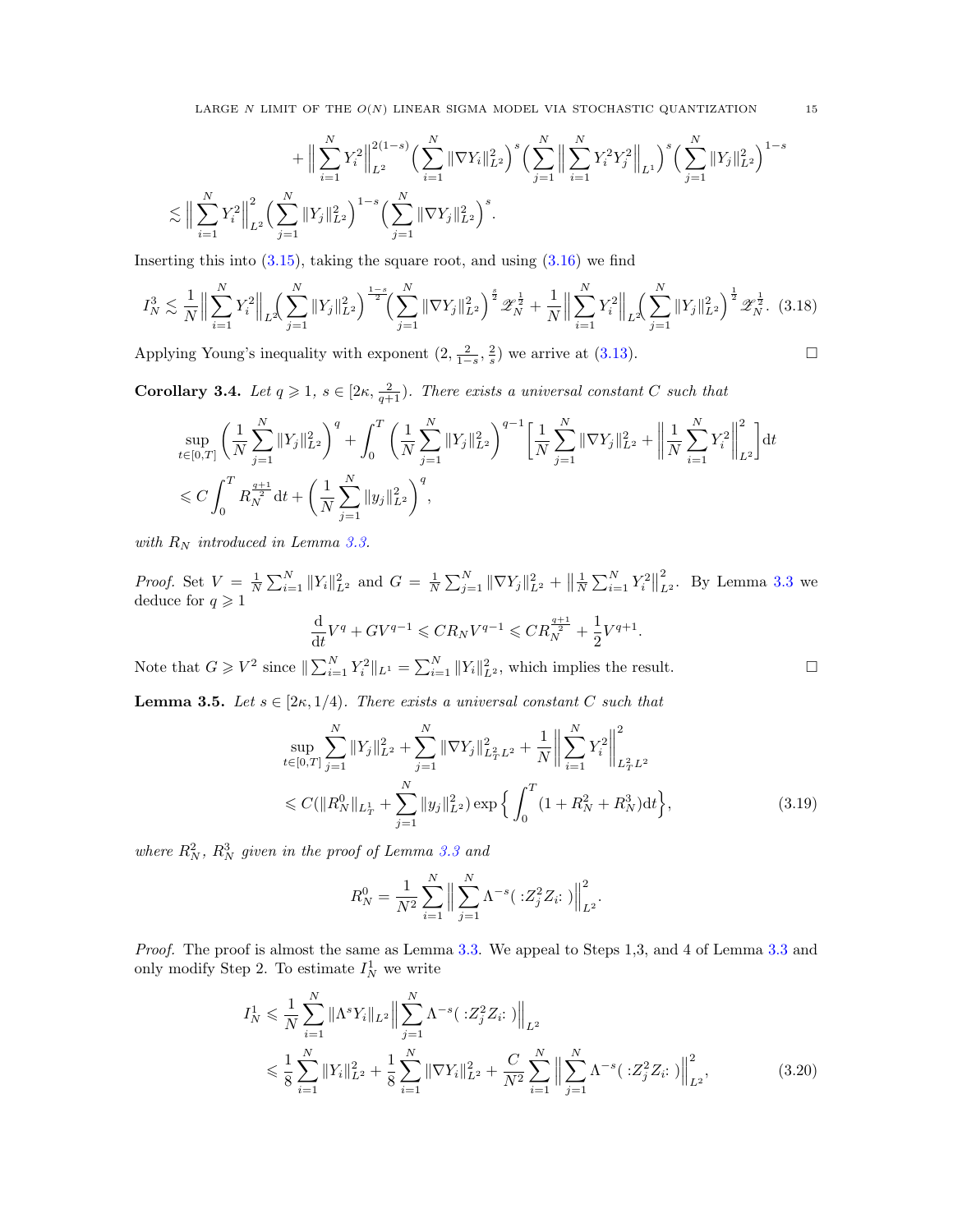$$
+ \Big\| \sum_{i=1}^N Y_i^2 \Big\|_{L^2}^{2(1-s)} \Big( \sum_{i=1}^N \|\nabla Y_i\|_{L^2}^2 \Big)^s \Big( \sum_{j=1}^N \Big\| \sum_{i=1}^N Y_i^2 Y_j^2 \Big\|_{L^1} \Big)^s \Big( \sum_{j=1}^N \|Y_j\|_{L^2}^2 \Big)^{1-s}
$$

$$
\lesssim \Big\| \sum_{i=1}^N Y_i^2 \Big\|_{L^2}^2 \Big( \sum_{j=1}^N \|Y_j\|_{L^2}^2 \Big)^{1-s} \Big( \sum_{j=1}^N \|\nabla Y_j\|_{L^2}^2 \Big)^s .
$$

Inserting this into (3.15), taking the square root, and using (3.16) we find

$$
I_N^3 \lesssim \frac{1}{N} \Big\| \sum_{i=1}^N Y_i^2 \Big\|_{L^2} \Big( \sum_{j=1}^N \|Y_j\|_{L^2}^2 \Big)^{\frac{1-s}{2}} \Big( \sum_{j=1}^N \|\nabla Y_j\|_{L^2}^2 \Big)^{\frac{s}{2}} \mathscr{Z}_N^{\frac12} + \frac{1}{N} \Big\| \sum_{i=1}^N Y_i^2 \Big\|_{L^2} \Big( \sum_{j=1}^N \|Y_j\|_{L^2}^2 \Big)^{\frac12} \mathscr{Z}_N^{\frac12}. \tag{3.18}
$$

Applying Young's inequality with exponent $(2, \frac{2}{1-s}, \frac{2}{s})$ we arrive at (3.13). $\square$

**Corollary 3.4.** *Let $q \geqslant 1$, $s \in [2\kappa, \frac{2}{q+1})$. There exists a universal constant $C$ such that*

$$
\sup_{t\in[0,T]} \Big( \frac{1}{N} \sum_{j=1}^N \|Y_j\|_{L^2}^2 \Big)^q + \int_0^T \Big( \frac{1}{N} \sum_{j=1}^N \|Y_j\|_{L^2}^2 \Big)^{q-1} \Big[ \frac{1}{N} \sum_{j=1}^N \|\nabla Y_j\|_{L^2}^2 + \Big\| \frac{1}{N} \sum_{i=1}^N Y_i^2 \Big\|_{L^2}^2 \Big] \mathrm{d}t
$$
$$
\leqslant C \int_0^T R_N^{\frac{q+1}{2}} \mathrm{d}t + \Big( \frac{1}{N} \sum_{j=1}^N \|y_j\|_{L^2}^2 \Big)^q,
$$

*with $R_N$ introduced in Lemma 3.3.*

*Proof.* Set $V = \frac{1}{N}\sum_{i=1}^N \|Y_i\|_{L^2}^2$ and $G = \frac{1}{N}\sum_{j=1}^N \|\nabla Y_j\|_{L^2}^2 + \big\| \frac{1}{N}\sum_{i=1}^N Y_i^2 \big\|_{L^2}^2$. By Lemma 3.3 we deduce for $q \geqslant 1$

$$
\frac{\mathrm{d}}{\mathrm{d}t} V^q + G V^{q-1} \leqslant C R_N V^{q-1} \leqslant C R_N^{\frac{q+1}{2}} + \frac12 V^{q+1}.
$$

Note that $G \geqslant V^2$ since $\|\sum_{i=1}^N Y_i^2\|_{L^1} = \sum_{i=1}^N \|Y_i\|_{L^2}^2$, which implies the result. $\square$

**Lemma 3.5.** *Let $s \in [2\kappa, 1/4)$. There exists a universal constant $C$ such that*

$$
\sup_{t\in[0,T]} \sum_{j=1}^N \|Y_j\|_{L^2}^2 + \sum_{j=1}^N \|\nabla Y_j\|_{L_T^2 L^2}^2 + \frac{1}{N} \Big\| \sum_{i=1}^N Y_i^2 \Big\|_{L_T^2 L^2}^2
$$
$$
\leqslant C (\|R_N^0\|_{L_T^1} + \sum_{j=1}^N \|y_j\|_{L^2}^2) \exp\Big\{ \int_0^T (1 + R_N^2 + R_N^3) \mathrm{d}t \Big\}, \tag{3.19}
$$

*where $R_N^2$, $R_N^3$ given in the proof of Lemma 3.3 and*

$$
R_N^0 = \frac{1}{N^2} \sum_{i=1}^N \Big\| \sum_{j=1}^N \Lambda^{-s} ( :Z_j^2 Z_i: ) \Big\|_{L^2}^2 .
$$

*Proof.* The proof is almost the same as Lemma 3.3. We appeal to Steps 1,3, and 4 of Lemma 3.3 and only modify Step 2. To estimate $I_N^1$ we write

$$
I_N^1 \leqslant \frac{1}{N} \sum_{i=1}^N \|\Lambda^s Y_i\|_{L^2} \Big\| \sum_{j=1}^N \Lambda^{-s} ( :Z_j^2 Z_i: ) \Big\|_{L^2}
$$
$$
\leqslant \frac18 \sum_{i=1}^N \|Y_i\|_{L^2}^2 + \frac18 \sum_{i=1}^N \|\nabla Y_i\|_{L^2}^2 + \frac{C}{N^2} \sum_{i=1}^N \Big\| \sum_{j=1}^N \Lambda^{-s} ( :Z_j^2 Z_i: ) \Big\|_{L^2}^2, \tag{3.20}
$$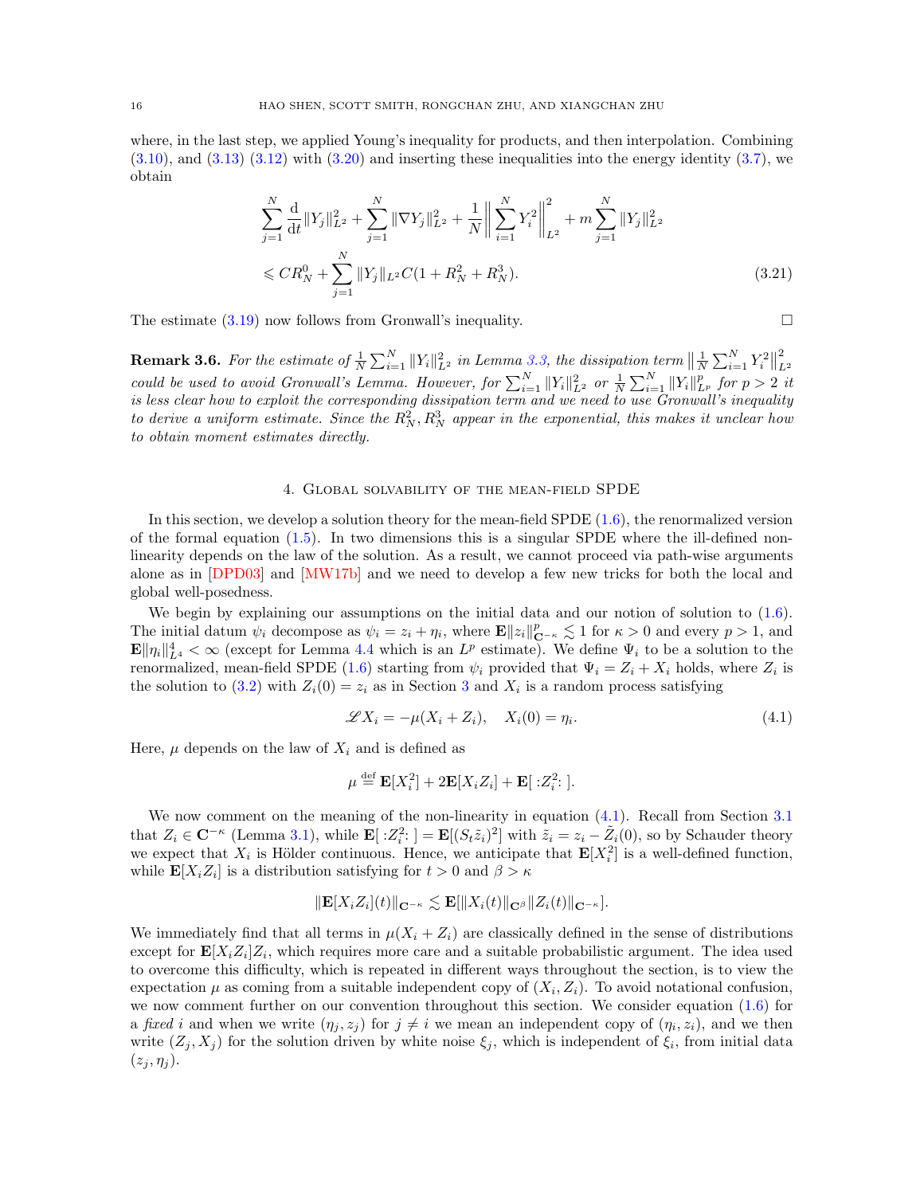where, in the last step, we applied Young's inequality for products, and then interpolation. Combining (3.10), and (3.13) (3.12) with (3.20) and inserting these inequalities into the energy identity (3.7), we obtain

$$\sum_{j=1}^{N}\frac{\mathrm{d}}{\mathrm{d}t}\|Y_j\|_{L^2}^2+\sum_{j=1}^{N}\|\nabla Y_j\|_{L^2}^2+\frac{1}{N}\Big\|\sum_{i=1}^{N}Y_i^2\Big\|_{L^2}^2+m\sum_{j=1}^{N}\|Y_j\|_{L^2}^2$$
$$\leqslant CR_N^0+\sum_{j=1}^{N}\|Y_j\|_{L^2}C(1+R_N^2+R_N^3). \tag{3.21}$$

The estimate (3.19) now follows from Gronwall's inequality. $\square$

**Remark 3.6.** *For the estimate of $\frac{1}{N}\sum_{i=1}^{N}\|Y_i\|_{L^2}^2$ in Lemma 3.3, the dissipation term $\big\|\frac{1}{N}\sum_{i=1}^{N}Y_i^2\big\|_{L^2}^2$ could be used to avoid Gronwall's Lemma. However, for $\sum_{i=1}^{N}\|Y_i\|_{L^2}^2$ or $\frac{1}{N}\sum_{i=1}^{N}\|Y_i\|_{L^p}^p$ for $p>2$ it is less clear how to exploit the corresponding dissipation term and we need to use Gronwall's inequality to derive a uniform estimate. Since the $R_N^2, R_N^3$ appear in the exponential, this makes it unclear how to obtain moment estimates directly.*

## 4. Global solvability of the mean-field SPDE

In this section, we develop a solution theory for the mean-field SPDE (1.6), the renormalized version of the formal equation (1.5). In two dimensions this is a singular SPDE where the ill-defined nonlinearity depends on the law of the solution. As a result, we cannot proceed via path-wise arguments alone as in [DPD03] and [MW17b] and we need to develop a few new tricks for both the local and global well-posedness.

We begin by explaining our assumptions on the initial data and our notion of solution to (1.6). The initial datum $\psi_i$ decompose as $\psi_i = z_i + \eta_i$, where $\mathbf{E}\|z_i\|_{\mathbf{C}^{-\kappa}}^p \lesssim 1$ for $\kappa > 0$ and every $p > 1$, and $\mathbf{E}\|\eta_i\|_{L^4}^4 < \infty$ (except for Lemma 4.4 which is an $L^p$ estimate). We define $\Psi_i$ to be a solution to the renormalized, mean-field SPDE (1.6) starting from $\psi_i$ provided that $\Psi_i = Z_i + X_i$ holds, where $Z_i$ is the solution to (3.2) with $Z_i(0) = z_i$ as in Section 3 and $X_i$ is a random process satisfying

$$\mathscr{L}X_i = -\mu(X_i + Z_i), \quad X_i(0) = \eta_i. \tag{4.1}$$

Here, $\mu$ depends on the law of $X_i$ and is defined as

$$\mu \stackrel{\text{def}}{=} \mathbf{E}[X_i^2] + 2\mathbf{E}[X_iZ_i] + \mathbf{E}[\,{:}Z_i^2{:}\,].$$

We now comment on the meaning of the non-linearity in equation (4.1). Recall from Section 3.1 that $Z_i \in \mathbf{C}^{-\kappa}$ (Lemma 3.1), while $\mathbf{E}[\,{:}Z_i^2{:}\,] = \mathbf{E}[(S_t\tilde{z}_i)^2]$ with $\tilde{z}_i = z_i - \tilde{Z}_i(0)$, so by Schauder theory we expect that $X_i$ is Hölder continuous. Hence, we anticipate that $\mathbf{E}[X_i^2]$ is a well-defined function, while $\mathbf{E}[X_iZ_i]$ is a distribution satisfying for $t > 0$ and $\beta > \kappa$

$$\|\mathbf{E}[X_iZ_i](t)\|_{\mathbf{C}^{-\kappa}} \lesssim \mathbf{E}[\|X_i(t)\|_{\mathbf{C}^{\beta}}\|Z_i(t)\|_{\mathbf{C}^{-\kappa}}].$$

We immediately find that all terms in $\mu(X_i + Z_i)$ are classically defined in the sense of distributions except for $\mathbf{E}[X_iZ_i]Z_i$, which requires more care and a suitable probabilistic argument. The idea used to overcome this difficulty, which is repeated in different ways throughout the section, is to view the expectation $\mu$ as coming from a suitable independent copy of $(X_i, Z_i)$. To avoid notational confusion, we now comment further on our convention throughout this section. We consider equation (1.6) for a *fixed* $i$ and when we write $(\eta_j, z_j)$ for $j \neq i$ we mean an independent copy of $(\eta_i, z_i)$, and we then write $(Z_j, X_j)$ for the solution driven by white noise $\xi_j$, which is independent of $\xi_i$, from initial data $(z_j, \eta_j)$.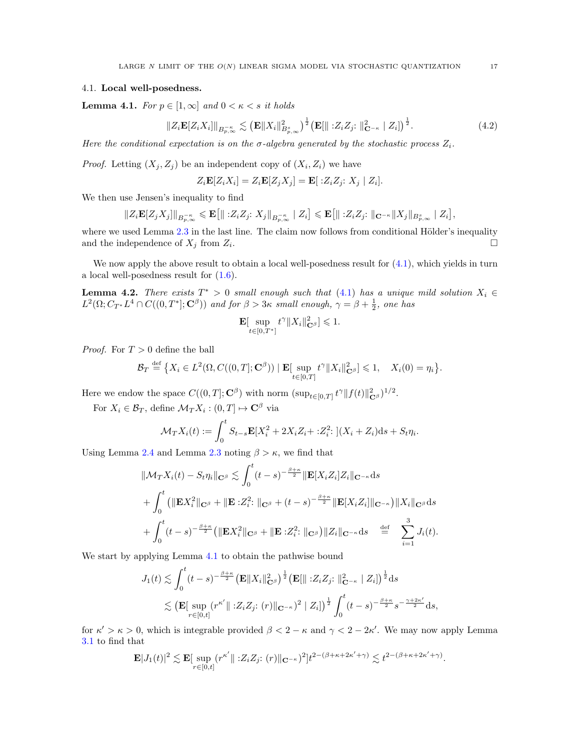### 4.1. **Local well-posedness.**

**Lemma 4.1.** *For $p \in [1,\infty]$ and $0<\kappa<s$ it holds*

$$\|Z_i \mathbf{E}[Z_i X_i]\|_{B^{-\kappa}_{p,\infty}} \lesssim \big(\mathbf{E}\|X_i\|^2_{B^s_{p,\infty}}\big)^{\frac12}\big(\mathbf{E}[\|:Z_iZ_j:\|^2_{\mathbf{C}^{-\kappa}} \mid Z_i]\big)^{\frac12}. \tag{4.2}$$

*Here the conditional expectation is on the $\sigma$-algebra generated by the stochastic process $Z_i$.*

*Proof.* Letting $(X_j, Z_j)$ be an independent copy of $(X_i, Z_i)$ we have

$$Z_i\mathbf{E}[Z_iX_i] = Z_i\mathbf{E}[Z_jX_j] = \mathbf{E}[:Z_iZ_j:X_j \mid Z_i].$$

We then use Jensen's inequality to find

$$\|Z_i\mathbf{E}[Z_jX_j]\|_{B^{-\kappa}_{p,\infty}} \leqslant \mathbf{E}\big[\| :Z_iZ_j: X_j\|_{B^{-\kappa}_{p,\infty}} \mid Z_i\big] \leqslant \mathbf{E}\big[\| :Z_iZ_j:\|_{\mathbf{C}^{-\kappa}}\|X_j\|_{B^s_{p,\infty}} \mid Z_i\big],$$

where we used Lemma 2.3 in the last line. The claim now follows from conditional Hölder's inequality and the independence of $X_j$ from $Z_i$. □

We now apply the above result to obtain a local well-posedness result for (4.1), which yields in turn a local well-posedness result for (1.6).

**Lemma 4.2.** *There exists $T^*>0$ small enough such that (4.1) has a unique mild solution $X_i \in L^2(\Omega; C_{T^*}L^4 \cap C((0,T^*];\mathbf{C}^\beta))$ and for $\beta>3\kappa$ small enough, $\gamma=\beta+\frac12$, one has*

$$\mathbf{E}[\sup_{t\in[0,T^*]} t^\gamma \|X_i\|^2_{\mathbf{C}^\beta}] \leqslant 1.$$

*Proof.* For $T>0$ define the ball

$$\mathcal{B}_T \stackrel{\text{def}}{=} \big\{X_i \in L^2(\Omega, C((0,T];\mathbf{C}^\beta)) \mid \mathbf{E}[\sup_{t\in[0,T]} t^\gamma\|X_i\|^2_{\mathbf{C}^\beta}] \leqslant 1, \quad X_i(0)=\eta_i\big\}.$$

Here we endow the space $C((0,T];\mathbf{C}^\beta)$ with norm $(\sup_{t\in[0,T]} t^\gamma\|f(t)\|^2_{\mathbf{C}^\beta})^{1/2}$.

For $X_i \in \mathcal{B}_T$, define $\mathcal{M}_TX_i : (0,T] \mapsto \mathbf{C}^\beta$ via

$$\mathcal{M}_TX_i(t) := \int_0^t S_{t-s}\mathbf{E}[X_i^2 + 2X_iZ_i + :Z_i^2:](X_i+Z_i)\mathrm{d}s + S_t\eta_i.$$

Using Lemma 2.4 and Lemma 2.3 noting $\beta>\kappa$, we find that

$$\begin{aligned}
&\|\mathcal{M}_TX_i(t) - S_t\eta_i\|_{\mathbf{C}^\beta} \lesssim \int_0^t (t-s)^{-\frac{\beta+\kappa}{2}}\|\mathbf{E}[X_iZ_i]Z_i\|_{\mathbf{C}^{-\kappa}}\mathrm{d}s \\
&+ \int_0^t \big(\|\mathbf{E}X_i^2\|_{\mathbf{C}^\beta} + \|\mathbf{E}:Z_i^2:\|_{\mathbf{C}^\beta} + (t-s)^{-\frac{\beta+\kappa}{2}}\|\mathbf{E}[X_iZ_i]\|_{\mathbf{C}^{-\kappa}}\big)\|X_i\|_{\mathbf{C}^\beta}\mathrm{d}s \\
&+ \int_0^t (t-s)^{-\frac{\beta+\kappa}{2}}\big(\|\mathbf{E}X_i^2\|_{\mathbf{C}^\beta} + \|\mathbf{E}:Z_i^2:\|_{\mathbf{C}^\beta}\big)\|Z_i\|_{\mathbf{C}^{-\kappa}}\mathrm{d}s \quad \stackrel{\text{def}}{=} \quad \sum_{i=1}^3 J_i(t).
\end{aligned}$$

We start by applying Lemma 4.1 to obtain the pathwise bound

$$\begin{aligned}
J_1(t) &\lesssim \int_0^t (t-s)^{-\frac{\beta+\kappa}{2}}\big(\mathbf{E}\|X_i\|^2_{\mathbf{C}^\beta}\big)^{\frac12}\big(\mathbf{E}[\|:Z_iZ_j:\|^2_{\mathbf{C}^{-\kappa}} \mid Z_i]\big)^{\frac12}\mathrm{d}s \\
&\lesssim \big(\mathbf{E}[\sup_{r\in[0,t]}(r^{\kappa'}\|:Z_iZ_j:(r)\|_{\mathbf{C}^{-\kappa}})^2 \mid Z_i]\big)^{\frac12}\int_0^t (t-s)^{-\frac{\beta+\kappa}{2}}s^{-\frac{\gamma+2\kappa'}{2}}\mathrm{d}s,
\end{aligned}$$

for $\kappa'>\kappa>0$, which is integrable provided $\beta<2-\kappa$ and $\gamma<2-2\kappa'$. We may now apply Lemma 3.1 to find that

$$\mathbf{E}|J_1(t)|^2 \lesssim \mathbf{E}[\sup_{r\in[0,t]}(r^{\kappa'}\|:Z_iZ_j:(r)\|_{\mathbf{C}^{-\kappa}})^2]t^{2-(\beta+\kappa+2\kappa'+\gamma)} \lesssim t^{2-(\beta+\kappa+2\kappa'+\gamma)}.$$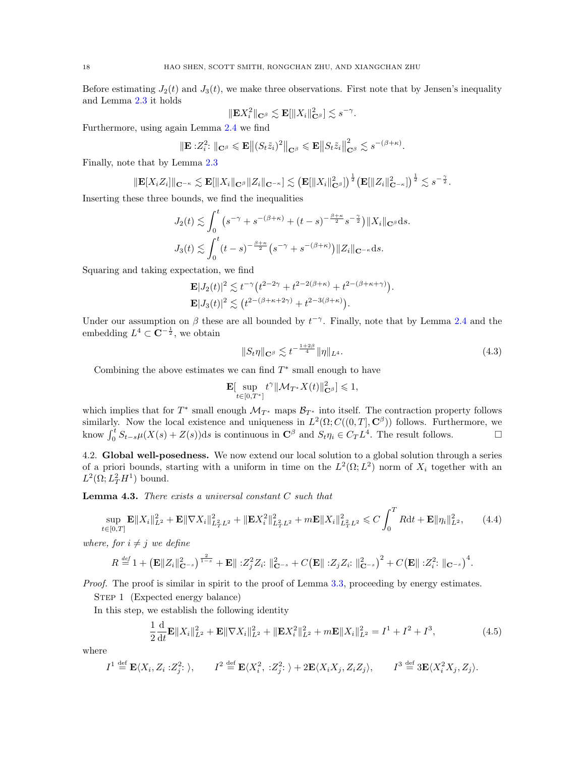Before estimating $J_2(t)$ and $J_3(t)$, we make three observations. First note that by Jensen's inequality and Lemma 2.3 it holds

$$\|\mathbf{E}X_i^2\|_{\mathbf{C}^\beta} \lesssim \mathbf{E}[\|X_i\|_{\mathbf{C}^\beta}^2] \lesssim s^{-\gamma}.$$

Furthermore, using again Lemma 2.4 we find

$$\|\mathbf{E} :Z_i^2: \|_{\mathbf{C}^\beta} \leqslant \mathbf{E}\big\|(S_t\tilde{z}_i)^2\big\|_{\mathbf{C}^\beta} \leqslant \mathbf{E}\big\|S_t\tilde{z}_i\big\|_{\mathbf{C}^\beta}^2 \lesssim s^{-(\beta+\kappa)}.$$

Finally, note that by Lemma 2.3

$$\|\mathbf{E}[X_iZ_i]\|_{\mathbf{C}^{-\kappa}} \lesssim \mathbf{E}[\|X_i\|_{\mathbf{C}^\beta}\|Z_i\|_{\mathbf{C}^{-\kappa}}] \lesssim \big(\mathbf{E}[\|X_i\|_{\mathbf{C}^\beta}^2]\big)^{\frac{1}{2}}\big(\mathbf{E}[\|Z_i\|_{\mathbf{C}^{-\kappa}}^2]\big)^{\frac{1}{2}} \lesssim s^{-\frac{\gamma}{2}}.$$

Inserting these three bounds, we find the inequalities

$$J_2(t) \lesssim \int_0^t \big(s^{-\gamma} + s^{-(\beta+\kappa)} + (t-s)^{-\frac{\beta+\kappa}{2}}s^{-\frac{\gamma}{2}}\big)\|X_i\|_{\mathbf{C}^\beta}\mathrm{d}s.$$

$$J_3(t) \lesssim \int_0^t (t-s)^{-\frac{\beta+\kappa}{2}}\big(s^{-\gamma} + s^{-(\beta+\kappa)}\big)\|Z_i\|_{\mathbf{C}^{-\kappa}}\mathrm{d}s.$$

Squaring and taking expectation, we find

$$\mathbf{E}|J_2(t)|^2 \lesssim t^{-\gamma}\big(t^{2-2\gamma} + t^{2-2(\beta+\kappa)} + t^{2-(\beta+\kappa+\gamma)}\big).$$

$$\mathbf{E}|J_3(t)|^2 \lesssim \big(t^{2-(\beta+\kappa+2\gamma)} + t^{2-3(\beta+\kappa)}\big).$$

Under our assumption on $\beta$ these are all bounded by $t^{-\gamma}$. Finally, note that by Lemma 2.4 and the embedding $L^4 \subset \mathbf{C}^{-\frac{1}{2}}$, we obtain

$$\|S_t\eta\|_{\mathbf{C}^\beta} \lesssim t^{-\frac{1+2\beta}{4}}\|\eta\|_{L^4}. \tag{4.3}$$

Combining the above estimates we can find $T^*$ small enough to have

$$\mathbf{E}[\sup_{t\in[0,T^*]} t^\gamma\|\mathcal{M}_{T^*}X(t)\|_{\mathbf{C}^\beta}^2] \leqslant 1,$$

which implies that for $T^*$ small enough $\mathcal{M}_{T^*}$ maps $\mathcal{B}_{T^*}$ into itself. The contraction property follows similarly. Now the local existence and uniqueness in $L^2(\Omega; C((0,T],\mathbf{C}^\beta))$ follows. Furthermore, we know $\int_0^t S_{t-s}\mu(X(s)+Z(s))\mathrm{d}s$ is continuous in $\mathbf{C}^\beta$ and $S_t\eta_i \in C_TL^4$. The result follows. $\square$

### 4.2. Global well-posedness.

We now extend our local solution to a global solution through a series of a priori bounds, starting with a uniform in time on the $L^2(\Omega; L^2)$ norm of $X_i$ together with an $L^2(\Omega; L^2_TH^1)$ bound.

**Lemma 4.3.** *There exists a universal constant $C$ such that*

$$\sup_{t\in[0,T]}\mathbf{E}\|X_i\|_{L^2}^2 + \mathbf{E}\|\nabla X_i\|_{L^2_TL^2}^2 + \|\mathbf{E}X_i^2\|_{L^2_TL^2}^2 + m\mathbf{E}\|X_i\|_{L^2_TL^2}^2 \leqslant C\int_0^T R\mathrm{d}t + \mathbf{E}\|\eta_i\|_{L^2}^2, \tag{4.4}$$

*where, for $i \neq j$ we define*

$$R \stackrel{\text{def}}{=} 1 + \big(\mathbf{E}\|Z_i\|_{\mathbf{C}^{-s}}^2\big)^{\frac{2}{1-s}} + \mathbf{E}\| :Z_j^2Z_i: \|_{\mathbf{C}^{-s}}^2 + C\big(\mathbf{E}\| :Z_jZ_i: \|_{\mathbf{C}^{-s}}^2\big)^2 + C\big(\mathbf{E}\| :Z_i^2: \|_{\mathbf{C}^{-s}}\big)^4.$$

*Proof.* The proof is similar in spirit to the proof of Lemma 3.3, proceeding by energy estimates.

Step 1 (Expected energy balance)

In this step, we establish the following identity

$$\frac{1}{2}\frac{\mathrm{d}}{\mathrm{d}t}\mathbf{E}\|X_i\|_{L^2}^2 + \mathbf{E}\|\nabla X_i\|_{L^2}^2 + \|\mathbf{E}X_i^2\|_{L^2}^2 + m\mathbf{E}\|X_i\|_{L^2}^2 = I^1 + I^2 + I^3, \tag{4.5}$$

where

$$I^1 \stackrel{\text{def}}{=} \mathbf{E}\langle X_i, Z_i :Z_j^2: \rangle, \qquad I^2 \stackrel{\text{def}}{=} \mathbf{E}\langle X_i^2, :Z_j^2: \rangle + 2\mathbf{E}\langle X_iX_j, Z_iZ_j\rangle, \qquad I^3 \stackrel{\text{def}}{=} 3\mathbf{E}\langle X_i^2X_j, Z_j\rangle.$$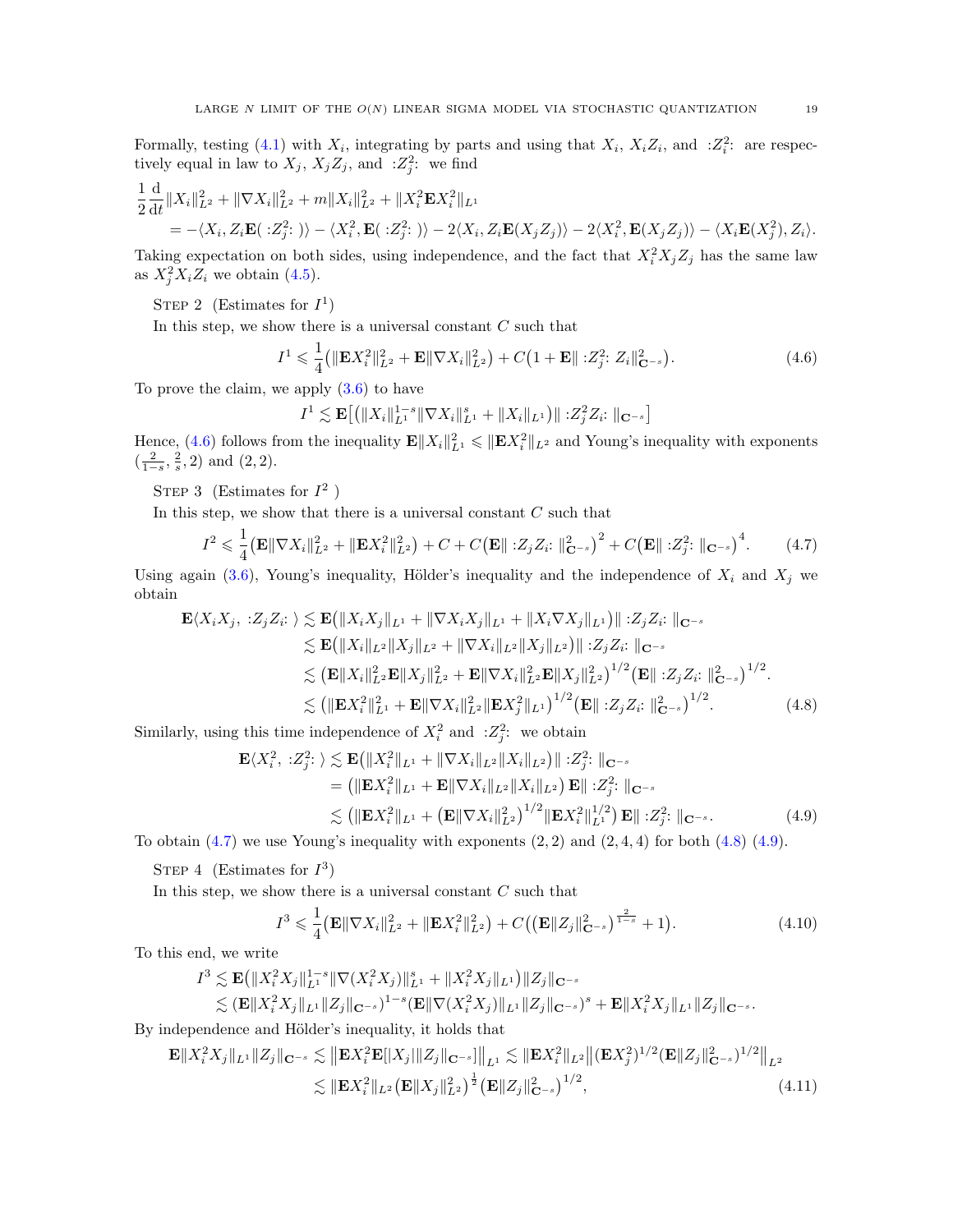Formally, testing (4.1) with $X_i$, integrating by parts and using that $X_i$, $X_iZ_i$, and $:Z_i^2:$ are respectively equal in law to $X_j$, $X_jZ_j$, and $:Z_j^2:$ we find

$$\frac{1}{2}\frac{\mathrm{d}}{\mathrm{d}t}\|X_i\|_{L^2}^2+\|\nabla X_i\|_{L^2}^2+m\|X_i\|_{L^2}^2+\|X_i^2\mathbf{E}X_i^2\|_{L^1}$$
$$=-\langle X_i,Z_i\mathbf{E}(:Z_j^2:)\rangle-\langle X_i^2,\mathbf{E}(:Z_j^2:)\rangle-2\langle X_i,Z_i\mathbf{E}(X_jZ_j)\rangle-2\langle X_i^2,\mathbf{E}(X_jZ_j)\rangle-\langle X_i\mathbf{E}(X_j^2),Z_i\rangle.$$

Taking expectation on both sides, using independence, and the fact that $X_i^2X_jZ_j$ has the same law as $X_j^2X_iZ_i$ we obtain (4.5).

Step 2 (Estimates for $I^1$)

In this step, we show there is a universal constant $C$ such that

$$I^1\leqslant\frac{1}{4}\big(\|\mathbf{E}X_i^2\|_{L^2}^2+\mathbf{E}\|\nabla X_i\|_{L^2}^2\big)+C\big(1+\mathbf{E}\|:Z_j^2:Z_i\|_{\mathbf{C}^{-s}}^2\big). \tag{4.6}$$

To prove the claim, we apply (3.6) to have

$$I^1\lesssim\mathbf{E}\big[\big(\|X_i\|_{L^1}^{1-s}\|\nabla X_i\|_{L^1}^s+\|X_i\|_{L^1}\big)\|:Z_j^2Z_i:\|_{\mathbf{C}^{-s}}\big]$$

Hence, (4.6) follows from the inequality $\mathbf{E}\|X_i\|_{L^1}^2\leqslant\|\mathbf{E}X_i^2\|_{L^2}$ and Young's inequality with exponents $(\frac{2}{1-s},\frac{2}{s},2)$ and $(2,2)$.

Step 3 (Estimates for $I^2$ )

In this step, we show that there is a universal constant $C$ such that

$$I^2\leqslant\frac{1}{4}\big(\mathbf{E}\|\nabla X_i\|_{L^2}^2+\|\mathbf{E}X_i^2\|_{L^2}^2\big)+C+C\big(\mathbf{E}\|:Z_jZ_i:\|_{\mathbf{C}^{-s}}^2\big)^2+C\big(\mathbf{E}\|:Z_j^2:\|_{\mathbf{C}^{-s}}\big)^4. \tag{4.7}$$

Using again (3.6), Young's inequality, Hölder's inequality and the independence of $X_i$ and $X_j$ we obtain

$$\begin{aligned}\mathbf{E}\langle X_iX_j,:Z_jZ_i:\rangle&\lesssim\mathbf{E}\big(\|X_iX_j\|_{L^1}+\|\nabla X_iX_j\|_{L^1}+\|X_i\nabla X_j\|_{L^1}\big)\|:Z_jZ_i:\|_{\mathbf{C}^{-s}}\\&\lesssim\mathbf{E}\big(\|X_i\|_{L^2}\|X_j\|_{L^2}+\|\nabla X_i\|_{L^2}\|X_j\|_{L^2}\big)\|:Z_jZ_i:\|_{\mathbf{C}^{-s}}\\&\lesssim\big(\mathbf{E}\|X_i\|_{L^2}^2\mathbf{E}\|X_j\|_{L^2}^2+\mathbf{E}\|\nabla X_i\|_{L^2}^2\mathbf{E}\|X_j\|_{L^2}^2\big)^{1/2}\big(\mathbf{E}\|:Z_jZ_i:\|_{\mathbf{C}^{-s}}^2\big)^{1/2}.\\&\lesssim\big(\|\mathbf{E}X_i^2\|_{L^1}^2+\mathbf{E}\|\nabla X_i\|_{L^2}^2\|\mathbf{E}X_j^2\|_{L^1}\big)^{1/2}\big(\mathbf{E}\|:Z_jZ_i:\|_{\mathbf{C}^{-s}}^2\big)^{1/2}.\end{aligned} \tag{4.8}$$

Similarly, using this time independence of $X_i^2$ and $:Z_j^2:$ we obtain

$$\begin{aligned}\mathbf{E}\langle X_i^2,:Z_j^2:\rangle&\lesssim\mathbf{E}\big(\|X_i^2\|_{L^1}+\|\nabla X_i\|_{L^2}\|X_i\|_{L^2}\big)\|:Z_j^2:\|_{\mathbf{C}^{-s}}\\&=\big(\|\mathbf{E}X_i^2\|_{L^1}+\mathbf{E}\|\nabla X_i\|_{L^2}\|X_i\|_{L^2}\big)\,\mathbf{E}\|:Z_j^2:\|_{\mathbf{C}^{-s}}\\&\lesssim\big(\|\mathbf{E}X_i^2\|_{L^1}+\big(\mathbf{E}\|\nabla X_i\|_{L^2}^2\big)^{1/2}\|\mathbf{E}X_i^2\|_{L^1}^{1/2}\big)\,\mathbf{E}\|:Z_j^2:\|_{\mathbf{C}^{-s}}.\end{aligned} \tag{4.9}$$

To obtain (4.7) we use Young's inequality with exponents $(2,2)$ and $(2,4,4)$ for both (4.8) (4.9).

Step 4 (Estimates for $I^3$)

In this step, we show there is a universal constant $C$ such that

$$I^3\leqslant\frac{1}{4}\big(\mathbf{E}\|\nabla X_i\|_{L^2}^2+\|\mathbf{E}X_i^2\|_{L^2}^2\big)+C\big(\big(\mathbf{E}\|Z_j\|_{\mathbf{C}^{-s}}^2\big)^{\frac{2}{1-s}}+1\big). \tag{4.10}$$

To this end, we write

$$\begin{aligned}I^3&\lesssim\mathbf{E}\big(\|X_i^2X_j\|_{L^1}^{1-s}\|\nabla(X_i^2X_j)\|_{L^1}^s+\|X_i^2X_j\|_{L^1}\big)\|Z_j\|_{\mathbf{C}^{-s}}\\&\lesssim(\mathbf{E}\|X_i^2X_j\|_{L^1}\|Z_j\|_{\mathbf{C}^{-s}})^{1-s}(\mathbf{E}\|\nabla(X_i^2X_j)\|_{L^1}\|Z_j\|_{\mathbf{C}^{-s}})^s+\mathbf{E}\|X_i^2X_j\|_{L^1}\|Z_j\|_{\mathbf{C}^{-s}}.\end{aligned}$$

By independence and Hölder's inequality, it holds that

$$\begin{aligned}\mathbf{E}\|X_i^2X_j\|_{L^1}\|Z_j\|_{\mathbf{C}^{-s}}&\lesssim\big\|\mathbf{E}X_i^2\mathbf{E}[|X_j|\|Z_j\|_{\mathbf{C}^{-s}}]\big\|_{L^1}\lesssim\|\mathbf{E}X_i^2\|_{L^2}\big\|(\mathbf{E}X_j^2)^{1/2}(\mathbf{E}\|Z_j\|_{\mathbf{C}^{-s}}^2)^{1/2}\big\|_{L^2}\\&\lesssim\|\mathbf{E}X_i^2\|_{L^2}\big(\mathbf{E}\|X_j\|_{L^2}^2\big)^{\frac{1}{2}}\big(\mathbf{E}\|Z_j\|_{\mathbf{C}^{-s}}^2\big)^{1/2},\end{aligned} \tag{4.11}$$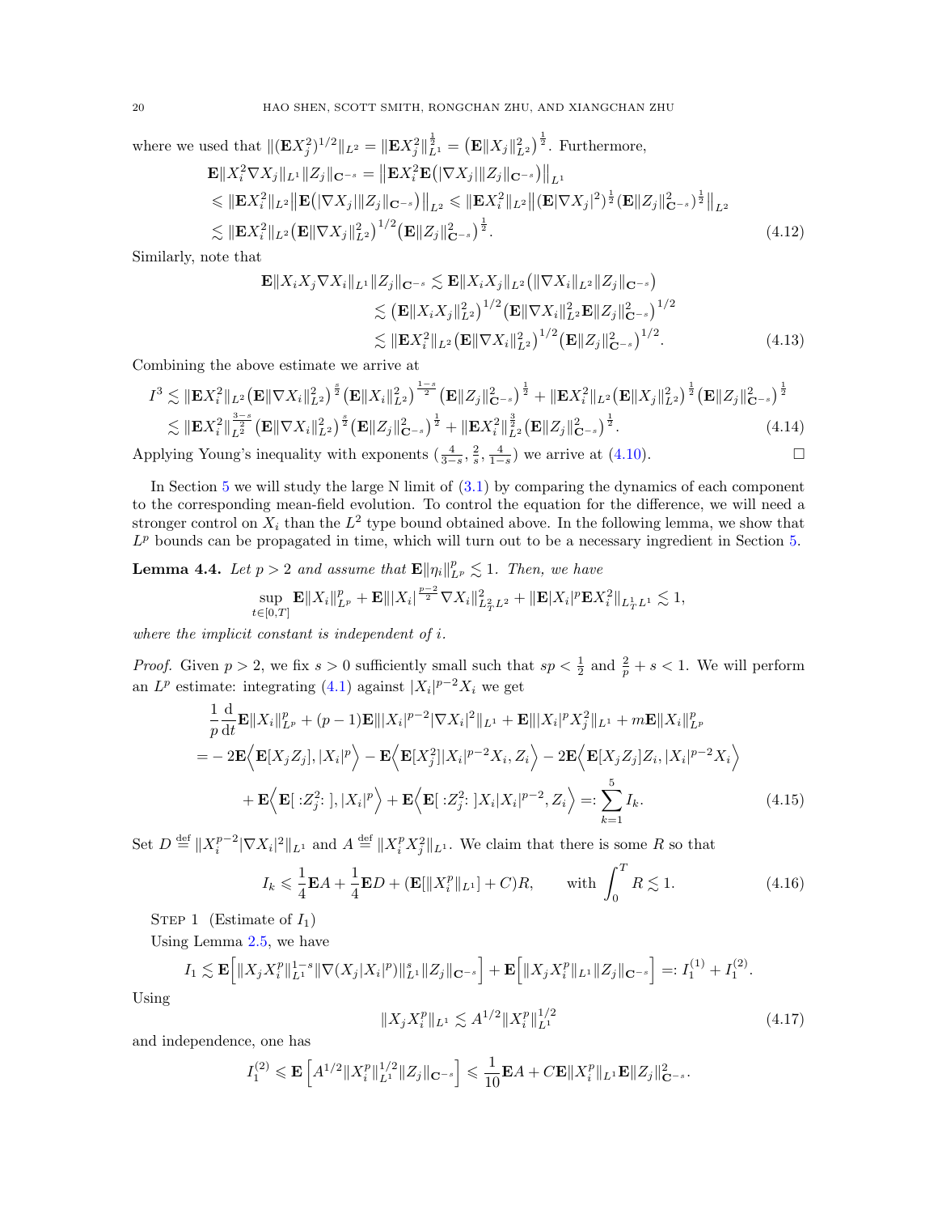where we used that $\|(\mathbf{E}X_j^2)^{1/2}\|_{L^2} = \|\mathbf{E}X_j^2\|_{L^1}^{\frac12} = \left(\mathbf{E}\|X_j\|_{L^2}^2\right)^{\frac12}$. Furthermore,

$$
\begin{aligned}
\mathbf{E}\|X_i^2\nabla X_j\|_{L^1}\|Z_j\|_{\mathbf{C}^{-s}} &= \left\|\mathbf{E}X_i^2\mathbf{E}\big(|\nabla X_j|\|Z_j\|_{\mathbf{C}^{-s}}\big)\right\|_{L^1} \\
&\leqslant \|\mathbf{E}X_i^2\|_{L^2}\left\|\mathbf{E}\big(|\nabla X_j|\|Z_j\|_{\mathbf{C}^{-s}}\big)\right\|_{L^2} \leqslant \|\mathbf{E}X_i^2\|_{L^2}\left\|(\mathbf{E}|\nabla X_j|^2)^{\frac12}(\mathbf{E}\|Z_j\|_{\mathbf{C}^{-s}}^2)^{\frac12}\right\|_{L^2} \\
&\lesssim \|\mathbf{E}X_i^2\|_{L^2}\big(\mathbf{E}\|\nabla X_j\|_{L^2}^2\big)^{1/2}\big(\mathbf{E}\|Z_j\|_{\mathbf{C}^{-s}}^2\big)^{\frac12}.
\end{aligned} \tag{4.12}
$$

Similarly, note that

$$
\begin{aligned}
\mathbf{E}\|X_iX_j\nabla X_i\|_{L^1}\|Z_j\|_{\mathbf{C}^{-s}} &\lesssim \mathbf{E}\|X_iX_j\|_{L^2}\big(\|\nabla X_i\|_{L^2}\|Z_j\|_{\mathbf{C}^{-s}}\big) \\
&\lesssim \big(\mathbf{E}\|X_iX_j\|_{L^2}^2\big)^{1/2}\big(\mathbf{E}\|\nabla X_i\|_{L^2}^2\mathbf{E}\|Z_j\|_{\mathbf{C}^{-s}}^2\big)^{1/2} \\
&\lesssim \|\mathbf{E}X_i^2\|_{L^2}\big(\mathbf{E}\|\nabla X_i\|_{L^2}^2\big)^{1/2}\big(\mathbf{E}\|Z_j\|_{\mathbf{C}^{-s}}^2\big)^{1/2}.
\end{aligned} \tag{4.13}
$$

Combining the above estimate we arrive at

$$
\begin{aligned}
I^3 &\lesssim \|\mathbf{E}X_i^2\|_{L^2}\big(\mathbf{E}\|\nabla X_i\|_{L^2}^2\big)^{\frac{s}{2}}\big(\mathbf{E}\|X_i\|_{L^2}^2\big)^{\frac{1-s}{2}}\big(\mathbf{E}\|Z_j\|_{\mathbf{C}^{-s}}^2\big)^{\frac12} + \|\mathbf{E}X_i^2\|_{L^2}\big(\mathbf{E}\|X_j\|_{L^2}^2\big)^{\frac12}\big(\mathbf{E}\|Z_j\|_{\mathbf{C}^{-s}}^2\big)^{\frac12} \\
&\lesssim \|\mathbf{E}X_i^2\|_{L^2}^{\frac{3-s}{2}}\big(\mathbf{E}\|\nabla X_i\|_{L^2}^2\big)^{\frac{s}{2}}\big(\mathbf{E}\|Z_j\|_{\mathbf{C}^{-s}}^2\big)^{\frac12} + \|\mathbf{E}X_i^2\|_{L^2}^{\frac32}\big(\mathbf{E}\|Z_j\|_{\mathbf{C}^{-s}}^2\big)^{\frac12}.
\end{aligned} \tag{4.14}
$$

Applying Young's inequality with exponents $(\frac{4}{3-s}, \frac{2}{s}, \frac{4}{1-s})$ we arrive at (4.10). □

In Section 5 we will study the large N limit of (3.1) by comparing the dynamics of each component to the corresponding mean-field evolution. To control the equation for the difference, we will need a stronger control on $X_i$ than the $L^2$ type bound obtained above. In the following lemma, we show that $L^p$ bounds can be propagated in time, which will turn out to be a necessary ingredient in Section 5.

**Lemma 4.4.** *Let $p > 2$ and assume that $\mathbf{E}\|\eta_i\|_{L^p}^p \lesssim 1$. Then, we have*

$$
\sup_{t\in[0,T]}\mathbf{E}\|X_i\|_{L^p}^p + \mathbf{E}\||X_i|^{\frac{p-2}{2}}\nabla X_i\|_{L_T^2L^2}^2 + \|\mathbf{E}|X_i|^p\mathbf{E}X_i^2\|_{L_T^1L^1} \lesssim 1,
$$

*where the implicit constant is independent of $i$.*

*Proof.* Given $p > 2$, we fix $s > 0$ sufficiently small such that $sp < \frac12$ and $\frac{2}{p} + s < 1$. We will perform an $L^p$ estimate: integrating (4.1) against $|X_i|^{p-2}X_i$ we get

$$
\begin{aligned}
&\frac1p\frac{\mathrm{d}}{\mathrm{d}t}\mathbf{E}\|X_i\|_{L^p}^p + (p-1)\mathbf{E}\||X_i|^{p-2}|\nabla X_i|^2\|_{L^1} + \mathbf{E}\||X_i|^pX_j^2\|_{L^1} + m\mathbf{E}\|X_i\|_{L^p}^p \\
&= -2\mathbf{E}\Big\langle\mathbf{E}[X_jZ_j], |X_i|^p\Big\rangle - \mathbf{E}\Big\langle\mathbf{E}[X_j^2]|X_i|^{p-2}X_i, Z_i\Big\rangle - 2\mathbf{E}\Big\langle\mathbf{E}[X_jZ_j]Z_i, |X_i|^{p-2}X_i\Big\rangle \\
&\quad + \mathbf{E}\Big\langle\mathbf{E}[\,{:}Z_j^2{:}\,], |X_i|^p\Big\rangle + \mathbf{E}\Big\langle\mathbf{E}[\,{:}Z_j^2{:}\,]X_i|X_i|^{p-2}, Z_i\Big\rangle =: \sum_{k=1}^5 I_k.
\end{aligned} \tag{4.15}
$$

Set $D \stackrel{\text{def}}{=} \|X_i^{p-2}|\nabla X_i|^2\|_{L^1}$ and $A \stackrel{\text{def}}{=} \|X_i^pX_j^2\|_{L^1}$. We claim that there is some $R$ so that

$$
I_k \leqslant \frac14\mathbf{E}A + \frac14\mathbf{E}D + (\mathbf{E}[\|X_i^p\|_{L^1}] + C)R, \qquad \text{with } \int_0^T R \lesssim 1. \tag{4.16}
$$

Step 1 (Estimate of $I_1$)

Using Lemma 2.5, we have

$$
I_1 \lesssim \mathbf{E}\Big[\|X_jX_i^p\|_{L^1}^{1-s}\|\nabla(X_j|X_i|^p)\|_{L^1}^s\|Z_j\|_{\mathbf{C}^{-s}}\Big] + \mathbf{E}\Big[\|X_jX_i^p\|_{L^1}\|Z_j\|_{\mathbf{C}^{-s}}\Big] =: I_1^{(1)} + I_1^{(2)}.
$$

Using

$$
\|X_jX_i^p\|_{L^1} \lesssim A^{1/2}\|X_i^p\|_{L^1}^{1/2} \tag{4.17}
$$

and independence, one has

$$
I_1^{(2)} \leqslant \mathbf{E}\left[A^{1/2}\|X_i^p\|_{L^1}^{1/2}\|Z_j\|_{\mathbf{C}^{-s}}\right] \leqslant \frac{1}{10}\mathbf{E}A + C\mathbf{E}\|X_i^p\|_{L^1}\mathbf{E}\|Z_j\|_{\mathbf{C}^{-s}}^2.
$$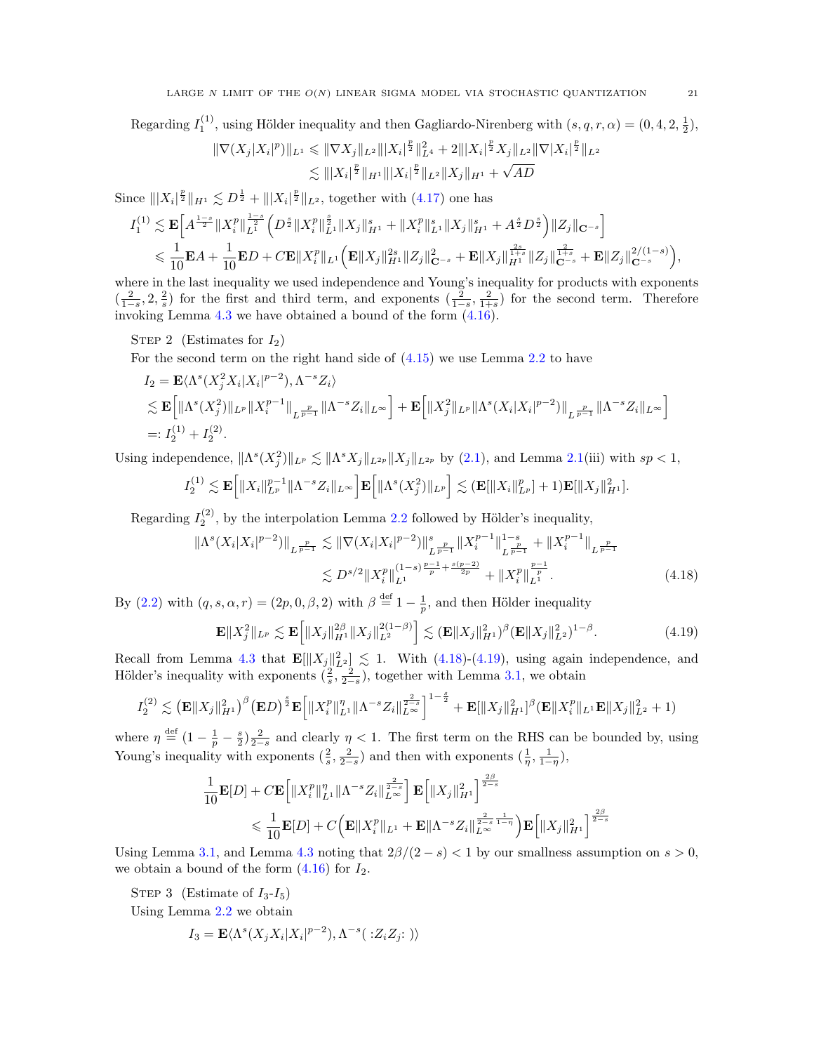Regarding $I_1^{(1)}$, using Hölder inequality and then Gagliardo-Nirenberg with $(s,q,r,\alpha)=(0,4,2,\frac12)$,

$$\begin{aligned}\|\nabla(X_j|X_i|^p)\|_{L^1} &\leqslant \|\nabla X_j\|_{L^2}\||X_i|^{\frac p2}\|_{L^4}^2 + 2\||X_i|^{\frac p2}X_j\|_{L^2}\|\nabla|X_i|^{\frac p2}\|_{L^2}\\ &\lesssim \||X_i|^{\frac p2}\|_{H^1}\||X_i|^{\frac p2}\|_{L^2}\|X_j\|_{H^1} + \sqrt{AD}\end{aligned}$$

Since $\||X_i|^{\frac p2}\|_{H^1}\lesssim D^{\frac12}+\||X_i|^{\frac p2}\|_{L^2}$, together with (4.17) one has

$$\begin{aligned}I_1^{(1)} &\lesssim \mathbf{E}\Big[A^{\frac{1-s}{2}}\|X_i^p\|_{L^1}^{\frac{1-s}{2}}\Big(D^{\frac s2}\|X_i^p\|_{L^1}^{\frac s2}\|X_j\|_{H^1}^s + \|X_i^p\|_{L^1}^s\|X_j\|_{H^1}^s + A^{\frac s2}D^{\frac s2}\Big)\|Z_j\|_{\mathbf{C}^{-s}}\Big]\\ &\leqslant \frac1{10}\mathbf{E}A + \frac1{10}\mathbf{E}D + C\mathbf{E}\|X_i^p\|_{L^1}\Big(\mathbf{E}\|X_j\|_{H^1}^{2s}\|Z_j\|_{\mathbf{C}^{-s}}^2 + \mathbf{E}\|X_j\|_{H^1}^{\frac{2s}{1+s}}\|Z_j\|_{\mathbf{C}^{-s}}^{\frac{2}{1+s}} + \mathbf{E}\|Z_j\|_{\mathbf{C}^{-s}}^{2/(1-s)}\Big),\end{aligned}$$

where in the last inequality we used independence and Young's inequality for products with exponents $(\frac{2}{1-s},2,\frac2s)$ for the first and third term, and exponents $(\frac{2}{1-s},\frac{2}{1+s})$ for the second term. Therefore invoking Lemma 4.3 we have obtained a bound of the form (4.16).

Step 2 (Estimates for $I_2$)

For the second term on the right hand side of (4.15) we use Lemma 2.2 to have

$$\begin{aligned}I_2 &= \mathbf{E}\langle\Lambda^s(X_j^2X_i|X_i|^{p-2}),\Lambda^{-s}Z_i\rangle\\ &\lesssim \mathbf{E}\Big[\|\Lambda^s(X_j^2)\|_{L^p}\|X_i^{p-1}\|_{L^{\frac{p}{p-1}}}\|\Lambda^{-s}Z_i\|_{L^\infty}\Big] + \mathbf{E}\Big[\|X_j^2\|_{L^p}\|\Lambda^s(X_i|X_i|^{p-2})\|_{L^{\frac{p}{p-1}}}\|\Lambda^{-s}Z_i\|_{L^\infty}\Big]\\ &=: I_2^{(1)}+I_2^{(2)}.\end{aligned}$$

Using independence, $\|\Lambda^s(X_j^2)\|_{L^p}\lesssim\|\Lambda^sX_j\|_{L^{2p}}\|X_j\|_{L^{2p}}$ by (2.1), and Lemma 2.1(iii) with $sp<1$,

$$I_2^{(1)}\lesssim \mathbf{E}\Big[\|X_i\|_{L^p}^{p-1}\|\Lambda^{-s}Z_i\|_{L^\infty}\Big]\mathbf{E}\Big[\|\Lambda^s(X_j^2)\|_{L^p}\Big]\lesssim(\mathbf{E}[\|X_i\|_{L^p}^p]+1)\mathbf{E}[\|X_j\|_{H^1}^2].$$

Regarding $I_2^{(2)}$, by the interpolation Lemma 2.2 followed by Hölder's inequality,

$$\begin{aligned}\|\Lambda^s(X_i|X_i|^{p-2})\|_{L^{\frac{p}{p-1}}} &\lesssim \|\nabla(X_i|X_i|^{p-2})\|_{L^{\frac{p}{p-1}}}^s\|X_i^{p-1}\|_{L^{\frac{p}{p-1}}}^{1-s} + \|X_i^{p-1}\|_{L^{\frac{p}{p-1}}}\\ &\lesssim D^{s/2}\|X_i^p\|_{L^1}^{(1-s)\frac{p-1}{p}+\frac{s(p-2)}{2p}} + \|X_i^p\|_{L^1}^{\frac{p-1}{p}}.\end{aligned}\tag{4.18}$$

By (2.2) with $(q,s,\alpha,r)=(2p,0,\beta,2)$ with $\beta\stackrel{\text{def}}{=}1-\frac1p$, and then Hölder inequality

$$\mathbf{E}\|X_j^2\|_{L^p}\lesssim\mathbf{E}\Big[\|X_j\|_{H^1}^{2\beta}\|X_j\|_{L^2}^{2(1-\beta)}\Big]\lesssim(\mathbf{E}\|X_j\|_{H^1}^2)^\beta(\mathbf{E}\|X_j\|_{L^2}^2)^{1-\beta}.\tag{4.19}$$

Recall from Lemma 4.3 that $\mathbf{E}[\|X_j\|_{L^2}^2]\lesssim1$. With (4.18)-(4.19), using again independence, and Hölder's inequality with exponents $(\frac2s,\frac{2}{2-s})$, together with Lemma 3.1, we obtain

$$I_2^{(2)}\lesssim\big(\mathbf{E}\|X_j\|_{H^1}^2\big)^\beta\big(\mathbf{E}D\big)^{\frac s2}\mathbf{E}\Big[\|X_i^p\|_{L^1}^\eta\|\Lambda^{-s}Z_i\|_{L^\infty}^{\frac{2}{2-s}}\Big]^{1-\frac s2}+\mathbf{E}[\|X_j\|_{H^1}^2]^\beta(\mathbf{E}\|X_i^p\|_{L^1}\mathbf{E}\|X_j\|_{L^2}^2+1)$$

where $\eta\stackrel{\text{def}}{=}(1-\frac1p-\frac s2)\frac{2}{2-s}$ and clearly $\eta<1$. The first term on the RHS can be bounded by, using Young's inequality with exponents $(\frac2s,\frac{2}{2-s})$ and then with exponents $(\frac1\eta,\frac{1}{1-\eta})$,

$$\begin{aligned}&\frac1{10}\mathbf{E}[D]+C\mathbf{E}\Big[\|X_i^p\|_{L^1}^\eta\|\Lambda^{-s}Z_i\|_{L^\infty}^{\frac{2}{2-s}}\Big]\mathbf{E}\Big[\|X_j\|_{H^1}^2\Big]^{\frac{2\beta}{2-s}}\\ &\qquad\leqslant\frac1{10}\mathbf{E}[D]+C\Big(\mathbf{E}\|X_i^p\|_{L^1}+\mathbf{E}\|\Lambda^{-s}Z_i\|_{L^\infty}^{\frac{2}{2-s}\frac{1}{1-\eta}}\Big)\mathbf{E}\Big[\|X_j\|_{H^1}^2\Big]^{\frac{2\beta}{2-s}}\end{aligned}$$

Using Lemma 3.1, and Lemma 4.3 noting that $2\beta/(2-s)<1$ by our smallness assumption on $s>0$, we obtain a bound of the form (4.16) for $I_2$.

Step 3 (Estimate of $I_3$-$I_5$)

Using Lemma 2.2 we obtain

$$I_3=\mathbf{E}\langle\Lambda^s(X_jX_i|X_i|^{p-2}),\Lambda^{-s}(\,{:}Z_iZ_j{:}\,)\rangle$$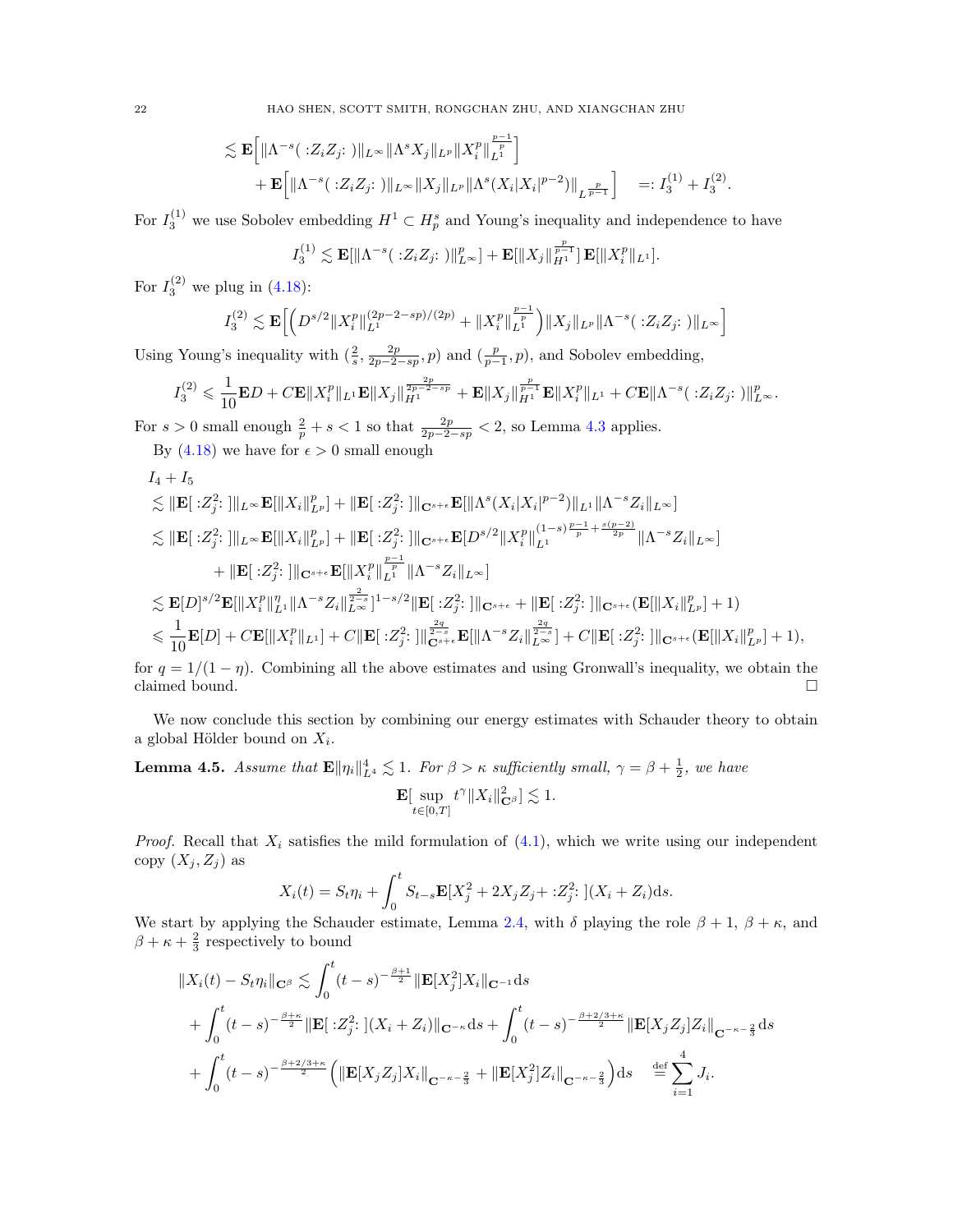$$
\begin{aligned}
&\lesssim \mathbf{E}\Big[\|\Lambda^{-s}(:Z_iZ_j:)\|_{L^\infty}\|\Lambda^s X_j\|_{L^p}\|X_i^p\|_{L^1}^{\frac{p-1}{p}}\Big]\\
&\quad+\mathbf{E}\Big[\|\Lambda^{-s}(:Z_iZ_j:)\|_{L^\infty}\|X_j\|_{L^p}\|\Lambda^s(X_i|X_i|^{p-2})\|_{L^{\frac{p}{p-1}}}\Big]\quad =: I_3^{(1)}+I_3^{(2)}.
\end{aligned}
$$

For $I_3^{(1)}$ we use Sobolev embedding $H^1\subset H^s_p$ and Young's inequality and independence to have

$$
I_3^{(1)}\lesssim \mathbf{E}[\|\Lambda^{-s}(:Z_iZ_j:)\|_{L^\infty}^p]+\mathbf{E}[\|X_j\|_{H^1}^{\frac{p}{p-1}}]\,\mathbf{E}[\|X_i^p\|_{L^1}].
$$

For $I_3^{(2)}$ we plug in (4.18):

$$
I_3^{(2)}\lesssim \mathbf{E}\Big[\Big(D^{s/2}\|X_i^p\|_{L^1}^{(2p-2-sp)/(2p)}+\|X_i^p\|_{L^1}^{\frac{p-1}{p}}\Big)\|X_j\|_{L^p}\|\Lambda^{-s}(:Z_iZ_j:)\|_{L^\infty}\Big]
$$

Using Young's inequality with $(\frac{2}{s},\frac{2p}{2p-2-sp},p)$ and $(\frac{p}{p-1},p)$, and Sobolev embedding,

$$
I_3^{(2)}\leqslant \frac{1}{10}\mathbf{E}D+C\mathbf{E}\|X_i^p\|_{L^1}\mathbf{E}\|X_j\|_{H^1}^{\frac{2p}{2p-2-sp}}+\mathbf{E}\|X_j\|_{H^1}^{\frac{p}{p-1}}\mathbf{E}\|X_i^p\|_{L^1}+C\mathbf{E}\|\Lambda^{-s}(:Z_iZ_j:)\|_{L^\infty}^p.
$$

For $s>0$ small enough $\frac{2}{p}+s<1$ so that $\frac{2p}{2p-2-sp}<2$, so Lemma 4.3 applies.

By (4.18) we have for $\epsilon>0$ small enough

$$
\begin{aligned}
&I_4+I_5\\
&\lesssim \|\mathbf{E}[:Z_j^2:]\|_{L^\infty}\mathbf{E}[\|X_i\|_{L^p}^p]+\|\mathbf{E}[:Z_j^2:]\|_{\mathbf{C}^{s+\epsilon}}\mathbf{E}[\|\Lambda^s(X_i|X_i|^{p-2})\|_{L^1}\|\Lambda^{-s}Z_i\|_{L^\infty}]\\
&\lesssim \|\mathbf{E}[:Z_j^2:]\|_{L^\infty}\mathbf{E}[\|X_i\|_{L^p}^p]+\|\mathbf{E}[:Z_j^2:]\|_{\mathbf{C}^{s+\epsilon}}\mathbf{E}[D^{s/2}\|X_i^p\|_{L^1}^{(1-s)\frac{p-1}{p}+\frac{s(p-2)}{2p}}\|\Lambda^{-s}Z_i\|_{L^\infty}]\\
&\qquad+\|\mathbf{E}[:Z_j^2:]\|_{\mathbf{C}^{s+\epsilon}}\mathbf{E}[\|X_i^p\|_{L^1}^{\frac{p-1}{p}}\|\Lambda^{-s}Z_i\|_{L^\infty}]\\
&\lesssim \mathbf{E}[D]^{s/2}\mathbf{E}[\|X_i^p\|_{L^1}^\eta\|\Lambda^{-s}Z_i\|_{L^\infty}^{\frac{2}{2-s}}]^{1-s/2}\|\mathbf{E}[:Z_j^2:]\|_{\mathbf{C}^{s+\epsilon}}+\|\mathbf{E}[:Z_j^2:]\|_{\mathbf{C}^{s+\epsilon}}(\mathbf{E}[\|X_i\|_{L^p}^p]+1)\\
&\leqslant \frac{1}{10}\mathbf{E}[D]+C\mathbf{E}[\|X_i^p\|_{L^1}]+C\|\mathbf{E}[:Z_j^2:]\|_{\mathbf{C}^{s+\epsilon}}^{\frac{2q}{2-s}}\mathbf{E}[\|\Lambda^{-s}Z_i\|_{L^\infty}^{\frac{2q}{2-s}}]+C\|\mathbf{E}[:Z_j^2:]\|_{\mathbf{C}^{s+\epsilon}}(\mathbf{E}[\|X_i\|_{L^p}^p]+1),
\end{aligned}
$$

for $q=1/(1-\eta)$. Combining all the above estimates and using Gronwall's inequality, we obtain the claimed bound. $\square$

We now conclude this section by combining our energy estimates with Schauder theory to obtain a global Hölder bound on $X_i$.

**Lemma 4.5.** *Assume that $\mathbf{E}\|\eta_i\|_{L^4}^4\lesssim 1$. For $\beta>\kappa$ sufficiently small, $\gamma=\beta+\frac{1}{2}$, we have*

$$
\mathbf{E}[\sup_{t\in[0,T]}t^\gamma\|X_i\|_{\mathbf{C}^\beta}^2]\lesssim 1.
$$

*Proof.* Recall that $X_i$ satisfies the mild formulation of (4.1), which we write using our independent copy $(X_j,Z_j)$ as

$$
X_i(t)=S_t\eta_i+\int_0^t S_{t-s}\mathbf{E}[X_j^2+2X_jZ_j+:Z_j^2:](X_i+Z_i)\mathrm{d}s.
$$

We start by applying the Schauder estimate, Lemma 2.4, with $\delta$ playing the role $\beta+1$, $\beta+\kappa$, and $\beta+\kappa+\frac{2}{3}$ respectively to bound

$$
\begin{aligned}
\|X_i(t)-S_t\eta_i\|_{\mathbf{C}^\beta}&\lesssim \int_0^t(t-s)^{-\frac{\beta+1}{2}}\|\mathbf{E}[X_j^2]X_i\|_{\mathbf{C}^{-1}}\mathrm{d}s\\
&\quad+\int_0^t(t-s)^{-\frac{\beta+\kappa}{2}}\|\mathbf{E}[:Z_j^2:](X_i+Z_i)\|_{\mathbf{C}^{-\kappa}}\mathrm{d}s+\int_0^t(t-s)^{-\frac{\beta+2/3+\kappa}{2}}\|\mathbf{E}[X_jZ_j]Z_i\|_{\mathbf{C}^{-\kappa-\frac{2}{3}}}\mathrm{d}s\\
&\quad+\int_0^t(t-s)^{-\frac{\beta+2/3+\kappa}{2}}\Big(\|\mathbf{E}[X_jZ_j]X_i\|_{\mathbf{C}^{-\kappa-\frac{2}{3}}}+\|\mathbf{E}[X_j^2]Z_i\|_{\mathbf{C}^{-\kappa-\frac{2}{3}}}\Big)\mathrm{d}s\quad\stackrel{\text{def}}{=}\sum_{i=1}^4 J_i.
\end{aligned}
$$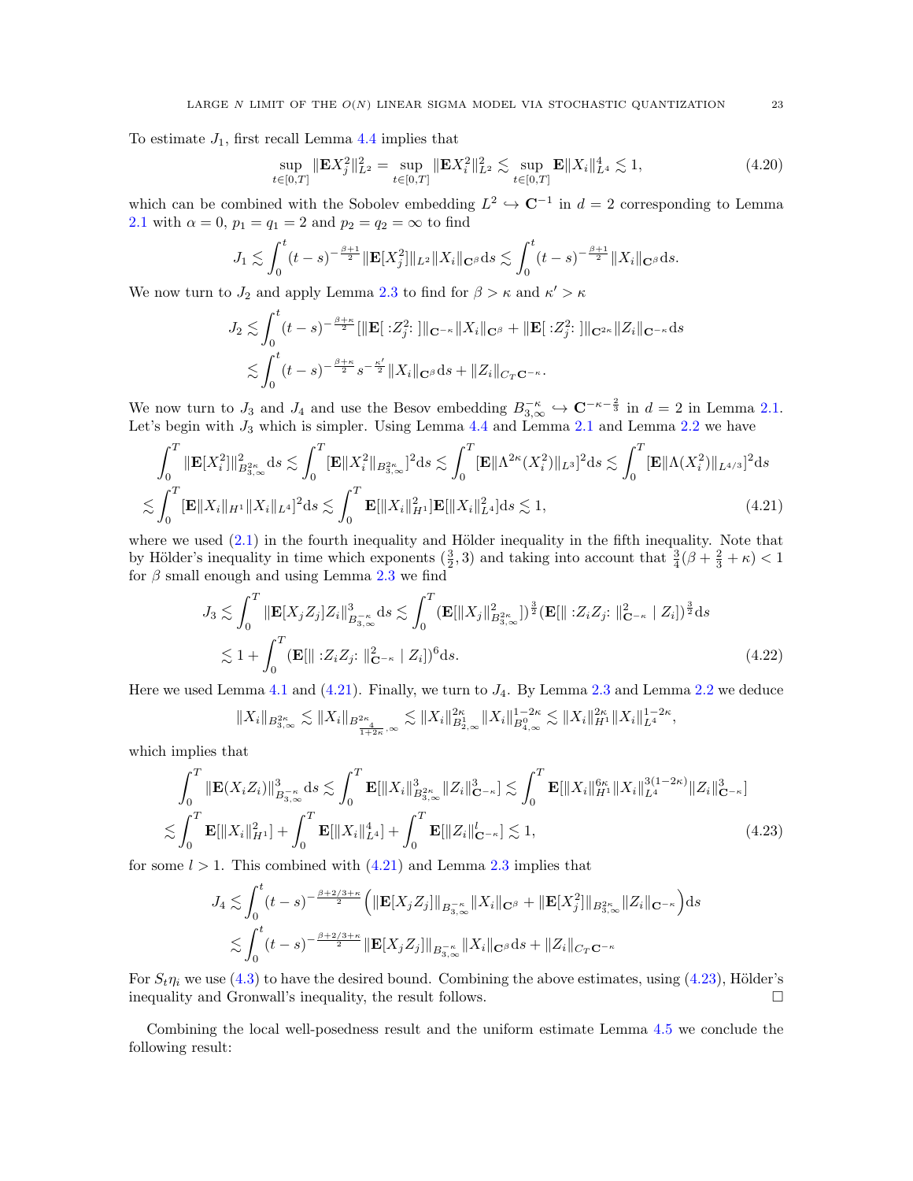To estimate $J_1$, first recall Lemma 4.4 implies that

$$\sup_{t\in[0,T]}\|\mathbf{E}X_j^2\|_{L^2}^2=\sup_{t\in[0,T]}\|\mathbf{E}X_i^2\|_{L^2}^2\lesssim\sup_{t\in[0,T]}\mathbf{E}\|X_i\|_{L^4}^4\lesssim 1, \tag{4.20}$$

which can be combined with the Sobolev embedding $L^2\hookrightarrow\mathbf{C}^{-1}$ in $d=2$ corresponding to Lemma 2.1 with $\alpha=0$, $p_1=q_1=2$ and $p_2=q_2=\infty$ to find

$$J_1\lesssim\int_0^t(t-s)^{-\frac{\beta+1}{2}}\|\mathbf{E}[X_j^2]\|_{L^2}\|X_i\|_{\mathbf{C}^\beta}\mathrm{d}s\lesssim\int_0^t(t-s)^{-\frac{\beta+1}{2}}\|X_i\|_{\mathbf{C}^\beta}\mathrm{d}s.$$

We now turn to $J_2$ and apply Lemma 2.3 to find for $\beta>\kappa$ and $\kappa'>\kappa$

$$\begin{aligned}J_2&\lesssim\int_0^t(t-s)^{-\frac{\beta+\kappa}{2}}[\|\mathbf{E}[:Z_j^2:]\|_{\mathbf{C}^{-\kappa}}\|X_i\|_{\mathbf{C}^\beta}+\|\mathbf{E}[:Z_j^2:]\|_{\mathbf{C}^{2\kappa}}\|Z_i\|_{\mathbf{C}^{-\kappa}}\mathrm{d}s\\&\lesssim\int_0^t(t-s)^{-\frac{\beta+\kappa}{2}}s^{-\frac{\kappa'}{2}}\|X_i\|_{\mathbf{C}^\beta}\mathrm{d}s+\|Z_i\|_{C_T\mathbf{C}^{-\kappa}}.\end{aligned}$$

We now turn to $J_3$ and $J_4$ and use the Besov embedding $B^{-\kappa}_{3,\infty}\hookrightarrow\mathbf{C}^{-\kappa-\frac{2}{3}}$ in $d=2$ in Lemma 2.1. Let's begin with $J_3$ which is simpler. Using Lemma 4.4 and Lemma 2.1 and Lemma 2.2 we have

$$\begin{aligned}&\int_0^T\|\mathbf{E}[X_i^2]\|_{B^{2\kappa}_{3,\infty}}^2\mathrm{d}s\lesssim\int_0^T[\mathbf{E}\|X_i^2\|_{B^{2\kappa}_{3,\infty}}]^2\mathrm{d}s\lesssim\int_0^T[\mathbf{E}\|\Lambda^{2\kappa}(X_i^2)\|_{L^3}]^2\mathrm{d}s\lesssim\int_0^T[\mathbf{E}\|\Lambda(X_i^2)\|_{L^{4/3}}]^2\mathrm{d}s\\&\lesssim\int_0^T[\mathbf{E}\|X_i\|_{H^1}\|X_i\|_{L^4}]^2\mathrm{d}s\lesssim\int_0^T\mathbf{E}[\|X_i\|_{H^1}^2]\mathbf{E}[\|X_i\|_{L^4}^2]\mathrm{d}s\lesssim 1,\end{aligned}\tag{4.21}$$

where we used (2.1) in the fourth inequality and Hölder inequality in the fifth inequality. Note that by Hölder's inequality in time which exponents $(\frac{3}{2},3)$ and taking into account that $\frac{3}{4}(\beta+\frac{2}{3}+\kappa)<1$ for $\beta$ small enough and using Lemma 2.3 we find

$$\begin{aligned}J_3&\lesssim\int_0^T\|\mathbf{E}[X_jZ_j]Z_i\|_{B^{-\kappa}_{3,\infty}}^3\mathrm{d}s\lesssim\int_0^T(\mathbf{E}[\|X_j\|_{B^{2\kappa}_{3,\infty}}^2])^{\frac{3}{2}}(\mathbf{E}[\|:Z_iZ_j:\|_{\mathbf{C}^{-\kappa}}^2\mid Z_i])^{\frac{3}{2}}\mathrm{d}s\\&\lesssim 1+\int_0^T(\mathbf{E}[\|:Z_iZ_j:\|_{\mathbf{C}^{-\kappa}}^2\mid Z_i])^6\mathrm{d}s.\end{aligned}\tag{4.22}$$

Here we used Lemma 4.1 and (4.21). Finally, we turn to $J_4$. By Lemma 2.3 and Lemma 2.2 we deduce

$$\|X_i\|_{B^{2\kappa}_{3,\infty}}\lesssim\|X_i\|_{B^{2\kappa}_{\frac{4}{1+2\kappa},\infty}}\lesssim\|X_i\|_{B^1_{2,\infty}}^{2\kappa}\|X_i\|_{B^0_{4,\infty}}^{1-2\kappa}\lesssim\|X_i\|_{H^1}^{2\kappa}\|X_i\|_{L^4}^{1-2\kappa},$$

which implies that

$$\begin{aligned}&\int_0^T\|\mathbf{E}(X_iZ_i)\|_{B^{-\kappa}_{3,\infty}}^3\mathrm{d}s\lesssim\int_0^T\mathbf{E}[\|X_i\|_{B^{2\kappa}_{3,\infty}}^3\|Z_i\|_{\mathbf{C}^{-\kappa}}^3]\lesssim\int_0^T\mathbf{E}[\|X_i\|_{H^1}^{6\kappa}\|X_i\|_{L^4}^{3(1-2\kappa)}\|Z_i\|_{\mathbf{C}^{-\kappa}}^3]\\&\lesssim\int_0^T\mathbf{E}[\|X_i\|_{H^1}^2]+\int_0^T\mathbf{E}[\|X_i\|_{L^4}^4]+\int_0^T\mathbf{E}[\|Z_i\|_{\mathbf{C}^{-\kappa}}^l]\lesssim 1,\end{aligned}\tag{4.23}$$

for some $l>1$. This combined with (4.21) and Lemma 2.3 implies that

$$\begin{aligned}J_4&\lesssim\int_0^t(t-s)^{-\frac{\beta+2/3+\kappa}{2}}\Big(\|\mathbf{E}[X_jZ_j]\|_{B^{-\kappa}_{3,\infty}}\|X_i\|_{\mathbf{C}^\beta}+\|\mathbf{E}[X_j^2]\|_{B^{2\kappa}_{3,\infty}}\|Z_i\|_{\mathbf{C}^{-\kappa}}\Big)\mathrm{d}s\\&\lesssim\int_0^t(t-s)^{-\frac{\beta+2/3+\kappa}{2}}\|\mathbf{E}[X_jZ_j]\|_{B^{-\kappa}_{3,\infty}}\|X_i\|_{\mathbf{C}^\beta}\mathrm{d}s+\|Z_i\|_{C_T\mathbf{C}^{-\kappa}}\end{aligned}$$

For $S_t\eta_i$ we use (4.3) to have the desired bound. Combining the above estimates, using (4.23), Hölder's inequality and Gronwall's inequality, the result follows. □

Combining the local well-posedness result and the uniform estimate Lemma 4.5 we conclude the following result: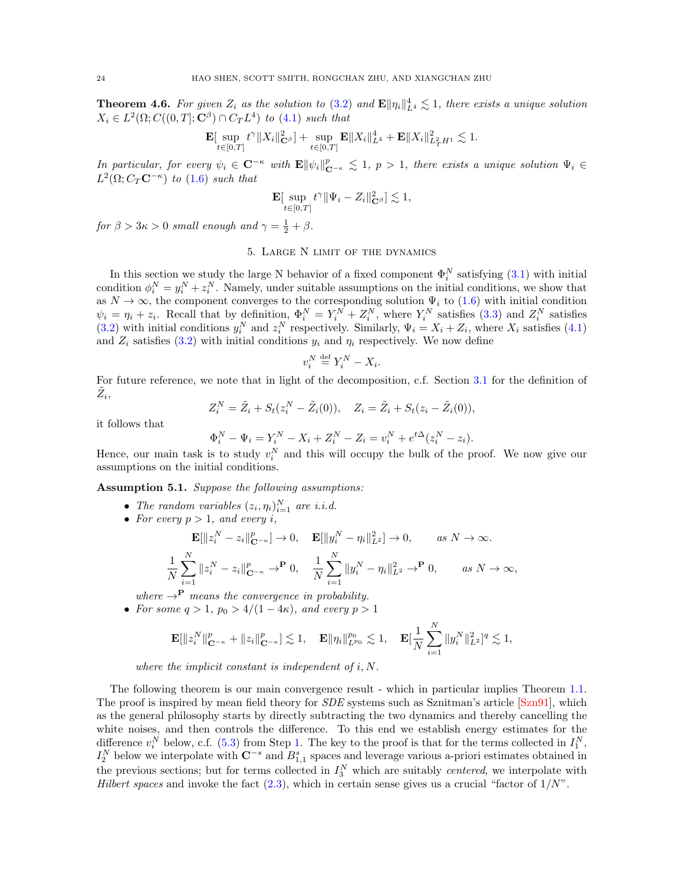**Theorem 4.6.** *For given $Z_i$ as the solution to (3.2) and $\mathbf{E}\|\eta_i\|_{L^4}^4 \lesssim 1$, there exists a unique solution $X_i \in L^2(\Omega; C((0,T];\mathbf{C}^\beta) \cap C_T L^4)$ to (4.1) such that*

$$\mathbf{E}[\sup_{t\in[0,T]} t^\gamma \|X_i\|_{\mathbf{C}^\beta}^2] + \sup_{t\in[0,T]} \mathbf{E}\|X_i\|_{L^4}^4 + \mathbf{E}\|X_i\|_{L_T^2 H^1}^2 \lesssim 1.$$

*In particular, for every $\psi_i \in \mathbf{C}^{-\kappa}$ with $\mathbf{E}\|\psi_i\|_{\mathbf{C}^{-\kappa}}^p \lesssim 1$, $p > 1$, there exists a unique solution $\Psi_i \in L^2(\Omega; C_T\mathbf{C}^{-\kappa})$ to (1.6) such that*

$$\mathbf{E}[\sup_{t\in[0,T]} t^\gamma \|\Psi_i - Z_i\|_{\mathbf{C}^\beta}^2] \lesssim 1,$$

*for $\beta > 3\kappa > 0$ small enough and $\gamma = \frac{1}{2} + \beta$.*

## 5. Large N limit of the dynamics

In this section we study the large N behavior of a fixed component $\Phi_i^N$ satisfying (3.1) with initial condition $\phi_i^N = y_i^N + z_i^N$. Namely, under suitable assumptions on the initial conditions, we show that as $N \to \infty$, the component converges to the corresponding solution $\Psi_i$ to (1.6) with initial condition $\psi_i = \eta_i + z_i$. Recall that by definition, $\Phi_i^N = Y_i^N + Z_i^N$, where $Y_i^N$ satisfies (3.3) and $Z_i^N$ satisfies (3.2) with initial conditions $y_i^N$ and $z_i^N$ respectively. Similarly, $\Psi_i = X_i + Z_i$, where $X_i$ satisfies (4.1) and $Z_i$ satisfies (3.2) with initial conditions $y_i$ and $\eta_i$ respectively. We now define

$$v_i^N \stackrel{\text{def}}{=} Y_i^N - X_i.$$

For future reference, we note that in light of the decomposition, c.f. Section 3.1 for the definition of $\tilde{Z}_i$,

$$Z_i^N = \tilde{Z}_i + S_t(z_i^N - \tilde{Z}_i(0)), \quad Z_i = \tilde{Z}_i + S_t(z_i - \tilde{Z}_i(0)),$$

it follows that

$$\Phi_i^N - \Psi_i = Y_i^N - X_i + Z_i^N - Z_i = v_i^N + e^{t\Delta}(z_i^N - z_i).$$

Hence, our main task is to study $v_i^N$ and this will occupy the bulk of the proof. We now give our assumptions on the initial conditions.

**Assumption 5.1.** *Suppose the following assumptions:*

- *The random variables $(z_i, \eta_i)_{i=1}^N$ are i.i.d.*
- *For every $p > 1$, and every $i$,*

$$\mathbf{E}[\|z_i^N - z_i\|_{\mathbf{C}^{-\kappa}}^p] \to 0, \quad \mathbf{E}[\|y_i^N - \eta_i\|_{L^2}^2] \to 0, \qquad \text{as } N \to \infty.$$

$$\frac{1}{N}\sum_{i=1}^N \|z_i^N - z_i\|_{\mathbf{C}^{-\kappa}}^p \to^{\mathbf{P}} 0, \quad \frac{1}{N}\sum_{i=1}^N \|y_i^N - \eta_i\|_{L^2}^2 \to^{\mathbf{P}} 0, \qquad \text{as } N \to \infty,$$

  *where $\to^{\mathbf{P}}$ means the convergence in probability.*
- *For some $q > 1$, $p_0 > 4/(1-4\kappa)$, and every $p > 1$*

$$\mathbf{E}[\|z_i^N\|_{\mathbf{C}^{-\kappa}}^p + \|z_i\|_{\mathbf{C}^{-\kappa}}^p] \lesssim 1, \quad \mathbf{E}\|\eta_i\|_{L^{p_0}}^{p_0} \lesssim 1, \quad \mathbf{E}[\frac{1}{N}\sum_{i=1}^N \|y_i^N\|_{L^2}^2]^q \lesssim 1,$$

  *where the implicit constant is independent of $i, N$.*

The following theorem is our main convergence result - which in particular implies Theorem 1.1. The proof is inspired by mean field theory for *SDE* systems such as Sznitman's article [Szn91], which as the general philosophy starts by directly subtracting the two dynamics and thereby cancelling the white noises, and then controls the difference. To this end we establish energy estimates for the difference $v_i^N$ below, c.f. (5.3) from Step 1. The key to the proof is that for the terms collected in $I_1^N$, $I_2^N$ below we interpolate with $\mathbf{C}^{-s}$ and $B_{1,1}^s$ spaces and leverage various a-priori estimates obtained in the previous sections; but for terms collected in $I_3^N$ which are suitably *centered*, we interpolate with *Hilbert spaces* and invoke the fact (2.3), which in certain sense gives us a crucial "factor of $1/N$".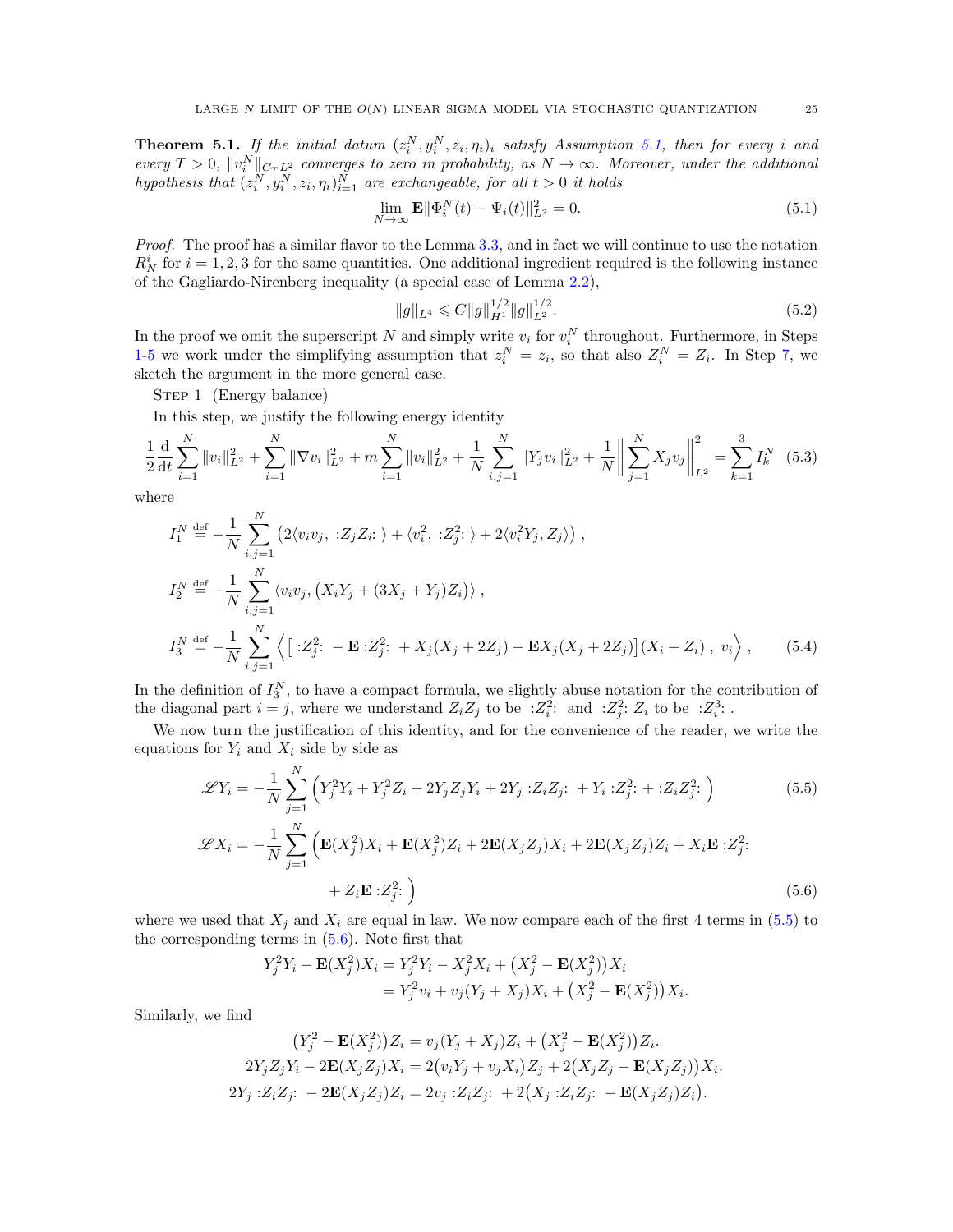**Theorem 5.1.** *If the initial datum $(z_i^N, y_i^N, z_i, \eta_i)_i$ satisfy Assumption 5.1, then for every $i$ and every $T>0$, $\|v_i^N\|_{C_T L^2}$ converges to zero in probability, as $N\to\infty$. Moreover, under the additional hypothesis that $(z_i^N, y_i^N, z_i, \eta_i)_{i=1}^N$ are exchangeable, for all $t>0$ it holds*

$$\lim_{N\to\infty} \mathbf{E}\|\Phi_i^N(t) - \Psi_i(t)\|_{L^2}^2 = 0. \tag{5.1}$$

*Proof.* The proof has a similar flavor to the Lemma 3.3, and in fact we will continue to use the notation $R_N^i$ for $i=1,2,3$ for the same quantities. One additional ingredient required is the following instance of the Gagliardo-Nirenberg inequality (a special case of Lemma 2.2),

$$\|g\|_{L^4} \leqslant C\|g\|_{H^1}^{1/2}\|g\|_{L^2}^{1/2}. \tag{5.2}$$

In the proof we omit the superscript $N$ and simply write $v_i$ for $v_i^N$ throughout. Furthermore, in Steps 1-5 we work under the simplifying assumption that $z_i^N = z_i$, so that also $Z_i^N = Z_i$. In Step 7, we sketch the argument in the more general case.

Step 1 (Energy balance)

In this step, we justify the following energy identity

$$\frac{1}{2}\frac{\mathrm{d}}{\mathrm{d}t}\sum_{i=1}^N \|v_i\|_{L^2}^2 + \sum_{i=1}^N \|\nabla v_i\|_{L^2}^2 + m\sum_{i=1}^N \|v_i\|_{L^2}^2 + \frac{1}{N}\sum_{i,j=1}^N \|Y_j v_i\|_{L^2}^2 + \frac{1}{N}\Big\|\sum_{j=1}^N X_j v_j\Big\|_{L^2}^2 = \sum_{k=1}^3 I_k^N \tag{5.3}$$

where

$$\begin{aligned}
I_1^N &\stackrel{\text{def}}{=} -\frac{1}{N}\sum_{i,j=1}^N \left(2\langle v_i v_j,\ {:}Z_j Z_i{:}\ \rangle + \langle v_i^2,\ {:}Z_j^2{:}\ \rangle + 2\langle v_i^2 Y_j, Z_j\rangle\right),\\
I_2^N &\stackrel{\text{def}}{=} -\frac{1}{N}\sum_{i,j=1}^N \langle v_i v_j, \left(X_i Y_j + (3X_j + Y_j)Z_i\right)\rangle,\\
I_3^N &\stackrel{\text{def}}{=} -\frac{1}{N}\sum_{i,j=1}^N \Big\langle \big[\ {:}Z_j^2{:}\ - \mathbf{E}\ {:}Z_j^2{:}\ + X_j(X_j+2Z_j) - \mathbf{E}X_j(X_j+2Z_j)\big](X_i+Z_i)\ ,\ v_i\Big\rangle,
\end{aligned} \tag{5.4}$$

In the definition of $I_3^N$, to have a compact formula, we slightly abuse notation for the contribution of the diagonal part $i=j$, where we understand $Z_iZ_j$ to be ${:}Z_i^2{:}$ and ${:}Z_j^2{:}\,Z_i$ to be ${:}Z_i^3{:}$.

We now turn the justification of this identity, and for the convenience of the reader, we write the equations for $Y_i$ and $X_i$ side by side as

$$\mathscr{L}Y_i = -\frac{1}{N}\sum_{j=1}^N \Big(Y_j^2 Y_i + Y_j^2 Z_i + 2Y_j Z_j Y_i + 2Y_j\ {:}Z_i Z_j{:}\ + Y_i\ {:}Z_j^2{:} + {:}Z_i Z_j^2{:}\ \Big) \tag{5.5}$$

$$\begin{aligned}
\mathscr{L}X_i = -\frac{1}{N}\sum_{j=1}^N \Big(&\mathbf{E}(X_j^2)X_i + \mathbf{E}(X_j^2)Z_i + 2\mathbf{E}(X_jZ_j)X_i + 2\mathbf{E}(X_jZ_j)Z_i + X_i\mathbf{E}\ {:}Z_j^2{:}\\
&+ Z_i\mathbf{E}\ {:}Z_j^2{:}\ \Big)
\end{aligned} \tag{5.6}$$

where we used that $X_j$ and $X_i$ are equal in law. We now compare each of the first 4 terms in (5.5) to the corresponding terms in (5.6). Note first that

$$\begin{aligned}
Y_j^2 Y_i - \mathbf{E}(X_j^2)X_i &= Y_j^2 Y_i - X_j^2 X_i + \big(X_j^2 - \mathbf{E}(X_j^2)\big)X_i\\
&= Y_j^2 v_i + v_j(Y_j + X_j)X_i + \big(X_j^2 - \mathbf{E}(X_j^2)\big)X_i.
\end{aligned}$$

Similarly, we find

$$\begin{gathered}
\big(Y_j^2 - \mathbf{E}(X_j^2)\big)Z_i = v_j(Y_j+X_j)Z_i + \big(X_j^2 - \mathbf{E}(X_j^2)\big)Z_i.\\
2Y_jZ_jY_i - 2\mathbf{E}(X_jZ_j)X_i = 2\big(v_iY_j + v_jX_i\big)Z_j + 2\big(X_jZ_j - \mathbf{E}(X_jZ_j)\big)X_i.\\
2Y_j\ {:}Z_iZ_j{:}\ - 2\mathbf{E}(X_jZ_j)Z_i = 2v_j\ {:}Z_iZ_j{:}\ + 2\big(X_j\ {:}Z_iZ_j{:}\ - \mathbf{E}(X_jZ_j)Z_i\big).
\end{gathered}$$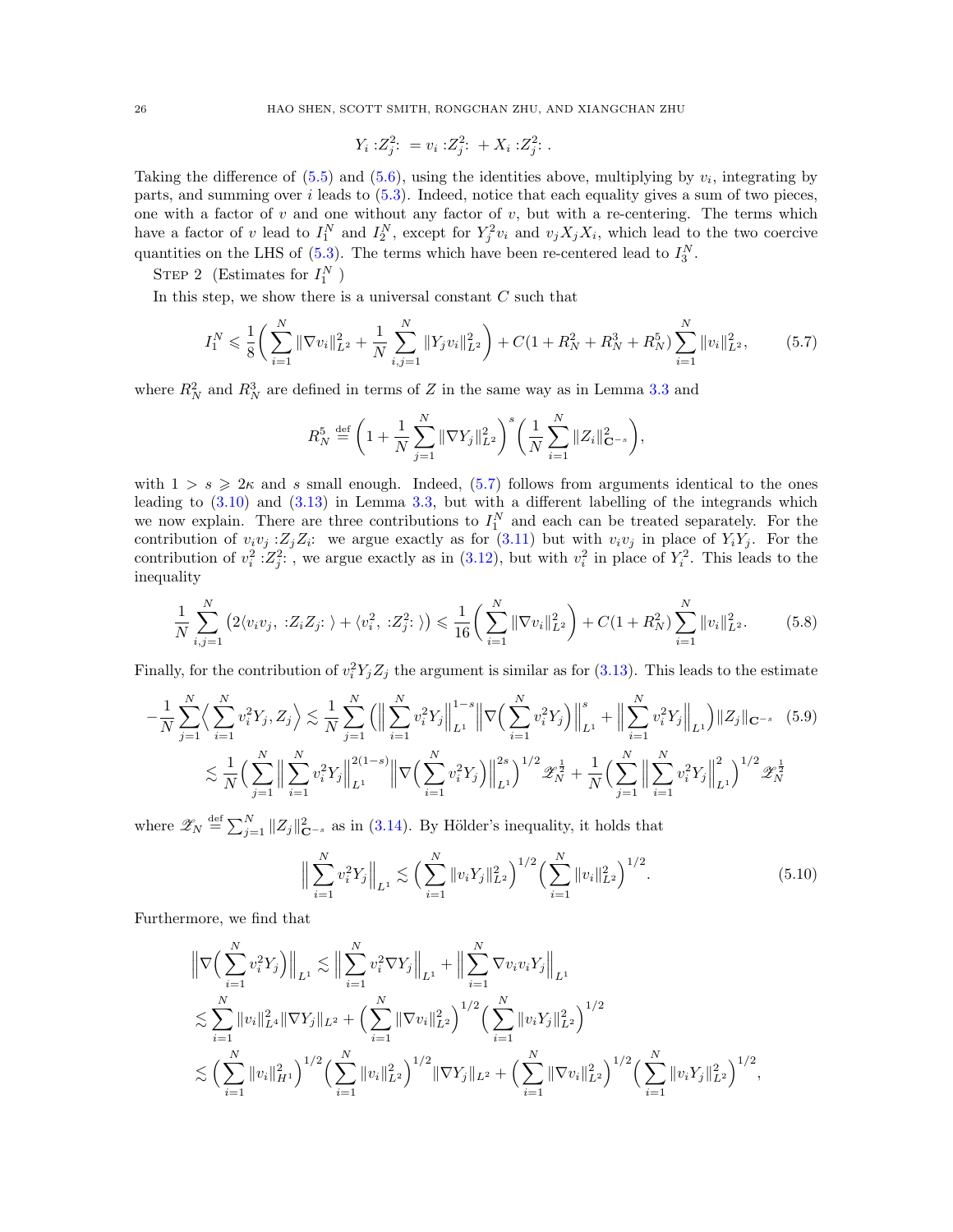$$Y_i :Z_j^2: = v_i :Z_j^2: + X_i :Z_j^2: .$$

Taking the difference of (5.5) and (5.6), using the identities above, multiplying by $v_i$, integrating by parts, and summing over $i$ leads to (5.3). Indeed, notice that each equality gives a sum of two pieces, one with a factor of $v$ and one without any factor of $v$, but with a re-centering. The terms which have a factor of $v$ lead to $I_1^N$ and $I_2^N$, except for $Y_j^2 v_i$ and $v_j X_j X_i$, which lead to the two coercive quantities on the LHS of (5.3). The terms which have been re-centered lead to $I_3^N$.

STEP 2 (Estimates for $I_1^N$ )

In this step, we show there is a universal constant $C$ such that

$$I_1^N \leqslant \frac{1}{8}\Big( \sum_{i=1}^N \|\nabla v_i\|_{L^2}^2 + \frac{1}{N}\sum_{i,j=1}^N \|Y_j v_i\|_{L^2}^2 \Big) + C(1+R_N^2+R_N^3+R_N^5)\sum_{i=1}^N \|v_i\|_{L^2}^2, \tag{5.7}$$

where $R_N^2$ and $R_N^3$ are defined in terms of $Z$ in the same way as in Lemma 3.3 and

$$R_N^5 \stackrel{\text{def}}{=} \Big( 1 + \frac{1}{N}\sum_{j=1}^N \|\nabla Y_j\|_{L^2}^2 \Big)^s \Big( \frac{1}{N}\sum_{i=1}^N \|Z_i\|_{\mathbf{C}^{-s}}^2 \Big),$$

with $1 > s \geqslant 2\kappa$ and $s$ small enough. Indeed, (5.7) follows from arguments identical to the ones leading to (3.10) and (3.13) in Lemma 3.3, but with a different labelling of the integrands which we now explain. There are three contributions to $I_1^N$ and each can be treated separately. For the contribution of $v_i v_j :Z_j Z_i:$ we argue exactly as for (3.11) but with $v_i v_j$ in place of $Y_i Y_j$. For the contribution of $v_i^2 :Z_j^2:$ , we argue exactly as in (3.12), but with $v_i^2$ in place of $Y_i^2$. This leads to the inequality

$$\frac{1}{N}\sum_{i,j=1}^N \big( 2\langle v_i v_j,\ :Z_i Z_j:\ \rangle + \langle v_i^2,\ :Z_j^2:\ \rangle \big) \leqslant \frac{1}{16}\Big( \sum_{i=1}^N \|\nabla v_i\|_{L^2}^2 \Big) + C(1+R_N^2)\sum_{i=1}^N \|v_i\|_{L^2}^2. \tag{5.8}$$

Finally, for the contribution of $v_i^2 Y_j Z_j$ the argument is similar as for (3.13). This leads to the estimate

$$\begin{aligned} -\frac{1}{N}\sum_{j=1}^N \Big\langle \sum_{i=1}^N v_i^2 Y_j, Z_j \Big\rangle &\lesssim \frac{1}{N}\sum_{j=1}^N \Big( \Big\| \sum_{i=1}^N v_i^2 Y_j \Big\|_{L^1}^{1-s} \Big\| \nabla\Big( \sum_{i=1}^N v_i^2 Y_j \Big) \Big\|_{L^1}^s + \Big\| \sum_{i=1}^N v_i^2 Y_j \Big\|_{L^1} \Big) \|Z_j\|_{\mathbf{C}^{-s}} \qquad (5.9) \\ &\lesssim \frac{1}{N}\Big( \sum_{j=1}^N \Big\| \sum_{i=1}^N v_i^2 Y_j \Big\|_{L^1}^{2(1-s)} \Big\| \nabla\Big( \sum_{i=1}^N v_i^2 Y_j \Big) \Big\|_{L^1}^{2s} \Big)^{1/2} \mathscr{Z}_N^{\frac12} + \frac{1}{N}\Big( \sum_{j=1}^N \Big\| \sum_{i=1}^N v_i^2 Y_j \Big\|_{L^1}^2 \Big)^{1/2} \mathscr{Z}_N^{\frac12} \end{aligned}$$

where $\mathscr{Z}_N \stackrel{\text{def}}{=} \sum_{j=1}^N \|Z_j\|_{\mathbf{C}^{-s}}^2$ as in (3.14). By Hölder's inequality, it holds that

$$\Big\| \sum_{i=1}^N v_i^2 Y_j \Big\|_{L^1} \lesssim \Big( \sum_{i=1}^N \|v_i Y_j\|_{L^2}^2 \Big)^{1/2} \Big( \sum_{i=1}^N \|v_i\|_{L^2}^2 \Big)^{1/2}. \tag{5.10}$$

Furthermore, we find that

$$\begin{aligned} \Big\| \nabla\Big( \sum_{i=1}^N v_i^2 Y_j \Big) \Big\|_{L^1} &\lesssim \Big\| \sum_{i=1}^N v_i^2 \nabla Y_j \Big\|_{L^1} + \Big\| \sum_{i=1}^N \nabla v_i v_i Y_j \Big\|_{L^1} \\ &\lesssim \sum_{i=1}^N \|v_i\|_{L^4}^2 \|\nabla Y_j\|_{L^2} + \Big( \sum_{i=1}^N \|\nabla v_i\|_{L^2}^2 \Big)^{1/2} \Big( \sum_{i=1}^N \|v_i Y_j\|_{L^2}^2 \Big)^{1/2} \\ &\lesssim \Big( \sum_{i=1}^N \|v_i\|_{H^1}^2 \Big)^{1/2} \Big( \sum_{i=1}^N \|v_i\|_{L^2}^2 \Big)^{1/2} \|\nabla Y_j\|_{L^2} + \Big( \sum_{i=1}^N \|\nabla v_i\|_{L^2}^2 \Big)^{1/2} \Big( \sum_{i=1}^N \|v_i Y_j\|_{L^2}^2 \Big)^{1/2}, \end{aligned}$$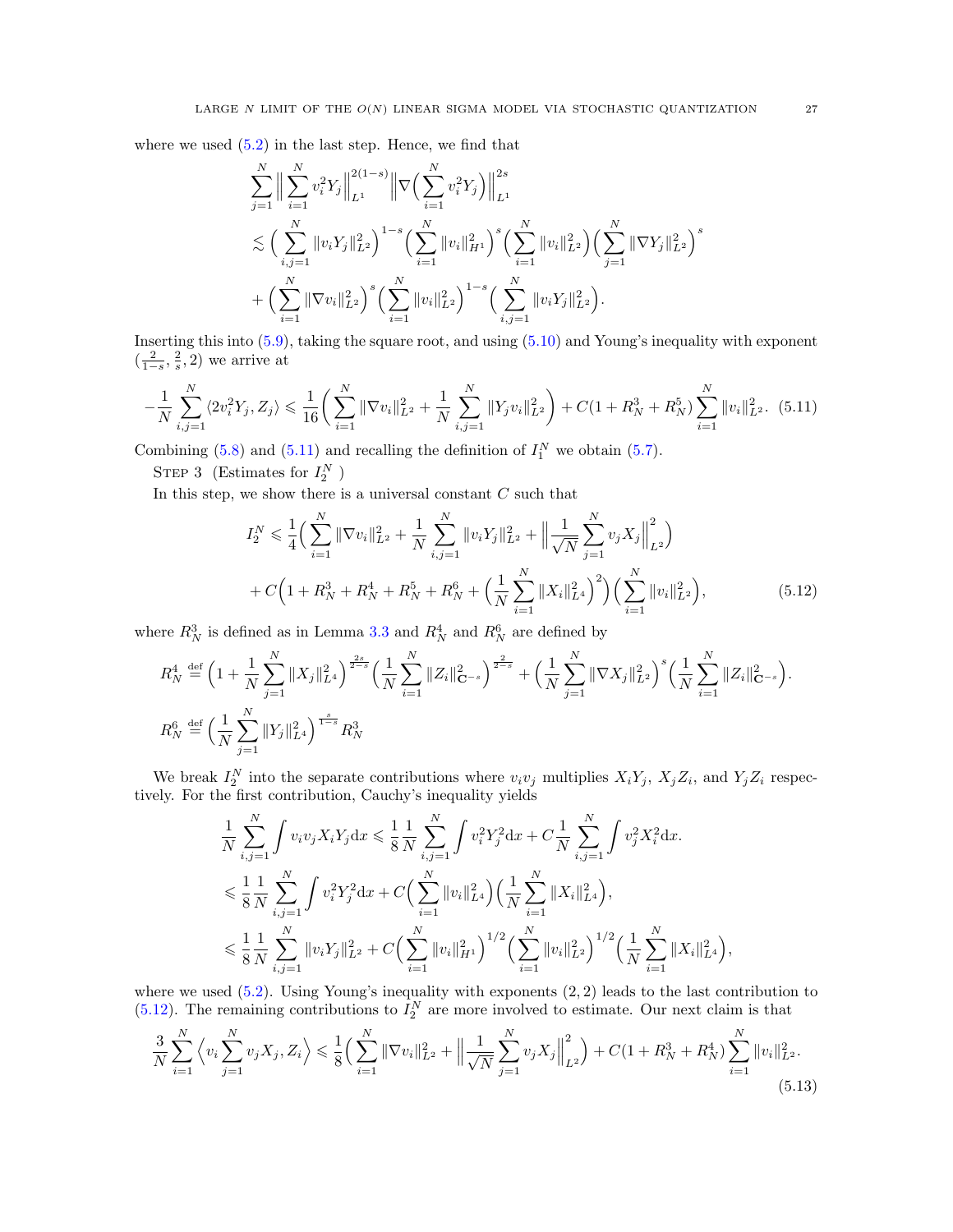where we used (5.2) in the last step. Hence, we find that

$$
\begin{aligned}
&\sum_{j=1}^N \Big\| \sum_{i=1}^N v_i^2 Y_j \Big\|_{L^1}^{2(1-s)} \Big\| \nabla \Big( \sum_{i=1}^N v_i^2 Y_j \Big) \Big\|_{L^1}^{2s} \\
&\lesssim \Big( \sum_{i,j=1}^N \|v_i Y_j\|_{L^2}^2 \Big)^{1-s} \Big( \sum_{i=1}^N \|v_i\|_{H^1}^2 \Big)^s \Big( \sum_{i=1}^N \|v_i\|_{L^2}^2 \Big) \Big( \sum_{j=1}^N \|\nabla Y_j\|_{L^2}^2 \Big)^s \\
&+ \Big( \sum_{i=1}^N \|\nabla v_i\|_{L^2}^2 \Big)^s \Big( \sum_{i=1}^N \|v_i\|_{L^2}^2 \Big)^{1-s} \Big( \sum_{i,j=1}^N \|v_i Y_j\|_{L^2}^2 \Big).
\end{aligned}
$$

Inserting this into (5.9), taking the square root, and using (5.10) and Young's inequality with exponent $(\frac{2}{1-s}, \frac{2}{s}, 2)$ we arrive at

$$
-\frac{1}{N} \sum_{i,j=1}^N \langle 2 v_i^2 Y_j, Z_j \rangle \leqslant \frac{1}{16} \Big( \sum_{i=1}^N \|\nabla v_i\|_{L^2}^2 + \frac{1}{N} \sum_{i,j=1}^N \|Y_j v_i\|_{L^2}^2 \Big) + C(1 + R_N^3 + R_N^5) \sum_{i=1}^N \|v_i\|_{L^2}^2. \quad (5.11)
$$

Combining (5.8) and (5.11) and recalling the definition of $I_1^N$ we obtain (5.7).

Step 3 (Estimates for $I_2^N$ )

In this step, we show there is a universal constant $C$ such that

$$
\begin{aligned}
I_2^N &\leqslant \frac{1}{4} \Big( \sum_{i=1}^N \|\nabla v_i\|_{L^2}^2 + \frac{1}{N} \sum_{i,j=1}^N \|v_i Y_j\|_{L^2}^2 + \Big\| \frac{1}{\sqrt{N}} \sum_{j=1}^N v_j X_j \Big\|_{L^2}^2 \Big) \\
&+ C \Big( 1 + R_N^3 + R_N^4 + R_N^5 + R_N^6 + \Big( \frac{1}{N} \sum_{i=1}^N \|X_i\|_{L^4}^2 \Big)^2 \Big) \Big( \sum_{i=1}^N \|v_i\|_{L^2}^2 \Big), \qquad (5.12)
\end{aligned}
$$

where $R_N^3$ is defined as in Lemma 3.3 and $R_N^4$ and $R_N^6$ are defined by

$$
R_N^4 \stackrel{\text{def}}{=} \Big( 1 + \frac{1}{N} \sum_{j=1}^N \|X_j\|_{L^4}^2 \Big)^{\frac{2s}{2-s}} \Big( \frac{1}{N} \sum_{i=1}^N \|Z_i\|_{\mathbf{C}^{-s}}^2 \Big)^{\frac{2}{2-s}} + \Big( \frac{1}{N} \sum_{j=1}^N \|\nabla X_j\|_{L^2}^2 \Big)^s \Big( \frac{1}{N} \sum_{i=1}^N \|Z_i\|_{\mathbf{C}^{-s}}^2 \Big).
$$

$$
R_N^6 \stackrel{\text{def}}{=} \Big( \frac{1}{N} \sum_{j=1}^N \|Y_j\|_{L^4}^2 \Big)^{\frac{s}{1-s}} R_N^3
$$

We break $I_2^N$ into the separate contributions where $v_i v_j$ multiplies $X_i Y_j$, $X_j Z_i$, and $Y_j Z_i$ respectively. For the first contribution, Cauchy's inequality yields

$$
\begin{aligned}
\frac{1}{N} \sum_{i,j=1}^N \int v_i v_j X_i Y_j \mathrm{d}x &\leqslant \frac{1}{8} \frac{1}{N} \sum_{i,j=1}^N \int v_i^2 Y_j^2 \mathrm{d}x + C \frac{1}{N} \sum_{i,j=1}^N \int v_j^2 X_i^2 \mathrm{d}x. \\
&\leqslant \frac{1}{8} \frac{1}{N} \sum_{i,j=1}^N \int v_i^2 Y_j^2 \mathrm{d}x + C \Big( \sum_{i=1}^N \|v_i\|_{L^4}^2 \Big) \Big( \frac{1}{N} \sum_{i=1}^N \|X_i\|_{L^4}^2 \Big), \\
&\leqslant \frac{1}{8} \frac{1}{N} \sum_{i,j=1}^N \|v_i Y_j\|_{L^2}^2 + C \Big( \sum_{i=1}^N \|v_i\|_{H^1}^2 \Big)^{1/2} \Big( \sum_{i=1}^N \|v_i\|_{L^2}^2 \Big)^{1/2} \Big( \frac{1}{N} \sum_{i=1}^N \|X_i\|_{L^4}^2 \Big),
\end{aligned}
$$

where we used (5.2). Using Young's inequality with exponents $(2, 2)$ leads to the last contribution to (5.12). The remaining contributions to $I_2^N$ are more involved to estimate. Our next claim is that

$$
\frac{3}{N} \sum_{i=1}^N \Big\langle v_i \sum_{j=1}^N v_j X_j, Z_i \Big\rangle \leqslant \frac{1}{8} \Big( \sum_{i=1}^N \|\nabla v_i\|_{L^2}^2 + \Big\| \frac{1}{\sqrt{N}} \sum_{j=1}^N v_j X_j \Big\|_{L^2}^2 \Big) + C(1 + R_N^3 + R_N^4) \sum_{i=1}^N \|v_i\|_{L^2}^2. \quad (5.13)
$$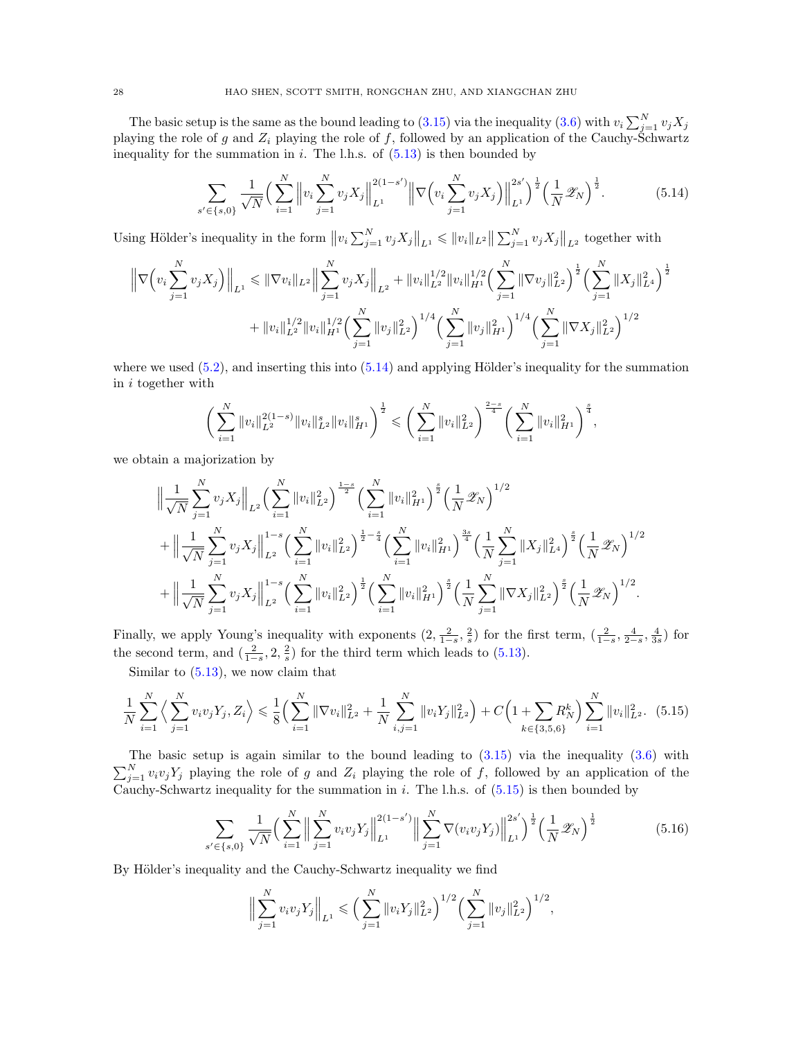The basic setup is the same as the bound leading to (3.15) via the inequality (3.6) with $v_i \sum_{j=1}^N v_j X_j$ playing the role of $g$ and $Z_i$ playing the role of $f$, followed by an application of the Cauchy-Schwartz inequality for the summation in $i$. The l.h.s. of (5.13) is then bounded by

$$\sum_{s' \in \{s,0\}} \frac{1}{\sqrt{N}} \Big( \sum_{i=1}^N \Big\| v_i \sum_{j=1}^N v_j X_j \Big\|_{L^1}^{2(1-s')} \Big\| \nabla \Big( v_i \sum_{j=1}^N v_j X_j \Big) \Big\|_{L^1}^{2s'} \Big)^{\frac12} \Big( \frac{1}{N} \mathscr{Z}_N \Big)^{\frac12}. \tag{5.14}$$

Using Hölder's inequality in the form $\big\| v_i \sum_{j=1}^N v_j X_j \big\|_{L^1} \leqslant \|v_i\|_{L^2} \big\| \sum_{j=1}^N v_j X_j \big\|_{L^2}$ together with

$$\begin{aligned}
\Big\| \nabla \Big( v_i \sum_{j=1}^N v_j X_j \Big) \Big\|_{L^1} \leqslant{}& \|\nabla v_i\|_{L^2} \Big\| \sum_{j=1}^N v_j X_j \Big\|_{L^2} + \|v_i\|_{L^2}^{1/2} \|v_i\|_{H^1}^{1/2} \Big( \sum_{j=1}^N \|\nabla v_j\|_{L^2}^2 \Big)^{\frac12} \Big( \sum_{j=1}^N \|X_j\|_{L^4}^2 \Big)^{\frac12} \\
&+ \|v_i\|_{L^2}^{1/2} \|v_i\|_{H^1}^{1/2} \Big( \sum_{j=1}^N \|v_j\|_{L^2}^2 \Big)^{1/4} \Big( \sum_{j=1}^N \|v_j\|_{H^1}^2 \Big)^{1/4} \Big( \sum_{j=1}^N \|\nabla X_j\|_{L^2}^2 \Big)^{1/2}
\end{aligned}$$

where we used (5.2), and inserting this into (5.14) and applying Hölder's inequality for the summation in $i$ together with

$$\Big( \sum_{i=1}^N \|v_i\|_{L^2}^{2(1-s)} \|v_i\|_{L^2}^s \|v_i\|_{H^1}^s \Big)^{\frac12} \leqslant \Big( \sum_{i=1}^N \|v_i\|_{L^2}^2 \Big)^{\frac{2-s}{4}} \Big( \sum_{i=1}^N \|v_i\|_{H^1}^2 \Big)^{\frac{s}{4}},$$

we obtain a majorization by

$$\begin{aligned}
&\Big\| \frac{1}{\sqrt{N}} \sum_{j=1}^N v_j X_j \Big\|_{L^2} \Big( \sum_{i=1}^N \|v_i\|_{L^2}^2 \Big)^{\frac{1-s}{2}} \Big( \sum_{i=1}^N \|v_i\|_{H^1}^2 \Big)^{\frac{s}{2}} \Big( \frac{1}{N} \mathscr{Z}_N \Big)^{1/2} \\
&+ \Big\| \frac{1}{\sqrt{N}} \sum_{j=1}^N v_j X_j \Big\|_{L^2}^{1-s} \Big( \sum_{i=1}^N \|v_i\|_{L^2}^2 \Big)^{\frac12 - \frac{s}{4}} \Big( \sum_{i=1}^N \|v_i\|_{H^1}^2 \Big)^{\frac{3s}{4}} \Big( \frac{1}{N} \sum_{j=1}^N \|X_j\|_{L^4}^2 \Big)^{\frac{s}{2}} \Big( \frac{1}{N} \mathscr{Z}_N \Big)^{1/2} \\
&+ \Big\| \frac{1}{\sqrt{N}} \sum_{j=1}^N v_j X_j \Big\|_{L^2}^{1-s} \Big( \sum_{i=1}^N \|v_i\|_{L^2}^2 \Big)^{\frac12} \Big( \sum_{i=1}^N \|v_i\|_{H^1}^2 \Big)^{\frac{s}{2}} \Big( \frac{1}{N} \sum_{j=1}^N \|\nabla X_j\|_{L^2}^2 \Big)^{\frac{s}{2}} \Big( \frac{1}{N} \mathscr{Z}_N \Big)^{1/2}.
\end{aligned}$$

Finally, we apply Young's inequality with exponents $(2, \frac{2}{1-s}, \frac{2}{s})$ for the first term, $(\frac{2}{1-s}, \frac{4}{2-s}, \frac{4}{3s})$ for the second term, and $(\frac{2}{1-s}, 2, \frac{2}{s})$ for the third term which leads to (5.13).

Similar to (5.13), we now claim that

$$\frac{1}{N} \sum_{i=1}^N \Big\langle \sum_{j=1}^N v_i v_j Y_j, Z_i \Big\rangle \leqslant \frac18 \Big( \sum_{i=1}^N \|\nabla v_i\|_{L^2}^2 + \frac{1}{N} \sum_{i,j=1}^N \|v_i Y_j\|_{L^2}^2 \Big) + C \Big( 1 + \sum_{k \in \{3,5,6\}} R_N^k \Big) \sum_{i=1}^N \|v_i\|_{L^2}^2. \tag{5.15}$$

The basic setup is again similar to the bound leading to (3.15) via the inequality (3.6) with $\sum_{j=1}^N v_i v_j Y_j$ playing the role of $g$ and $Z_i$ playing the role of $f$, followed by an application of the Cauchy-Schwartz inequality for the summation in $i$. The l.h.s. of (5.15) is then bounded by

$$\sum_{s' \in \{s,0\}} \frac{1}{\sqrt{N}} \Big( \sum_{i=1}^N \Big\| \sum_{j=1}^N v_i v_j Y_j \Big\|_{L^1}^{2(1-s')} \Big\| \sum_{j=1}^N \nabla (v_i v_j Y_j) \Big\|_{L^1}^{2s'} \Big)^{\frac12} \Big( \frac{1}{N} \mathscr{Z}_N \Big)^{\frac12} \tag{5.16}$$

By Hölder's inequality and the Cauchy-Schwartz inequality we find

$$\Big\| \sum_{j=1}^N v_i v_j Y_j \Big\|_{L^1} \leqslant \Big( \sum_{j=1}^N \|v_i Y_j\|_{L^2}^2 \Big)^{1/2} \Big( \sum_{j=1}^N \|v_j\|_{L^2}^2 \Big)^{1/2},$$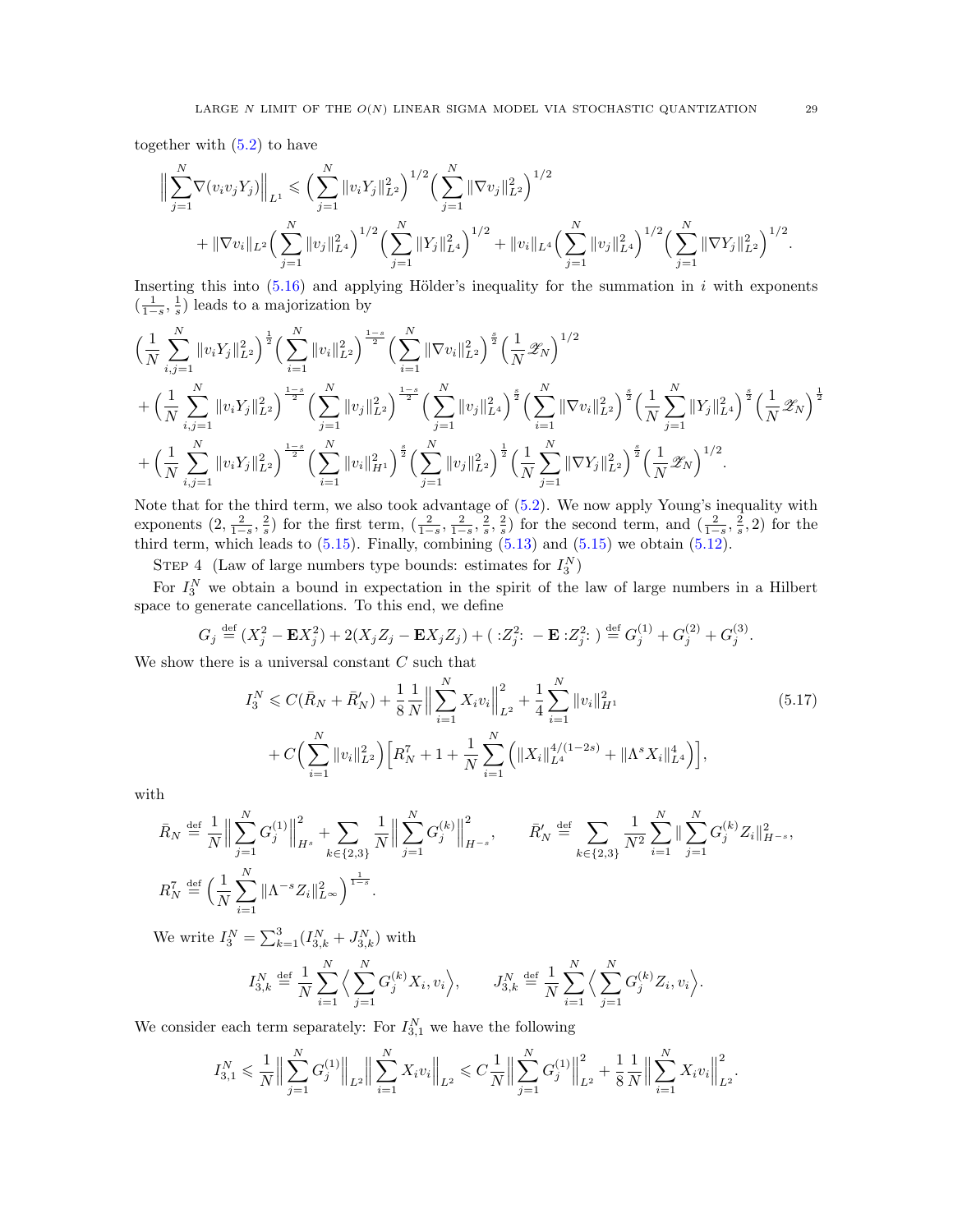together with (5.2) to have

$$\Big\|\sum_{j=1}^N \nabla(v_i v_j Y_j)\Big\|_{L^1} \leqslant \Big(\sum_{j=1}^N \|v_i Y_j\|_{L^2}^2\Big)^{1/2}\Big(\sum_{j=1}^N \|\nabla v_j\|_{L^2}^2\Big)^{1/2}$$
$$+ \|\nabla v_i\|_{L^2}\Big(\sum_{j=1}^N \|v_j\|_{L^4}^2\Big)^{1/2}\Big(\sum_{j=1}^N \|Y_j\|_{L^4}^2\Big)^{1/2} + \|v_i\|_{L^4}\Big(\sum_{j=1}^N \|v_j\|_{L^4}^2\Big)^{1/2}\Big(\sum_{j=1}^N \|\nabla Y_j\|_{L^2}^2\Big)^{1/2}.$$

Inserting this into (5.16) and applying Hölder's inequality for the summation in $i$ with exponents $(\frac{1}{1-s}, \frac{1}{s})$ leads to a majorization by

$$\Big(\frac{1}{N}\sum_{i,j=1}^N \|v_i Y_j\|_{L^2}^2\Big)^{\frac12}\Big(\sum_{i=1}^N \|v_i\|_{L^2}^2\Big)^{\frac{1-s}{2}}\Big(\sum_{i=1}^N \|\nabla v_i\|_{L^2}^2\Big)^{\frac{s}{2}}\Big(\frac{1}{N}\mathscr{Z}_N\Big)^{1/2}$$
$$+ \Big(\frac{1}{N}\sum_{i,j=1}^N \|v_i Y_j\|_{L^2}^2\Big)^{\frac{1-s}{2}}\Big(\sum_{j=1}^N \|v_j\|_{L^2}^2\Big)^{\frac{1-s}{2}}\Big(\sum_{j=1}^N \|v_j\|_{L^4}^2\Big)^{\frac{s}{2}}\Big(\sum_{i=1}^N \|\nabla v_i\|_{L^2}^2\Big)^{\frac{s}{2}}\Big(\frac{1}{N}\sum_{j=1}^N \|Y_j\|_{L^4}^2\Big)^{\frac{s}{2}}\Big(\frac{1}{N}\mathscr{Z}_N\Big)^{\frac12}$$
$$+ \Big(\frac{1}{N}\sum_{i,j=1}^N \|v_i Y_j\|_{L^2}^2\Big)^{\frac{1-s}{2}}\Big(\sum_{i=1}^N \|v_i\|_{H^1}^2\Big)^{\frac{s}{2}}\Big(\sum_{j=1}^N \|v_j\|_{L^2}^2\Big)^{\frac12}\Big(\frac{1}{N}\sum_{j=1}^N \|\nabla Y_j\|_{L^2}^2\Big)^{\frac{s}{2}}\Big(\frac{1}{N}\mathscr{Z}_N\Big)^{1/2}.$$

Note that for the third term, we also took advantage of (5.2). We now apply Young's inequality with exponents $(2, \frac{2}{1-s}, \frac{2}{s})$ for the first term, $(\frac{2}{1-s}, \frac{2}{1-s}, \frac{2}{s}, \frac{2}{s})$ for the second term, and $(\frac{2}{1-s}, \frac{2}{s}, 2)$ for the third term, which leads to (5.15). Finally, combining (5.13) and (5.15) we obtain (5.12).

Step 4 (Law of large numbers type bounds: estimates for $I_3^N$)

For $I_3^N$ we obtain a bound in expectation in the spirit of the law of large numbers in a Hilbert space to generate cancellations. To this end, we define

$$G_j \stackrel{\text{def}}{=} (X_j^2 - \mathbf{E}X_j^2) + 2(X_j Z_j - \mathbf{E}X_j Z_j) + (\,:Z_j^2:\, - \mathbf{E}\,:Z_j^2:\,) \stackrel{\text{def}}{=} G_j^{(1)} + G_j^{(2)} + G_j^{(3)}.$$

We show there is a universal constant $C$ such that

$$I_3^N \leqslant C(\bar{R}_N + \bar{R}_N') + \frac18\frac1N\Big\|\sum_{i=1}^N X_i v_i\Big\|_{L^2}^2 + \frac14\sum_{i=1}^N \|v_i\|_{H^1}^2 \tag{5.17}$$
$$+ C\Big(\sum_{i=1}^N \|v_i\|_{L^2}^2\Big)\Big[R_N^7 + 1 + \frac1N\sum_{i=1}^N\Big(\|X_i\|_{L^4}^{4/(1-2s)} + \|\Lambda^s X_i\|_{L^4}^4\Big)\Big],$$

with

$$\bar{R}_N \stackrel{\text{def}}{=} \frac1N\Big\|\sum_{j=1}^N G_j^{(1)}\Big\|_{H^s}^2 + \sum_{k\in\{2,3\}}\frac1N\Big\|\sum_{j=1}^N G_j^{(k)}\Big\|_{H^{-s}}^2, \qquad \bar{R}_N' \stackrel{\text{def}}{=} \sum_{k\in\{2,3\}}\frac{1}{N^2}\sum_{i=1}^N\|\sum_{j=1}^N G_j^{(k)} Z_i\|_{H^{-s}}^2,$$
$$R_N^7 \stackrel{\text{def}}{=} \Big(\frac1N\sum_{i=1}^N\|\Lambda^{-s}Z_i\|_{L^\infty}^2\Big)^{\frac{1}{1-s}}.$$

We write $I_3^N = \sum_{k=1}^3 (I_{3,k}^N + J_{3,k}^N)$ with

$$I_{3,k}^N \stackrel{\text{def}}{=} \frac1N\sum_{i=1}^N\Big\langle\sum_{j=1}^N G_j^{(k)} X_i, v_i\Big\rangle, \qquad J_{3,k}^N \stackrel{\text{def}}{=} \frac1N\sum_{i=1}^N\Big\langle\sum_{j=1}^N G_j^{(k)} Z_i, v_i\Big\rangle.$$

We consider each term separately: For $I_{3,1}^N$ we have the following

$$I_{3,1}^N \leqslant \frac1N\Big\|\sum_{j=1}^N G_j^{(1)}\Big\|_{L^2}\Big\|\sum_{i=1}^N X_i v_i\Big\|_{L^2} \leqslant C\frac1N\Big\|\sum_{j=1}^N G_j^{(1)}\Big\|_{L^2}^2 + \frac18\frac1N\Big\|\sum_{i=1}^N X_i v_i\Big\|_{L^2}^2.$$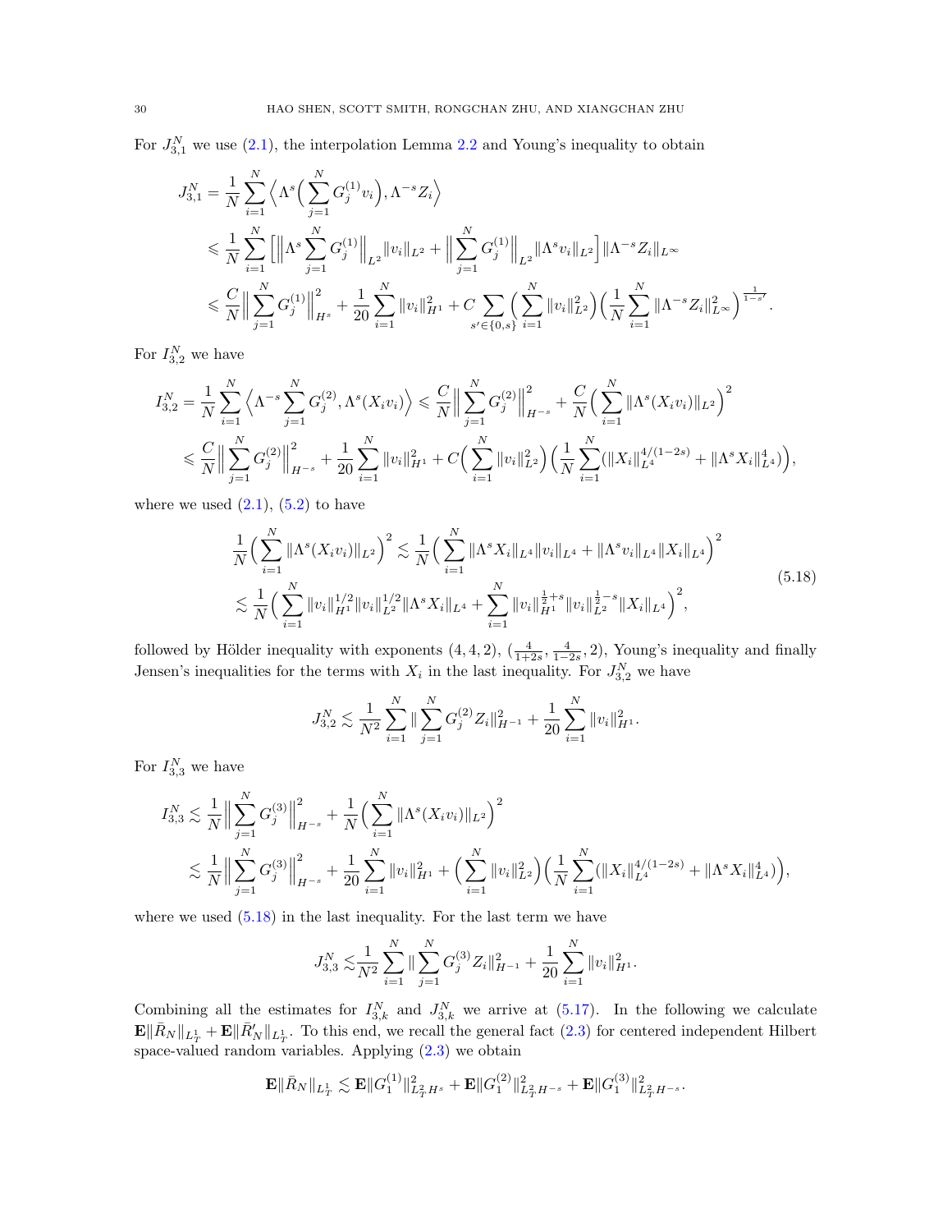For $J_{3,1}^N$ we use (2.1), the interpolation Lemma 2.2 and Young's inequality to obtain

$$
\begin{aligned}
J_{3,1}^N &= \frac{1}{N}\sum_{i=1}^N \Big\langle \Lambda^s\Big(\sum_{j=1}^N G_j^{(1)} v_i\Big), \Lambda^{-s} Z_i\Big\rangle \\
&\leqslant \frac{1}{N}\sum_{i=1}^N \Big[\Big\|\Lambda^s \sum_{j=1}^N G_j^{(1)}\Big\|_{L^2}\|v_i\|_{L^2} + \Big\|\sum_{j=1}^N G_j^{(1)}\Big\|_{L^2}\|\Lambda^s v_i\|_{L^2}\Big]\|\Lambda^{-s}Z_i\|_{L^\infty} \\
&\leqslant \frac{C}{N}\Big\|\sum_{j=1}^N G_j^{(1)}\Big\|_{H^s}^2 + \frac{1}{20}\sum_{i=1}^N \|v_i\|_{H^1}^2 + C\sum_{s'\in\{0,s\}}\Big(\sum_{i=1}^N \|v_i\|_{L^2}^2\Big)\Big(\frac{1}{N}\sum_{i=1}^N \|\Lambda^{-s}Z_i\|_{L^\infty}^2\Big)^{\frac{1}{1-s'}}.
\end{aligned}
$$

For $I_{3,2}^N$ we have

$$
\begin{aligned}
I_{3,2}^N &= \frac{1}{N}\sum_{i=1}^N \Big\langle \Lambda^{-s}\sum_{j=1}^N G_j^{(2)}, \Lambda^s(X_i v_i)\Big\rangle \leqslant \frac{C}{N}\Big\|\sum_{j=1}^N G_j^{(2)}\Big\|_{H^{-s}}^2 + \frac{C}{N}\Big(\sum_{i=1}^N \|\Lambda^s(X_i v_i)\|_{L^2}\Big)^2 \\
&\leqslant \frac{C}{N}\Big\|\sum_{j=1}^N G_j^{(2)}\Big\|_{H^{-s}}^2 + \frac{1}{20}\sum_{i=1}^N \|v_i\|_{H^1}^2 + C\Big(\sum_{i=1}^N \|v_i\|_{L^2}^2\Big)\Big(\frac{1}{N}\sum_{i=1}^N (\|X_i\|_{L^4}^{4/(1-2s)} + \|\Lambda^s X_i\|_{L^4}^4)\Big),
\end{aligned}
$$

where we used (2.1), (5.2) to have

$$
\begin{aligned}
\frac{1}{N}\Big(\sum_{i=1}^N \|\Lambda^s(X_i v_i)\|_{L^2}\Big)^2 &\lesssim \frac{1}{N}\Big(\sum_{i=1}^N \|\Lambda^s X_i\|_{L^4}\|v_i\|_{L^4} + \|\Lambda^s v_i\|_{L^4}\|X_i\|_{L^4}\Big)^2 \\
&\lesssim \frac{1}{N}\Big(\sum_{i=1}^N \|v_i\|_{H^1}^{1/2}\|v_i\|_{L^2}^{1/2}\|\Lambda^s X_i\|_{L^4} + \sum_{i=1}^N \|v_i\|_{H^1}^{\frac12+s}\|v_i\|_{L^2}^{\frac12-s}\|X_i\|_{L^4}\Big)^2,
\end{aligned} \tag{5.18}
$$

followed by Hölder inequality with exponents $(4,4,2)$, $(\frac{4}{1+2s}, \frac{4}{1-2s}, 2)$, Young's inequality and finally Jensen's inequalities for the terms with $X_i$ in the last inequality. For $J_{3,2}^N$ we have

$$
J_{3,2}^N \lesssim \frac{1}{N^2}\sum_{i=1}^N \|\sum_{j=1}^N G_j^{(2)} Z_i\|_{H^{-1}}^2 + \frac{1}{20}\sum_{i=1}^N \|v_i\|_{H^1}^2.
$$

For $I_{3,3}^N$ we have

$$
\begin{aligned}
I_{3,3}^N &\lesssim \frac{1}{N}\Big\|\sum_{j=1}^N G_j^{(3)}\Big\|_{H^{-s}}^2 + \frac{1}{N}\Big(\sum_{i=1}^N \|\Lambda^s(X_i v_i)\|_{L^2}\Big)^2 \\
&\lesssim \frac{1}{N}\Big\|\sum_{j=1}^N G_j^{(3)}\Big\|_{H^{-s}}^2 + \frac{1}{20}\sum_{i=1}^N \|v_i\|_{H^1}^2 + \Big(\sum_{i=1}^N \|v_i\|_{L^2}^2\Big)\Big(\frac{1}{N}\sum_{i=1}^N (\|X_i\|_{L^4}^{4/(1-2s)} + \|\Lambda^s X_i\|_{L^4}^4)\Big),
\end{aligned}
$$

where we used (5.18) in the last inequality. For the last term we have

$$
J_{3,3}^N \lesssim \frac{1}{N^2}\sum_{i=1}^N \|\sum_{j=1}^N G_j^{(3)} Z_i\|_{H^{-1}}^2 + \frac{1}{20}\sum_{i=1}^N \|v_i\|_{H^1}^2.
$$

Combining all the estimates for $I_{3,k}^N$ and $J_{3,k}^N$ we arrive at (5.17). In the following we calculate $\mathbf{E}\|\bar{R}_N\|_{L_T^1} + \mathbf{E}\|\bar{R}_N'\|_{L_T^1}$. To this end, we recall the general fact (2.3) for centered independent Hilbert space-valued random variables. Applying (2.3) we obtain

$$
\mathbf{E}\|\bar{R}_N\|_{L_T^1} \lesssim \mathbf{E}\|G_1^{(1)}\|_{L_T^2 H^s}^2 + \mathbf{E}\|G_1^{(2)}\|_{L_T^2 H^{-s}}^2 + \mathbf{E}\|G_1^{(3)}\|_{L_T^2 H^{-s}}^2.
$$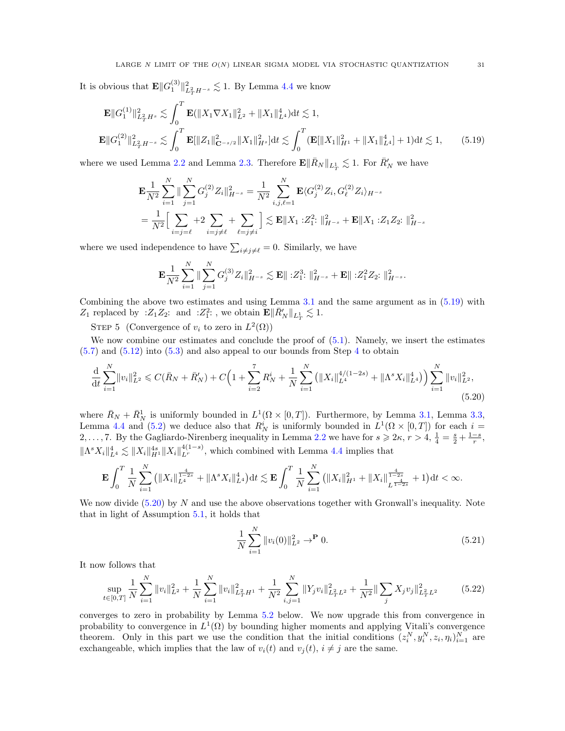It is obvious that $\mathbf{E}\|G_1^{(3)}\|_{L_T^2 H^{-s}}^2 \lesssim 1$. By Lemma 4.4 we know

$$
\begin{aligned}
\mathbf{E}\|G_1^{(1)}\|_{L_T^2 H^s}^2 &\lesssim \int_0^T \mathbf{E}(\|X_1 \nabla X_1\|_{L^2}^2 + \|X_1\|_{L^4}^4)\mathrm{d}t \lesssim 1, \\
\mathbf{E}\|G_1^{(2)}\|_{L_T^2 H^{-s}}^2 &\lesssim \int_0^T \mathbf{E}[\|Z_1\|_{\mathbf{C}^{-s/2}}^2 \|X_1\|_{H^s}^2]\mathrm{d}t \lesssim \int_0^T (\mathbf{E}[\|X_1\|_{H^1}^2 + \|X_1\|_{L^4}^4] + 1)\mathrm{d}t \lesssim 1,
\end{aligned} \tag{5.19}
$$

where we used Lemma 2.2 and Lemma 2.3. Therefore $\mathbf{E}\|\bar{R}_N\|_{L_T^1} \lesssim 1$. For $\bar{R}'_N$ we have

$$
\begin{aligned}
&\mathbf{E}\frac{1}{N^2}\sum_{i=1}^N \|\sum_{j=1}^N G_j^{(2)} Z_i\|_{H^{-s}}^2 = \frac{1}{N^2}\sum_{i,j,\ell=1}^N \mathbf{E}\langle G_j^{(2)} Z_i, G_\ell^{(2)} Z_i\rangle_{H^{-s}} \\
&= \frac{1}{N^2}\Big[\sum_{i=j=\ell} + 2\sum_{i=j\neq \ell} + \sum_{\ell=j\neq i}\Big] \lesssim \mathbf{E}\|X_1 :Z_1^2: \|_{H^{-s}}^2 + \mathbf{E}\|X_1 :Z_1 Z_2: \|_{H^{-s}}^2
\end{aligned}
$$

where we used independence to have $\sum_{i\neq j\neq \ell} = 0$. Similarly, we have

$$
\mathbf{E}\frac{1}{N^2}\sum_{i=1}^N \|\sum_{j=1}^N G_j^{(3)} Z_i\|_{H^{-s}}^2 \lesssim \mathbf{E}\| :Z_1^3: \|_{H^{-s}}^2 + \mathbf{E}\| :Z_1^2 Z_2: \|_{H^{-s}}^2.
$$

Combining the above two estimates and using Lemma 3.1 and the same argument as in (5.19) with $Z_1$ replaced by $:Z_1 Z_2:$ and $:Z_1^2:$, we obtain $\mathbf{E}\|\bar{R}'_N\|_{L_T^1} \lesssim 1$.

STEP 5 (Convergence of $v_i$ to zero in $L^2(\Omega)$)

We now combine our estimates and conclude the proof of (5.1). Namely, we insert the estimates (5.7) and (5.12) into (5.3) and also appeal to our bounds from Step 4 to obtain

$$
\frac{\mathrm{d}}{\mathrm{d}t}\sum_{i=1}^N \|v_i\|_{L^2}^2 \leqslant C(\bar{R}_N + \bar{R}'_N) + C\Big(1 + \sum_{i=2}^7 R_N^i + \frac{1}{N}\sum_{i=1}^N \big(\|X_i\|_{L^4}^{4/(1-2s)} + \|\Lambda^s X_i\|_{L^4}^4\big)\Big)\sum_{i=1}^N \|v_i\|_{L^2}^2, \tag{5.20}
$$

where $\bar{R}_N + \bar{R}_N^1$ is uniformly bounded in $L^1(\Omega \times [0,T])$. Furthermore, by Lemma 3.1, Lemma 3.3, Lemma 4.4 and (5.2) we deduce also that $R_N^i$ is uniformly bounded in $L^1(\Omega \times [0,T])$ for each $i = 2, \dots, 7$. By the Gagliardo-Nirenberg inequality in Lemma 2.2 we have for $s \geqslant 2\kappa$, $r > 4$, $\frac{1}{4} = \frac{s}{2} + \frac{1-s}{r}$, $\|\Lambda^s X_i\|_{L^4}^4 \lesssim \|X_i\|_{H^1}^{4s}\|X_i\|_{L^r}^{4(1-s)}$, which combined with Lemma 4.4 implies that

$$
\mathbf{E}\int_0^T \frac{1}{N}\sum_{i=1}^N \big(\|X_i\|_{L^4}^{\frac{4}{1-2s}} + \|\Lambda^s X_i\|_{L^4}^4\big)\mathrm{d}t \lesssim \mathbf{E}\int_0^T \frac{1}{N}\sum_{i=1}^N \big(\|X_i\|_{H^1}^2 + \|X_i\|_{L^{\frac{4}{1-2s}}}^{\frac{4}{1-2s}} + 1\big)\mathrm{d}t < \infty.
$$

We now divide (5.20) by $N$ and use the above observations together with Gronwall's inequality. Note that in light of Assumption 5.1, it holds that

$$
\frac{1}{N}\sum_{i=1}^N \|v_i(0)\|_{L^2}^2 \to^{\mathbf{P}} 0. \tag{5.21}
$$

It now follows that

$$
\sup_{t\in[0,T]}\frac{1}{N}\sum_{i=1}^N \|v_i\|_{L^2}^2 + \frac{1}{N}\sum_{i=1}^N \|v_i\|_{L_T^2 H^1}^2 + \frac{1}{N^2}\sum_{i,j=1}^N \|Y_j v_i\|_{L_T^2 L^2}^2 + \frac{1}{N^2}\|\sum_j X_j v_j\|_{L_T^2 L^2}^2 \tag{5.22}
$$

converges to zero in probability by Lemma 5.2 below. We now upgrade this from convergence in probability to convergence in $L^1(\Omega)$ by bounding higher moments and applying Vitali's convergence theorem. Only in this part we use the condition that the initial conditions $(z_i^N, y_i^N, z_i, \eta_i)_{i=1}^N$ are exchangeable, which implies that the law of $v_i(t)$ and $v_j(t)$, $i \neq j$ are the same.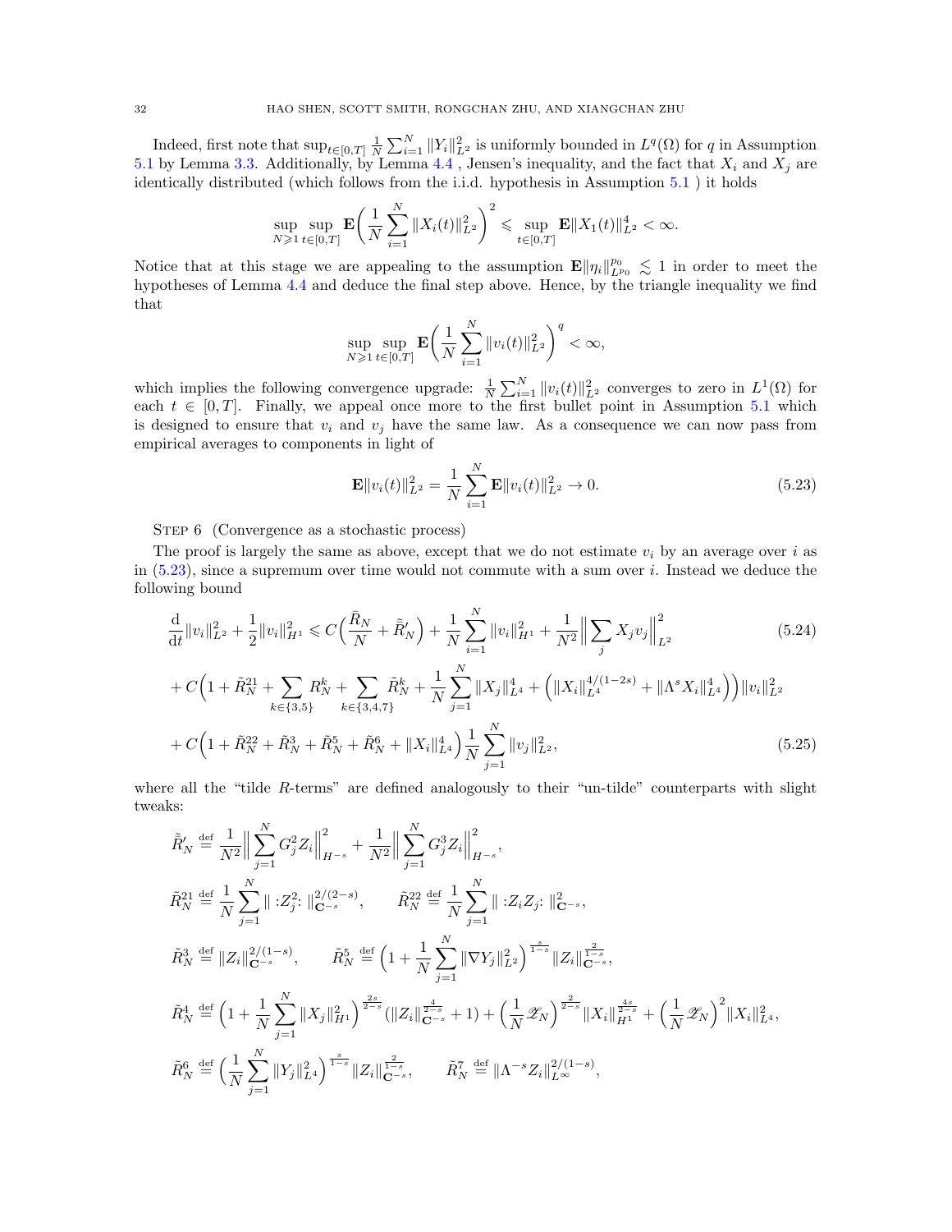Indeed, first note that $\sup_{t\in[0,T]} \frac{1}{N}\sum_{i=1}^N \|Y_i\|_{L^2}^2$ is uniformly bounded in $L^q(\Omega)$ for $q$ in Assumption 5.1 by Lemma 3.3. Additionally, by Lemma 4.4 , Jensen's inequality, and the fact that $X_i$ and $X_j$ are identically distributed (which follows from the i.i.d. hypothesis in Assumption 5.1 ) it holds

$$\sup_{N\geqslant 1}\sup_{t\in[0,T]} \mathbf{E}\Big(\frac{1}{N}\sum_{i=1}^N \|X_i(t)\|_{L^2}^2\Big)^2 \leqslant \sup_{t\in[0,T]} \mathbf{E}\|X_1(t)\|_{L^2}^4 < \infty.$$

Notice that at this stage we are appealing to the assumption $\mathbf{E}\|\eta_i\|_{L^{p_0}}^{p_0} \lesssim 1$ in order to meet the hypotheses of Lemma 4.4 and deduce the final step above. Hence, by the triangle inequality we find that

$$\sup_{N\geqslant 1}\sup_{t\in[0,T]} \mathbf{E}\Big(\frac{1}{N}\sum_{i=1}^N \|v_i(t)\|_{L^2}^2\Big)^q < \infty,$$

which implies the following convergence upgrade: $\frac{1}{N}\sum_{i=1}^N \|v_i(t)\|_{L^2}^2$ converges to zero in $L^1(\Omega)$ for each $t \in [0,T]$. Finally, we appeal once more to the first bullet point in Assumption 5.1 which is designed to ensure that $v_i$ and $v_j$ have the same law. As a consequence we can now pass from empirical averages to components in light of

$$\mathbf{E}\|v_i(t)\|_{L^2}^2 = \frac{1}{N}\sum_{i=1}^N \mathbf{E}\|v_i(t)\|_{L^2}^2 \to 0. \tag{5.23}$$

Step 6 (Convergence as a stochastic process)

The proof is largely the same as above, except that we do not estimate $v_i$ by an average over $i$ as in (5.23), since a supremum over time would not commute with a sum over $i$. Instead we deduce the following bound

$$\begin{aligned}
\frac{\mathrm{d}}{\mathrm{d}t}\|v_i\|_{L^2}^2 + \frac{1}{2}\|v_i\|_{H^1}^2 &\leqslant C\Big(\frac{\bar{R}_N}{N} + \tilde{\bar{R}}_N'\Big) + \frac{1}{N}\sum_{i=1}^N \|v_i\|_{H^1}^2 + \frac{1}{N^2}\Big\|\sum_j X_j v_j\Big\|_{L^2}^2 \qquad (5.24)\\
&+ C\Big(1 + \tilde{R}_N^{21} + \sum_{k\in\{3,5\}} R_N^k + \sum_{k\in\{3,4,7\}} \tilde{R}_N^k + \frac{1}{N}\sum_{j=1}^N \|X_j\|_{L^4}^4 + \Big(\|X_i\|_{L^4}^{4/(1-2s)} + \|\Lambda^s X_i\|_{L^4}^4\Big)\Big)\|v_i\|_{L^2}^2 \\
&+ C\Big(1 + \tilde{R}_N^{22} + \tilde{R}_N^3 + \tilde{R}_N^5 + \tilde{R}_N^6 + \|X_i\|_{L^4}^4\Big)\frac{1}{N}\sum_{j=1}^N \|v_j\|_{L^2}^2, \qquad (5.25)
\end{aligned}$$

where all the "tilde $R$-terms" are defined analogously to their "un-tilde" counterparts with slight tweaks:

$$\tilde{\bar{R}}_N' \stackrel{\text{def}}{=} \frac{1}{N^2}\Big\|\sum_{j=1}^N G_j^2 Z_i\Big\|_{H^{-s}}^2 + \frac{1}{N^2}\Big\|\sum_{j=1}^N G_j^3 Z_i\Big\|_{H^{-s}}^2,$$

$$\tilde{R}_N^{21} \stackrel{\text{def}}{=} \frac{1}{N}\sum_{j=1}^N \|:Z_j^2:\|_{\mathbf{C}^{-s}}^{2/(2-s)}, \qquad \tilde{R}_N^{22} \stackrel{\text{def}}{=} \frac{1}{N}\sum_{j=1}^N \|:Z_i Z_j:\|_{\mathbf{C}^{-s}}^2,$$

$$\tilde{R}_N^3 \stackrel{\text{def}}{=} \|Z_i\|_{\mathbf{C}^{-s}}^{2/(1-s)}, \qquad \tilde{R}_N^5 \stackrel{\text{def}}{=} \Big(1 + \frac{1}{N}\sum_{j=1}^N \|\nabla Y_j\|_{L^2}^2\Big)^{\frac{s}{1-s}} \|Z_i\|_{\mathbf{C}^{-s}}^{\frac{2}{1-s}},$$

$$\tilde{R}_N^4 \stackrel{\text{def}}{=} \Big(1 + \frac{1}{N}\sum_{j=1}^N \|X_j\|_{H^1}^2\Big)^{\frac{2s}{2-s}} (\|Z_i\|_{\mathbf{C}^{-s}}^{\frac{4}{2-s}} + 1) + \Big(\frac{1}{N}\mathscr{L}_N\Big)^{\frac{2}{2-s}} \|X_i\|_{H^1}^{\frac{4s}{2-s}} + \Big(\frac{1}{N}\mathscr{L}_N\Big)^2 \|X_i\|_{L^4}^2,$$

$$\tilde{R}_N^6 \stackrel{\text{def}}{=} \Big(\frac{1}{N}\sum_{j=1}^N \|Y_j\|_{L^4}^2\Big)^{\frac{s}{1-s}} \|Z_i\|_{\mathbf{C}^{-s}}^{\frac{2}{1-s}}, \qquad \tilde{R}_N^7 \stackrel{\text{def}}{=} \|\Lambda^{-s} Z_i\|_{L^\infty}^{2/(1-s)},$$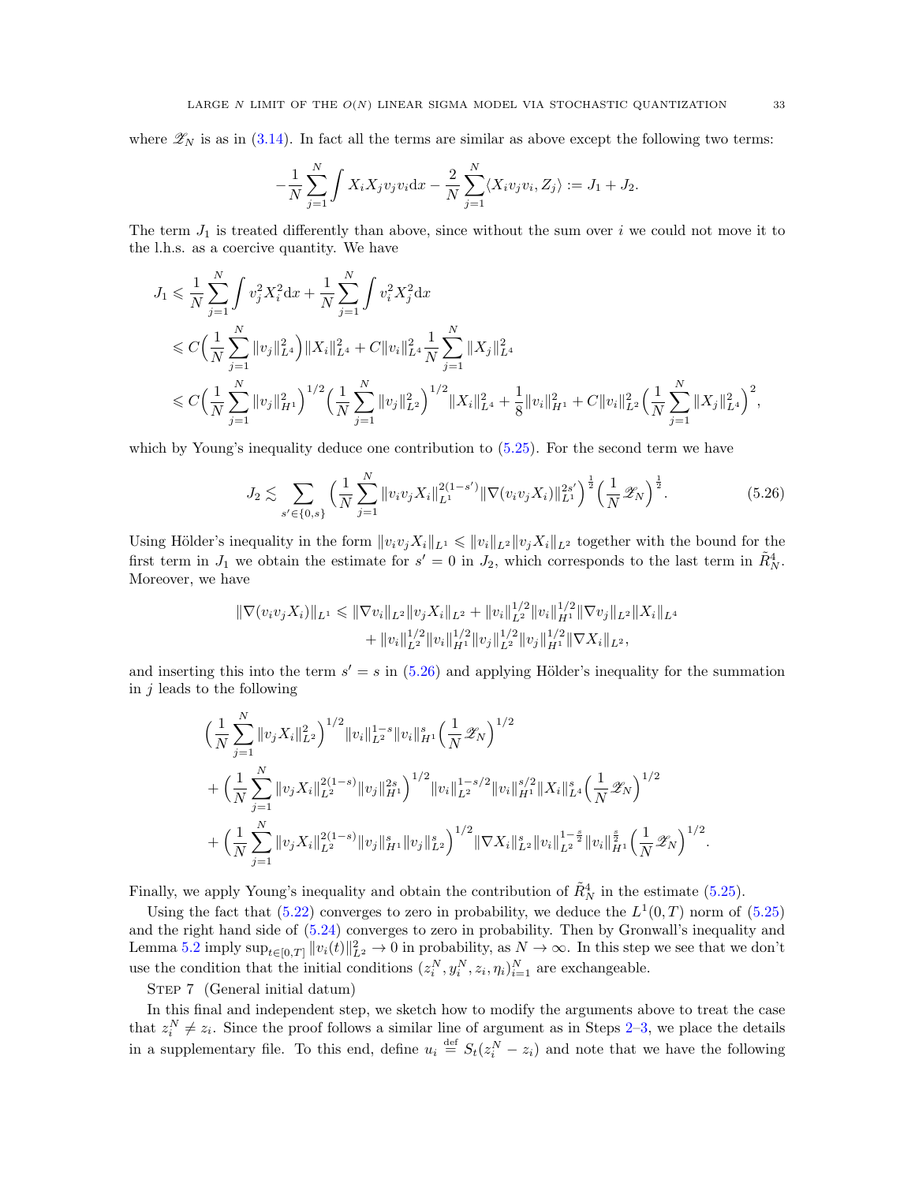where $\mathscr{Z}_N$ is as in (3.14). In fact all the terms are similar as above except the following two terms:

$$-\frac{1}{N}\sum_{j=1}^N \int X_i X_j v_j v_i \mathrm{d}x - \frac{2}{N}\sum_{j=1}^N \langle X_i v_j v_i, Z_j\rangle := J_1 + J_2.$$

The term $J_1$ is treated differently than above, since without the sum over $i$ we could not move it to the l.h.s. as a coercive quantity. We have

$$\begin{aligned}
J_1 &\leqslant \frac{1}{N}\sum_{j=1}^N \int v_j^2 X_i^2 \mathrm{d}x + \frac{1}{N}\sum_{j=1}^N \int v_i^2 X_j^2 \mathrm{d}x \\
&\leqslant C\Big(\frac{1}{N}\sum_{j=1}^N \|v_j\|_{L^4}^2\Big)\|X_i\|_{L^4}^2 + C\|v_i\|_{L^4}^2 \frac{1}{N}\sum_{j=1}^N \|X_j\|_{L^4}^2 \\
&\leqslant C\Big(\frac{1}{N}\sum_{j=1}^N \|v_j\|_{H^1}^2\Big)^{1/2}\Big(\frac{1}{N}\sum_{j=1}^N \|v_j\|_{L^2}^2\Big)^{1/2}\|X_i\|_{L^4}^2 + \frac{1}{8}\|v_i\|_{H^1}^2 + C\|v_i\|_{L^2}^2\Big(\frac{1}{N}\sum_{j=1}^N \|X_j\|_{L^4}^2\Big)^2,
\end{aligned}$$

which by Young's inequality deduce one contribution to (5.25). For the second term we have

$$J_2 \lesssim \sum_{s'\in\{0,s\}} \Big(\frac{1}{N}\sum_{j=1}^N \|v_i v_j X_i\|_{L^1}^{2(1-s')}\|\nabla(v_i v_j X_i)\|_{L^1}^{2s'}\Big)^{\frac{1}{2}}\Big(\frac{1}{N}\mathscr{Z}_N\Big)^{\frac{1}{2}}. \tag{5.26}$$

Using Hölder's inequality in the form $\|v_i v_j X_i\|_{L^1} \leqslant \|v_i\|_{L^2}\|v_j X_i\|_{L^2}$ together with the bound for the first term in $J_1$ we obtain the estimate for $s'=0$ in $J_2$, which corresponds to the last term in $\tilde{R}_N^4$. Moreover, we have

$$\begin{aligned}
\|\nabla(v_i v_j X_i)\|_{L^1} \leqslant{}& \|\nabla v_i\|_{L^2}\|v_j X_i\|_{L^2} + \|v_i\|_{L^2}^{1/2}\|v_i\|_{H^1}^{1/2}\|\nabla v_j\|_{L^2}\|X_i\|_{L^4} \\
&+ \|v_i\|_{L^2}^{1/2}\|v_i\|_{H^1}^{1/2}\|v_j\|_{L^2}^{1/2}\|v_j\|_{H^1}^{1/2}\|\nabla X_i\|_{L^2},
\end{aligned}$$

and inserting this into the term $s'=s$ in (5.26) and applying Hölder's inequality for the summation in $j$ leads to the following

$$\begin{aligned}
&\Big(\frac{1}{N}\sum_{j=1}^N \|v_j X_i\|_{L^2}^2\Big)^{1/2}\|v_i\|_{L^2}^{1-s}\|v_i\|_{H^1}^{s}\Big(\frac{1}{N}\mathscr{Z}_N\Big)^{1/2} \\
&+ \Big(\frac{1}{N}\sum_{j=1}^N \|v_j X_i\|_{L^2}^{2(1-s)}\|v_j\|_{H^1}^{2s}\Big)^{1/2}\|v_i\|_{L^2}^{1-s/2}\|v_i\|_{H^1}^{s/2}\|X_i\|_{L^4}^{s}\Big(\frac{1}{N}\mathscr{Z}_N\Big)^{1/2} \\
&+ \Big(\frac{1}{N}\sum_{j=1}^N \|v_j X_i\|_{L^2}^{2(1-s)}\|v_j\|_{H^1}^{s}\|v_j\|_{L^2}^{s}\Big)^{1/2}\|\nabla X_i\|_{L^2}^{s}\|v_i\|_{L^2}^{1-\frac{s}{2}}\|v_i\|_{H^1}^{\frac{s}{2}}\Big(\frac{1}{N}\mathscr{Z}_N\Big)^{1/2}.
\end{aligned}$$

Finally, we apply Young's inequality and obtain the contribution of $\tilde{R}_N^4$ in the estimate (5.25).

Using the fact that (5.22) converges to zero in probability, we deduce the $L^1(0,T)$ norm of (5.25) and the right hand side of (5.24) converges to zero in probability. Then by Gronwall's inequality and Lemma 5.2 imply $\sup_{t\in[0,T]}\|v_i(t)\|_{L^2}^2 \to 0$ in probability, as $N\to\infty$. In this step we see that we don't use the condition that the initial conditions $(z_i^N, y_i^N, z_i, \eta_i)_{i=1}^N$ are exchangeable.

Step 7 (General initial datum)

In this final and independent step, we sketch how to modify the arguments above to treat the case that $z_i^N \neq z_i$. Since the proof follows a similar line of argument as in Steps 2–3, we place the details in a supplementary file. To this end, define $u_i \stackrel{\text{def}}{=} S_t(z_i^N - z_i)$ and note that we have the following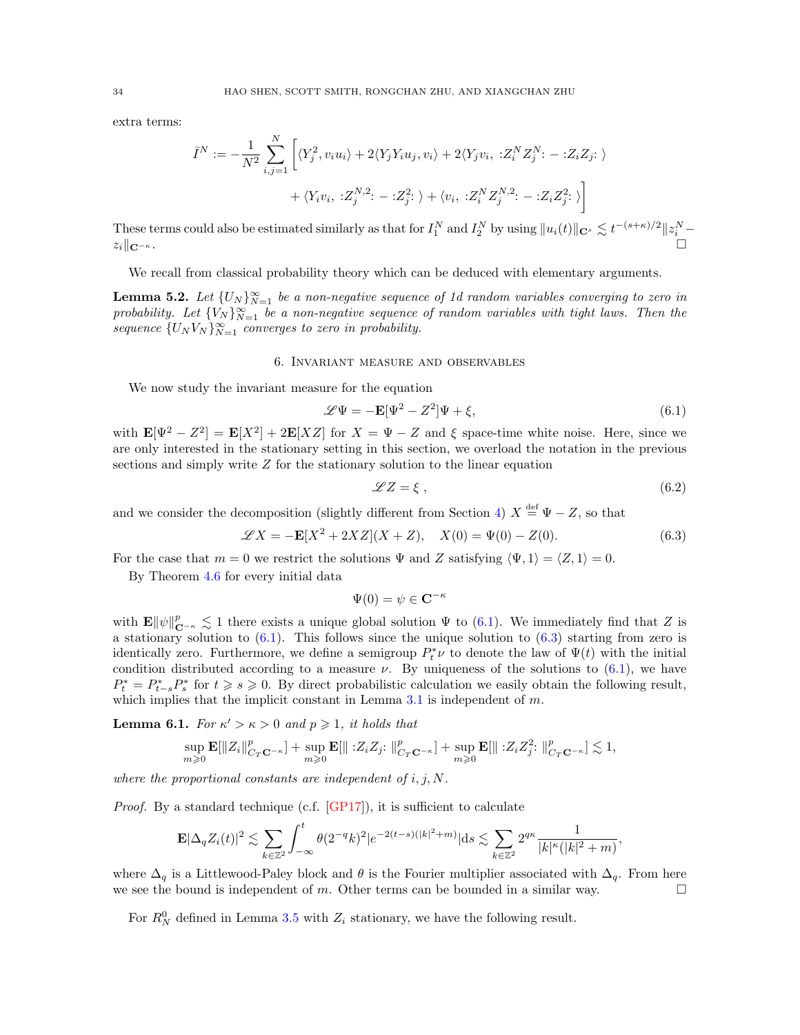extra terms:

$$\bar{I}^N := -\frac{1}{N^2}\sum_{i,j=1}^N \Big[\langle Y_j^2, v_i u_i\rangle + 2\langle Y_j Y_i u_j, v_i\rangle + 2\langle Y_j v_i,\ {:}Z_i^N Z_j^N{:} - {:}Z_i Z_j{:}\ \rangle$$

$$+ \langle Y_i v_i,\ {:}Z_j^{N,2}{:} - {:}Z_j^2{:}\ \rangle + \langle v_i,\ {:}Z_i^N Z_j^{N,2}{:} - {:}Z_i Z_j^2{:}\ \rangle\Big]$$

These terms could also be estimated similarly as that for $I_1^N$ and $I_2^N$ by using $\|u_i(t)\|_{\mathbf{C}^s} \lesssim t^{-(s+\kappa)/2}\|z_i^N - z_i\|_{\mathbf{C}^{-\kappa}}$. □

We recall from classical probability theory which can be deduced with elementary arguments.

**Lemma 5.2.** *Let $\{U_N\}_{N=1}^\infty$ be a non-negative sequence of 1d random variables converging to zero in probability. Let $\{V_N\}_{N=1}^\infty$ be a non-negative sequence of random variables with tight laws. Then the sequence $\{U_N V_N\}_{N=1}^\infty$ converges to zero in probability.*

## 6. Invariant measure and observables

We now study the invariant measure for the equation

$$\mathscr{L}\Psi = -\mathbf{E}[\Psi^2 - Z^2]\Psi + \xi, \tag{6.1}$$

with $\mathbf{E}[\Psi^2 - Z^2] = \mathbf{E}[X^2] + 2\mathbf{E}[XZ]$ for $X = \Psi - Z$ and $\xi$ space-time white noise. Here, since we are only interested in the stationary setting in this section, we overload the notation in the previous sections and simply write $Z$ for the stationary solution to the linear equation

$$\mathscr{L}Z = \xi\ , \tag{6.2}$$

and we consider the decomposition (slightly different from Section 4) $X \stackrel{\text{def}}{=} \Psi - Z$, so that

$$\mathscr{L}X = -\mathbf{E}[X^2 + 2XZ](X + Z), \quad X(0) = \Psi(0) - Z(0). \tag{6.3}$$

For the case that $m = 0$ we restrict the solutions $\Psi$ and $Z$ satisfying $\langle \Psi, 1\rangle = \langle Z, 1\rangle = 0$.

By Theorem 4.6 for every initial data

$$\Psi(0) = \psi \in \mathbf{C}^{-\kappa}$$

with $\mathbf{E}\|\psi\|_{\mathbf{C}^{-\kappa}}^p \lesssim 1$ there exists a unique global solution $\Psi$ to (6.1). We immediately find that $Z$ is a stationary solution to (6.1). This follows since the unique solution to (6.3) starting from zero is identically zero. Furthermore, we define a semigroup $P_t^*\nu$ to denote the law of $\Psi(t)$ with the initial condition distributed according to a measure $\nu$. By uniqueness of the solutions to (6.1), we have $P_t^* = P_{t-s}^* P_s^*$ for $t \geqslant s \geqslant 0$. By direct probabilistic calculation we easily obtain the following result, which implies that the implicit constant in Lemma 3.1 is independent of $m$.

**Lemma 6.1.** *For $\kappa' > \kappa > 0$ and $p \geqslant 1$, it holds that*

$$\sup_{m\geqslant 0}\mathbf{E}[\|Z_i\|_{C_T\mathbf{C}^{-\kappa}}^p] + \sup_{m\geqslant 0}\mathbf{E}[\|\ {:}Z_i Z_j{:}\ \|_{C_T\mathbf{C}^{-\kappa}}^p] + \sup_{m\geqslant 0}\mathbf{E}[\|\ {:}Z_i Z_j^2{:}\ \|_{C_T\mathbf{C}^{-\kappa}}^p] \lesssim 1,$$

*where the proportional constants are independent of $i, j, N$.*

*Proof.* By a standard technique (c.f. [GP17]), it is sufficient to calculate

$$\mathbf{E}|\Delta_q Z_i(t)|^2 \lesssim \sum_{k\in\mathbb{Z}^2}\int_{-\infty}^t \theta(2^{-q}k)^2 |e^{-2(t-s)(|k|^2+m)}|\mathrm{d}s \lesssim \sum_{k\in\mathbb{Z}^2} 2^{q\kappa}\frac{1}{|k|^\kappa(|k|^2+m)},$$

where $\Delta_q$ is a Littlewood-Paley block and $\theta$ is the Fourier multiplier associated with $\Delta_q$. From here we see the bound is independent of $m$. Other terms can be bounded in a similar way. □

For $R_N^0$ defined in Lemma 3.5 with $Z_i$ stationary, we have the following result.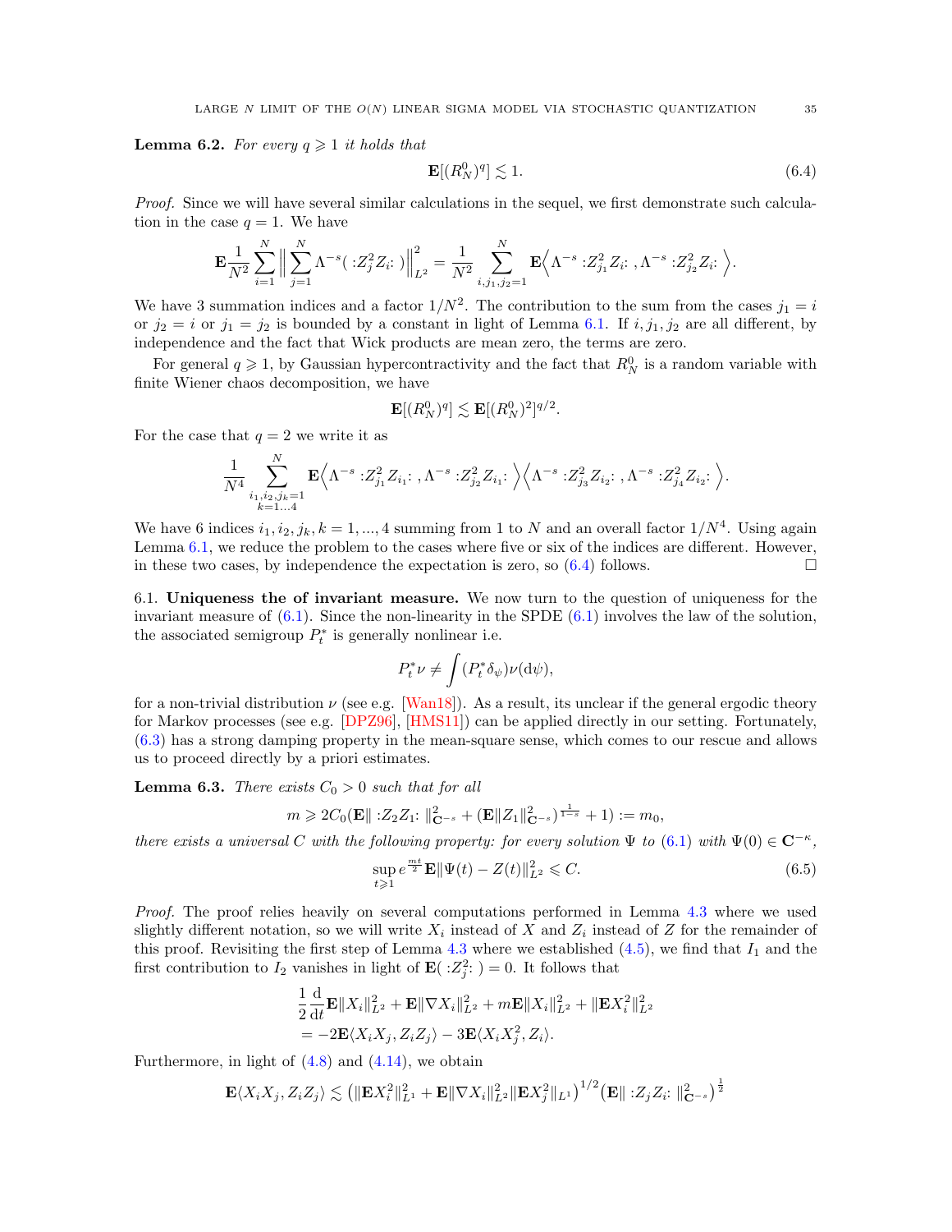**Lemma 6.2.** *For every $q \geqslant 1$ it holds that*

$$\mathbf{E}[(R_N^0)^q] \lesssim 1. \tag{6.4}$$

*Proof.* Since we will have several similar calculations in the sequel, we first demonstrate such calculation in the case $q = 1$. We have

$$\mathbf{E}\frac{1}{N^2}\sum_{i=1}^N \Big\| \sum_{j=1}^N \Lambda^{-s}(\,{:}Z_j^2 Z_i{:}\,)\Big\|_{L^2}^2 = \frac{1}{N^2}\sum_{i,j_1,j_2=1}^N \mathbf{E}\Big\langle \Lambda^{-s}\,{:}Z_{j_1}^2 Z_i{:}\,, \Lambda^{-s}\,{:}Z_{j_2}^2 Z_i{:}\,\Big\rangle.$$

We have 3 summation indices and a factor $1/N^2$. The contribution to the sum from the cases $j_1 = i$ or $j_2 = i$ or $j_1 = j_2$ is bounded by a constant in light of Lemma 6.1. If $i, j_1, j_2$ are all different, by independence and the fact that Wick products are mean zero, the terms are zero.

For general $q \geqslant 1$, by Gaussian hypercontractivity and the fact that $R_N^0$ is a random variable with finite Wiener chaos decomposition, we have

$$\mathbf{E}[(R_N^0)^q] \lesssim \mathbf{E}[(R_N^0)^2]^{q/2}.$$

For the case that $q = 2$ we write it as

$$\frac{1}{N^4}\sum_{\substack{i_1,i_2,j_k=1\\k=1\ldots 4}}^N \mathbf{E}\Big\langle \Lambda^{-s}\,{:}Z_{j_1}^2 Z_{i_1}{:}\,, \Lambda^{-s}\,{:}Z_{j_2}^2 Z_{i_1}{:}\,\Big\rangle\Big\langle \Lambda^{-s}\,{:}Z_{j_3}^2 Z_{i_2}{:}\,, \Lambda^{-s}\,{:}Z_{j_4}^2 Z_{i_2}{:}\,\Big\rangle.$$

We have 6 indices $i_1, i_2, j_k, k = 1, ..., 4$ summing from 1 to $N$ and an overall factor $1/N^4$. Using again Lemma 6.1, we reduce the problem to the cases where five or six of the indices are different. However, in these two cases, by independence the expectation is zero, so (6.4) follows. $\square$

## 6.1. Uniqueness the of invariant measure.

We now turn to the question of uniqueness for the invariant measure of (6.1). Since the non-linearity in the SPDE (6.1) involves the law of the solution, the associated semigroup $P_t^*$ is generally nonlinear i.e.

$$P_t^*\nu \neq \int (P_t^*\delta_\psi)\nu(\mathrm{d}\psi),$$

for a non-trivial distribution $\nu$ (see e.g. [Wan18]). As a result, its unclear if the general ergodic theory for Markov processes (see e.g. [DPZ96], [HMS11]) can be applied directly in our setting. Fortunately, (6.3) has a strong damping property in the mean-square sense, which comes to our rescue and allows us to proceed directly by a priori estimates.

**Lemma 6.3.** *There exists $C_0 > 0$ such that for all*

$$m \geqslant 2C_0(\mathbf{E}\|\,{:}Z_2 Z_1{:}\,\|_{\mathbf{C}^{-s}}^2 + (\mathbf{E}\|Z_1\|_{\mathbf{C}^{-s}}^2)^{\frac{1}{1-s}} + 1) := m_0,$$

*there exists a universal $C$ with the following property: for every solution $\Psi$ to (6.1) with $\Psi(0) \in \mathbf{C}^{-\kappa}$,*

$$\sup_{t\geqslant 1} e^{\frac{mt}{2}}\mathbf{E}\|\Psi(t) - Z(t)\|_{L^2}^2 \leqslant C. \tag{6.5}$$

*Proof.* The proof relies heavily on several computations performed in Lemma 4.3 where we used slightly different notation, so we will write $X_i$ instead of $X$ and $Z_i$ instead of $Z$ for the remainder of this proof. Revisiting the first step of Lemma 4.3 where we established (4.5), we find that $I_1$ and the first contribution to $I_2$ vanishes in light of $\mathbf{E}(\,{:}Z_j^2{:}\,) = 0$. It follows that

$$\begin{aligned}
&\frac{1}{2}\frac{\mathrm{d}}{\mathrm{d}t}\mathbf{E}\|X_i\|_{L^2}^2 + \mathbf{E}\|\nabla X_i\|_{L^2}^2 + m\mathbf{E}\|X_i\|_{L^2}^2 + \|\mathbf{E}X_i^2\|_{L^2}^2 \\
&= -2\mathbf{E}\langle X_i X_j, Z_i Z_j\rangle - 3\mathbf{E}\langle X_i X_j^2, Z_i\rangle.
\end{aligned}$$

Furthermore, in light of (4.8) and (4.14), we obtain

$$\mathbf{E}\langle X_i X_j, Z_i Z_j\rangle \lesssim \big(\|\mathbf{E}X_i^2\|_{L^1}^2 + \mathbf{E}\|\nabla X_i\|_{L^2}^2\|\mathbf{E}X_j^2\|_{L^1}\big)^{1/2}\big(\mathbf{E}\|\,{:}Z_j Z_i{:}\,\|_{\mathbf{C}^{-s}}^2\big)^{\frac{1}{2}}$$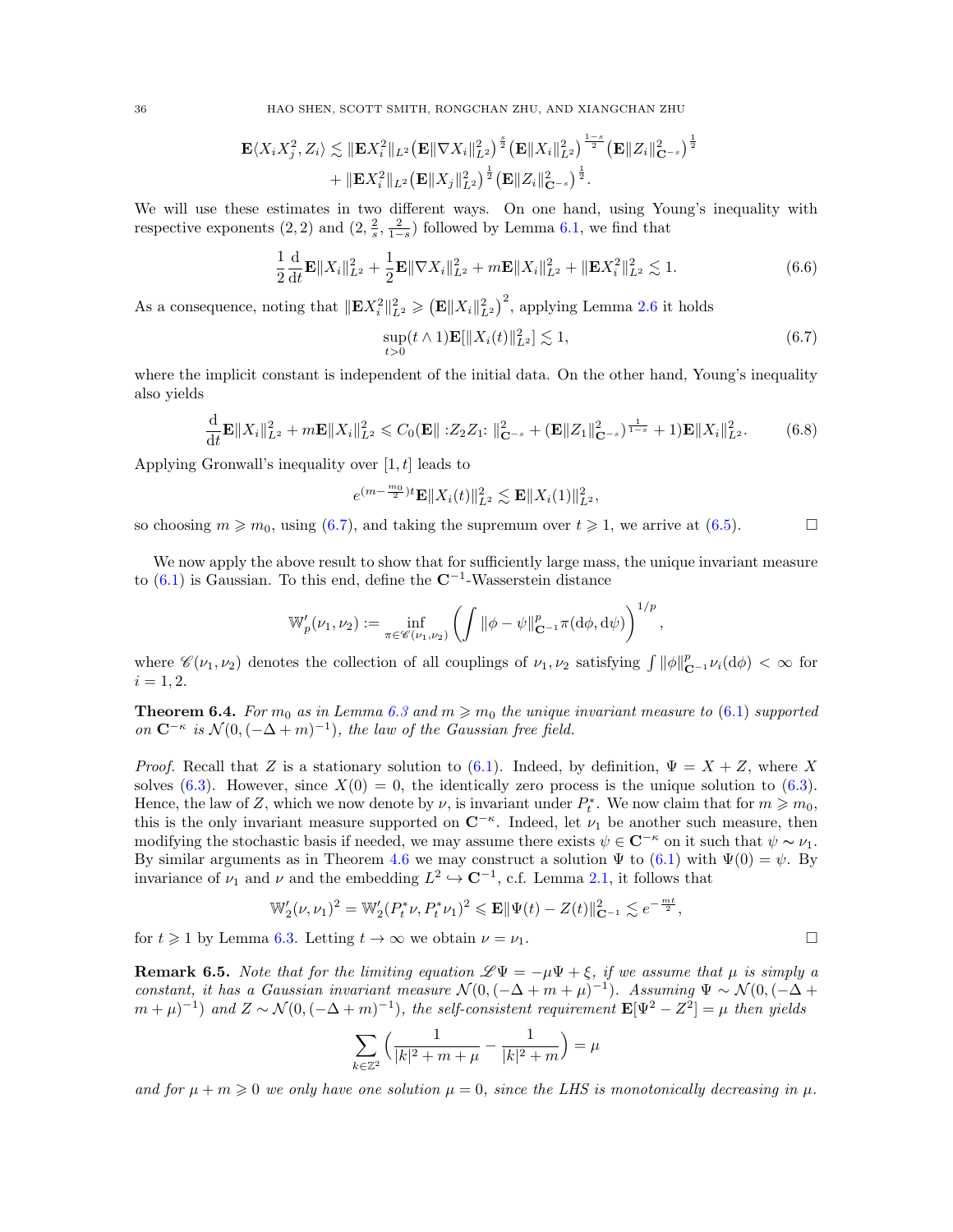$$\mathbf{E}\langle X_i X_j^2, Z_i\rangle \lesssim \|\mathbf{E}X_i^2\|_{L^2}\big(\mathbf{E}\|\nabla X_i\|_{L^2}^2\big)^{\frac{s}{2}}\big(\mathbf{E}\|X_i\|_{L^2}^2\big)^{\frac{1-s}{2}}\big(\mathbf{E}\|Z_i\|_{\mathbf{C}^{-s}}^2\big)^{\frac{1}{2}}$$
$$+ \|\mathbf{E}X_i^2\|_{L^2}\big(\mathbf{E}\|X_j\|_{L^2}^2\big)^{\frac{1}{2}}\big(\mathbf{E}\|Z_i\|_{\mathbf{C}^{-s}}^2\big)^{\frac{1}{2}}.$$

We will use these estimates in two different ways. On one hand, using Young's inequality with respective exponents $(2,2)$ and $(2,\frac{2}{s},\frac{2}{1-s})$ followed by Lemma 6.1, we find that

$$\frac{1}{2}\frac{\mathrm{d}}{\mathrm{d}t}\mathbf{E}\|X_i\|_{L^2}^2 + \frac{1}{2}\mathbf{E}\|\nabla X_i\|_{L^2}^2 + m\mathbf{E}\|X_i\|_{L^2}^2 + \|\mathbf{E}X_i^2\|_{L^2}^2 \lesssim 1. \tag{6.6}$$

As a consequence, noting that $\|\mathbf{E}X_i^2\|_{L^2}^2 \geqslant \big(\mathbf{E}\|X_i\|_{L^2}^2\big)^2$, applying Lemma 2.6 it holds

$$\sup_{t>0}(t\wedge 1)\mathbf{E}[\|X_i(t)\|_{L^2}^2] \lesssim 1, \tag{6.7}$$

where the implicit constant is independent of the initial data. On the other hand, Young's inequality also yields

$$\frac{\mathrm{d}}{\mathrm{d}t}\mathbf{E}\|X_i\|_{L^2}^2 + m\mathbf{E}\|X_i\|_{L^2}^2 \leqslant C_0(\mathbf{E}\| :Z_2 Z_1: \|_{\mathbf{C}^{-s}}^2 + (\mathbf{E}\|Z_1\|_{\mathbf{C}^{-s}}^2)^{\frac{1}{1-s}} + 1)\mathbf{E}\|X_i\|_{L^2}^2. \tag{6.8}$$

Applying Gronwall's inequality over $[1,t]$ leads to

$$e^{(m-\frac{m_0}{2})t}\mathbf{E}\|X_i(t)\|_{L^2}^2 \lesssim \mathbf{E}\|X_i(1)\|_{L^2}^2,$$

so choosing $m \geqslant m_0$, using (6.7), and taking the supremum over $t \geqslant 1$, we arrive at (6.5). $\square$

We now apply the above result to show that for sufficiently large mass, the unique invariant measure to (6.1) is Gaussian. To this end, define the $\mathbf{C}^{-1}$-Wasserstein distance

$$\mathbb{W}_p'(\nu_1,\nu_2) := \inf_{\pi\in\mathscr{C}(\nu_1,\nu_2)}\left(\int \|\phi-\psi\|_{\mathbf{C}^{-1}}^p \pi(\mathrm{d}\phi,\mathrm{d}\psi)\right)^{1/p},$$

where $\mathscr{C}(\nu_1,\nu_2)$ denotes the collection of all couplings of $\nu_1,\nu_2$ satisfying $\int \|\phi\|_{\mathbf{C}^{-1}}^p \nu_i(\mathrm{d}\phi) < \infty$ for $i=1,2$.

**Theorem 6.4.** *For $m_0$ as in Lemma 6.3 and $m \geqslant m_0$ the unique invariant measure to (6.1) supported on $\mathbf{C}^{-\kappa}$ is $\mathcal{N}(0,(-\Delta+m)^{-1})$, the law of the Gaussian free field.*

*Proof.* Recall that $Z$ is a stationary solution to (6.1). Indeed, by definition, $\Psi = X + Z$, where $X$ solves (6.3). However, since $X(0) = 0$, the identically zero process is the unique solution to (6.3). Hence, the law of $Z$, which we now denote by $\nu$, is invariant under $P_t^*$. We now claim that for $m \geqslant m_0$, this is the only invariant measure supported on $\mathbf{C}^{-\kappa}$. Indeed, let $\nu_1$ be another such measure, then modifying the stochastic basis if needed, we may assume there exists $\psi \in \mathbf{C}^{-\kappa}$ on it such that $\psi \sim \nu_1$. By similar arguments as in Theorem 4.6 we may construct a solution $\Psi$ to (6.1) with $\Psi(0) = \psi$. By invariance of $\nu_1$ and $\nu$ and the embedding $L^2 \hookrightarrow \mathbf{C}^{-1}$, c.f. Lemma 2.1, it follows that

$$\mathbb{W}_2'(\nu,\nu_1)^2 = \mathbb{W}_2'(P_t^*\nu, P_t^*\nu_1)^2 \leqslant \mathbf{E}\|\Psi(t) - Z(t)\|_{\mathbf{C}^{-1}}^2 \lesssim e^{-\frac{mt}{2}},$$

for $t \geqslant 1$ by Lemma 6.3. Letting $t \to \infty$ we obtain $\nu = \nu_1$. $\square$

**Remark 6.5.** *Note that for the limiting equation $\mathscr{L}\Psi = -\mu\Psi + \xi$, if we assume that $\mu$ is simply a constant, it has a Gaussian invariant measure $\mathcal{N}(0,(-\Delta+m+\mu)^{-1})$. Assuming $\Psi \sim \mathcal{N}(0,(-\Delta+m+\mu)^{-1})$ and $Z \sim \mathcal{N}(0,(-\Delta+m)^{-1})$, the self-consistent requirement $\mathbf{E}[\Psi^2 - Z^2] = \mu$ then yields*

$$\sum_{k\in\mathbb{Z}^2}\Big(\frac{1}{|k|^2+m+\mu} - \frac{1}{|k|^2+m}\Big) = \mu$$

*and for $\mu + m \geqslant 0$ we only have one solution $\mu = 0$, since the LHS is monotonically decreasing in $\mu$.*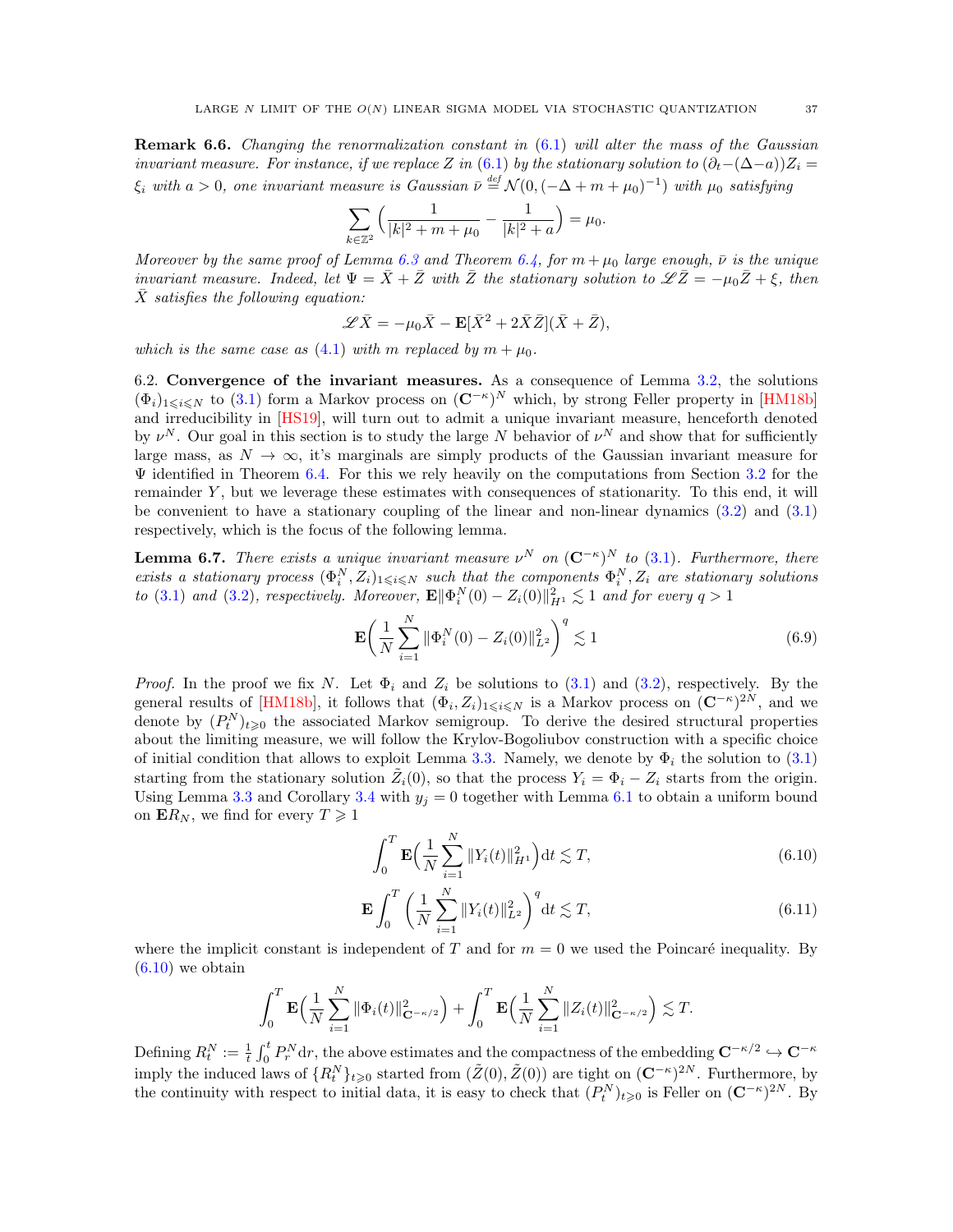**Remark 6.6.** *Changing the renormalization constant in (6.1) will alter the mass of the Gaussian invariant measure. For instance, if we replace $Z$ in (6.1) by the stationary solution to $(\partial_t-(\Delta-a))Z_i=\xi_i$ with $a>0$, one invariant measure is Gaussian $\bar\nu \stackrel{def}{=} \mathcal{N}(0,(-\Delta+m+\mu_0)^{-1})$ with $\mu_0$ satisfying*

$$\sum_{k\in\mathbb{Z}^2}\Big(\frac{1}{|k|^2+m+\mu_0}-\frac{1}{|k|^2+a}\Big)=\mu_0.$$

*Moreover by the same proof of Lemma 6.3 and Theorem 6.4, for $m+\mu_0$ large enough, $\bar\nu$ is the unique invariant measure. Indeed, let $\Psi=\bar X+\bar Z$ with $\bar Z$ the stationary solution to $\mathscr{L}\bar Z=-\mu_0\bar Z+\xi$, then $\bar X$ satisfies the following equation:*

$$\mathscr{L}\bar X=-\mu_0\bar X-\mathbf{E}[\bar X^2+2\bar X\bar Z](\bar X+\bar Z),$$

*which is the same case as (4.1) with $m$ replaced by $m+\mu_0$.*

6.2. **Convergence of the invariant measures.** As a consequence of Lemma 3.2, the solutions $(\Phi_i)_{1\leqslant i\leqslant N}$ to (3.1) form a Markov process on $(\mathbf{C}^{-\kappa})^N$ which, by strong Feller property in [HM18b] and irreducibility in [HS19], will turn out to admit a unique invariant measure, henceforth denoted by $\nu^N$. Our goal in this section is to study the large $N$ behavior of $\nu^N$ and show that for sufficiently large mass, as $N\to\infty$, it's marginals are simply products of the Gaussian invariant measure for $\Psi$ identified in Theorem 6.4. For this we rely heavily on the computations from Section 3.2 for the remainder $Y$, but we leverage these estimates with consequences of stationarity. To this end, it will be convenient to have a stationary coupling of the linear and non-linear dynamics (3.2) and (3.1) respectively, which is the focus of the following lemma.

**Lemma 6.7.** *There exists a unique invariant measure $\nu^N$ on $(\mathbf{C}^{-\kappa})^N$ to (3.1). Furthermore, there exists a stationary process $(\Phi_i^N,Z_i)_{1\leqslant i\leqslant N}$ such that the components $\Phi_i^N,Z_i$ are stationary solutions to (3.1) and (3.2), respectively. Moreover, $\mathbf{E}\|\Phi_i^N(0)-Z_i(0)\|_{H^1}^2\lesssim 1$ and for every $q>1$*

$$\mathbf{E}\Big(\frac1N\sum_{i=1}^N\|\Phi_i^N(0)-Z_i(0)\|_{L^2}^2\Big)^q\lesssim 1 \tag{6.9}$$

*Proof.* In the proof we fix $N$. Let $\Phi_i$ and $Z_i$ be solutions to (3.1) and (3.2), respectively. By the general results of [HM18b], it follows that $(\Phi_i,Z_i)_{1\leqslant i\leqslant N}$ is a Markov process on $(\mathbf{C}^{-\kappa})^{2N}$, and we denote by $(P_t^N)_{t\geqslant 0}$ the associated Markov semigroup. To derive the desired structural properties about the limiting measure, we will follow the Krylov-Bogoliubov construction with a specific choice of initial condition that allows to exploit Lemma 3.3. Namely, we denote by $\Phi_i$ the solution to (3.1) starting from the stationary solution $\tilde Z_i(0)$, so that the process $Y_i=\Phi_i-Z_i$ starts from the origin. Using Lemma 3.3 and Corollary 3.4 with $y_j=0$ together with Lemma 6.1 to obtain a uniform bound on $\mathbf{E}R_N$, we find for every $T\geqslant 1$

$$\int_0^T\mathbf{E}\Big(\frac1N\sum_{i=1}^N\|Y_i(t)\|_{H^1}^2\Big)\mathrm{d}t\lesssim T, \tag{6.10}$$

$$\mathbf{E}\int_0^T\Big(\frac1N\sum_{i=1}^N\|Y_i(t)\|_{L^2}^2\Big)^q\mathrm{d}t\lesssim T, \tag{6.11}$$

where the implicit constant is independent of $T$ and for $m=0$ we used the Poincaré inequality. By (6.10) we obtain

$$\int_0^T\mathbf{E}\Big(\frac1N\sum_{i=1}^N\|\Phi_i(t)\|_{\mathbf{C}^{-\kappa/2}}^2\Big)+\int_0^T\mathbf{E}\Big(\frac1N\sum_{i=1}^N\|Z_i(t)\|_{\mathbf{C}^{-\kappa/2}}^2\Big)\lesssim T.$$

Defining $R_t^N:=\frac1t\int_0^tP_r^N\mathrm{d}r$, the above estimates and the compactness of the embedding $\mathbf{C}^{-\kappa/2}\hookrightarrow\mathbf{C}^{-\kappa}$ imply the induced laws of $\{R_t^N\}_{t\geqslant0}$ started from $(\tilde Z(0),\tilde Z(0))$ are tight on $(\mathbf{C}^{-\kappa})^{2N}$. Furthermore, by the continuity with respect to initial data, it is easy to check that $(P_t^N)_{t\geqslant0}$ is Feller on $(\mathbf{C}^{-\kappa})^{2N}$. By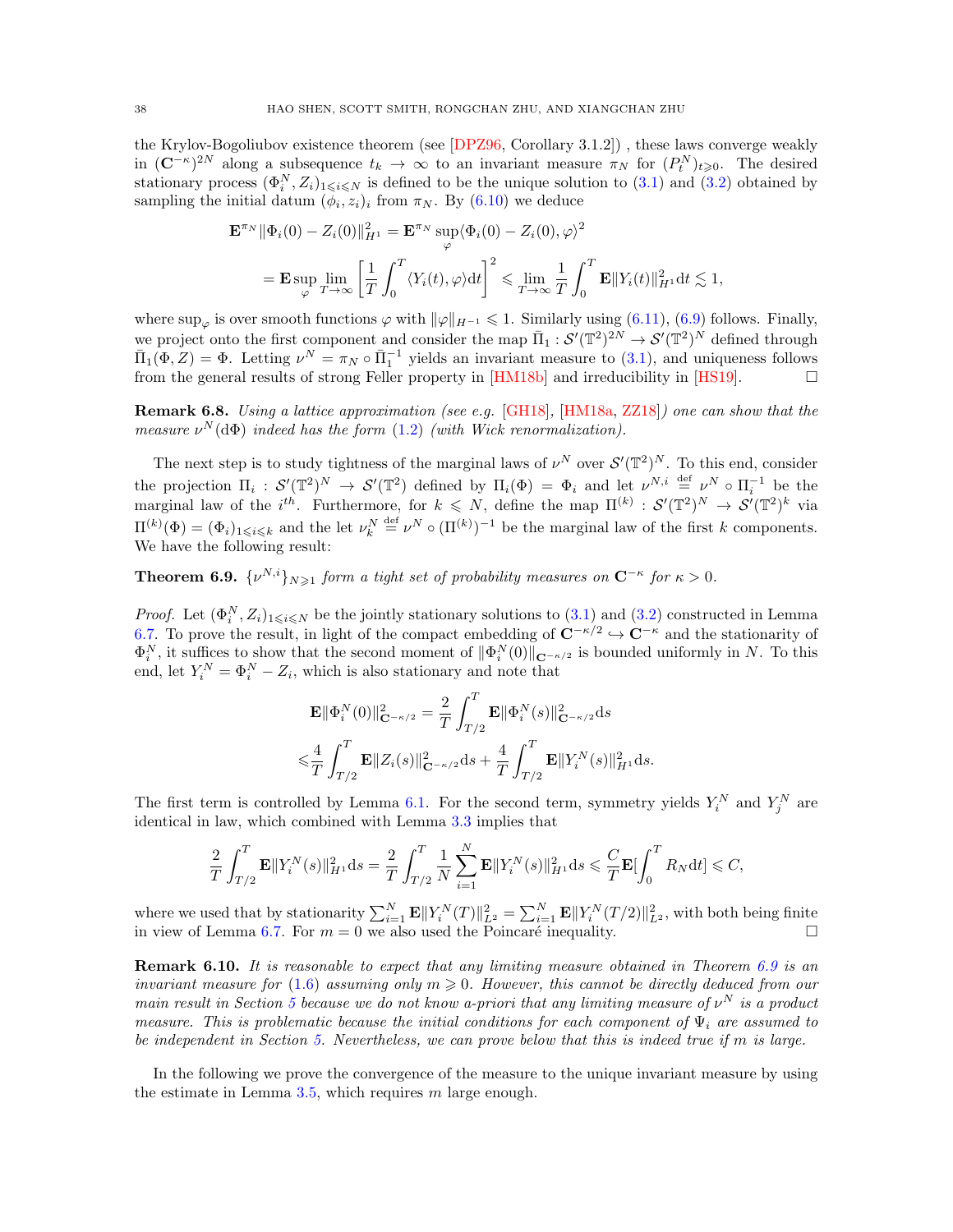the Krylov-Bogoliubov existence theorem (see [DPZ96, Corollary 3.1.2]) , these laws converge weakly in $(\mathbf{C}^{-\kappa})^{2N}$ along a subsequence $t_k \to \infty$ to an invariant measure $\pi_N$ for $(P^N_t)_{t\geqslant 0}$. The desired stationary process $(\Phi^N_i, Z_i)_{1\leqslant i\leqslant N}$ is defined to be the unique solution to (3.1) and (3.2) obtained by sampling the initial datum $(\phi_i, z_i)_i$ from $\pi_N$. By (6.10) we deduce

$$
\begin{aligned}
\mathbf{E}^{\pi_N}\|\Phi_i(0)-Z_i(0)\|^2_{H^1} &= \mathbf{E}^{\pi_N}\sup_{\varphi}\langle \Phi_i(0)-Z_i(0),\varphi\rangle^2 \\
&= \mathbf{E}\sup_{\varphi}\lim_{T\to\infty}\left[\frac{1}{T}\int_0^T\langle Y_i(t),\varphi\rangle \mathrm{d}t\right]^2 \leqslant \lim_{T\to\infty}\frac{1}{T}\int_0^T \mathbf{E}\|Y_i(t)\|^2_{H^1}\mathrm{d}t \lesssim 1,
\end{aligned}
$$

where $\sup_\varphi$ is over smooth functions $\varphi$ with $\|\varphi\|_{H^{-1}} \leqslant 1$. Similarly using (6.11), (6.9) follows. Finally, we project onto the first component and consider the map $\bar{\Pi}_1 : \mathcal{S}'(\mathbb{T}^2)^{2N} \to \mathcal{S}'(\mathbb{T}^2)^N$ defined through $\bar{\Pi}_1(\Phi, Z) = \Phi$. Letting $\nu^N = \pi_N \circ \bar{\Pi}_1^{-1}$ yields an invariant measure to (3.1), and uniqueness follows from the general results of strong Feller property in [HM18b] and irreducibility in [HS19]. □

**Remark 6.8.** *Using a lattice approximation (see e.g. [GH18], [HM18a, ZZ18]) one can show that the measure $\nu^N(\mathrm{d}\Phi)$ indeed has the form (1.2) (with Wick renormalization).*

The next step is to study tightness of the marginal laws of $\nu^N$ over $\mathcal{S}'(\mathbb{T}^2)^N$. To this end, consider the projection $\Pi_i : \mathcal{S}'(\mathbb{T}^2)^N \to \mathcal{S}'(\mathbb{T}^2)$ defined by $\Pi_i(\Phi) = \Phi_i$ and let $\nu^{N,i} \stackrel{\text{def}}{=} \nu^N \circ \Pi_i^{-1}$ be the marginal law of the $i^{th}$. Furthermore, for $k \leqslant N$, define the map $\Pi^{(k)} : \mathcal{S}'(\mathbb{T}^2)^N \to \mathcal{S}'(\mathbb{T}^2)^k$ via $\Pi^{(k)}(\Phi) = (\Phi_i)_{1\leqslant i\leqslant k}$ and the let $\nu^N_k \stackrel{\text{def}}{=} \nu^N \circ (\Pi^{(k)})^{-1}$ be the marginal law of the first $k$ components. We have the following result:

**Theorem 6.9.** *$\{\nu^{N,i}\}_{N\geqslant 1}$ form a tight set of probability measures on $\mathbf{C}^{-\kappa}$ for $\kappa > 0$.*

*Proof.* Let $(\Phi^N_i, Z_i)_{1\leqslant i\leqslant N}$ be the jointly stationary solutions to (3.1) and (3.2) constructed in Lemma 6.7. To prove the result, in light of the compact embedding of $\mathbf{C}^{-\kappa/2} \hookrightarrow \mathbf{C}^{-\kappa}$ and the stationarity of $\Phi^N_i$, it suffices to show that the second moment of $\|\Phi^N_i(0)\|_{\mathbf{C}^{-\kappa/2}}$ is bounded uniformly in $N$. To this end, let $Y^N_i = \Phi^N_i - Z_i$, which is also stationary and note that

$$
\begin{aligned}
\mathbf{E}\|\Phi^N_i(0)\|^2_{\mathbf{C}^{-\kappa/2}} &= \frac{2}{T}\int_{T/2}^T \mathbf{E}\|\Phi^N_i(s)\|^2_{\mathbf{C}^{-\kappa/2}}\mathrm{d}s \\
\leqslant &\frac{4}{T}\int_{T/2}^T \mathbf{E}\|Z_i(s)\|^2_{\mathbf{C}^{-\kappa/2}}\mathrm{d}s + \frac{4}{T}\int_{T/2}^T \mathbf{E}\|Y^N_i(s)\|^2_{H^1}\mathrm{d}s.
\end{aligned}
$$

The first term is controlled by Lemma 6.1. For the second term, symmetry yields $Y^N_i$ and $Y^N_j$ are identical in law, which combined with Lemma 3.3 implies that

$$
\frac{2}{T}\int_{T/2}^T \mathbf{E}\|Y^N_i(s)\|^2_{H^1}\mathrm{d}s = \frac{2}{T}\int_{T/2}^T \frac{1}{N}\sum_{i=1}^N \mathbf{E}\|Y^N_i(s)\|^2_{H^1}\mathrm{d}s \leqslant \frac{C}{T}\mathbf{E}\Big[\int_0^T R_N \mathrm{d}t\Big] \leqslant C,
$$

where we used that by stationarity $\sum_{i=1}^N \mathbf{E}\|Y^N_i(T)\|^2_{L^2} = \sum_{i=1}^N \mathbf{E}\|Y^N_i(T/2)\|^2_{L^2}$, with both being finite in view of Lemma 6.7. For $m = 0$ we also used the Poincaré inequality. □

**Remark 6.10.** *It is reasonable to expect that any limiting measure obtained in Theorem 6.9 is an invariant measure for (1.6) assuming only $m \geqslant 0$. However, this cannot be directly deduced from our main result in Section 5 because we do not know a-priori that any limiting measure of $\nu^N$ is a product measure. This is problematic because the initial conditions for each component of $\Psi_i$ are assumed to be independent in Section 5. Nevertheless, we can prove below that this is indeed true if $m$ is large.*

In the following we prove the convergence of the measure to the unique invariant measure by using the estimate in Lemma 3.5, which requires $m$ large enough.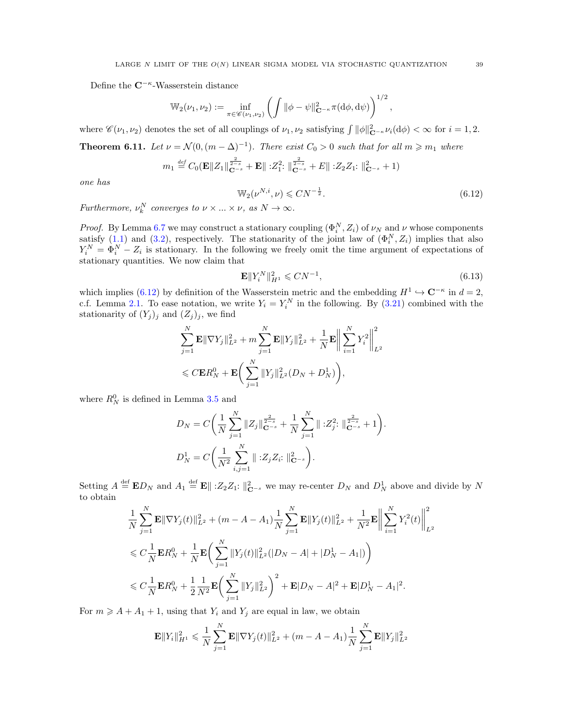Define the $\mathbf{C}^{-\kappa}$-Wasserstein distance

$$\mathbb{W}_2(\nu_1,\nu_2) := \inf_{\pi\in\mathscr{C}(\nu_1,\nu_2)} \left(\int \|\phi-\psi\|^2_{\mathbf{C}^{-\kappa}}\pi(\mathrm{d}\phi,\mathrm{d}\psi)\right)^{1/2},$$

where $\mathscr{C}(\nu_1,\nu_2)$ denotes the set of all couplings of $\nu_1,\nu_2$ satisfying $\int \|\phi\|^2_{\mathbf{C}^{-\kappa}}\nu_i(\mathrm{d}\phi)<\infty$ for $i=1,2$.

**Theorem 6.11.** *Let $\nu=\mathcal{N}(0,(m-\Delta)^{-1})$. There exist $C_0>0$ such that for all $m\geqslant m_1$ where*

$$m_1 \stackrel{\text{def}}{=} C_0(\mathbf{E}\|Z_1\|^{\frac{2}{2-s}}_{\mathbf{C}^{-s}} + \mathbf{E}\|:Z_1^2:\|^{\frac{2}{2-s}}_{\mathbf{C}^{-s}} + E\|:Z_2Z_1:\|^2_{\mathbf{C}^{-s}}+1)$$

*one has*

$$\mathbb{W}_2(\nu^{N,i},\nu)\leqslant CN^{-\frac12}. \tag{6.12}$$

*Furthermore, $\nu^N_k$ converges to $\nu\times\ldots\times\nu$, as $N\to\infty$.*

*Proof.* By Lemma 6.7 we may construct a stationary coupling $(\Phi^N_i,Z_i)$ of $\nu_N$ and $\nu$ whose components satisfy (1.1) and (3.2), respectively. The stationarity of the joint law of $(\Phi_i^N,Z_i)$ implies that also $Y_i^N=\Phi_i^N-Z_i$ is stationary. In the following we freely omit the time argument of expectations of stationary quantities. We now claim that

$$\mathbf{E}\|Y_i^N\|^2_{H^1}\leqslant CN^{-1}, \tag{6.13}$$

which implies (6.12) by definition of the Wasserstein metric and the embedding $H^1\hookrightarrow\mathbf{C}^{-\kappa}$ in $d=2$, c.f. Lemma 2.1. To ease notation, we write $Y_i=Y_i^N$ in the following. By (3.21) combined with the stationarity of $(Y_j)_j$ and $(Z_j)_j$, we find

$$\begin{aligned}
&\sum_{j=1}^N \mathbf{E}\|\nabla Y_j\|^2_{L^2} + m\sum_{j=1}^N\mathbf{E}\|Y_j\|^2_{L^2} + \frac1N\mathbf{E}\bigg\|\sum_{i=1}^N Y_i^2\bigg\|^2_{L^2}\\
&\leqslant C\mathbf{E}R_N^0 + \mathbf{E}\bigg(\sum_{j=1}^N\|Y_j\|^2_{L^2}(D_N+D_N^1)\bigg),
\end{aligned}$$

where $R_N^0$ is defined in Lemma 3.5 and

$$\begin{aligned}
D_N &= C\bigg(\frac1N\sum_{j=1}^N\|Z_j\|^{\frac{2}{2-s}}_{\mathbf{C}^{-s}} + \frac1N\sum_{j=1}^N\|:Z_j^2:\|^{\frac{2}{2-s}}_{\mathbf{C}^{-s}}+1\bigg).\\
D_N^1 &= C\bigg(\frac{1}{N^2}\sum_{i,j=1}^N\|:Z_jZ_i:\|^2_{\mathbf{C}^{-s}}\bigg).
\end{aligned}$$

Setting $A\stackrel{\text{def}}{=}\mathbf{E}D_N$ and $A_1\stackrel{\text{def}}{=}\mathbf{E}\|:Z_2Z_1:\|^2_{\mathbf{C}^{-s}}$ we may re-center $D_N$ and $D_N^1$ above and divide by $N$ to obtain

$$\begin{aligned}
&\frac1N\sum_{j=1}^N\mathbf{E}\|\nabla Y_j(t)\|^2_{L^2} + (m-A-A_1)\frac1N\sum_{j=1}^N\mathbf{E}\|Y_j(t)\|^2_{L^2} + \frac{1}{N^2}\mathbf{E}\bigg\|\sum_{i=1}^N Y_i^2(t)\bigg\|^2_{L^2}\\
&\leqslant C\frac1N\mathbf{E}R_N^0 + \frac1N\mathbf{E}\bigg(\sum_{j=1}^N\|Y_j(t)\|^2_{L^2}(|D_N-A|+|D_N^1-A_1|)\bigg)\\
&\leqslant C\frac1N\mathbf{E}R_N^0 + \frac12\frac{1}{N^2}\mathbf{E}\bigg(\sum_{j=1}^N\|Y_j\|^2_{L^2}\bigg)^2 + \mathbf{E}|D_N-A|^2 + \mathbf{E}|D_N^1-A_1|^2.
\end{aligned}$$

For $m\geqslant A+A_1+1$, using that $Y_i$ and $Y_j$ are equal in law, we obtain

$$\mathbf{E}\|Y_i\|^2_{H^1}\leqslant\frac1N\sum_{j=1}^N\mathbf{E}\|\nabla Y_j(t)\|^2_{L^2}+(m-A-A_1)\frac1N\sum_{j=1}^N\mathbf{E}\|Y_j\|^2_{L^2}$$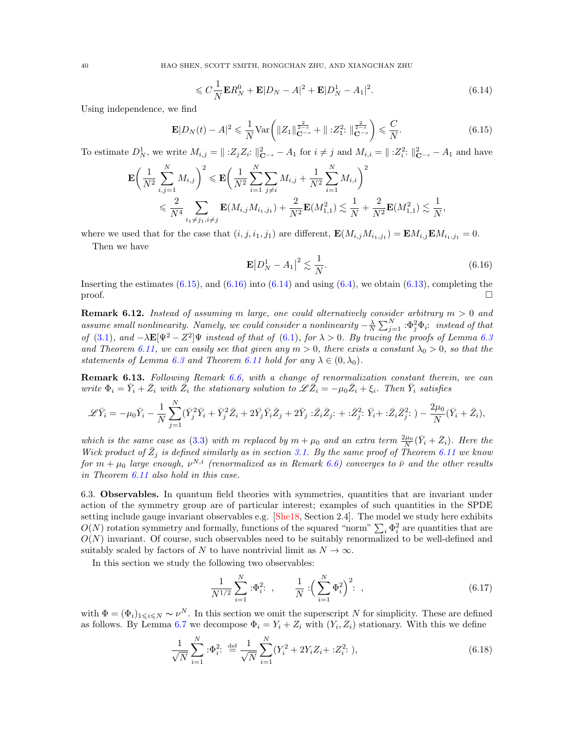$$\leqslant C\frac{1}{N}\mathbf{E}R_N^0+\mathbf{E}|D_N-A|^2+\mathbf{E}|D_N^1-A_1|^2. \tag{6.14}$$

Using independence, we find

$$\mathbf{E}|D_N(t)-A|^2\leqslant \frac{1}{N}\mathrm{Var}\bigg(\|Z_1\|_{\mathbf{C}^{-s}}^{\frac{2}{2-s}}+\|{:}Z_1^2{:}\|_{\mathbf{C}^{-s}}^{\frac{2}{2-s}}\bigg)\leqslant \frac{C}{N}. \tag{6.15}$$

To estimate $D_N^1$, we write $M_{i,j}=\|{:}Z_jZ_i{:}\|_{\mathbf{C}^{-s}}^2-A_1$ for $i\neq j$ and $M_{i,i}=\|{:}Z_i^2{:}\|_{\mathbf{C}^{-s}}^2-A_1$ and have

$$\begin{aligned}\mathbf{E}\bigg(\frac{1}{N^2}\sum_{i,j=1}^N M_{i,j}\bigg)^2&\leqslant \mathbf{E}\bigg(\frac{1}{N^2}\sum_{i=1}^N\sum_{j\neq i}M_{i,j}+\frac{1}{N^2}\sum_{i=1}^N M_{i,i}\bigg)^2\\&\leqslant \frac{2}{N^4}\sum_{i_1\neq j_1,i\neq j}\mathbf{E}(M_{i,j}M_{i_1,j_1})+\frac{2}{N^2}\mathbf{E}(M_{1,1}^2)\lesssim\frac{1}{N}+\frac{2}{N^2}\mathbf{E}(M_{1,1}^2)\lesssim\frac{1}{N},\end{aligned}$$

where we used that for the case that $(i,j,i_1,j_1)$ are different, $\mathbf{E}(M_{i,j}M_{i_1,j_1})=\mathbf{E}M_{i,j}\mathbf{E}M_{i_1,j_1}=0$.

Then we have

$$\mathbf{E}\big|D_N^1-A_1\big|^2\lesssim\frac{1}{N}. \tag{6.16}$$

Inserting the estimates (6.15), and (6.16) into (6.14) and using (6.4), we obtain (6.13), completing the proof. □

**Remark 6.12.** *Instead of assuming $m$ large, one could alternatively consider arbitrary $m>0$ and assume small nonlinearity. Namely, we could consider a nonlinearity $-\frac{\lambda}{N}\sum_{j=1}^N{:}\Phi_j^2\Phi_i{:}$ instead of that of (3.1), and $-\lambda\mathbf{E}[\Psi^2-Z^2]\Psi$ instead of that of (6.1), for $\lambda>0$. By tracing the proofs of Lemma 6.3 and Theorem 6.11, we can easily see that given any $m>0$, there exists a constant $\lambda_0>0$, so that the statements of Lemma 6.3 and Theorem 6.11 hold for any $\lambda\in(0,\lambda_0)$.*

**Remark 6.13.** *Following Remark 6.6, with a change of renormalization constant therein, we can write $\Phi_i=\bar{Y}_i+\bar{Z}_i$ with $\bar{Z}_i$ the stationary solution to $\mathscr{L}\bar{Z}_i=-\mu_0\bar{Z}_i+\xi_i$. Then $\bar{Y}_i$ satisfies*

$$\mathscr{L}\bar{Y}_i=-\mu_0\bar{Y}_i-\frac{1}{N}\sum_{j=1}^N(\bar{Y}_j^2\bar{Y}_i+\bar{Y}_j^2\bar{Z}_i+2\bar{Y}_j\bar{Y}_i\bar{Z}_j+2\bar{Y}_j{:}\bar{Z}_i\bar{Z}_j{:}+{:}\bar{Z}_j^2{:}\,\bar{Y}_i+{:}\bar{Z}_i\bar{Z}_j^2{:}\,)-\frac{2\mu_0}{N}(\bar{Y}_i+\bar{Z}_i),$$

*which is the same case as (3.3) with $m$ replaced by $m+\mu_0$ and an extra term $\frac{2\mu_0}{N}(\bar{Y}_i+\bar{Z}_i)$. Here the Wick product of $\bar{Z}_j$ is defined similarly as in section 3.1. By the same proof of Theorem 6.11 we know for $m+\mu_0$ large enough, $\nu^{N,i}$ (renormalized as in Remark 6.6) converges to $\bar{\nu}$ and the other results in Theorem 6.11 also hold in this case.*

6.3. **Observables.** In quantum field theories with symmetries, quantities that are invariant under action of the symmetry group are of particular interest; examples of such quantities in the SPDE setting include gauge invariant observables e.g. [She18, Section 2.4]. The model we study here exhibits $O(N)$ rotation symmetry and formally, functions of the squared "norm" $\sum_i\Phi_i^2$ are quantities that are $O(N)$ invariant. Of course, such observables need to be suitably renormalized to be well-defined and suitably scaled by factors of $N$ to have nontrivial limit as $N\to\infty$.

In this section we study the following two observables:

$$\frac{1}{N^{1/2}}\sum_{i=1}^N{:}\Phi_i^2{:}\ ,\qquad \frac{1}{N}{:}\Big(\sum_{i=1}^N\Phi_i^2\Big)^2{:}\ , \tag{6.17}$$

with $\Phi=(\Phi_i)_{1\leqslant i\leqslant N}\sim\nu^N$. In this section we omit the superscript $N$ for simplicity. These are defined as follows. By Lemma 6.7 we decompose $\Phi_i=Y_i+Z_i$ with $(Y_i,Z_i)$ stationary. With this we define

$$\frac{1}{\sqrt{N}}\sum_{i=1}^N{:}\Phi_i^2{:}\ \stackrel{\text{def}}{=}\ \frac{1}{\sqrt{N}}\sum_{i=1}^N(Y_i^2+2Y_iZ_i+{:}Z_i^2{:}\,), \tag{6.18}$$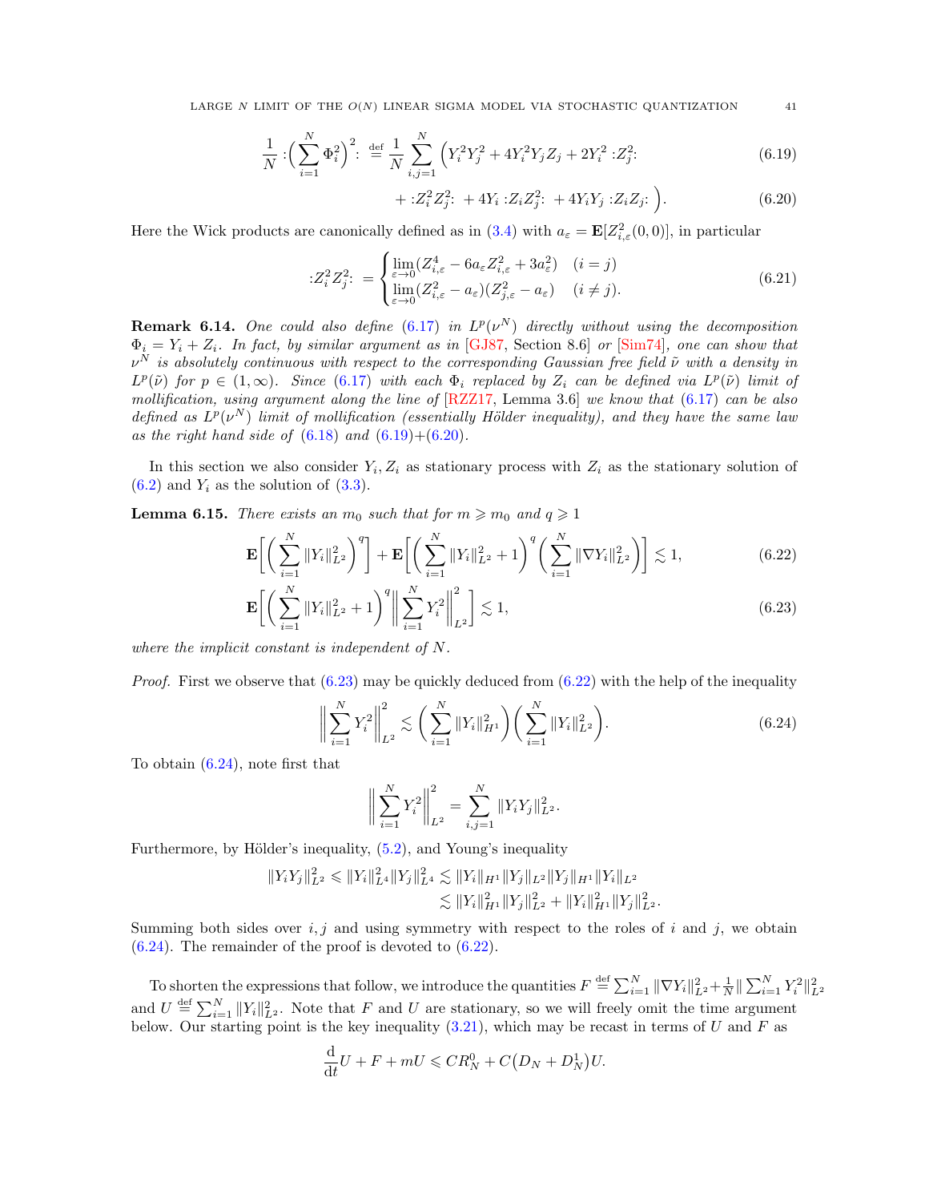$$\frac{1}{N} :\Big(\sum_{i=1}^N \Phi_i^2\Big)^2: \stackrel{\text{def}}{=} \frac{1}{N} \sum_{i,j=1}^N \Big( Y_i^2 Y_j^2 + 4 Y_i^2 Y_j Z_j + 2 Y_i^2 :Z_j^2: \tag{6.19}$$

$$+ :Z_i^2 Z_j^2: + 4 Y_i :Z_i Z_j^2: + 4 Y_i Y_j :Z_i Z_j: \Big). \tag{6.20}$$

Here the Wick products are canonically defined as in (3.4) with $a_\varepsilon = \mathbf{E}[Z_{i,\varepsilon}^2(0,0)]$, in particular

$$:Z_i^2 Z_j^2: = \begin{cases} \lim_{\varepsilon\to 0} (Z_{i,\varepsilon}^4 - 6 a_\varepsilon Z_{i,\varepsilon}^2 + 3 a_\varepsilon^2) & (i = j) \\ \lim_{\varepsilon\to 0} (Z_{i,\varepsilon}^2 - a_\varepsilon)(Z_{j,\varepsilon}^2 - a_\varepsilon) & (i \neq j). \end{cases} \tag{6.21}$$

**Remark 6.14.** *One could also define (6.17) in $L^p(\nu^N)$ directly without using the decomposition $\Phi_i = Y_i + Z_i$. In fact, by similar argument as in [GJ87, Section 8.6] or [Sim74], one can show that $\nu^N$ is absolutely continuous with respect to the corresponding Gaussian free field $\tilde\nu$ with a density in $L^p(\tilde\nu)$ for $p \in (1,\infty)$. Since (6.17) with each $\Phi_i$ replaced by $Z_i$ can be defined via $L^p(\tilde\nu)$ limit of mollification, using argument along the line of [RZZ17, Lemma 3.6] we know that (6.17) can be also defined as $L^p(\nu^N)$ limit of mollification (essentially Hölder inequality), and they have the same law as the right hand side of (6.18) and (6.19)+(6.20).*

In this section we also consider $Y_i, Z_i$ as stationary process with $Z_i$ as the stationary solution of (6.2) and $Y_i$ as the solution of (3.3).

**Lemma 6.15.** *There exists an $m_0$ such that for $m \geqslant m_0$ and $q \geqslant 1$*

$$\mathbf{E}\bigg[\Big(\sum_{i=1}^N \|Y_i\|_{L^2}^2\Big)^q\bigg] + \mathbf{E}\bigg[\Big(\sum_{i=1}^N \|Y_i\|_{L^2}^2 + 1\Big)^q \Big(\sum_{i=1}^N \|\nabla Y_i\|_{L^2}^2\Big)\bigg] \lesssim 1, \tag{6.22}$$

$$\mathbf{E}\bigg[\Big(\sum_{i=1}^N \|Y_i\|_{L^2}^2 + 1\Big)^q \Big\|\sum_{i=1}^N Y_i^2\Big\|_{L^2}^2\bigg] \lesssim 1, \tag{6.23}$$

*where the implicit constant is independent of $N$.*

*Proof.* First we observe that (6.23) may be quickly deduced from (6.22) with the help of the inequality

$$\Big\|\sum_{i=1}^N Y_i^2\Big\|_{L^2}^2 \lesssim \Big(\sum_{i=1}^N \|Y_i\|_{H^1}^2\Big)\Big(\sum_{i=1}^N \|Y_i\|_{L^2}^2\Big). \tag{6.24}$$

To obtain (6.24), note first that

$$\Big\|\sum_{i=1}^N Y_i^2\Big\|_{L^2}^2 = \sum_{i,j=1}^N \|Y_i Y_j\|_{L^2}^2.$$

Furthermore, by Hölder's inequality, (5.2), and Young's inequality

$$\begin{aligned} \|Y_i Y_j\|_{L^2}^2 \leqslant \|Y_i\|_{L^4}^2 \|Y_j\|_{L^4}^2 &\lesssim \|Y_i\|_{H^1}\|Y_j\|_{L^2}\|Y_j\|_{H^1}\|Y_i\|_{L^2} \\ &\lesssim \|Y_i\|_{H^1}^2 \|Y_j\|_{L^2}^2 + \|Y_i\|_{H^1}^2\|Y_j\|_{L^2}^2. \end{aligned}$$

Summing both sides over $i,j$ and using symmetry with respect to the roles of $i$ and $j$, we obtain (6.24). The remainder of the proof is devoted to (6.22).

To shorten the expressions that follow, we introduce the quantities $F \stackrel{\text{def}}{=} \sum_{i=1}^N \|\nabla Y_i\|_{L^2}^2 + \frac{1}{N}\|\sum_{i=1}^N Y_i^2\|_{L^2}^2$ and $U \stackrel{\text{def}}{=} \sum_{i=1}^N \|Y_i\|_{L^2}^2$. Note that $F$ and $U$ are stationary, so we will freely omit the time argument below. Our starting point is the key inequality (3.21), which may be recast in terms of $U$ and $F$ as

$$\frac{\mathrm{d}}{\mathrm{d}t} U + F + mU \leqslant C R_N^0 + C\big(D_N + D_N^1\big) U.$$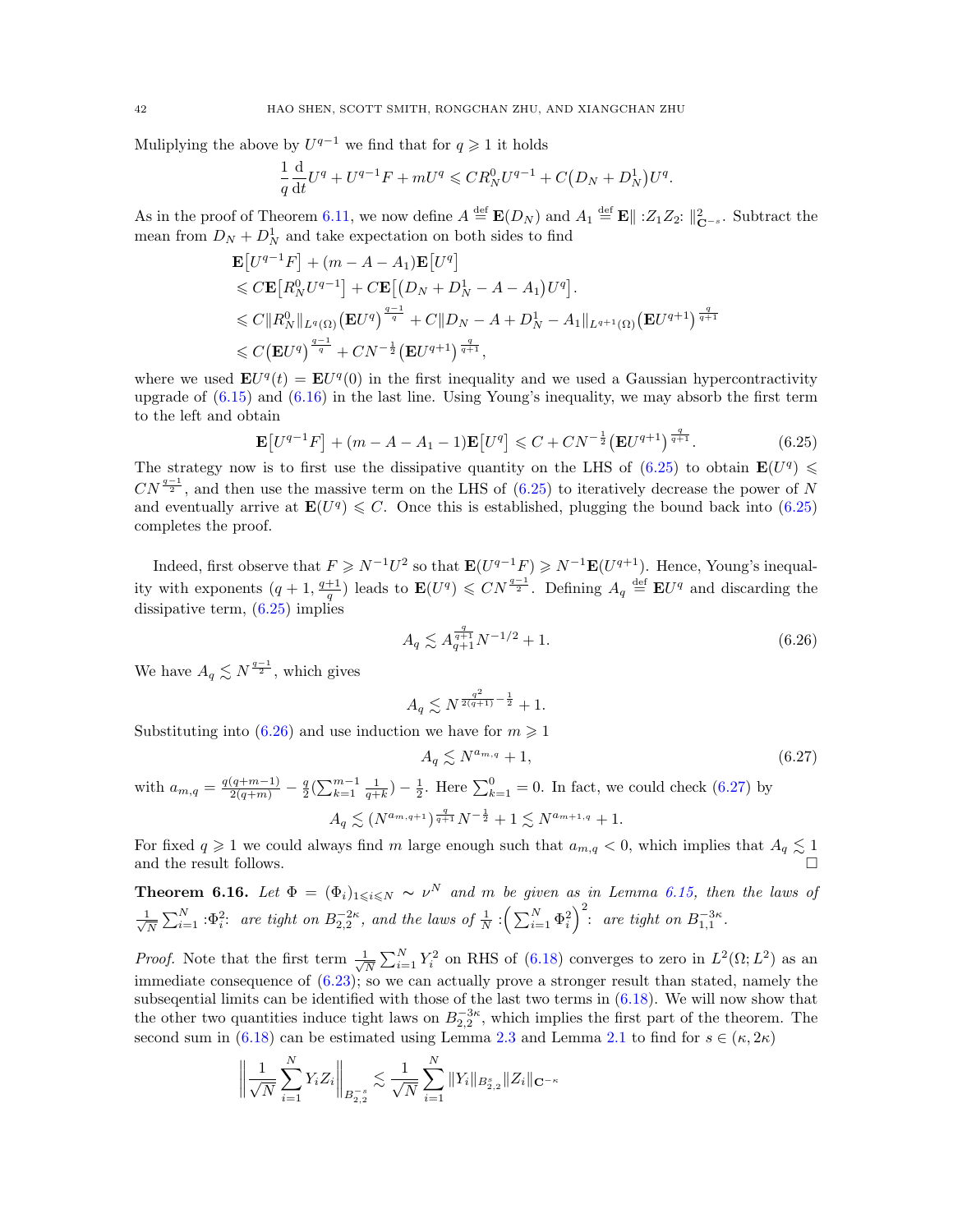Muliplying the above by $U^{q-1}$ we find that for $q \geqslant 1$ it holds

$$\frac{1}{q}\frac{\mathrm{d}}{\mathrm{d}t}U^q + U^{q-1}F + mU^q \leqslant CR_N^0 U^{q-1} + C\big(D_N + D_N^1\big)U^q.$$

As in the proof of Theorem 6.11, we now define $A \stackrel{\text{def}}{=} \mathbf{E}(D_N)$ and $A_1 \stackrel{\text{def}}{=} \mathbf{E}\| :Z_1 Z_2: \|^2_{\mathbf{C}^{-s}}$. Subtract the mean from $D_N + D_N^1$ and take expectation on both sides to find

$$\begin{aligned}
&\mathbf{E}\big[U^{q-1}F\big] + (m - A - A_1)\mathbf{E}\big[U^q\big] \\
&\leqslant C\mathbf{E}\big[R_N^0 U^{q-1}\big] + C\mathbf{E}\big[\big(D_N + D_N^1 - A - A_1\big)U^q\big]. \\
&\leqslant C\|R_N^0\|_{L^q(\Omega)}\big(\mathbf{E}U^q\big)^{\frac{q-1}{q}} + C\|D_N - A + D_N^1 - A_1\|_{L^{q+1}(\Omega)}\big(\mathbf{E}U^{q+1}\big)^{\frac{q}{q+1}} \\
&\leqslant C\big(\mathbf{E}U^q\big)^{\frac{q-1}{q}} + CN^{-\frac{1}{2}}\big(\mathbf{E}U^{q+1}\big)^{\frac{q}{q+1}},
\end{aligned}$$

where we used $\mathbf{E}U^q(t) = \mathbf{E}U^q(0)$ in the first inequality and we used a Gaussian hypercontractivity upgrade of (6.15) and (6.16) in the last line. Using Young's inequality, we may absorb the first term to the left and obtain

$$\mathbf{E}\big[U^{q-1}F\big] + (m - A - A_1 - 1)\mathbf{E}\big[U^q\big] \leqslant C + CN^{-\frac{1}{2}}\big(\mathbf{E}U^{q+1}\big)^{\frac{q}{q+1}}. \tag{6.25}$$

The strategy now is to first use the dissipative quantity on the LHS of (6.25) to obtain $\mathbf{E}(U^q) \leqslant CN^{\frac{q-1}{2}}$, and then use the massive term on the LHS of (6.25) to iteratively decrease the power of $N$ and eventually arrive at $\mathbf{E}(U^q) \leqslant C$. Once this is established, plugging the bound back into (6.25) completes the proof.

Indeed, first observe that $F \geqslant N^{-1}U^2$ so that $\mathbf{E}(U^{q-1}F) \geqslant N^{-1}\mathbf{E}(U^{q+1})$. Hence, Young's inequality with exponents $(q+1, \frac{q+1}{q})$ leads to $\mathbf{E}(U^q) \leqslant CN^{\frac{q-1}{2}}$. Defining $A_q \stackrel{\text{def}}{=} \mathbf{E}U^q$ and discarding the dissipative term, (6.25) implies

$$A_q \lesssim A_{q+1}^{\frac{q}{q+1}} N^{-1/2} + 1. \tag{6.26}$$

We have $A_q \lesssim N^{\frac{q-1}{2}}$, which gives

$$A_q \lesssim N^{\frac{q^2}{2(q+1)} - \frac{1}{2}} + 1.$$

Substituting into (6.26) and use induction we have for $m \geqslant 1$

$$A_q \lesssim N^{a_{m,q}} + 1, \tag{6.27}$$

with $a_{m,q} = \frac{q(q+m-1)}{2(q+m)} - \frac{q}{2}\big(\sum_{k=1}^{m-1}\frac{1}{q+k}\big) - \frac{1}{2}$. Here $\sum_{k=1}^{0} = 0$. In fact, we could check (6.27) by

$$A_q \lesssim (N^{a_{m,q+1}})^{\frac{q}{q+1}} N^{-\frac{1}{2}} + 1 \lesssim N^{a_{m+1,q}} + 1.$$

For fixed $q \geqslant 1$ we could always find $m$ large enough such that $a_{m,q} < 0$, which implies that $A_q \lesssim 1$ and the result follows. $\square$

**Theorem 6.16.** *Let $\Phi = (\Phi_i)_{1 \leqslant i \leqslant N} \sim \nu^N$ and $m$ be given as in Lemma 6.15, then the laws of $\frac{1}{\sqrt{N}}\sum_{i=1}^N :\Phi_i^2:$ are tight on $B_{2,2}^{-2\kappa}$, and the laws of $\frac{1}{N}:\Big(\sum_{i=1}^N \Phi_i^2\Big)^2:$ are tight on $B_{1,1}^{-3\kappa}$.*

*Proof.* Note that the first term $\frac{1}{\sqrt{N}}\sum_{i=1}^N Y_i^2$ on RHS of (6.18) converges to zero in $L^2(\Omega; L^2)$ as an immediate consequence of (6.23); so we can actually prove a stronger result than stated, namely the subseqential limits can be identified with those of the last two terms in (6.18). We will now show that the other two quantities induce tight laws on $B_{2,2}^{-3\kappa}$, which implies the first part of the theorem. The second sum in (6.18) can be estimated using Lemma 2.3 and Lemma 2.1 to find for $s \in (\kappa, 2\kappa)$

$$\Big\|\frac{1}{\sqrt{N}}\sum_{i=1}^N Y_i Z_i\Big\|_{B_{2,2}^{-s}} \lesssim \frac{1}{\sqrt{N}}\sum_{i=1}^N \|Y_i\|_{B_{2,2}^s}\|Z_i\|_{\mathbf{C}^{-\kappa}}$$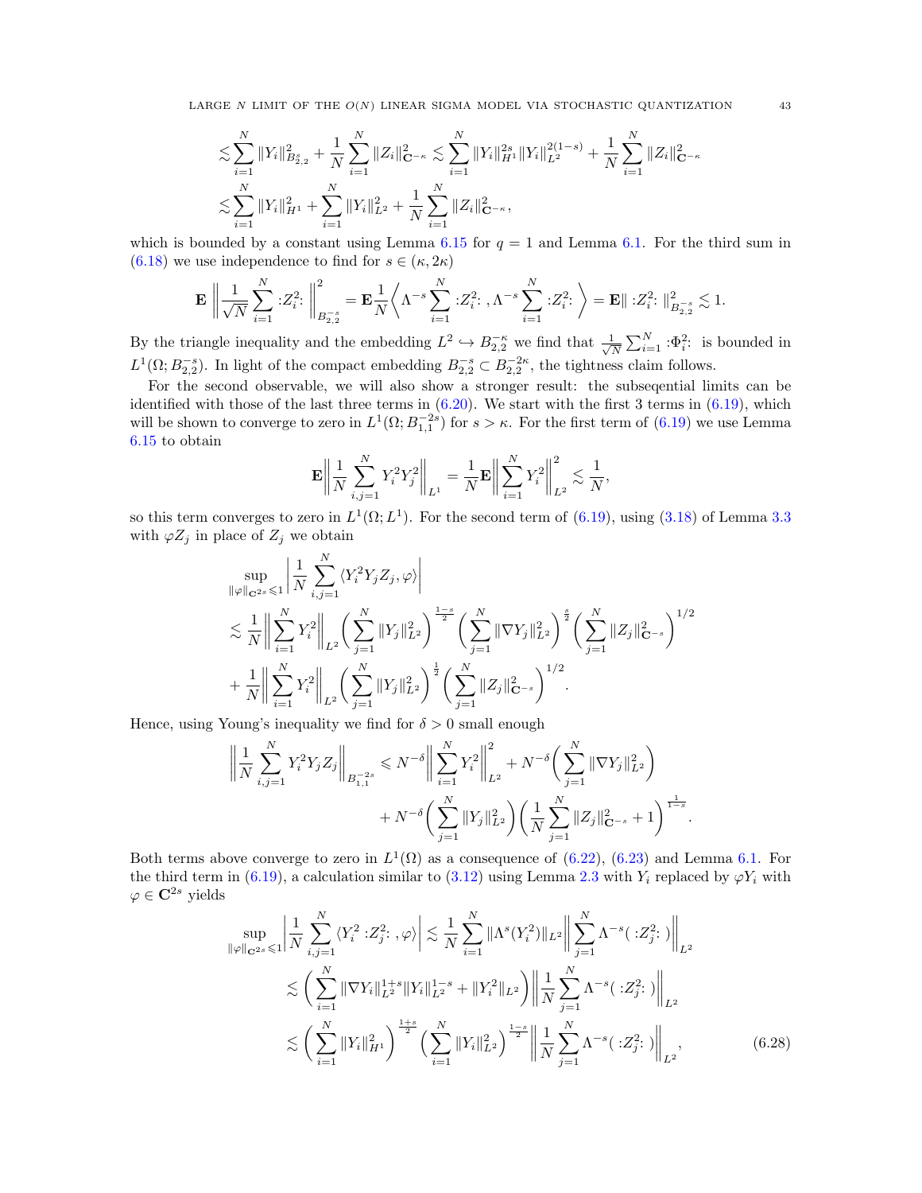$$\lesssim \sum_{i=1}^N \|Y_i\|^2_{B^s_{2,2}} + \frac{1}{N}\sum_{i=1}^N \|Z_i\|^2_{\mathbf{C}^{-\kappa}} \lesssim \sum_{i=1}^N \|Y_i\|^{2s}_{H^1}\|Y_i\|^{2(1-s)}_{L^2} + \frac{1}{N}\sum_{i=1}^N \|Z_i\|^2_{\mathbf{C}^{-\kappa}}$$
$$\lesssim \sum_{i=1}^N \|Y_i\|^2_{H^1} + \sum_{i=1}^N \|Y_i\|^2_{L^2} + \frac{1}{N}\sum_{i=1}^N \|Z_i\|^2_{\mathbf{C}^{-\kappa}},$$

which is bounded by a constant using Lemma 6.15 for $q=1$ and Lemma 6.1. For the third sum in (6.18) we use independence to find for $s\in(\kappa,2\kappa)$

$$\mathbf{E}\left\|\frac{1}{\sqrt{N}}\sum_{i=1}^N :Z_i^2:\right\|^2_{B^{-s}_{2,2}} = \mathbf{E}\frac{1}{N}\left\langle \Lambda^{-s}\sum_{i=1}^N :Z_i^2: , \Lambda^{-s}\sum_{i=1}^N :Z_i^2: \right\rangle = \mathbf{E}\| :Z_i^2: \|^2_{B^{-s}_{2,2}} \lesssim 1.$$

By the triangle inequality and the embedding $L^2 \hookrightarrow B^{-\kappa}_{2,2}$ we find that $\frac{1}{\sqrt{N}}\sum_{i=1}^N :\Phi_i^2:$ is bounded in $L^1(\Omega; B^{-s}_{2,2})$. In light of the compact embedding $B^{-s}_{2,2} \subset B^{-2\kappa}_{2,2}$, the tightness claim follows.

For the second observable, we will also show a stronger result: the subseqential limits can be identified with those of the last three terms in (6.20). We start with the first 3 terms in (6.19), which will be shown to converge to zero in $L^1(\Omega; B^{-2s}_{1,1})$ for $s>\kappa$. For the first term of (6.19) we use Lemma 6.15 to obtain

$$\mathbf{E}\left\|\frac{1}{N}\sum_{i,j=1}^N Y_i^2 Y_j^2\right\|_{L^1} = \frac{1}{N}\mathbf{E}\left\|\sum_{i=1}^N Y_i^2\right\|^2_{L^2} \lesssim \frac{1}{N},$$

so this term converges to zero in $L^1(\Omega; L^1)$. For the second term of (6.19), using (3.18) of Lemma 3.3 with $\varphi Z_j$ in place of $Z_j$ we obtain

$$\sup_{\|\varphi\|_{\mathbf{C}^{2s}}\leqslant 1}\left|\frac{1}{N}\sum_{i,j=1}^N \langle Y_i^2 Y_j Z_j, \varphi\rangle\right|$$
$$\lesssim \frac{1}{N}\left\|\sum_{i=1}^N Y_i^2\right\|_{L^2}\left(\sum_{j=1}^N \|Y_j\|^2_{L^2}\right)^{\frac{1-s}{2}}\left(\sum_{j=1}^N \|\nabla Y_j\|^2_{L^2}\right)^{\frac{s}{2}}\left(\sum_{j=1}^N \|Z_j\|^2_{\mathbf{C}^{-s}}\right)^{1/2}$$
$$+ \frac{1}{N}\left\|\sum_{i=1}^N Y_i^2\right\|_{L^2}\left(\sum_{j=1}^N \|Y_j\|^2_{L^2}\right)^{\frac{1}{2}}\left(\sum_{j=1}^N \|Z_j\|^2_{\mathbf{C}^{-s}}\right)^{1/2}.$$

Hence, using Young's inequality we find for $\delta>0$ small enough

$$\left\|\frac{1}{N}\sum_{i,j=1}^N Y_i^2 Y_j Z_j\right\|_{B^{-2s}_{1,1}} \leqslant N^{-\delta}\left\|\sum_{i=1}^N Y_i^2\right\|^2_{L^2} + N^{-\delta}\left(\sum_{j=1}^N \|\nabla Y_j\|^2_{L^2}\right)$$
$$+ N^{-\delta}\left(\sum_{j=1}^N \|Y_j\|^2_{L^2}\right)\left(\frac{1}{N}\sum_{j=1}^N \|Z_j\|^2_{\mathbf{C}^{-s}} + 1\right)^{\frac{1}{1-s}}.$$

Both terms above converge to zero in $L^1(\Omega)$ as a consequence of (6.22), (6.23) and Lemma 6.1. For the third term in (6.19), a calculation similar to (3.12) using Lemma 2.3 with $Y_i$ replaced by $\varphi Y_i$ with $\varphi \in \mathbf{C}^{2s}$ yields

$$\begin{aligned}
\sup_{\|\varphi\|_{\mathbf{C}^{2s}}\leqslant 1}\left|\frac{1}{N}\sum_{i,j=1}^N \langle Y_i^2 :Z_j^2: , \varphi\rangle\right| &\lesssim \frac{1}{N}\sum_{i=1}^N \|\Lambda^s(Y_i^2)\|_{L^2}\left\|\sum_{j=1}^N \Lambda^{-s}( :Z_j^2: )\right\|_{L^2} \\
&\lesssim \left(\sum_{i=1}^N \|\nabla Y_i\|^{1+s}_{L^2}\|Y_i\|^{1-s}_{L^2} + \|Y_i^2\|_{L^2}\right)\left\|\frac{1}{N}\sum_{j=1}^N \Lambda^{-s}( :Z_j^2: )\right\|_{L^2} \\
&\lesssim \left(\sum_{i=1}^N \|Y_i\|^2_{H^1}\right)^{\frac{1+s}{2}}\left(\sum_{i=1}^N \|Y_i\|^2_{L^2}\right)^{\frac{1-s}{2}}\left\|\frac{1}{N}\sum_{j=1}^N \Lambda^{-s}( :Z_j^2: )\right\|_{L^2},
\end{aligned} \tag{6.28}$$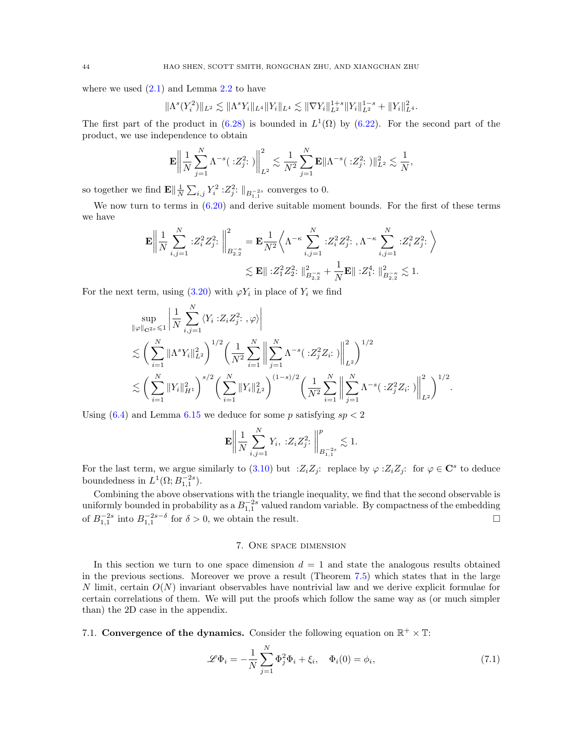where we used (2.1) and Lemma 2.2 to have

$$\|\Lambda^s(Y_i^2)\|_{L^2} \lesssim \|\Lambda^s Y_i\|_{L^4}\|Y_i\|_{L^4} \lesssim \|\nabla Y_i\|_{L^2}^{1+s}\|Y_i\|_{L^2}^{1-s} + \|Y_i\|_{L^4}^2.$$

The first part of the product in (6.28) is bounded in $L^1(\Omega)$ by (6.22). For the second part of the product, we use independence to obtain

$$\mathbf{E}\Big\|\frac{1}{N}\sum_{j=1}^N \Lambda^{-s}(\,{:}Z_j^2{:}\,)\Big\|_{L^2}^2 \lesssim \frac{1}{N^2}\sum_{j=1}^N \mathbf{E}\|\Lambda^{-s}(\,{:}Z_j^2{:}\,)\|_{L^2}^2 \lesssim \frac{1}{N},$$

so together we find $\mathbf{E}\|\frac{1}{N}\sum_{i,j} Y_i^2\,{:}Z_j^2{:}\,\|_{B_{1,1}^{-2s}}$ converges to 0.

We now turn to terms in (6.20) and derive suitable moment bounds. For the first of these terms we have

$$\begin{aligned}
\mathbf{E}\Big\|\frac{1}{N}\sum_{i,j=1}^N {:}Z_i^2 Z_j^2{:}\,\Big\|_{B_{2,2}^{-\kappa}}^2 &= \mathbf{E}\frac{1}{N^2}\Big\langle \Lambda^{-\kappa}\sum_{i,j=1}^N {:}Z_i^2 Z_j^2{:}\,, \Lambda^{-\kappa}\sum_{i,j=1}^N {:}Z_i^2 Z_j^2{:}\,\Big\rangle \\
&\lesssim \mathbf{E}\|\,{:}Z_1^2 Z_2^2{:}\,\|_{B_{2,2}^{-\kappa}}^2 + \frac{1}{N}\mathbf{E}\|\,{:}Z_1^4{:}\,\|_{B_{2,2}^{-\kappa}}^2 \lesssim 1.
\end{aligned}$$

For the next term, using (3.20) with $\varphi Y_i$ in place of $Y_i$ we find

$$\begin{aligned}
&\sup_{\|\varphi\|_{\mathbf{C}^{2s}}\leqslant 1}\Big|\frac{1}{N}\sum_{i,j=1}^N \langle Y_i\,{:}Z_i Z_j^2{:}\,,\varphi\rangle\Big| \\
&\lesssim \Big(\sum_{i=1}^N \|\Lambda^s Y_i\|_{L^2}^2\Big)^{1/2}\Big(\frac{1}{N^2}\sum_{i=1}^N\Big\|\sum_{j=1}^N \Lambda^{-s}(\,{:}Z_j^2 Z_i{:}\,)\Big\|_{L^2}^2\Big)^{1/2} \\
&\lesssim \Big(\sum_{i=1}^N \|Y_i\|_{H^1}^2\Big)^{s/2}\Big(\sum_{i=1}^N \|Y_i\|_{L^2}^2\Big)^{(1-s)/2}\Big(\frac{1}{N^2}\sum_{i=1}^N\Big\|\sum_{j=1}^N \Lambda^{-s}(\,{:}Z_j^2 Z_i{:}\,)\Big\|_{L^2}^2\Big)^{1/2}.
\end{aligned}$$

Using (6.4) and Lemma 6.15 we deduce for some $p$ satisfying $sp<2$

$$\mathbf{E}\Big\|\frac{1}{N}\sum_{i,j=1}^N Y_i,\,{:}Z_i Z_j^2{:}\,\Big\|_{B_{1,1}^{-2s}}^p \lesssim 1.$$

For the last term, we argue similarly to (3.10) but ${:}Z_i Z_j{:}$ replace by $\varphi\,{:}Z_i Z_j{:}$ for $\varphi\in\mathbf{C}^s$ to deduce boundedness in $L^1(\Omega;B_{1,1}^{-2s})$.

Combining the above observations with the triangle inequality, we find that the second observable is uniformly bounded in probability as a $B_{1,1}^{-2s}$ valued random variable. By compactness of the embedding of $B_{1,1}^{-2s}$ into $B_{1,1}^{-2s-\delta}$ for $\delta>0$, we obtain the result. □

## 7. One space dimension

In this section we turn to one space dimension $d=1$ and state the analogous results obtained in the previous sections. Moreover we prove a result (Theorem 7.5) which states that in the large $N$ limit, certain $O(N)$ invariant observables have nontrivial law and we derive explicit formulae for certain correlations of them. We will put the proofs which follow the same way as (or much simpler than) the 2D case in the appendix.

### 7.1. Convergence of the dynamics.

Consider the following equation on $\mathbb{R}^+\times\mathbb{T}$:

$$\mathscr{L}\Phi_i = -\frac{1}{N}\sum_{j=1}^N \Phi_j^2\Phi_i + \xi_i, \quad \Phi_i(0)=\phi_i, \tag{7.1}$$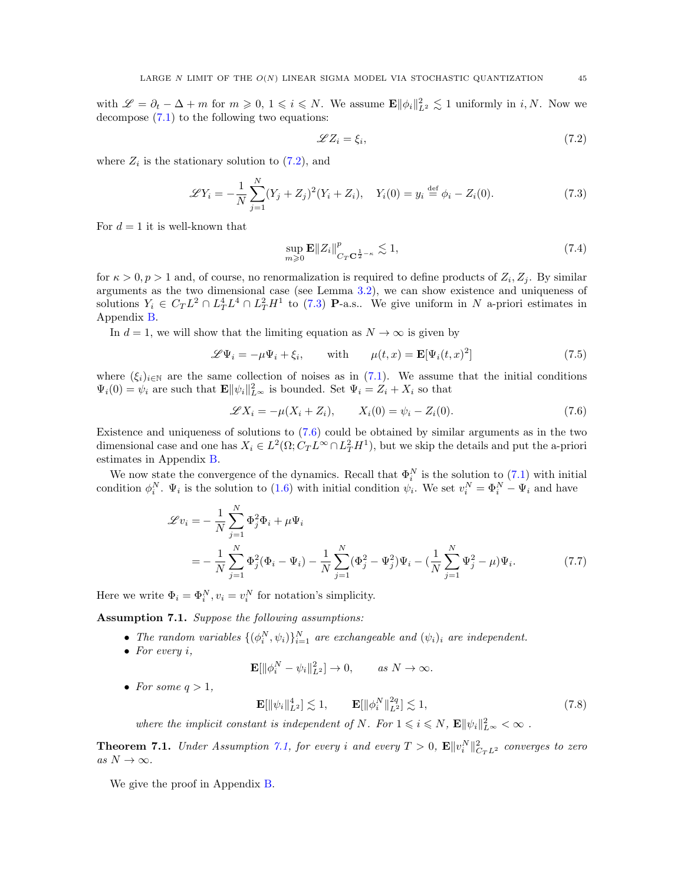with $\mathscr{L} = \partial_t - \Delta + m$ for $m \geqslant 0$, $1 \leqslant i \leqslant N$. We assume $\mathbf{E}\|\phi_i\|_{L^2}^2 \lesssim 1$ uniformly in $i, N$. Now we decompose (7.1) to the following two equations:

$$\mathscr{L} Z_i = \xi_i, \tag{7.2}$$

where $Z_i$ is the stationary solution to (7.2), and

$$\mathscr{L} Y_i = -\frac{1}{N}\sum_{j=1}^{N}(Y_j + Z_j)^2 (Y_i + Z_i), \quad Y_i(0) = y_i \overset{\text{def}}{=} \phi_i - Z_i(0). \tag{7.3}$$

For $d = 1$ it is well-known that

$$\sup_{m \geqslant 0} \mathbf{E}\|Z_i\|^p_{C_T \mathbf{C}^{\frac{1}{2}-\kappa}} \lesssim 1, \tag{7.4}$$

for $\kappa > 0, p > 1$ and, of course, no renormalization is required to define products of $Z_i, Z_j$. By similar arguments as the two dimensional case (see Lemma 3.2), we can show existence and uniqueness of solutions $Y_i \in C_T L^2 \cap L^4_T L^4 \cap L^2_T H^1$ to (7.3) $\mathbf{P}$-a.s.. We give uniform in $N$ a-priori estimates in Appendix B.

In $d = 1$, we will show that the limiting equation as $N \to \infty$ is given by

$$\mathscr{L}\Psi_i = -\mu \Psi_i + \xi_i, \qquad \text{with} \qquad \mu(t,x) = \mathbf{E}[\Psi_i(t,x)^2] \tag{7.5}$$

where $(\xi_i)_{i \in \mathbb{N}}$ are the same collection of noises as in (7.1). We assume that the initial conditions $\Psi_i(0) = \psi_i$ are such that $\mathbf{E}\|\psi_i\|^2_{L^\infty}$ is bounded. Set $\Psi_i = Z_i + X_i$ so that

$$\mathscr{L} X_i = -\mu (X_i + Z_i), \qquad X_i(0) = \psi_i - Z_i(0). \tag{7.6}$$

Existence and uniqueness of solutions to (7.6) could be obtained by similar arguments as in the two dimensional case and one has $X_i \in L^2(\Omega; C_T L^\infty \cap L^2_T H^1)$, but we skip the details and put the a-priori estimates in Appendix B.

We now state the convergence of the dynamics. Recall that $\Phi_i^N$ is the solution to (7.1) with initial condition $\phi_i^N$. $\Psi_i$ is the solution to (1.6) with initial condition $\psi_i$. We set $v_i^N = \Phi_i^N - \Psi_i$ and have

$$\begin{aligned}
\mathscr{L} v_i &= -\frac{1}{N}\sum_{j=1}^{N} \Phi_j^2 \Phi_i + \mu \Psi_i \\
&= -\frac{1}{N}\sum_{j=1}^{N} \Phi_j^2 (\Phi_i - \Psi_i) - \frac{1}{N}\sum_{j=1}^{N} (\Phi_j^2 - \Psi_j^2)\Psi_i - \Big(\frac{1}{N}\sum_{j=1}^{N}\Psi_j^2 - \mu\Big)\Psi_i.
\end{aligned} \tag{7.7}$$

Here we write $\Phi_i = \Phi_i^N, v_i = v_i^N$ for notation's simplicity.

**Assumption 7.1.** *Suppose the following assumptions:*

- *The random variables $\{(\phi_i^N, \psi_i)\}_{i=1}^N$ are exchangeable and $(\psi_i)_i$ are independent.*
- *For every $i$,*
$$\mathbf{E}[\|\phi_i^N - \psi_i\|^2_{L^2}] \to 0, \qquad \text{as } N \to \infty.$$
- *For some $q > 1$,*
$$\mathbf{E}[\|\psi_i\|^4_{L^2}] \lesssim 1, \qquad \mathbf{E}[\|\phi_i^N\|^{2q}_{L^2}] \lesssim 1, \tag{7.8}$$
*where the implicit constant is independent of $N$. For $1 \leqslant i \leqslant N$, $\mathbf{E}\|\psi_i\|^2_{L^\infty} < \infty$ .*

**Theorem 7.1.** *Under Assumption 7.1, for every $i$ and every $T > 0$, $\mathbf{E}\|v_i^N\|^2_{C_T L^2}$ converges to zero as $N \to \infty$.*

We give the proof in Appendix B.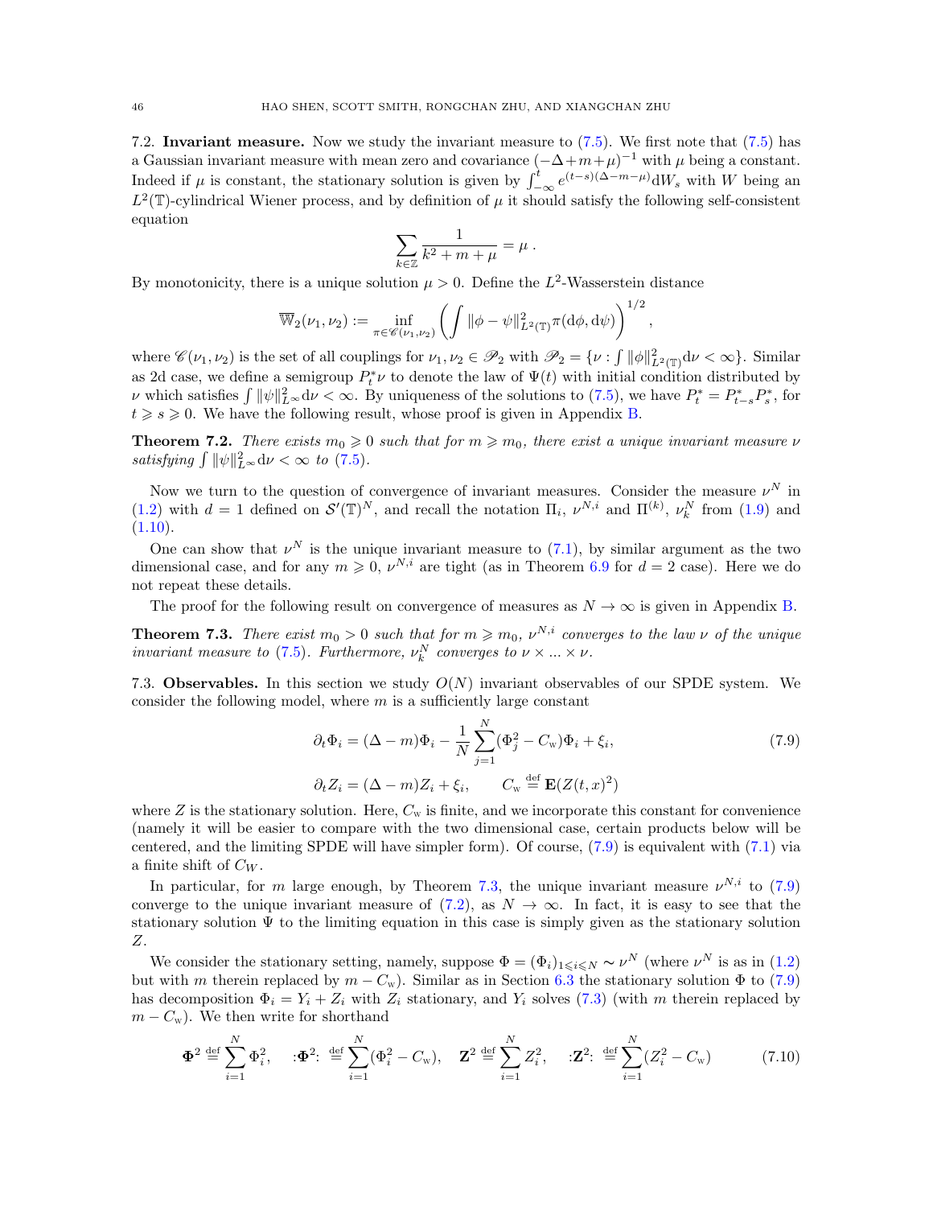7.2. **Invariant measure.** Now we study the invariant measure to (7.5). We first note that (7.5) has a Gaussian invariant measure with mean zero and covariance $(-\Delta+m+\mu)^{-1}$ with $\mu$ being a constant. Indeed if $\mu$ is constant, the stationary solution is given by $\int_{-\infty}^t e^{(t-s)(\Delta-m-\mu)}\mathrm{d}W_s$ with $W$ being an $L^2(\mathbb{T})$-cylindrical Wiener process, and by definition of $\mu$ it should satisfy the following self-consistent equation

$$\sum_{k\in\mathbb{Z}}\frac{1}{k^2+m+\mu}=\mu\ .$$

By monotonicity, there is a unique solution $\mu>0$. Define the $L^2$-Wasserstein distance

$$\mathbb{W}_2(\nu_1,\nu_2):=\inf_{\pi\in\mathscr{C}(\nu_1,\nu_2)}\left(\int\|\phi-\psi\|_{L^2(\mathbb{T})}^2\pi(\mathrm{d}\phi,\mathrm{d}\psi)\right)^{1/2},$$

where $\mathscr{C}(\nu_1,\nu_2)$ is the set of all couplings for $\nu_1,\nu_2\in\mathscr{P}_2$ with $\mathscr{P}_2=\{\nu:\int\|\phi\|_{L^2(\mathbb{T})}^2\mathrm{d}\nu<\infty\}$. Similar as 2d case, we define a semigroup $P_t^*\nu$ to denote the law of $\Psi(t)$ with initial condition distributed by $\nu$ which satisfies $\int\|\psi\|_{L^\infty}^2\mathrm{d}\nu<\infty$. By uniqueness of the solutions to (7.5), we have $P_t^*=P_{t-s}^*P_s^*$, for $t\geqslant s\geqslant 0$. We have the following result, whose proof is given in Appendix B.

**Theorem 7.2.** *There exists $m_0\geqslant 0$ such that for $m\geqslant m_0$, there exist a unique invariant measure $\nu$ satisfying $\int\|\psi\|_{L^\infty}^2\mathrm{d}\nu<\infty$ to (7.5).*

Now we turn to the question of convergence of invariant measures. Consider the measure $\nu^N$ in (1.2) with $d=1$ defined on $\mathcal{S}'(\mathbb{T})^N$, and recall the notation $\Pi_i$, $\nu^{N,i}$ and $\Pi^{(k)}$, $\nu_k^N$ from (1.9) and (1.10).

One can show that $\nu^N$ is the unique invariant measure to (7.1), by similar argument as the two dimensional case, and for any $m\geqslant 0$, $\nu^{N,i}$ are tight (as in Theorem 6.9 for $d=2$ case). Here we do not repeat these details.

The proof for the following result on convergence of measures as $N\to\infty$ is given in Appendix B.

**Theorem 7.3.** *There exist $m_0>0$ such that for $m\geqslant m_0$, $\nu^{N,i}$ converges to the law $\nu$ of the unique invariant measure to (7.5). Furthermore, $\nu_k^N$ converges to $\nu\times...\times\nu$.*

7.3. **Observables.** In this section we study $O(N)$ invariant observables of our SPDE system. We consider the following model, where $m$ is a sufficiently large constant

$$\partial_t\Phi_i=(\Delta-m)\Phi_i-\frac{1}{N}\sum_{j=1}^N(\Phi_j^2-C_{\rm w})\Phi_i+\xi_i, \tag{7.9}$$

$$\partial_t Z_i=(\Delta-m)Z_i+\xi_i,\qquad C_{\rm w}\stackrel{\rm def}{=}\mathbf{E}(Z(t,x)^2)$$

where $Z$ is the stationary solution. Here, $C_{\rm w}$ is finite, and we incorporate this constant for convenience (namely it will be easier to compare with the two dimensional case, certain products below will be centered, and the limiting SPDE will have simpler form). Of course, (7.9) is equivalent with (7.1) via a finite shift of $C_W$.

In particular, for $m$ large enough, by Theorem 7.3, the unique invariant measure $\nu^{N,i}$ to (7.9) converge to the unique invariant measure of (7.2), as $N\to\infty$. In fact, it is easy to see that the stationary solution $\Psi$ to the limiting equation in this case is simply given as the stationary solution $Z$.

We consider the stationary setting, namely, suppose $\Phi=(\Phi_i)_{1\leqslant i\leqslant N}\sim\nu^N$ (where $\nu^N$ is as in (1.2) but with $m$ therein replaced by $m-C_{\rm w}$). Similar as in Section 6.3 the stationary solution $\Phi$ to (7.9) has decomposition $\Phi_i=Y_i+Z_i$ with $Z_i$ stationary, and $Y_i$ solves (7.3) (with $m$ therein replaced by $m-C_{\rm w}$). We then write for shorthand

$$\mathbf{\Phi}^2\stackrel{\rm def}{=}\sum_{i=1}^N\Phi_i^2,\quad :\!\mathbf{\Phi}^2\!:\ \stackrel{\rm def}{=}\sum_{i=1}^N(\Phi_i^2-C_{\rm w}),\quad \mathbf{Z}^2\stackrel{\rm def}{=}\sum_{i=1}^N Z_i^2,\quad :\!\mathbf{Z}^2\!:\ \stackrel{\rm def}{=}\sum_{i=1}^N(Z_i^2-C_{\rm w}) \tag{7.10}$$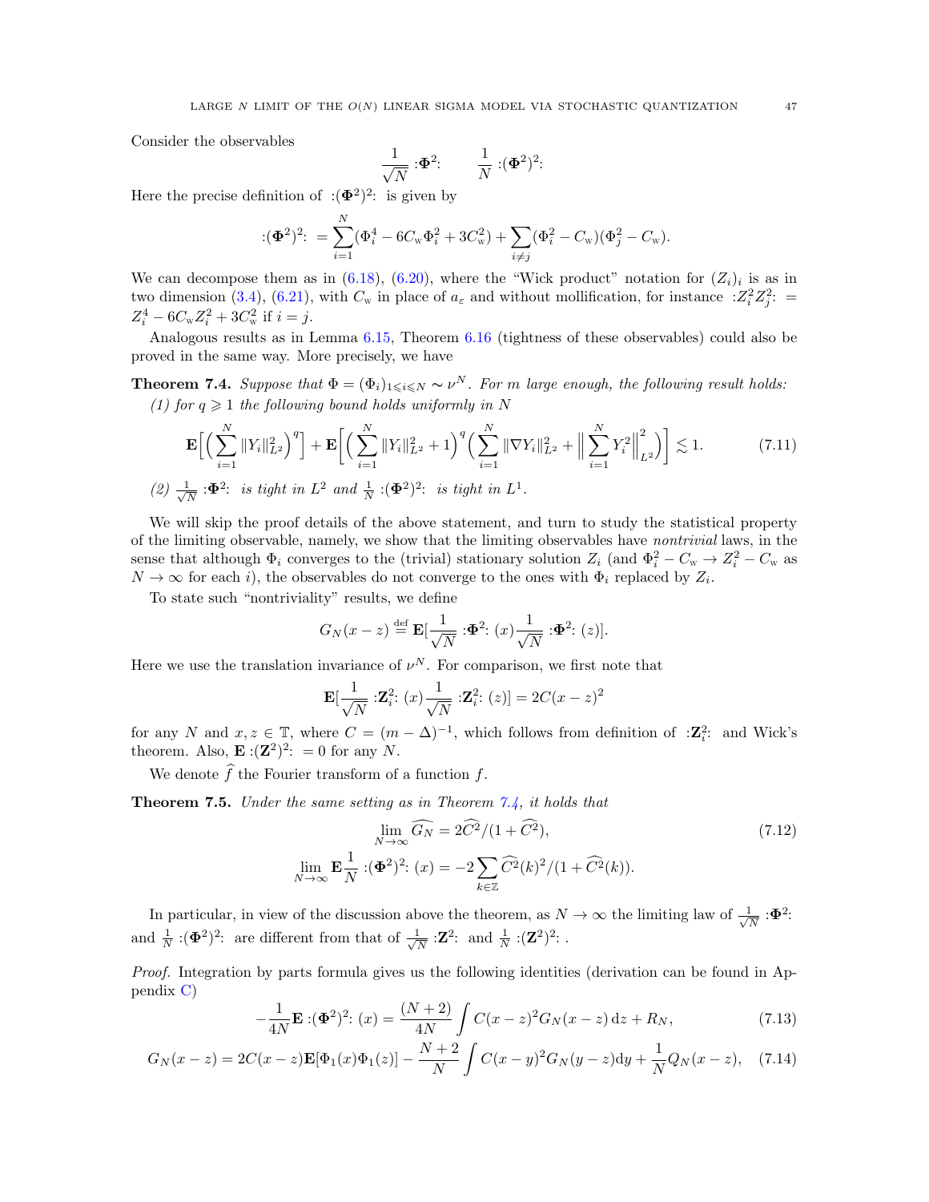Consider the observables

$$\frac{1}{\sqrt{N}} :\!\mathbf{\Phi}^2\!: \qquad \frac{1}{N} :\!(\mathbf{\Phi}^2)^2\!:$$

Here the precise definition of $:\!(\mathbf{\Phi}^2)^2\!:$ is given by

$$:\!(\mathbf{\Phi}^2)^2\!: \,= \sum_{i=1}^{N} (\Phi_i^4 - 6C_{\rm w}\Phi_i^2 + 3C_{\rm w}^2) + \sum_{i\neq j} (\Phi_i^2 - C_{\rm w})(\Phi_j^2 - C_{\rm w}).$$

We can decompose them as in (6.18), (6.20), where the "Wick product" notation for $(Z_i)_i$ is as in two dimension (3.4), (6.21), with $C_{\rm w}$ in place of $a_\varepsilon$ and without mollification, for instance $:\!Z_i^2 Z_j^2\!: \,= Z_i^4 - 6C_{\rm w} Z_i^2 + 3C_{\rm w}^2$ if $i = j$.

Analogous results as in Lemma 6.15, Theorem 6.16 (tightness of these observables) could also be proved in the same way. More precisely, we have

**Theorem 7.4.** *Suppose that $\Phi = (\Phi_i)_{1\leqslant i\leqslant N} \sim \nu^N$. For $m$ large enough, the following result holds:*

*(1) for $q \geqslant 1$ the following bound holds uniformly in $N$*

$$\mathbf{E}\Big[\Big(\sum_{i=1}^{N} \|Y_i\|_{L^2}^2\Big)^q\Big] + \mathbf{E}\Big[\Big(\sum_{i=1}^{N} \|Y_i\|_{L^2}^2 + 1\Big)^q \Big(\sum_{i=1}^{N} \|\nabla Y_i\|_{L^2}^2 + \Big\|\sum_{i=1}^{N} Y_i^2\Big\|_{L^2}^2\Big)\Big] \lesssim 1. \tag{7.11}$$

*(2) $\frac{1}{\sqrt{N}} :\!\mathbf{\Phi}^2\!:$ is tight in $L^2$ and $\frac{1}{N} :\!(\mathbf{\Phi}^2)^2\!:$ is tight in $L^1$.*

We will skip the proof details of the above statement, and turn to study the statistical property of the limiting observable, namely, we show that the limiting observables have *nontrivial* laws, in the sense that although $\Phi_i$ converges to the (trivial) stationary solution $Z_i$ (and $\Phi_i^2 - C_{\rm w} \to Z_i^2 - C_{\rm w}$ as $N \to \infty$ for each $i$), the observables do not converge to the ones with $\Phi_i$ replaced by $Z_i$.

To state such "nontriviality" results, we define

$$G_N(x - z) \stackrel{\text{def}}{=} \mathbf{E}\Big[\frac{1}{\sqrt{N}} :\!\mathbf{\Phi}^2\!: (x) \frac{1}{\sqrt{N}} :\!\mathbf{\Phi}^2\!: (z)\Big].$$

Here we use the translation invariance of $\nu^N$. For comparison, we first note that

$$\mathbf{E}\Big[\frac{1}{\sqrt{N}} :\!\mathbf{Z}_i^2\!: (x) \frac{1}{\sqrt{N}} :\!\mathbf{Z}_i^2\!: (z)\Big] = 2C(x - z)^2$$

for any $N$ and $x, z \in \mathbb{T}$, where $C = (m - \Delta)^{-1}$, which follows from definition of $:\!\mathbf{Z}_i^2\!:$ and Wick's theorem. Also, $\mathbf{E} :\!(\mathbf{Z}^2)^2\!: \,= 0$ for any $N$.

We denote $\widehat{f}$ the Fourier transform of a function $f$.

**Theorem 7.5.** *Under the same setting as in Theorem 7.4, it holds that*

$$\lim_{N\to\infty} \widehat{G_N} = 2\widehat{C^2}/(1 + \widehat{C^2}), \tag{7.12}$$

$$\lim_{N\to\infty} \mathbf{E}\frac{1}{N} :\!(\mathbf{\Phi}^2)^2\!: (x) = -2\sum_{k\in\mathbb{Z}} \widehat{C^2}(k)^2/(1 + \widehat{C^2}(k)).$$

In particular, in view of the discussion above the theorem, as $N \to \infty$ the limiting law of $\frac{1}{\sqrt{N}} :\!\mathbf{\Phi}^2\!:$ and $\frac{1}{N} :\!(\mathbf{\Phi}^2)^2\!:$ are different from that of $\frac{1}{\sqrt{N}} :\!\mathbf{Z}^2\!:$ and $\frac{1}{N} :\!(\mathbf{Z}^2)^2\!:$ .

*Proof.* Integration by parts formula gives us the following identities (derivation can be found in Appendix C)

$$-\frac{1}{4N}\mathbf{E} :\!(\mathbf{\Phi}^2)^2\!: (x) = \frac{(N+2)}{4N} \int C(x - z)^2 G_N(x - z)\,\mathrm{d}z + R_N, \tag{7.13}$$

$$G_N(x - z) = 2C(x - z)\mathbf{E}[\Phi_1(x)\Phi_1(z)] - \frac{N+2}{N} \int C(x - y)^2 G_N(y - z)\mathrm{d}y + \frac{1}{N} Q_N(x - z), \tag{7.14}$$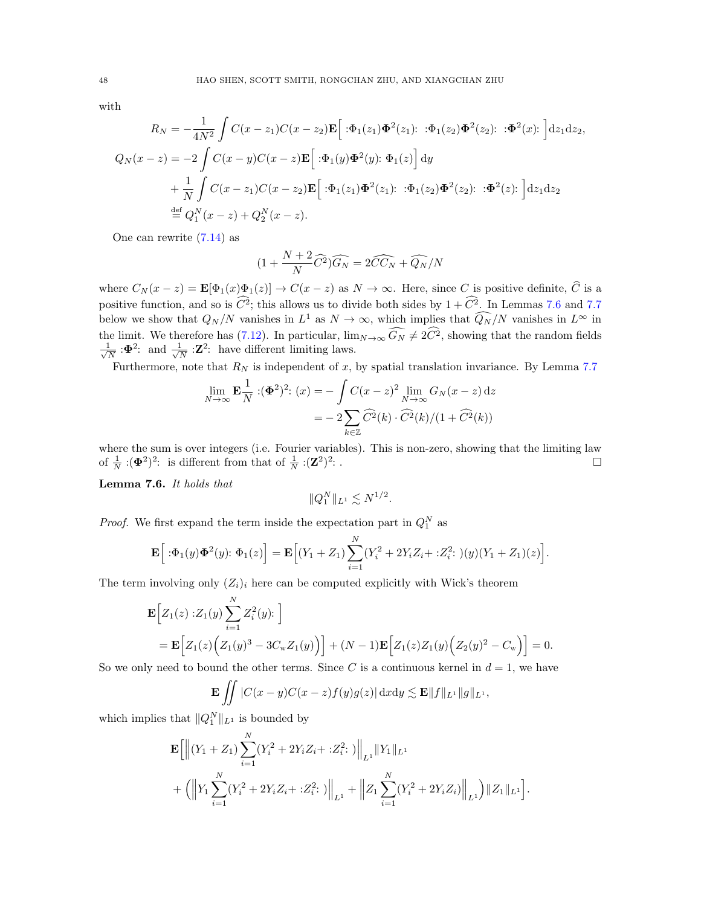with

$$
\begin{aligned}
R_N &= -\frac{1}{4N^2}\int C(x-z_1)C(x-z_2)\mathbf{E}\Big[\,{:}\Phi_1(z_1)\mathbf{\Phi}^2(z_1){:}\ \ {:}\Phi_1(z_2)\mathbf{\Phi}^2(z_2){:}\ \ {:}\mathbf{\Phi}^2(x){:}\,\Big]\mathrm{d}z_1\mathrm{d}z_2,\\
Q_N(x-z) &= -2\int C(x-y)C(x-z)\mathbf{E}\Big[\,{:}\Phi_1(y)\mathbf{\Phi}^2(y){:}\ \Phi_1(z)\Big]\,\mathrm{d}y\\
&\quad+\frac{1}{N}\int C(x-z_1)C(x-z_2)\mathbf{E}\Big[\,{:}\Phi_1(z_1)\mathbf{\Phi}^2(z_1){:}\ \ {:}\Phi_1(z_2)\mathbf{\Phi}^2(z_2){:}\ \ {:}\mathbf{\Phi}^2(z){:}\,\Big]\mathrm{d}z_1\mathrm{d}z_2\\
&\stackrel{\text{def}}{=} Q_1^N(x-z)+Q_2^N(x-z).
\end{aligned}
$$

One can rewrite (7.14) as

$$
(1+\frac{N+2}{N}\widehat{C^2})\widehat{G_N} = 2\widehat{CC_N}+\widehat{Q_N}/N
$$

where $C_N(x-z)=\mathbf{E}[\Phi_1(x)\Phi_1(z)]\to C(x-z)$ as $N\to\infty$. Here, since $C$ is positive definite, $\widehat{C}$ is a positive function, and so is $\widehat{C^2}$; this allows us to divide both sides by $1+\widehat{C^2}$. In Lemmas 7.6 and 7.7 below we show that $Q_N/N$ vanishes in $L^1$ as $N\to\infty$, which implies that $\widehat{Q_N}/N$ vanishes in $L^\infty$ in the limit. We therefore has (7.12). In particular, $\lim_{N\to\infty}\widehat{G_N}\neq 2\widehat{C^2}$, showing that the random fields $\frac{1}{\sqrt{N}}\,{:}\mathbf{\Phi}^2{:}$ and $\frac{1}{\sqrt{N}}\,{:}\mathbf{Z}^2{:}$ have different limiting laws.

Furthermore, note that $R_N$ is independent of $x$, by spatial translation invariance. By Lemma 7.7

$$
\begin{aligned}
\lim_{N\to\infty}\mathbf{E}\frac{1}{N}\,{:}(\mathbf{\Phi}^2)^2{:}\,(x) &= -\int C(x-z)^2\lim_{N\to\infty}G_N(x-z)\,\mathrm{d}z\\
&= -2\sum_{k\in\mathbb{Z}}\widehat{C^2}(k)\cdot\widehat{C^2}(k)/(1+\widehat{C^2}(k))
\end{aligned}
$$

where the sum is over integers (i.e. Fourier variables). This is non-zero, showing that the limiting law of $\frac{1}{N}\,{:}(\mathbf{\Phi}^2)^2{:}$ is different from that of $\frac{1}{N}\,{:}(\mathbf{Z}^2)^2{:}$ . □

**Lemma 7.6.** *It holds that*

$$
\|Q_1^N\|_{L^1}\lesssim N^{1/2}.
$$

*Proof.* We first expand the term inside the expectation part in $Q_1^N$ as

$$
\mathbf{E}\Big[\,{:}\Phi_1(y)\mathbf{\Phi}^2(y){:}\ \Phi_1(z)\Big] = \mathbf{E}\Big[(Y_1+Z_1)\sum_{i=1}^N(Y_i^2+2Y_iZ_i+{:}Z_i^2{:}\,)(y)(Y_1+Z_1)(z)\Big].
$$

The term involving only $(Z_i)_i$ here can be computed explicitly with Wick's theorem

$$
\begin{aligned}
&\mathbf{E}\Big[Z_1(z)\,{:}Z_1(y)\sum_{i=1}^N Z_i^2(y){:}\,\Big]\\
&= \mathbf{E}\Big[Z_1(z)\Big(Z_1(y)^3-3C_{\mathrm{w}}Z_1(y)\Big)\Big]+(N-1)\mathbf{E}\Big[Z_1(z)Z_1(y)\Big(Z_2(y)^2-C_{\mathrm{w}}\Big)\Big]=0.
\end{aligned}
$$

So we only need to bound the other terms. Since $C$ is a continuous kernel in $d=1$, we have

$$
\mathbf{E}\iint|C(x-y)C(x-z)f(y)g(z)|\,\mathrm{d}x\mathrm{d}y\lesssim\mathbf{E}\|f\|_{L^1}\|g\|_{L^1},
$$

which implies that $\|Q_1^N\|_{L^1}$ is bounded by

$$
\begin{aligned}
&\mathbf{E}\Big[\Big\|(Y_1+Z_1)\sum_{i=1}^N(Y_i^2+2Y_iZ_i+{:}Z_i^2{:}\,)\Big\|_{L^1}\|Y_1\|_{L^1}\\
&+\Big(\Big\|Y_1\sum_{i=1}^N(Y_i^2+2Y_iZ_i+{:}Z_i^2{:}\,)\Big\|_{L^1}+\Big\|Z_1\sum_{i=1}^N(Y_i^2+2Y_iZ_i)\Big\|_{L^1}\Big)\|Z_1\|_{L^1}\Big].
\end{aligned}
$$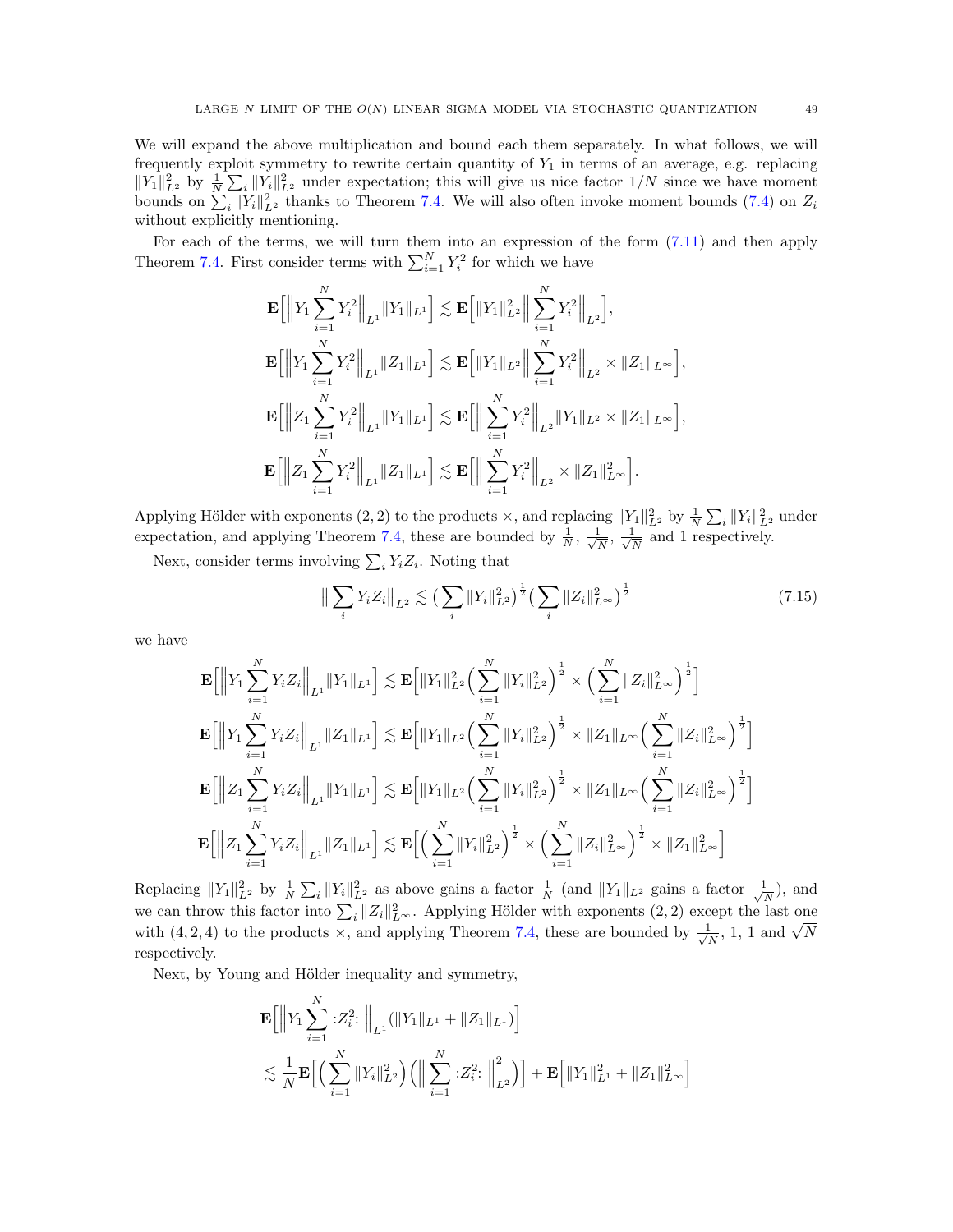We will expand the above multiplication and bound each them separately. In what follows, we will frequently exploit symmetry to rewrite certain quantity of $Y_1$ in terms of an average, e.g. replacing $\|Y_1\|_{L^2}^2$ by $\frac{1}{N}\sum_i \|Y_i\|_{L^2}^2$ under expectation; this will give us nice factor $1/N$ since we have moment bounds on $\sum_i \|Y_i\|_{L^2}^2$ thanks to Theorem 7.4. We will also often invoke moment bounds (7.4) on $Z_i$ without explicitly mentioning.

For each of the terms, we will turn them into an expression of the form (7.11) and then apply Theorem 7.4. First consider terms with $\sum_{i=1}^N Y_i^2$ for which we have

$$
\begin{aligned}
\mathbf{E}\Big[\Big\|Y_1\sum_{i=1}^N Y_i^2\Big\|_{L^1}\|Y_1\|_{L^1}\Big] &\lesssim \mathbf{E}\Big[\|Y_1\|_{L^2}^2\Big\|\sum_{i=1}^N Y_i^2\Big\|_{L^2}\Big],\\
\mathbf{E}\Big[\Big\|Y_1\sum_{i=1}^N Y_i^2\Big\|_{L^1}\|Z_1\|_{L^1}\Big] &\lesssim \mathbf{E}\Big[\|Y_1\|_{L^2}\Big\|\sum_{i=1}^N Y_i^2\Big\|_{L^2}\times\|Z_1\|_{L^\infty}\Big],\\
\mathbf{E}\Big[\Big\|Z_1\sum_{i=1}^N Y_i^2\Big\|_{L^1}\|Y_1\|_{L^1}\Big] &\lesssim \mathbf{E}\Big[\Big\|\sum_{i=1}^N Y_i^2\Big\|_{L^2}\|Y_1\|_{L^2}\times\|Z_1\|_{L^\infty}\Big],\\
\mathbf{E}\Big[\Big\|Z_1\sum_{i=1}^N Y_i^2\Big\|_{L^1}\|Z_1\|_{L^1}\Big] &\lesssim \mathbf{E}\Big[\Big\|\sum_{i=1}^N Y_i^2\Big\|_{L^2}\times\|Z_1\|_{L^\infty}^2\Big].
\end{aligned}
$$

Applying Hölder with exponents $(2,2)$ to the products $\times$, and replacing $\|Y_1\|_{L^2}^2$ by $\frac{1}{N}\sum_i \|Y_i\|_{L^2}^2$ under expectation, and applying Theorem 7.4, these are bounded by $\frac{1}{N}$, $\frac{1}{\sqrt{N}}$, $\frac{1}{\sqrt{N}}$ and 1 respectively.

Next, consider terms involving $\sum_i Y_i Z_i$. Noting that

$$
\Big\|\sum_i Y_i Z_i\Big\|_{L^2} \lesssim \Big(\sum_i \|Y_i\|_{L^2}^2\Big)^{\frac{1}{2}}\Big(\sum_i \|Z_i\|_{L^\infty}^2\Big)^{\frac{1}{2}} \tag{7.15}
$$

we have

$$
\begin{aligned}
\mathbf{E}\Big[\Big\|Y_1\sum_{i=1}^N Y_iZ_i\Big\|_{L^1}\|Y_1\|_{L^1}\Big] &\lesssim \mathbf{E}\Big[\|Y_1\|_{L^2}^2\Big(\sum_{i=1}^N\|Y_i\|_{L^2}^2\Big)^{\frac{1}{2}}\times\Big(\sum_{i=1}^N\|Z_i\|_{L^\infty}^2\Big)^{\frac{1}{2}}\Big]\\
\mathbf{E}\Big[\Big\|Y_1\sum_{i=1}^N Y_iZ_i\Big\|_{L^1}\|Z_1\|_{L^1}\Big] &\lesssim \mathbf{E}\Big[\|Y_1\|_{L^2}\Big(\sum_{i=1}^N\|Y_i\|_{L^2}^2\Big)^{\frac{1}{2}}\times\|Z_1\|_{L^\infty}\Big(\sum_{i=1}^N\|Z_i\|_{L^\infty}^2\Big)^{\frac{1}{2}}\Big]\\
\mathbf{E}\Big[\Big\|Z_1\sum_{i=1}^N Y_iZ_i\Big\|_{L^1}\|Y_1\|_{L^1}\Big] &\lesssim \mathbf{E}\Big[\|Y_1\|_{L^2}\Big(\sum_{i=1}^N\|Y_i\|_{L^2}^2\Big)^{\frac{1}{2}}\times\|Z_1\|_{L^\infty}\Big(\sum_{i=1}^N\|Z_i\|_{L^\infty}^2\Big)^{\frac{1}{2}}\Big]\\
\mathbf{E}\Big[\Big\|Z_1\sum_{i=1}^N Y_iZ_i\Big\|_{L^1}\|Z_1\|_{L^1}\Big] &\lesssim \mathbf{E}\Big[\Big(\sum_{i=1}^N\|Y_i\|_{L^2}^2\Big)^{\frac{1}{2}}\times\Big(\sum_{i=1}^N\|Z_i\|_{L^\infty}^2\Big)^{\frac{1}{2}}\times\|Z_1\|_{L^\infty}^2\Big]
\end{aligned}
$$

Replacing $\|Y_1\|_{L^2}^2$ by $\frac{1}{N}\sum_i\|Y_i\|_{L^2}^2$ as above gains a factor $\frac{1}{N}$ (and $\|Y_1\|_{L^2}$ gains a factor $\frac{1}{\sqrt{N}}$), and we can throw this factor into $\sum_i \|Z_i\|_{L^\infty}^2$. Applying Hölder with exponents $(2,2)$ except the last one with $(4,2,4)$ to the products $\times$, and applying Theorem 7.4, these are bounded by $\frac{1}{\sqrt{N}}$, 1, 1 and $\sqrt{N}$ respectively.

Next, by Young and Hölder inequality and symmetry,

$$
\begin{aligned}
&\mathbf{E}\Big[\Big\|Y_1\sum_{i=1}^N {:}Z_i^2{:}\,\Big\|_{L^1}(\|Y_1\|_{L^1}+\|Z_1\|_{L^1})\Big]\\
&\lesssim \frac{1}{N}\mathbf{E}\Big[\Big(\sum_{i=1}^N\|Y_i\|_{L^2}^2\Big)\Big(\Big\|\sum_{i=1}^N {:}Z_i^2{:}\,\Big\|_{L^2}^2\Big)\Big]+\mathbf{E}\Big[\|Y_1\|_{L^1}^2+\|Z_1\|_{L^\infty}^2\Big]
\end{aligned}
$$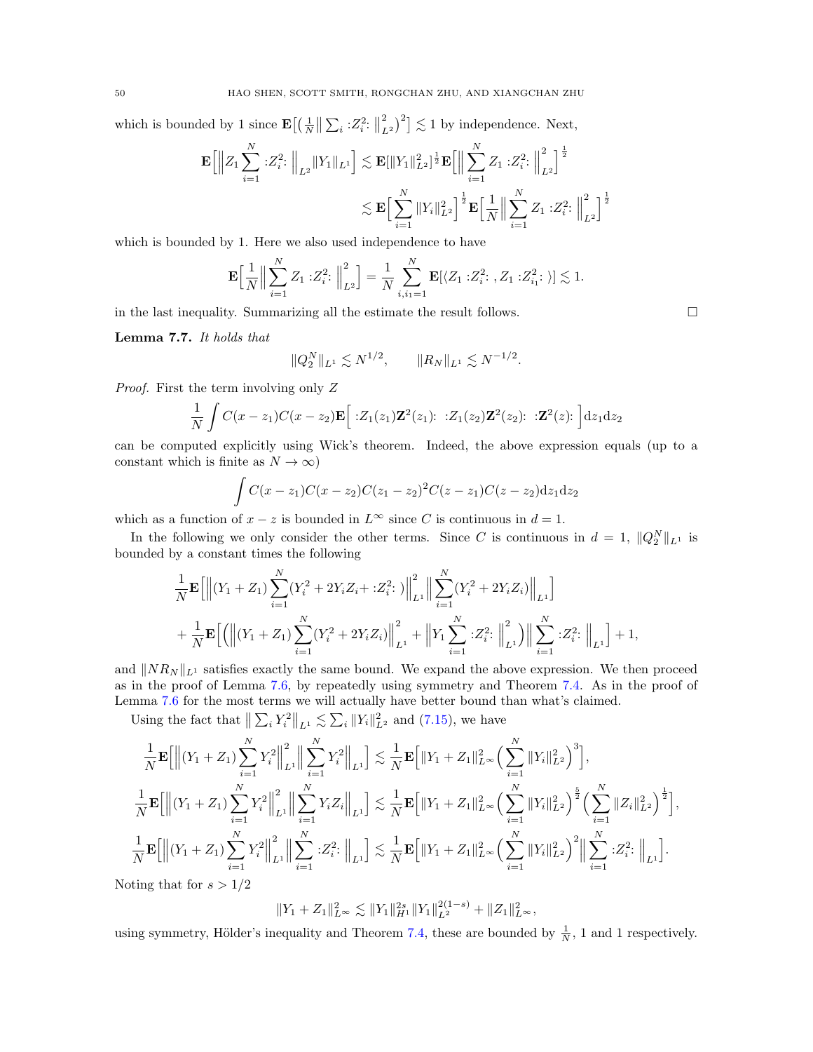which is bounded by 1 since $\mathbf{E}\big[\big(\frac{1}{N}\big\|\sum_i :Z_i^2:\big\|_{L^2}^2\big)^2\big] \lesssim 1$ by independence. Next,

$$\mathbf{E}\Big[\Big\|Z_1\sum_{i=1}^N :Z_i^2:\Big\|_{L^2}\|Y_1\|_{L^1}\Big] \lesssim \mathbf{E}[\|Y_1\|_{L^2}^2]^{\frac12}\mathbf{E}\Big[\Big\|\sum_{i=1}^N Z_1 :Z_i^2:\Big\|_{L^2}^2\Big]^{\frac12}$$
$$\lesssim \mathbf{E}\Big[\sum_{i=1}^N\|Y_i\|_{L^2}^2\Big]^{\frac12}\mathbf{E}\Big[\frac{1}{N}\Big\|\sum_{i=1}^N Z_1 :Z_i^2:\Big\|_{L^2}^2\Big]^{\frac12}$$

which is bounded by 1. Here we also used independence to have

$$\mathbf{E}\Big[\frac{1}{N}\Big\|\sum_{i=1}^N Z_1 :Z_i^2:\Big\|_{L^2}^2\Big] = \frac{1}{N}\sum_{i,i_1=1}^N \mathbf{E}[\langle Z_1 :Z_i^2:, Z_1 :Z_{i_1}^2:\rangle] \lesssim 1.$$

in the last inequality. Summarizing all the estimate the result follows. $\square$

**Lemma 7.7.** *It holds that*

$$\|Q_2^N\|_{L^1} \lesssim N^{1/2}, \qquad \|R_N\|_{L^1} \lesssim N^{-1/2}.$$

*Proof.* First the term involving only $Z$

$$\frac{1}{N}\int C(x-z_1)C(x-z_2)\mathbf{E}\Big[\ :Z_1(z_1)\mathbf{Z}^2(z_1):\ :Z_1(z_2)\mathbf{Z}^2(z_2):\ :\mathbf{Z}^2(z):\ \Big]\mathrm{d}z_1\mathrm{d}z_2$$

can be computed explicitly using Wick's theorem. Indeed, the above expression equals (up to a constant which is finite as $N\to\infty$)

$$\int C(x-z_1)C(x-z_2)C(z_1-z_2)^2C(z-z_1)C(z-z_2)\mathrm{d}z_1\mathrm{d}z_2$$

which as a function of $x-z$ is bounded in $L^\infty$ since $C$ is continuous in $d=1$.

In the following we only consider the other terms. Since $C$ is continuous in $d=1$, $\|Q_2^N\|_{L^1}$ is bounded by a constant times the following

$$\frac{1}{N}\mathbf{E}\Big[\Big\|(Y_1+Z_1)\sum_{i=1}^N(Y_i^2+2Y_iZ_i+:Z_i^2:)\Big\|_{L^1}^2\Big\|\sum_{i=1}^N(Y_i^2+2Y_iZ_i)\Big\|_{L^1}\Big]$$
$$+\frac{1}{N}\mathbf{E}\Big[\Big(\Big\|(Y_1+Z_1)\sum_{i=1}^N(Y_i^2+2Y_iZ_i)\Big\|_{L^1}^2+\Big\|Y_1\sum_{i=1}^N :Z_i^2:\Big\|_{L^1}^2\Big)\Big\|\sum_{i=1}^N :Z_i^2:\Big\|_{L^1}\Big]+1,$$

and $\|NR_N\|_{L^1}$ satisfies exactly the same bound. We expand the above expression. We then proceed as in the proof of Lemma 7.6, by repeatedly using symmetry and Theorem 7.4. As in the proof of Lemma 7.6 for the most terms we will actually have better bound than what's claimed.

Using the fact that $\big\|\sum_i Y_i^2\big\|_{L^1} \lesssim \sum_i\|Y_i\|_{L^2}^2$ and (7.15), we have

$$\frac{1}{N}\mathbf{E}\Big[\Big\|(Y_1+Z_1)\sum_{i=1}^N Y_i^2\Big\|_{L^1}^2\Big\|\sum_{i=1}^N Y_i^2\Big\|_{L^1}\Big] \lesssim \frac{1}{N}\mathbf{E}\Big[\|Y_1+Z_1\|_{L^\infty}^2\Big(\sum_{i=1}^N\|Y_i\|_{L^2}^2\Big)^3\Big],$$
$$\frac{1}{N}\mathbf{E}\Big[\Big\|(Y_1+Z_1)\sum_{i=1}^N Y_i^2\Big\|_{L^1}^2\Big\|\sum_{i=1}^N Y_iZ_i\Big\|_{L^1}\Big] \lesssim \frac{1}{N}\mathbf{E}\Big[\|Y_1+Z_1\|_{L^\infty}^2\Big(\sum_{i=1}^N\|Y_i\|_{L^2}^2\Big)^{\frac52}\Big(\sum_{i=1}^N\|Z_i\|_{L^2}^2\Big)^{\frac12}\Big],$$
$$\frac{1}{N}\mathbf{E}\Big[\Big\|(Y_1+Z_1)\sum_{i=1}^N Y_i^2\Big\|_{L^1}^2\Big\|\sum_{i=1}^N :Z_i^2:\Big\|_{L^1}\Big] \lesssim \frac{1}{N}\mathbf{E}\Big[\|Y_1+Z_1\|_{L^\infty}^2\Big(\sum_{i=1}^N\|Y_i\|_{L^2}^2\Big)^2\Big\|\sum_{i=1}^N :Z_i^2:\Big\|_{L^1}\Big].$$

Noting that for $s>1/2$

$$\|Y_1+Z_1\|_{L^\infty}^2 \lesssim \|Y_1\|_{H^1}^{2s}\|Y_1\|_{L^2}^{2(1-s)}+\|Z_1\|_{L^\infty}^2,$$

using symmetry, Hölder's inequality and Theorem 7.4, these are bounded by $\frac{1}{N}$, 1 and 1 respectively.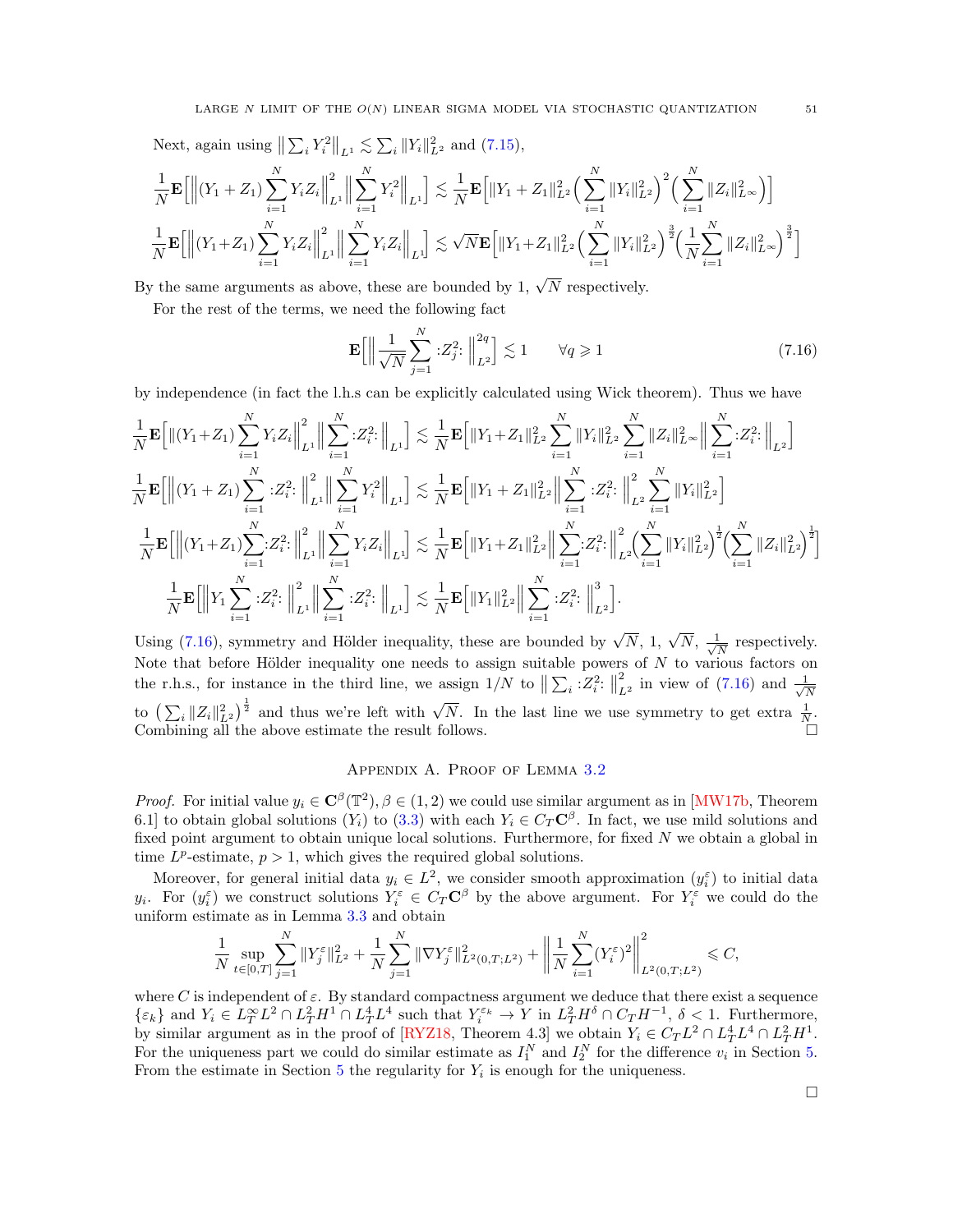Next, again using $\big\|\sum_i Y_i^2\big\|_{L^1} \lesssim \sum_i \|Y_i\|_{L^2}^2$ and (7.15),

$$\frac{1}{N}\mathbf{E}\Big[\Big\|(Y_1+Z_1)\sum_{i=1}^N Y_i Z_i\Big\|_{L^1}^2\Big\|\sum_{i=1}^N Y_i^2\Big\|_{L^1}\Big] \lesssim \frac{1}{N}\mathbf{E}\Big[\|Y_1+Z_1\|_{L^2}^2\Big(\sum_{i=1}^N \|Y_i\|_{L^2}^2\Big)^2\Big(\sum_{i=1}^N \|Z_i\|_{L^\infty}^2\Big)\Big]$$

$$\frac{1}{N}\mathbf{E}\Big[\Big\|(Y_1+Z_1)\sum_{i=1}^N Y_i Z_i\Big\|_{L^1}^2\Big\|\sum_{i=1}^N Y_i Z_i\Big\|_{L^1}\Big] \lesssim \sqrt{N}\mathbf{E}\Big[\|Y_1+Z_1\|_{L^2}^2\Big(\sum_{i=1}^N \|Y_i\|_{L^2}^2\Big)^{\frac{3}{2}}\Big(\frac{1}{N}\sum_{i=1}^N \|Z_i\|_{L^\infty}^2\Big)^{\frac{3}{2}}\Big]$$

By the same arguments as above, these are bounded by 1, $\sqrt{N}$ respectively.

For the rest of the terms, we need the following fact

$$\mathbf{E}\Big[\Big\|\frac{1}{\sqrt{N}}\sum_{j=1}^N :Z_j^2:\Big\|_{L^2}^{2q}\Big] \lesssim 1 \qquad \forall q \geqslant 1 \tag{7.16}$$

by independence (in fact the l.h.s can be explicitly calculated using Wick theorem). Thus we have

$$\frac{1}{N}\mathbf{E}\Big[\|(Y_1+Z_1)\sum_{i=1}^N Y_i Z_i\Big\|_{L^1}^2\Big\|\sum_{i=1}^N :Z_i^2:\Big\|_{L^1}\Big] \lesssim \frac{1}{N}\mathbf{E}\Big[\|Y_1+Z_1\|_{L^2}^2\sum_{i=1}^N \|Y_i\|_{L^2}^2\sum_{i=1}^N \|Z_i\|_{L^\infty}^2\Big\|\sum_{i=1}^N :Z_i^2:\Big\|_{L^2}\Big]$$

$$\frac{1}{N}\mathbf{E}\Big[\Big\|(Y_1+Z_1)\sum_{i=1}^N :Z_i^2:\Big\|_{L^1}^2\Big\|\sum_{i=1}^N Y_i^2\Big\|_{L^1}\Big] \lesssim \frac{1}{N}\mathbf{E}\Big[\|Y_1+Z_1\|_{L^2}^2\Big\|\sum_{i=1}^N :Z_i^2:\Big\|_{L^2}^2\sum_{i=1}^N \|Y_i\|_{L^2}^2\Big]$$

$$\frac{1}{N}\mathbf{E}\Big[\Big\|(Y_1+Z_1)\sum_{i=1}^N :Z_i^2:\Big\|_{L^1}^2\Big\|\sum_{i=1}^N Y_i Z_i\Big\|_{L^1}\Big] \lesssim \frac{1}{N}\mathbf{E}\Big[\|Y_1+Z_1\|_{L^2}^2\Big\|\sum_{i=1}^N :Z_i^2:\Big\|_{L^2}^2\Big(\sum_{i=1}^N \|Y_i\|_{L^2}^2\Big)^{\frac{1}{2}}\Big(\sum_{i=1}^N \|Z_i\|_{L^2}^2\Big)^{\frac{1}{2}}\Big]$$

$$\frac{1}{N}\mathbf{E}\Big[\Big\|Y_1\sum_{i=1}^N :Z_i^2:\Big\|_{L^1}^2\Big\|\sum_{i=1}^N :Z_i^2:\Big\|_{L^1}\Big] \lesssim \frac{1}{N}\mathbf{E}\Big[\|Y_1\|_{L^2}^2\Big\|\sum_{i=1}^N :Z_i^2:\Big\|_{L^2}^3\Big].$$

Using (7.16), symmetry and Hölder inequality, these are bounded by $\sqrt{N}$, 1, $\sqrt{N}$, $\frac{1}{\sqrt{N}}$ respectively. Note that before Hölder inequality one needs to assign suitable powers of $N$ to various factors on the r.h.s., for instance in the third line, we assign $1/N$ to $\big\|\sum_i :Z_i^2:\big\|_{L^2}^2$ in view of (7.16) and $\frac{1}{\sqrt{N}}$ to $\big(\sum_i \|Z_i\|_{L^2}^2\big)^{\frac{1}{2}}$ and thus we're left with $\sqrt{N}$. In the last line we use symmetry to get extra $\frac{1}{N}$. Combining all the above estimate the result follows. □

## Appendix A. Proof of Lemma 3.2

*Proof.* For initial value $y_i \in \mathbf{C}^\beta(\mathbb{T}^2), \beta \in (1,2)$ we could use similar argument as in [MW17b, Theorem 6.1] to obtain global solutions $(Y_i)$ to (3.3) with each $Y_i \in C_T\mathbf{C}^\beta$. In fact, we use mild solutions and fixed point argument to obtain unique local solutions. Furthermore, for fixed $N$ we obtain a global in time $L^p$-estimate, $p > 1$, which gives the required global solutions.

Moreover, for general initial data $y_i \in L^2$, we consider smooth approximation $(y_i^\varepsilon)$ to initial data $y_i$. For $(y_i^\varepsilon)$ we construct solutions $Y_i^\varepsilon \in C_T\mathbf{C}^\beta$ by the above argument. For $Y_i^\varepsilon$ we could do the uniform estimate as in Lemma 3.3 and obtain

$$\frac{1}{N}\sup_{t\in[0,T]}\sum_{j=1}^N \|Y_j^\varepsilon\|_{L^2}^2 + \frac{1}{N}\sum_{j=1}^N \|\nabla Y_j^\varepsilon\|_{L^2(0,T;L^2)}^2 + \Big\|\frac{1}{N}\sum_{i=1}^N (Y_i^\varepsilon)^2\Big\|_{L^2(0,T;L^2)}^2 \leqslant C,$$

where $C$ is independent of $\varepsilon$. By standard compactness argument we deduce that there exist a sequence $\{\varepsilon_k\}$ and $Y_i \in L_T^\infty L^2 \cap L_T^2 H^1 \cap L_T^4 L^4$ such that $Y_i^{\varepsilon_k} \to Y$ in $L_T^2 H^\delta \cap C_T H^{-1}$, $\delta < 1$. Furthermore, by similar argument as in the proof of [RYZ18, Theorem 4.3] we obtain $Y_i \in C_T L^2 \cap L_T^4 L^4 \cap L_T^2 H^1$. For the uniqueness part we could do similar estimate as $I_1^N$ and $I_2^N$ for the difference $v_i$ in Section 5. From the estimate in Section 5 the regularity for $Y_i$ is enough for the uniqueness.

□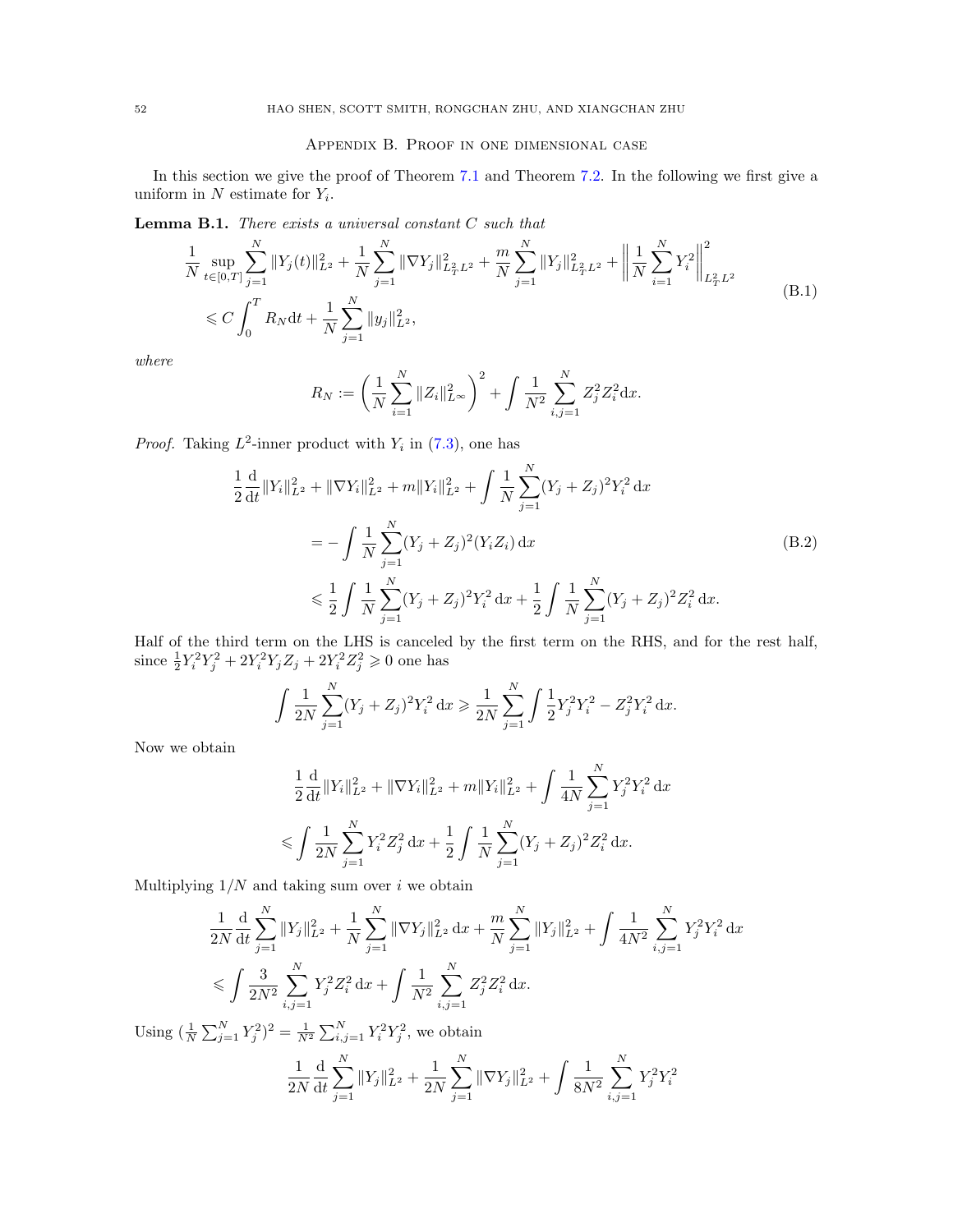## Appendix B. Proof in one dimensional case

In this section we give the proof of Theorem 7.1 and Theorem 7.2. In the following we first give a uniform in $N$ estimate for $Y_i$.

**Lemma B.1.** *There exists a universal constant $C$ such that*

$$\frac{1}{N}\sup_{t\in[0,T]}\sum_{j=1}^N\|Y_j(t)\|_{L^2}^2+\frac{1}{N}\sum_{j=1}^N\|\nabla Y_j\|_{L^2_TL^2}^2+\frac{m}{N}\sum_{j=1}^N\|Y_j\|_{L^2_TL^2}^2+\left\|\frac{1}{N}\sum_{i=1}^N Y_i^2\right\|_{L^2_TL^2}^2$$
$$\leqslant C\int_0^T R_N\mathrm{d}t+\frac{1}{N}\sum_{j=1}^N\|y_j\|_{L^2}^2, \tag{B.1}$$

*where*

$$R_N:=\left(\frac{1}{N}\sum_{i=1}^N\|Z_i\|_{L^\infty}^2\right)^2+\int\frac{1}{N^2}\sum_{i,j=1}^N Z_j^2Z_i^2\mathrm{d}x.$$

*Proof.* Taking $L^2$-inner product with $Y_i$ in (7.3), one has

$$\begin{aligned}
\frac{1}{2}\frac{\mathrm{d}}{\mathrm{d}t}\|Y_i\|_{L^2}^2+\|\nabla Y_i\|_{L^2}^2+m\|Y_i\|_{L^2}^2+\int\frac{1}{N}\sum_{j=1}^N(Y_j+Z_j)^2Y_i^2\,\mathrm{d}x\\
=-\int\frac{1}{N}\sum_{j=1}^N(Y_j+Z_j)^2(Y_iZ_i)\,\mathrm{d}x\\
\leqslant\frac{1}{2}\int\frac{1}{N}\sum_{j=1}^N(Y_j+Z_j)^2Y_i^2\,\mathrm{d}x+\frac{1}{2}\int\frac{1}{N}\sum_{j=1}^N(Y_j+Z_j)^2Z_i^2\,\mathrm{d}x.
\end{aligned}\tag{B.2}$$

Half of the third term on the LHS is canceled by the first term on the RHS, and for the rest half, since $\frac{1}{2}Y_i^2Y_j^2+2Y_i^2Y_jZ_j+2Y_i^2Z_j^2\geqslant0$ one has

$$\int\frac{1}{2N}\sum_{j=1}^N(Y_j+Z_j)^2Y_i^2\,\mathrm{d}x\geqslant\frac{1}{2N}\sum_{j=1}^N\int\frac{1}{2}Y_j^2Y_i^2-Z_j^2Y_i^2\,\mathrm{d}x.$$

Now we obtain

$$\frac{1}{2}\frac{\mathrm{d}}{\mathrm{d}t}\|Y_i\|_{L^2}^2+\|\nabla Y_i\|_{L^2}^2+m\|Y_i\|_{L^2}^2+\int\frac{1}{4N}\sum_{j=1}^N Y_j^2Y_i^2\,\mathrm{d}x$$
$$\leqslant\int\frac{1}{2N}\sum_{j=1}^N Y_i^2Z_j^2\,\mathrm{d}x+\frac{1}{2}\int\frac{1}{N}\sum_{j=1}^N(Y_j+Z_j)^2Z_i^2\,\mathrm{d}x.$$

Multiplying $1/N$ and taking sum over $i$ we obtain

$$\frac{1}{2N}\frac{\mathrm{d}}{\mathrm{d}t}\sum_{j=1}^N\|Y_j\|_{L^2}^2+\frac{1}{N}\sum_{j=1}^N\|\nabla Y_j\|_{L^2}^2\,\mathrm{d}x+\frac{m}{N}\sum_{j=1}^N\|Y_j\|_{L^2}^2+\int\frac{1}{4N^2}\sum_{i,j=1}^N Y_j^2Y_i^2\,\mathrm{d}x$$
$$\leqslant\int\frac{3}{2N^2}\sum_{i,j=1}^N Y_j^2Z_i^2\,\mathrm{d}x+\int\frac{1}{N^2}\sum_{i,j=1}^N Z_j^2Z_i^2\,\mathrm{d}x.$$

Using $(\frac{1}{N}\sum_{j=1}^N Y_j^2)^2=\frac{1}{N^2}\sum_{i,j=1}^N Y_i^2Y_j^2$, we obtain

$$\frac{1}{2N}\frac{\mathrm{d}}{\mathrm{d}t}\sum_{j=1}^N\|Y_j\|_{L^2}^2+\frac{1}{2N}\sum_{j=1}^N\|\nabla Y_j\|_{L^2}^2+\int\frac{1}{8N^2}\sum_{i,j=1}^N Y_j^2Y_i^2$$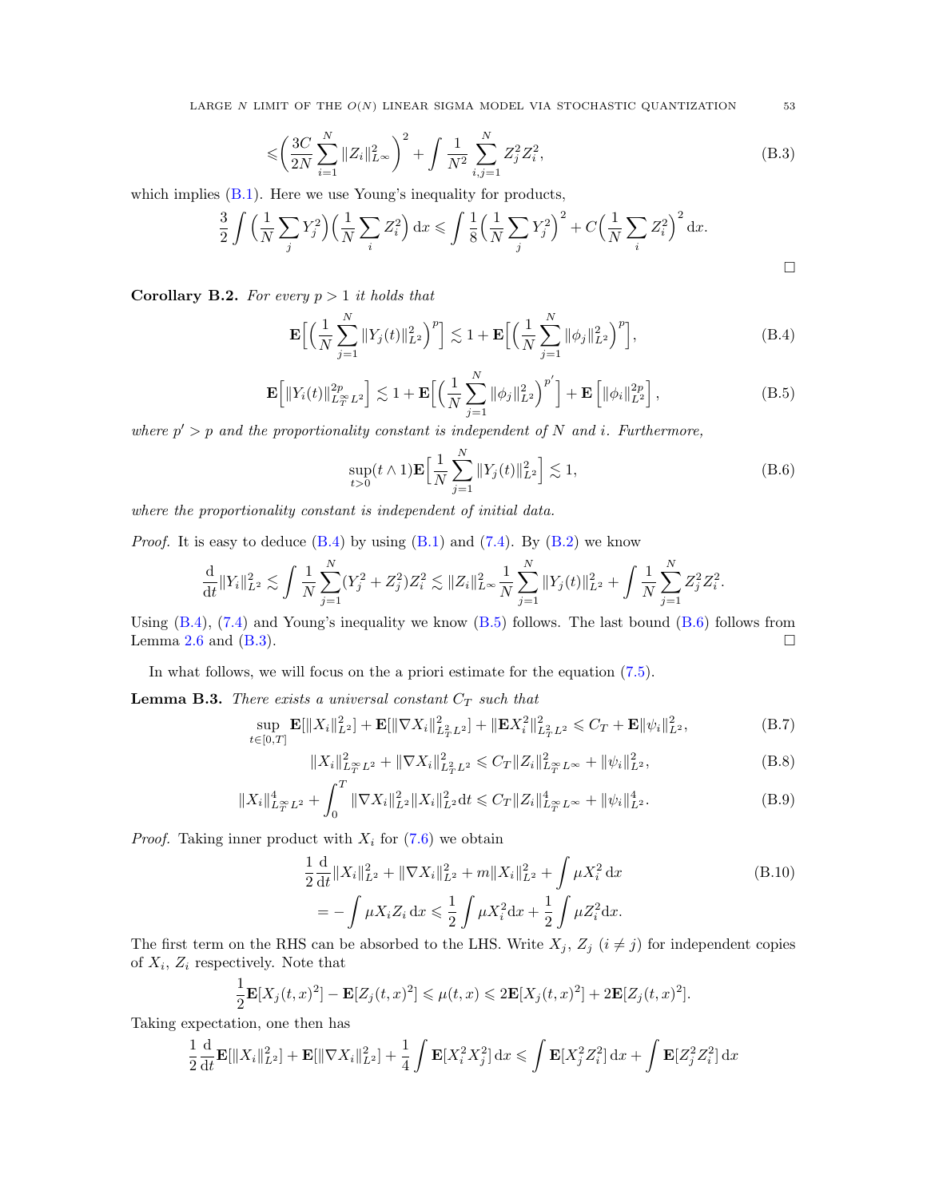$$\leqslant\Big(\frac{3C}{2N}\sum_{i=1}^N\|Z_i\|_{L^\infty}^2\Big)^2+\int\frac{1}{N^2}\sum_{i,j=1}^N Z_j^2Z_i^2, \tag{B.3}$$

which implies (B.1). Here we use Young's inequality for products,

$$\frac{3}{2}\int\Big(\frac{1}{N}\sum_j Y_j^2\Big)\Big(\frac{1}{N}\sum_i Z_i^2\Big)\,\mathrm{d}x\leqslant\int\frac{1}{8}\Big(\frac{1}{N}\sum_j Y_j^2\Big)^2+C\Big(\frac{1}{N}\sum_i Z_i^2\Big)^2\,\mathrm{d}x.$$

□

**Corollary B.2.** *For every $p>1$ it holds that*

$$\mathbf{E}\Big[\Big(\frac{1}{N}\sum_{j=1}^N\|Y_j(t)\|_{L^2}^2\Big)^p\Big]\lesssim 1+\mathbf{E}\Big[\Big(\frac{1}{N}\sum_{j=1}^N\|\phi_j\|_{L^2}^2\Big)^p\Big], \tag{B.4}$$

$$\mathbf{E}\Big[\|Y_i(t)\|_{L_T^\infty L^2}^{2p}\Big]\lesssim 1+\mathbf{E}\Big[\Big(\frac{1}{N}\sum_{j=1}^N\|\phi_j\|_{L^2}^2\Big)^{p'}\Big]+\mathbf{E}\Big[\|\phi_i\|_{L^2}^{2p}\Big], \tag{B.5}$$

*where $p'>p$ and the proportionality constant is independent of $N$ and $i$. Furthermore,*

$$\sup_{t>0}(t\wedge 1)\mathbf{E}\Big[\frac{1}{N}\sum_{j=1}^N\|Y_j(t)\|_{L^2}^2\Big]\lesssim 1, \tag{B.6}$$

*where the proportionality constant is independent of initial data.*

*Proof.* It is easy to deduce (B.4) by using (B.1) and (7.4). By (B.2) we know

$$\frac{\mathrm{d}}{\mathrm{d}t}\|Y_i\|_{L^2}^2\lesssim\int\frac{1}{N}\sum_{j=1}^N(Y_j^2+Z_j^2)Z_i^2\lesssim\|Z_i\|_{L^\infty}^2\frac{1}{N}\sum_{j=1}^N\|Y_j(t)\|_{L^2}^2+\int\frac{1}{N}\sum_{j=1}^N Z_j^2Z_i^2.$$

Using (B.4), (7.4) and Young's inequality we know (B.5) follows. The last bound (B.6) follows from Lemma 2.6 and (B.3). □

In what follows, we will focus on the a priori estimate for the equation (7.5).

**Lemma B.3.** *There exists a universal constant $C_T$ such that*

$$\sup_{t\in[0,T]}\mathbf{E}[\|X_i\|_{L^2}^2]+\mathbf{E}[\|\nabla X_i\|_{L_T^2L^2}^2]+\|\mathbf{E}X_i^2\|_{L_T^2L^2}^2\leqslant C_T+\mathbf{E}\|\psi_i\|_{L^2}^2, \tag{B.7}$$

$$\|X_i\|_{L_T^\infty L^2}^2+\|\nabla X_i\|_{L_T^2L^2}^2\leqslant C_T\|Z_i\|_{L_T^\infty L^\infty}^2+\|\psi_i\|_{L^2}^2, \tag{B.8}$$

$$\|X_i\|_{L_T^\infty L^2}^4+\int_0^T\|\nabla X_i\|_{L^2}^2\|X_i\|_{L^2}^2\mathrm{d}t\leqslant C_T\|Z_i\|_{L_T^\infty L^\infty}^4+\|\psi_i\|_{L^2}^4. \tag{B.9}$$

*Proof.* Taking inner product with $X_i$ for (7.6) we obtain

$$\begin{aligned}\frac{1}{2}\frac{\mathrm{d}}{\mathrm{d}t}\|X_i\|_{L^2}^2+\|\nabla X_i\|_{L^2}^2+m\|X_i\|_{L^2}^2+\int\mu X_i^2\,\mathrm{d}x \\ =-\int\mu X_iZ_i\,\mathrm{d}x\leqslant\frac{1}{2}\int\mu X_i^2\mathrm{d}x+\frac{1}{2}\int\mu Z_i^2\mathrm{d}x.\end{aligned} \tag{B.10}$$

The first term on the RHS can be absorbed to the LHS. Write $X_j$, $Z_j$ ($i\neq j$) for independent copies of $X_i$, $Z_i$ respectively. Note that

$$\frac{1}{2}\mathbf{E}[X_j(t,x)^2]-\mathbf{E}[Z_j(t,x)^2]\leqslant\mu(t,x)\leqslant 2\mathbf{E}[X_j(t,x)^2]+2\mathbf{E}[Z_j(t,x)^2].$$

Taking expectation, one then has

$$\frac{1}{2}\frac{\mathrm{d}}{\mathrm{d}t}\mathbf{E}[\|X_i\|_{L^2}^2]+\mathbf{E}[\|\nabla X_i\|_{L^2}^2]+\frac{1}{4}\int\mathbf{E}[X_i^2X_j^2]\,\mathrm{d}x\leqslant\int\mathbf{E}[X_j^2Z_i^2]\,\mathrm{d}x+\int\mathbf{E}[Z_j^2Z_i^2]\,\mathrm{d}x$$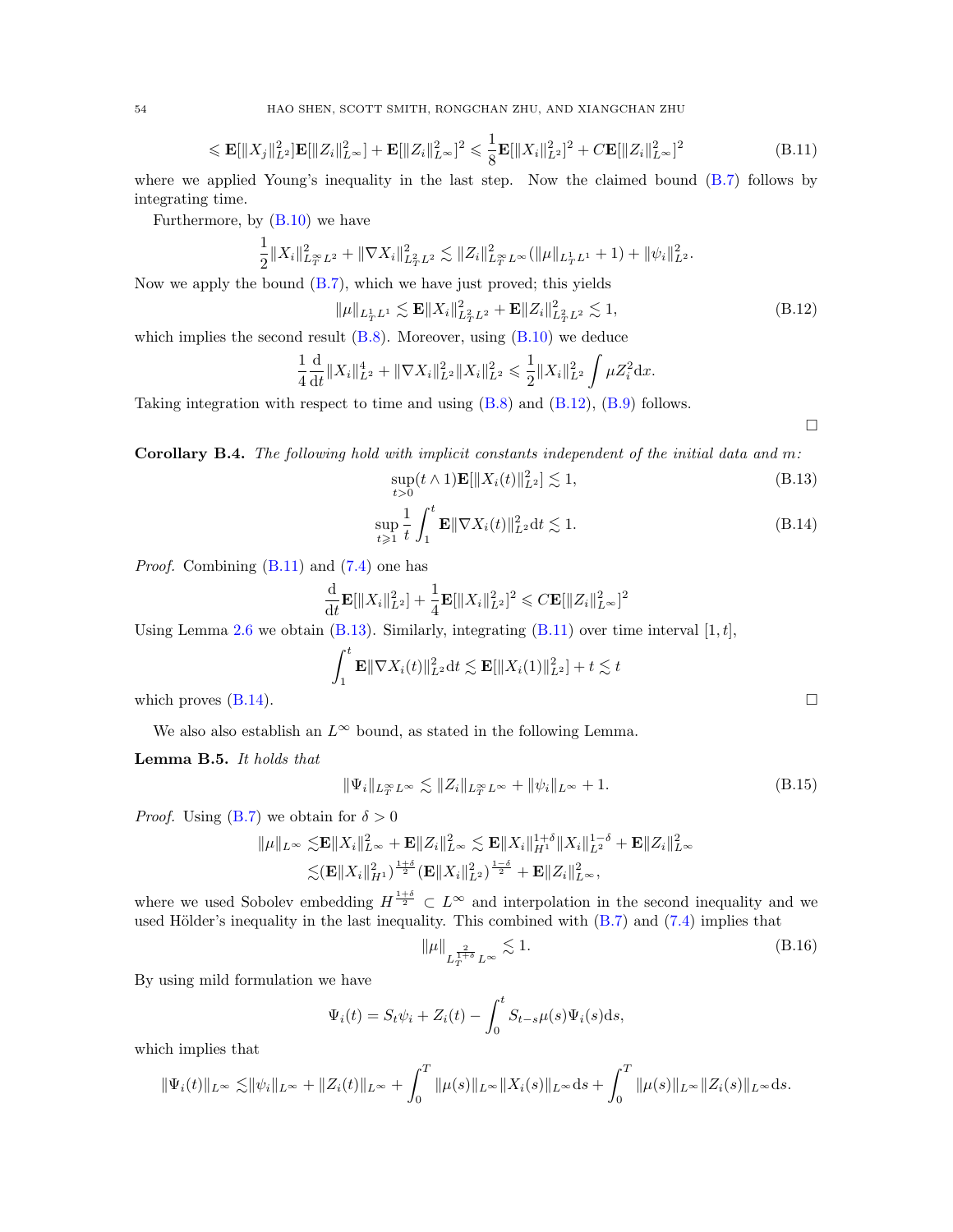$$\leqslant \mathbf{E}[\|X_j\|_{L^2}^2]\mathbf{E}[\|Z_i\|_{L^\infty}^2] + \mathbf{E}[\|Z_i\|_{L^\infty}^2]^2 \leqslant \frac{1}{8}\mathbf{E}[\|X_i\|_{L^2}^2]^2 + C\mathbf{E}[\|Z_i\|_{L^\infty}^2]^2 \tag{B.11}$$

where we applied Young's inequality in the last step. Now the claimed bound (B.7) follows by integrating time.

Furthermore, by (B.10) we have

$$\frac{1}{2}\|X_i\|_{L_T^\infty L^2}^2 + \|\nabla X_i\|_{L_T^2 L^2}^2 \lesssim \|Z_i\|_{L_T^\infty L^\infty}^2(\|\mu\|_{L_T^1 L^1} + 1) + \|\psi_i\|_{L^2}^2.$$

Now we apply the bound (B.7), which we have just proved; this yields

$$\|\mu\|_{L_T^1 L^1} \lesssim \mathbf{E}\|X_i\|_{L_T^2 L^2}^2 + \mathbf{E}\|Z_i\|_{L_T^2 L^2}^2 \lesssim 1, \tag{B.12}$$

which implies the second result (B.8). Moreover, using (B.10) we deduce

$$\frac{1}{4}\frac{\mathrm{d}}{\mathrm{d}t}\|X_i\|_{L^2}^4 + \|\nabla X_i\|_{L^2}^2\|X_i\|_{L^2}^2 \leqslant \frac{1}{2}\|X_i\|_{L^2}^2 \int \mu Z_i^2 \mathrm{d}x.$$

Taking integration with respect to time and using (B.8) and (B.12), (B.9) follows.

$\square$

**Corollary B.4.** *The following hold with implicit constants independent of the initial data and $m$:*

$$\sup_{t>0}(t\wedge 1)\mathbf{E}[\|X_i(t)\|_{L^2}^2] \lesssim 1, \tag{B.13}$$

$$\sup_{t\geqslant 1}\frac{1}{t}\int_1^t \mathbf{E}\|\nabla X_i(t)\|_{L^2}^2 \mathrm{d}t \lesssim 1. \tag{B.14}$$

*Proof.* Combining (B.11) and (7.4) one has

$$\frac{\mathrm{d}}{\mathrm{d}t}\mathbf{E}[\|X_i\|_{L^2}^2] + \frac{1}{4}\mathbf{E}[\|X_i\|_{L^2}^2]^2 \leqslant C\mathbf{E}[\|Z_i\|_{L^\infty}^2]^2$$

Using Lemma 2.6 we obtain (B.13). Similarly, integrating (B.11) over time interval $[1,t]$,

$$\int_1^t \mathbf{E}\|\nabla X_i(t)\|_{L^2}^2 \mathrm{d}t \lesssim \mathbf{E}[\|X_i(1)\|_{L^2}^2] + t \lesssim t$$

which proves (B.14). $\square$

We also also establish an $L^\infty$ bound, as stated in the following Lemma.

**Lemma B.5.** *It holds that*

$$\|\Psi_i\|_{L_T^\infty L^\infty} \lesssim \|Z_i\|_{L_T^\infty L^\infty} + \|\psi_i\|_{L^\infty} + 1. \tag{B.15}$$

*Proof.* Using (B.7) we obtain for $\delta > 0$

$$\begin{aligned}\|\mu\|_{L^\infty} \lesssim& \mathbf{E}\|X_i\|_{L^\infty}^2 + \mathbf{E}\|Z_i\|_{L^\infty}^2 \lesssim \mathbf{E}\|X_i\|_{H^1}^{1+\delta}\|X_i\|_{L^2}^{1-\delta} + \mathbf{E}\|Z_i\|_{L^\infty}^2 \\ \lesssim& (\mathbf{E}\|X_i\|_{H^1}^2)^{\frac{1+\delta}{2}}(\mathbf{E}\|X_i\|_{L^2}^2)^{\frac{1-\delta}{2}} + \mathbf{E}\|Z_i\|_{L^\infty}^2,\end{aligned}$$

where we used Sobolev embedding $H^{\frac{1+\delta}{2}} \subset L^\infty$ and interpolation in the second inequality and we used Hölder's inequality in the last inequality. This combined with (B.7) and (7.4) implies that

$$\|\mu\|_{L_T^{\frac{2}{1+\delta}} L^\infty} \lesssim 1. \tag{B.16}$$

By using mild formulation we have

$$\Psi_i(t) = S_t\psi_i + Z_i(t) - \int_0^t S_{t-s}\mu(s)\Psi_i(s)\mathrm{d}s,$$

which implies that

$$\|\Psi_i(t)\|_{L^\infty} \lesssim \|\psi_i\|_{L^\infty} + \|Z_i(t)\|_{L^\infty} + \int_0^T \|\mu(s)\|_{L^\infty}\|X_i(s)\|_{L^\infty}\mathrm{d}s + \int_0^T \|\mu(s)\|_{L^\infty}\|Z_i(s)\|_{L^\infty}\mathrm{d}s.$$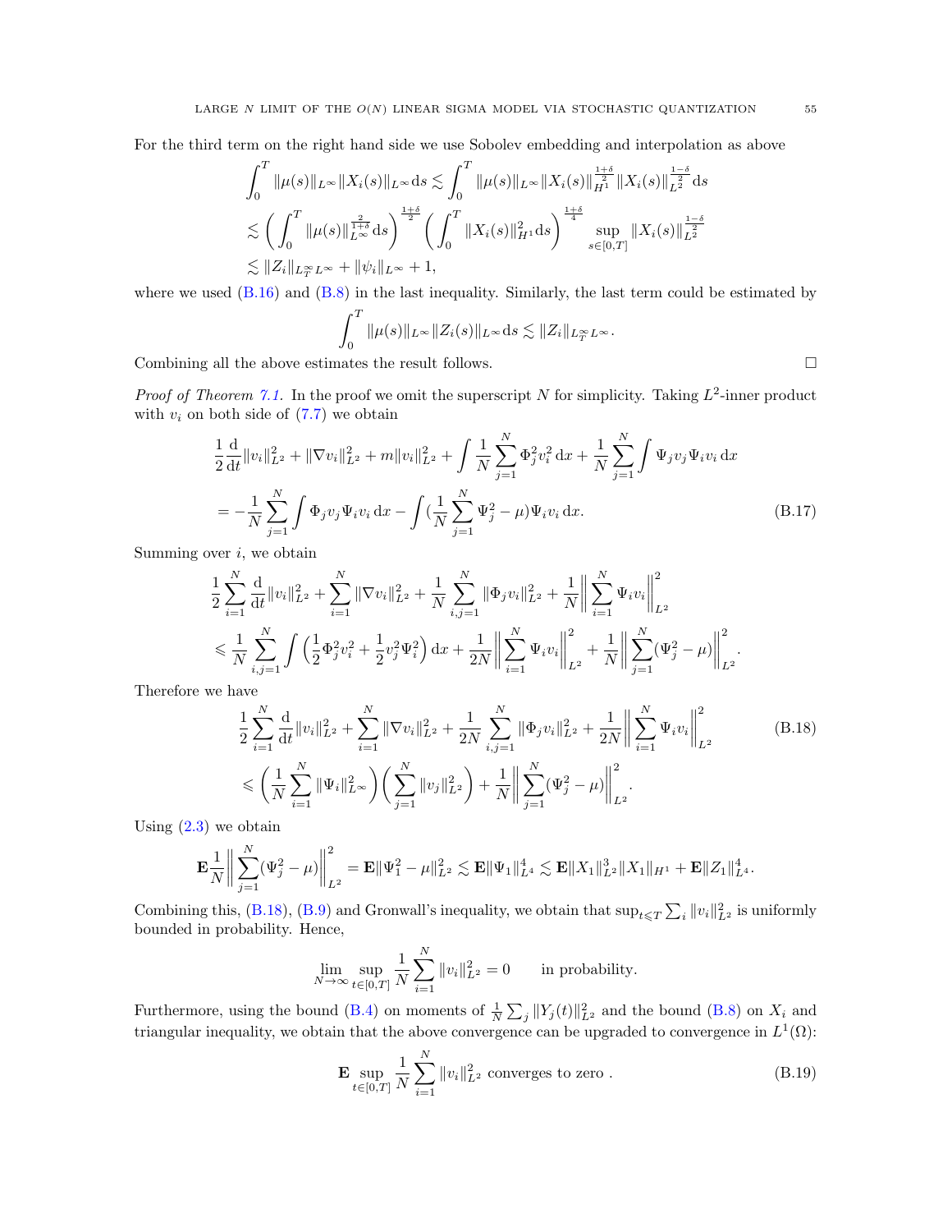For the third term on the right hand side we use Sobolev embedding and interpolation as above

$$
\begin{aligned}
&\int_0^T \|\mu(s)\|_{L^\infty}\|X_i(s)\|_{L^\infty}\mathrm{d}s \lesssim \int_0^T \|\mu(s)\|_{L^\infty}\|X_i(s)\|_{H^1}^{\frac{1+\delta}{2}}\|X_i(s)\|_{L^2}^{\frac{1-\delta}{2}}\mathrm{d}s \\
&\lesssim \Big(\int_0^T \|\mu(s)\|_{L^\infty}^{\frac{2}{1+\delta}}\mathrm{d}s\Big)^{\frac{1+\delta}{2}}\Big(\int_0^T \|X_i(s)\|_{H^1}^2\mathrm{d}s\Big)^{\frac{1+\delta}{4}}\sup_{s\in[0,T]}\|X_i(s)\|_{L^2}^{\frac{1-\delta}{2}} \\
&\lesssim \|Z_i\|_{L^\infty_T L^\infty}+\|\psi_i\|_{L^\infty}+1,
\end{aligned}
$$

where we used (B.16) and (B.8) in the last inequality. Similarly, the last term could be estimated by

$$
\int_0^T \|\mu(s)\|_{L^\infty}\|Z_i(s)\|_{L^\infty}\mathrm{d}s \lesssim \|Z_i\|_{L^\infty_T L^\infty}.
$$

Combining all the above estimates the result follows. $\square$

*Proof of Theorem 7.1.* In the proof we omit the superscript $N$ for simplicity. Taking $L^2$-inner product with $v_i$ on both side of (7.7) we obtain

$$
\begin{aligned}
&\frac{1}{2}\frac{\mathrm{d}}{\mathrm{d}t}\|v_i\|_{L^2}^2+\|\nabla v_i\|_{L^2}^2+m\|v_i\|_{L^2}^2+\int\frac{1}{N}\sum_{j=1}^N\Phi_j^2v_i^2\,\mathrm{d}x+\frac{1}{N}\sum_{j=1}^N\int\Psi_jv_j\Psi_iv_i\,\mathrm{d}x \\
&=-\frac{1}{N}\sum_{j=1}^N\int\Phi_jv_j\Psi_iv_i\,\mathrm{d}x-\int\Big(\frac{1}{N}\sum_{j=1}^N\Psi_j^2-\mu\Big)\Psi_iv_i\,\mathrm{d}x. \qquad \text{(B.17)}
\end{aligned}
$$

Summing over $i$, we obtain

$$
\begin{aligned}
&\frac{1}{2}\sum_{i=1}^N\frac{\mathrm{d}}{\mathrm{d}t}\|v_i\|_{L^2}^2+\sum_{i=1}^N\|\nabla v_i\|_{L^2}^2+\frac{1}{N}\sum_{i,j=1}^N\|\Phi_jv_i\|_{L^2}^2+\frac{1}{N}\Big\|\sum_{i=1}^N\Psi_iv_i\Big\|_{L^2}^2 \\
&\leqslant\frac{1}{N}\sum_{i,j=1}^N\int\Big(\frac{1}{2}\Phi_j^2v_i^2+\frac{1}{2}v_j^2\Psi_i^2\Big)\mathrm{d}x+\frac{1}{2N}\Big\|\sum_{i=1}^N\Psi_iv_i\Big\|_{L^2}^2+\frac{1}{N}\Big\|\sum_{j=1}^N(\Psi_j^2-\mu)\Big\|_{L^2}^2.
\end{aligned}
$$

Therefore we have

$$
\begin{aligned}
&\frac{1}{2}\sum_{i=1}^N\frac{\mathrm{d}}{\mathrm{d}t}\|v_i\|_{L^2}^2+\sum_{i=1}^N\|\nabla v_i\|_{L^2}^2+\frac{1}{2N}\sum_{i,j=1}^N\|\Phi_jv_i\|_{L^2}^2+\frac{1}{2N}\Big\|\sum_{i=1}^N\Psi_iv_i\Big\|_{L^2}^2 \qquad \text{(B.18)}\\
&\leqslant\Big(\frac{1}{N}\sum_{i=1}^N\|\Psi_i\|_{L^\infty}^2\Big)\Big(\sum_{j=1}^N\|v_j\|_{L^2}^2\Big)+\frac{1}{N}\Big\|\sum_{j=1}^N(\Psi_j^2-\mu)\Big\|_{L^2}^2.
\end{aligned}
$$

Using (2.3) we obtain

$$
\mathbf{E}\frac{1}{N}\Big\|\sum_{j=1}^N(\Psi_j^2-\mu)\Big\|_{L^2}^2=\mathbf{E}\|\Psi_1^2-\mu\|_{L^2}^2\lesssim\mathbf{E}\|\Psi_1\|_{L^4}^4\lesssim\mathbf{E}\|X_1\|_{L^2}^3\|X_1\|_{H^1}+\mathbf{E}\|Z_1\|_{L^4}^4.
$$

Combining this, (B.18), (B.9) and Gronwall's inequality, we obtain that $\sup_{t\leqslant T}\sum_i\|v_i\|_{L^2}^2$ is uniformly bounded in probability. Hence,

$$
\lim_{N\to\infty}\sup_{t\in[0,T]}\frac{1}{N}\sum_{i=1}^N\|v_i\|_{L^2}^2=0 \qquad \text{in probability.}
$$

Furthermore, using the bound (B.4) on moments of $\frac{1}{N}\sum_j\|Y_j(t)\|_{L^2}^2$ and the bound (B.8) on $X_i$ and triangular inequality, we obtain that the above convergence can be upgraded to convergence in $L^1(\Omega)$:

$$
\mathbf{E}\sup_{t\in[0,T]}\frac{1}{N}\sum_{i=1}^N\|v_i\|_{L^2}^2 \text{ converges to zero }. \qquad \text{(B.19)}
$$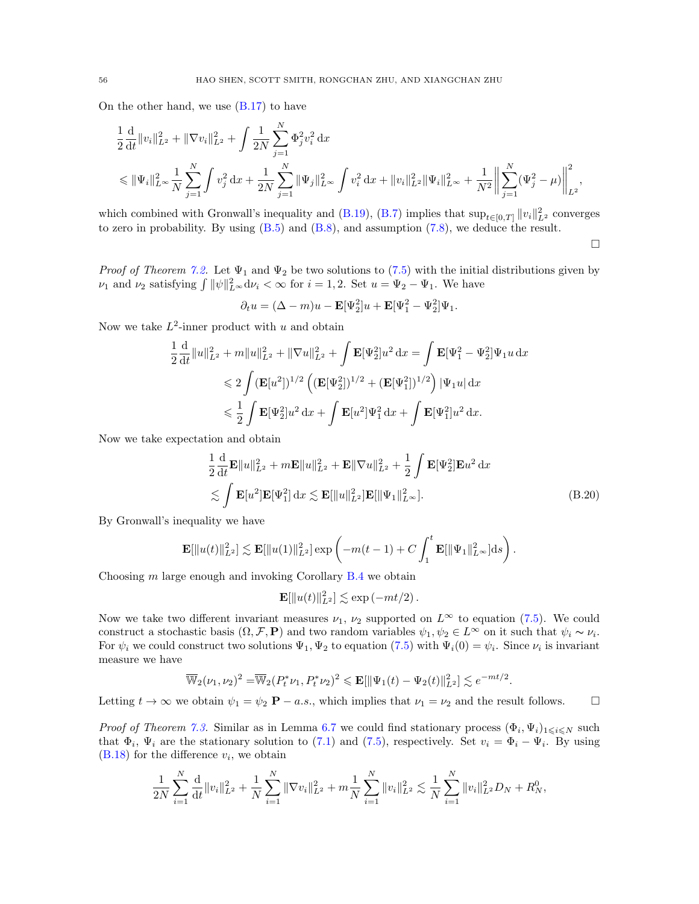On the other hand, we use (B.17) to have

$$
\begin{aligned}
&\frac{1}{2}\frac{\mathrm{d}}{\mathrm{d}t}\|v_i\|_{L^2}^2 + \|\nabla v_i\|_{L^2}^2 + \int \frac{1}{2N}\sum_{j=1}^N \Phi_j^2 v_i^2 \,\mathrm{d}x \\
&\leqslant \|\Psi_i\|_{L^\infty}^2 \frac{1}{N}\sum_{j=1}^N \int v_j^2 \,\mathrm{d}x + \frac{1}{2N}\sum_{j=1}^N \|\Psi_j\|_{L^\infty}^2 \int v_i^2 \,\mathrm{d}x + \|v_i\|_{L^2}^2 \|\Psi_i\|_{L^\infty}^2 + \frac{1}{N^2}\Big\|\sum_{j=1}^N (\Psi_j^2 - \mu)\Big\|_{L^2}^2,
\end{aligned}
$$

which combined with Gronwall's inequality and (B.19), (B.7) implies that $\sup_{t\in[0,T]}\|v_i\|_{L^2}^2$ converges to zero in probability. By using (B.5) and (B.8), and assumption (7.8), we deduce the result.

$\square$

*Proof of Theorem 7.2.* Let $\Psi_1$ and $\Psi_2$ be two solutions to (7.5) with the initial distributions given by $\nu_1$ and $\nu_2$ satisfying $\int \|\psi\|_{L^\infty}^2 \mathrm{d}\nu_i < \infty$ for $i = 1, 2$. Set $u = \Psi_2 - \Psi_1$. We have

$$
\partial_t u = (\Delta - m)u - \mathbf{E}[\Psi_2^2]u + \mathbf{E}[\Psi_1^2 - \Psi_2^2]\Psi_1.
$$

Now we take $L^2$-inner product with $u$ and obtain

$$
\begin{aligned}
\frac{1}{2}\frac{\mathrm{d}}{\mathrm{d}t}\|u\|_{L^2}^2 + m\|u\|_{L^2}^2 + \|\nabla u\|_{L^2}^2 + \int \mathbf{E}[\Psi_2^2]u^2 \,\mathrm{d}x &= \int \mathbf{E}[\Psi_1^2 - \Psi_2^2]\Psi_1 u \,\mathrm{d}x \\
&\leqslant 2\int (\mathbf{E}[u^2])^{1/2}\left((\mathbf{E}[\Psi_2^2])^{1/2} + (\mathbf{E}[\Psi_1^2])^{1/2}\right)|\Psi_1 u| \,\mathrm{d}x \\
&\leqslant \frac{1}{2}\int \mathbf{E}[\Psi_2^2]u^2 \,\mathrm{d}x + \int \mathbf{E}[u^2]\Psi_1^2 \,\mathrm{d}x + \int \mathbf{E}[\Psi_1^2]u^2 \,\mathrm{d}x.
\end{aligned}
$$

Now we take expectation and obtain

$$
\begin{aligned}
&\frac{1}{2}\frac{\mathrm{d}}{\mathrm{d}t}\mathbf{E}\|u\|_{L^2}^2 + m\mathbf{E}\|u\|_{L^2}^2 + \mathbf{E}\|\nabla u\|_{L^2}^2 + \frac{1}{2}\int \mathbf{E}[\Psi_2^2]\mathbf{E}u^2 \,\mathrm{d}x \\
&\lesssim \int \mathbf{E}[u^2]\mathbf{E}[\Psi_1^2] \,\mathrm{d}x \lesssim \mathbf{E}[\|u\|_{L^2}^2]\mathbf{E}[\|\Psi_1\|_{L^\infty}^2].
\end{aligned}
\tag{B.20}
$$

By Gronwall's inequality we have

$$
\mathbf{E}[\|u(t)\|_{L^2}^2] \lesssim \mathbf{E}[\|u(1)\|_{L^2}^2]\exp\left(-m(t-1) + C\int_1^t \mathbf{E}[\|\Psi_1\|_{L^\infty}^2]\mathrm{d}s\right).
$$

Choosing $m$ large enough and invoking Corollary B.4 we obtain

$$
\mathbf{E}[\|u(t)\|_{L^2}^2] \lesssim \exp(-mt/2).
$$

Now we take two different invariant measures $\nu_1$, $\nu_2$ supported on $L^\infty$ to equation (7.5). We could construct a stochastic basis $(\Omega, \mathcal{F}, \mathbf{P})$ and two random variables $\psi_1, \psi_2 \in L^\infty$ on it such that $\psi_i \sim \nu_i$. For $\psi_i$ we could construct two solutions $\Psi_1, \Psi_2$ to equation (7.5) with $\Psi_i(0) = \psi_i$. Since $\nu_i$ is invariant measure we have

$$
\overline{\mathbb{W}}_2(\nu_1, \nu_2)^2 = \overline{\mathbb{W}}_2(P_t^*\nu_1, P_t^*\nu_2)^2 \leqslant \mathbf{E}[\|\Psi_1(t) - \Psi_2(t)\|_{L^2}^2] \lesssim e^{-mt/2}.
$$

Letting $t \to \infty$ we obtain $\psi_1 = \psi_2$ $\mathbf{P} - a.s.$, which implies that $\nu_1 = \nu_2$ and the result follows. $\square$

*Proof of Theorem 7.3.* Similar as in Lemma 6.7 we could find stationary process $(\Phi_i, \Psi_i)_{1\leqslant i\leqslant N}$ such that $\Phi_i$, $\Psi_i$ are the stationary solution to (7.1) and (7.5), respectively. Set $v_i = \Phi_i - \Psi_i$. By using (B.18) for the difference $v_i$, we obtain

$$
\frac{1}{2N}\sum_{i=1}^N \frac{\mathrm{d}}{\mathrm{d}t}\|v_i\|_{L^2}^2 + \frac{1}{N}\sum_{i=1}^N \|\nabla v_i\|_{L^2}^2 + m\frac{1}{N}\sum_{i=1}^N \|v_i\|_{L^2}^2 \lesssim \frac{1}{N}\sum_{i=1}^N \|v_i\|_{L^2}^2 D_N + R_N^0,
$$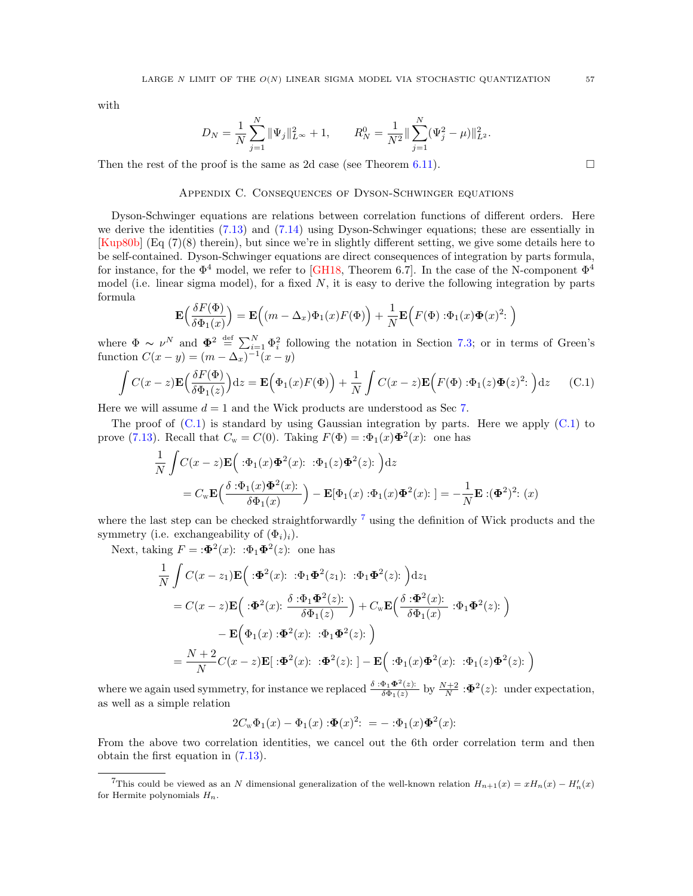with

$$D_N = \frac{1}{N}\sum_{j=1}^N \|\Psi_j\|_{L^\infty}^2 + 1, \qquad R_N^0 = \frac{1}{N^2}\|\sum_{j=1}^N (\Psi_j^2 - \mu)\|_{L^2}^2.$$

Then the rest of the proof is the same as 2d case (see Theorem 6.11). $\square$

## Appendix C. Consequences of Dyson-Schwinger equations

Dyson-Schwinger equations are relations between correlation functions of different orders. Here we derive the identities (7.13) and (7.14) using Dyson-Schwinger equations; these are essentially in [Kup80b] (Eq (7)(8) therein), but since we're in slightly different setting, we give some details here to be self-contained. Dyson-Schwinger equations are direct consequences of integration by parts formula, for instance, for the $\Phi^4$ model, we refer to [GH18, Theorem 6.7]. In the case of the N-component $\Phi^4$ model (i.e. linear sigma model), for a fixed $N$, it is easy to derive the following integration by parts formula

$$\mathbf{E}\Big(\frac{\delta F(\Phi)}{\delta \Phi_1(x)}\Big) = \mathbf{E}\Big((m-\Delta_x)\Phi_1(x)F(\Phi)\Big) + \frac{1}{N}\mathbf{E}\Big(F(\Phi) :\!\Phi_1(x)\mathbf{\Phi}(x)^2\!:\Big)$$

where $\Phi \sim \nu^N$ and $\mathbf{\Phi}^2 \stackrel{\text{def}}{=} \sum_{i=1}^N \Phi_i^2$ following the notation in Section 7.3; or in terms of Green's function $C(x-y) = (m-\Delta_x)^{-1}(x-y)$

$$\int C(x-z)\mathbf{E}\Big(\frac{\delta F(\Phi)}{\delta \Phi_1(z)}\Big)\mathrm{d}z = \mathbf{E}\Big(\Phi_1(x)F(\Phi)\Big) + \frac{1}{N}\int C(x-z)\mathbf{E}\Big(F(\Phi) :\!\Phi_1(z)\mathbf{\Phi}(z)^2\!:\Big)\mathrm{d}z \qquad \text{(C.1)}$$

Here we will assume $d=1$ and the Wick products are understood as Sec 7.

The proof of (C.1) is standard by using Gaussian integration by parts. Here we apply (C.1) to prove (7.13). Recall that $C_{\rm w} = C(0)$. Taking $F(\Phi) = :\!\Phi_1(x)\mathbf{\Phi}^2(x)\!:$ one has

$$\begin{aligned}
&\frac{1}{N}\int C(x-z)\mathbf{E}\Big( :\!\Phi_1(x)\mathbf{\Phi}^2(x)\!: \; :\!\Phi_1(z)\mathbf{\Phi}^2(z)\!: \Big)\mathrm{d}z \\
&\quad = C_{\rm w}\mathbf{E}\Big(\frac{\delta :\!\Phi_1(x)\mathbf{\Phi}^2(x)\!:}{\delta \Phi_1(x)}\Big) - \mathbf{E}[\Phi_1(x) :\!\Phi_1(x)\mathbf{\Phi}^2(x)\!: ] = -\frac{1}{N}\mathbf{E} :\!(\mathbf{\Phi}^2)^2\!: (x)
\end{aligned}$$

where the last step can be checked straightforwardly [7] using the definition of Wick products and the symmetry (i.e. exchangeability of $(\Phi_i)_i$).

Next, taking $F = :\!\mathbf{\Phi}^2(x)\!: \; :\!\Phi_1\mathbf{\Phi}^2(z)\!:$ one has

$$\begin{aligned}
&\frac{1}{N}\int C(x-z_1)\mathbf{E}\Big( :\!\mathbf{\Phi}^2(x)\!: \; :\!\Phi_1\mathbf{\Phi}^2(z_1)\!: \; :\!\Phi_1\mathbf{\Phi}^2(z)\!: \Big)\mathrm{d}z_1 \\
&\quad = C(x-z)\mathbf{E}\Big( :\!\mathbf{\Phi}^2(x)\!: \frac{\delta :\!\Phi_1\mathbf{\Phi}^2(z)\!:}{\delta \Phi_1(z)}\Big) + C_{\rm w}\mathbf{E}\Big(\frac{\delta :\!\mathbf{\Phi}^2(x)\!:}{\delta \Phi_1(x)} \; :\!\Phi_1\mathbf{\Phi}^2(z)\!: \Big) \\
&\qquad - \mathbf{E}\Big(\Phi_1(x) :\!\mathbf{\Phi}^2(x)\!: \; :\!\Phi_1\mathbf{\Phi}^2(z)\!: \Big) \\
&\quad = \frac{N+2}{N}C(x-z)\mathbf{E}[ :\!\mathbf{\Phi}^2(x)\!: \; :\!\mathbf{\Phi}^2(z)\!: ] - \mathbf{E}\Big( :\!\Phi_1(x)\mathbf{\Phi}^2(x)\!: \; :\!\Phi_1(z)\mathbf{\Phi}^2(z)\!: \Big)
\end{aligned}$$

where we again used symmetry, for instance we replaced $\frac{\delta :\Phi_1\mathbf{\Phi}^2(z):}{\delta \Phi_1(z)}$ by $\frac{N+2}{N} :\!\mathbf{\Phi}^2(z)\!:$ under expectation, as well as a simple relation

$$2C_{\rm w}\Phi_1(x) - \Phi_1(x) :\!\mathbf{\Phi}(x)^2\!: \; = - :\!\Phi_1(x)\mathbf{\Phi}^2(x)\!:$$

From the above two correlation identities, we cancel out the 6th order correlation term and then obtain the first equation in (7.13).

---

[7] This could be viewed as an $N$ dimensional generalization of the well-known relation $H_{n+1}(x) = xH_n(x) - H_n'(x)$ for Hermite polynomials $H_n$.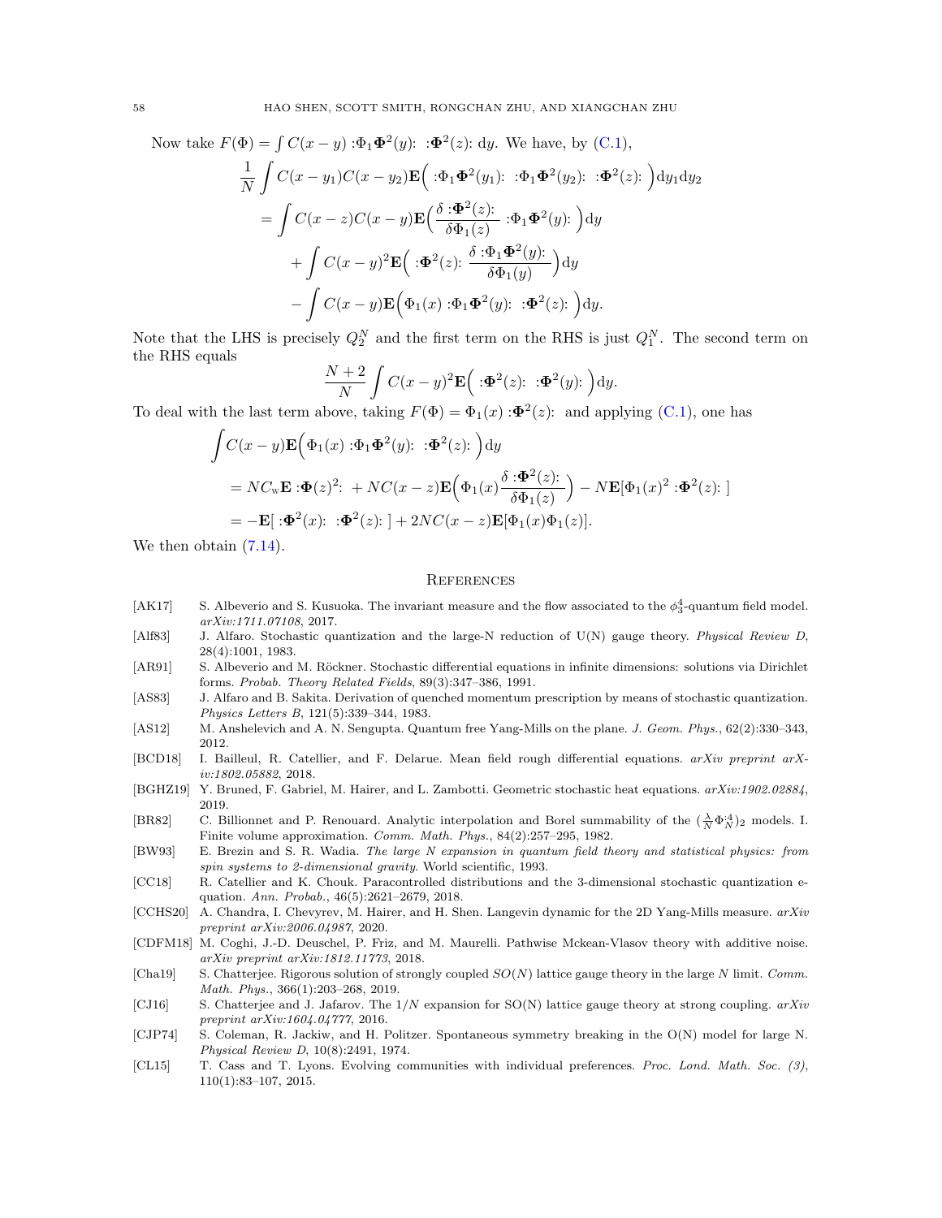Now take $F(\Phi) = \int C(x-y) :\!\Phi_1 \mathbf{\Phi}^2(y)\!: \;:\!\mathbf{\Phi}^2(z)\!: \,\mathrm{d}y$. We have, by (C.1),

$$
\begin{aligned}
\frac{1}{N}\int C(x-y_1)C(x-y_2)\mathbf{E}\Big(&:\!\Phi_1\mathbf{\Phi}^2(y_1)\!:\; :\!\Phi_1\mathbf{\Phi}^2(y_2)\!:\; :\!\mathbf{\Phi}^2(z)\!:\Big)\mathrm{d}y_1\mathrm{d}y_2 \\
&= \int C(x-z)C(x-y)\mathbf{E}\Big(\frac{\delta :\!\mathbf{\Phi}^2(z)\!:}{\delta\Phi_1(z)} :\!\Phi_1\mathbf{\Phi}^2(y)\!:\Big)\mathrm{d}y \\
&\quad + \int C(x-y)^2\mathbf{E}\Big(:\!\mathbf{\Phi}^2(z)\!:\; \frac{\delta :\!\Phi_1\mathbf{\Phi}^2(y)\!:}{\delta\Phi_1(y)}\Big)\mathrm{d}y \\
&\quad - \int C(x-y)\mathbf{E}\Big(\Phi_1(x) :\!\Phi_1\mathbf{\Phi}^2(y)\!:\; :\!\mathbf{\Phi}^2(z)\!:\Big)\mathrm{d}y.
\end{aligned}
$$

Note that the LHS is precisely $Q_2^N$ and the first term on the RHS is just $Q_1^N$. The second term on the RHS equals

$$
\frac{N+2}{N}\int C(x-y)^2\mathbf{E}\Big(:\!\mathbf{\Phi}^2(z)\!:\; :\!\mathbf{\Phi}^2(y)\!:\Big)\mathrm{d}y.
$$

To deal with the last term above, taking $F(\Phi) = \Phi_1(x) :\!\mathbf{\Phi}^2(z)\!:$ and applying (C.1), one has

$$
\begin{aligned}
\int &C(x-y)\mathbf{E}\Big(\Phi_1(x) :\!\Phi_1\mathbf{\Phi}^2(y)\!:\; :\!\mathbf{\Phi}^2(z)\!:\Big)\mathrm{d}y \\
&= NC_{\mathrm{w}}\mathbf{E} :\!\mathbf{\Phi}(z)^2\!: + NC(x-z)\mathbf{E}\Big(\Phi_1(x)\frac{\delta :\!\mathbf{\Phi}^2(z)\!:}{\delta\Phi_1(z)}\Big) - N\mathbf{E}[\Phi_1(x)^2 :\!\mathbf{\Phi}^2(z)\!:] \\
&= -\mathbf{E}[:\!\mathbf{\Phi}^2(x)\!:\; :\!\mathbf{\Phi}^2(z)\!:] + 2NC(x-z)\mathbf{E}[\Phi_1(x)\Phi_1(z)].
\end{aligned}
$$

We then obtain (7.14).

## References

[AK17] S. Albeverio and S. Kusuoka. The invariant measure and the flow associated to the $\phi^4_3$-quantum field model. *arXiv:1711.07108*, 2017.

[Alf83] J. Alfaro. Stochastic quantization and the large-N reduction of U(N) gauge theory. *Physical Review D*, 28(4):1001, 1983.

[AR91] S. Albeverio and M. Röckner. Stochastic differential equations in infinite dimensions: solutions via Dirichlet forms. *Probab. Theory Related Fields*, 89(3):347–386, 1991.

[AS83] J. Alfaro and B. Sakita. Derivation of quenched momentum prescription by means of stochastic quantization. *Physics Letters B*, 121(5):339–344, 1983.

[AS12] M. Anshelevich and A. N. Sengupta. Quantum free Yang-Mills on the plane. *J. Geom. Phys.*, 62(2):330–343, 2012.

[BCD18] I. Bailleul, R. Catellier, and F. Delarue. Mean field rough differential equations. *arXiv preprint arXiv:1802.05882*, 2018.

[BGHZ19] Y. Bruned, F. Gabriel, M. Hairer, and L. Zambotti. Geometric stochastic heat equations. *arXiv:1902.02884*, 2019.

[BR82] C. Billionnet and P. Renouard. Analytic interpolation and Borel summability of the $(\frac{\lambda}{N}\Phi^{:4}_N)_2$ models. I. Finite volume approximation. *Comm. Math. Phys.*, 84(2):257–295, 1982.

[BW93] E. Brezin and S. R. Wadia. *The large N expansion in quantum field theory and statistical physics: from spin systems to 2-dimensional gravity*. World scientific, 1993.

[CC18] R. Catellier and K. Chouk. Paracontrolled distributions and the 3-dimensional stochastic quantization equation. *Ann. Probab.*, 46(5):2621–2679, 2018.

[CCHS20] A. Chandra, I. Chevyrev, M. Hairer, and H. Shen. Langevin dynamic for the 2D Yang-Mills measure. *arXiv preprint arXiv:2006.04987*, 2020.

[CDFM18] M. Coghi, J.-D. Deuschel, P. Friz, and M. Maurelli. Pathwise Mckean-Vlasov theory with additive noise. *arXiv preprint arXiv:1812.11773*, 2018.

[Cha19] S. Chatterjee. Rigorous solution of strongly coupled $SO(N)$ lattice gauge theory in the large $N$ limit. *Comm. Math. Phys.*, 366(1):203–268, 2019.

[CJ16] S. Chatterjee and J. Jafarov. The $1/N$ expansion for SO(N) lattice gauge theory at strong coupling. *arXiv preprint arXiv:1604.04777*, 2016.

[CJP74] S. Coleman, R. Jackiw, and H. Politzer. Spontaneous symmetry breaking in the O(N) model for large N. *Physical Review D*, 10(8):2491, 1974.

[CL15] T. Cass and T. Lyons. Evolving communities with individual preferences. *Proc. Lond. Math. Soc. (3)*, 110(1):83–107, 2015.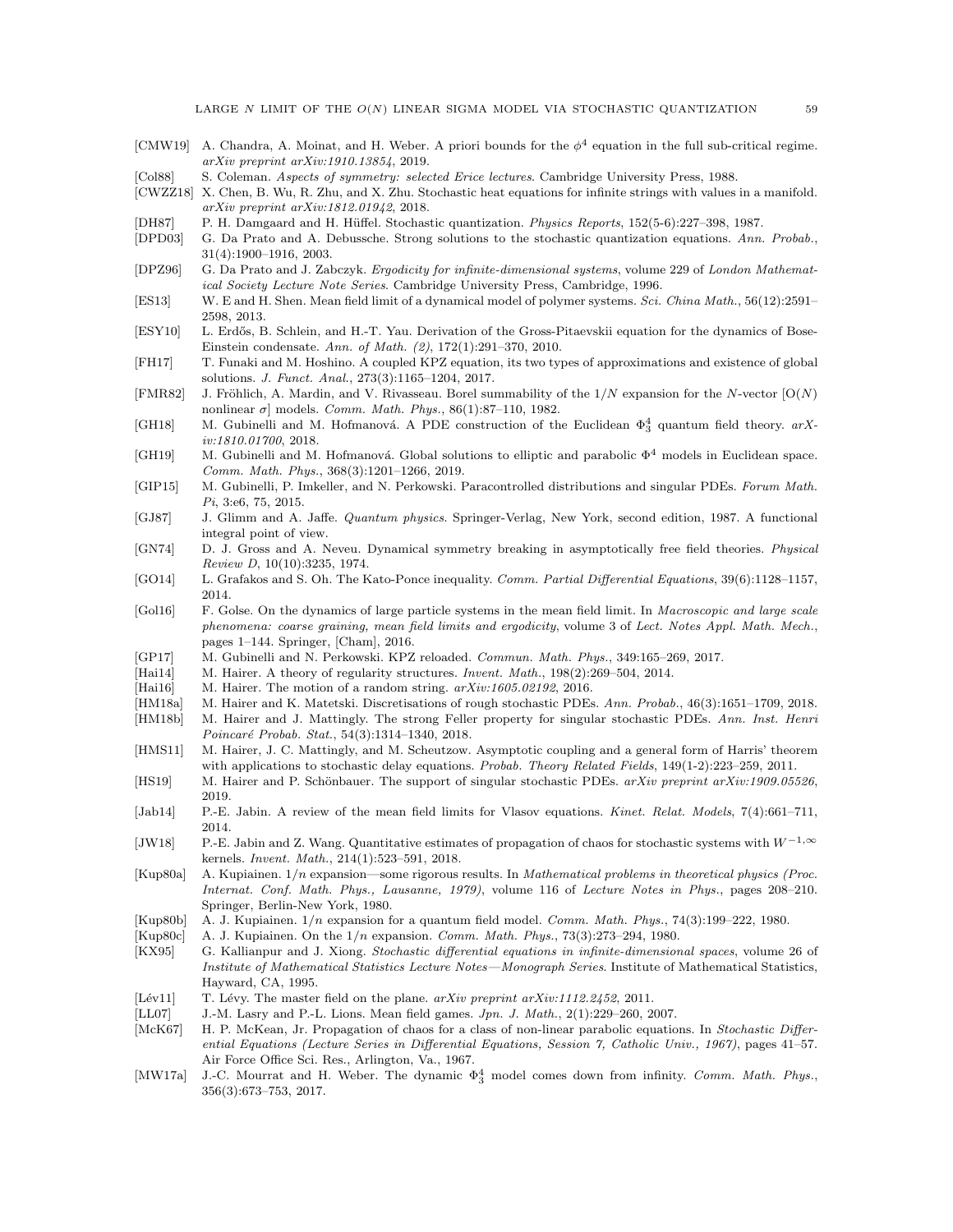- [CMW19] A. Chandra, A. Moinat, and H. Weber. A priori bounds for the $\phi^4$ equation in the full sub-critical regime. *arXiv preprint arXiv:1910.13854*, 2019.
- [Col88] S. Coleman. *Aspects of symmetry: selected Erice lectures*. Cambridge University Press, 1988.
- [CWZZ18] X. Chen, B. Wu, R. Zhu, and X. Zhu. Stochastic heat equations for infinite strings with values in a manifold. *arXiv preprint arXiv:1812.01942*, 2018.
- [DH87] P. H. Damgaard and H. Hüffel. Stochastic quantization. *Physics Reports*, 152(5-6):227–398, 1987.
- [DPD03] G. Da Prato and A. Debussche. Strong solutions to the stochastic quantization equations. *Ann. Probab.*, 31(4):1900–1916, 2003.
- [DPZ96] G. Da Prato and J. Zabczyk. *Ergodicity for infinite-dimensional systems*, volume 229 of *London Mathematical Society Lecture Note Series*. Cambridge University Press, Cambridge, 1996.
- [ES13] W. E and H. Shen. Mean field limit of a dynamical model of polymer systems. *Sci. China Math.*, 56(12):2591–2598, 2013.
- [ESY10] L. Erdős, B. Schlein, and H.-T. Yau. Derivation of the Gross-Pitaevskii equation for the dynamics of Bose-Einstein condensate. *Ann. of Math. (2)*, 172(1):291–370, 2010.
- [FH17] T. Funaki and M. Hoshino. A coupled KPZ equation, its two types of approximations and existence of global solutions. *J. Funct. Anal.*, 273(3):1165–1204, 2017.
- [FMR82] J. Fröhlich, A. Mardin, and V. Rivasseau. Borel summability of the $1/N$ expansion for the $N$-vector [O($N$) nonlinear $\sigma$] models. *Comm. Math. Phys.*, 86(1):87–110, 1982.
- [GH18] M. Gubinelli and M. Hofmanová. A PDE construction of the Euclidean $\Phi^4_3$ quantum field theory. *arXiv:1810.01700*, 2018.
- [GH19] M. Gubinelli and M. Hofmanová. Global solutions to elliptic and parabolic $\Phi^4$ models in Euclidean space. *Comm. Math. Phys.*, 368(3):1201–1266, 2019.
- [GIP15] M. Gubinelli, P. Imkeller, and N. Perkowski. Paracontrolled distributions and singular PDEs. *Forum Math. Pi*, 3:e6, 75, 2015.
- [GJ87] J. Glimm and A. Jaffe. *Quantum physics*. Springer-Verlag, New York, second edition, 1987. A functional integral point of view.
- [GN74] D. J. Gross and A. Neveu. Dynamical symmetry breaking in asymptotically free field theories. *Physical Review D*, 10(10):3235, 1974.
- [GO14] L. Grafakos and S. Oh. The Kato-Ponce inequality. *Comm. Partial Differential Equations*, 39(6):1128–1157, 2014.
- [Gol16] F. Golse. On the dynamics of large particle systems in the mean field limit. In *Macroscopic and large scale phenomena: coarse graining, mean field limits and ergodicity*, volume 3 of *Lect. Notes Appl. Math. Mech.*, pages 1–144. Springer, [Cham], 2016.
- [GP17] M. Gubinelli and N. Perkowski. KPZ reloaded. *Commun. Math. Phys.*, 349:165–269, 2017.
- [Hai14] M. Hairer. A theory of regularity structures. *Invent. Math.*, 198(2):269–504, 2014.
- [Hai16] M. Hairer. The motion of a random string. *arXiv:1605.02192*, 2016.
- [HM18a] M. Hairer and K. Matetski. Discretisations of rough stochastic PDEs. *Ann. Probab.*, 46(3):1651–1709, 2018.
- [HM18b] M. Hairer and J. Mattingly. The strong Feller property for singular stochastic PDEs. *Ann. Inst. Henri Poincaré Probab. Stat.*, 54(3):1314–1340, 2018.
- [HMS11] M. Hairer, J. C. Mattingly, and M. Scheutzow. Asymptotic coupling and a general form of Harris' theorem with applications to stochastic delay equations. *Probab. Theory Related Fields*, 149(1-2):223–259, 2011.
- [HS19] M. Hairer and P. Schönbauer. The support of singular stochastic PDEs. *arXiv preprint arXiv:1909.05526*, 2019.
- [Jab14] P.-E. Jabin. A review of the mean field limits for Vlasov equations. *Kinet. Relat. Models*, 7(4):661–711, 2014.
- [JW18] P.-E. Jabin and Z. Wang. Quantitative estimates of propagation of chaos for stochastic systems with $W^{-1,\infty}$ kernels. *Invent. Math.*, 214(1):523–591, 2018.
- [Kup80a] A. Kupiainen. $1/n$ expansion—some rigorous results. In *Mathematical problems in theoretical physics (Proc. Internat. Conf. Math. Phys., Lausanne, 1979)*, volume 116 of *Lecture Notes in Phys.*, pages 208–210. Springer, Berlin-New York, 1980.
- [Kup80b] A. J. Kupiainen. $1/n$ expansion for a quantum field model. *Comm. Math. Phys.*, 74(3):199–222, 1980.
- [Kup80c] A. J. Kupiainen. On the $1/n$ expansion. *Comm. Math. Phys.*, 73(3):273–294, 1980.
- [KX95] G. Kallianpur and J. Xiong. *Stochastic differential equations in infinite-dimensional spaces*, volume 26 of *Institute of Mathematical Statistics Lecture Notes—Monograph Series*. Institute of Mathematical Statistics, Hayward, CA, 1995.
- [Lév11] T. Lévy. The master field on the plane. *arXiv preprint arXiv:1112.2452*, 2011.
- [LL07] J.-M. Lasry and P.-L. Lions. Mean field games. *Jpn. J. Math.*, 2(1):229–260, 2007.
- [McK67] H. P. McKean, Jr. Propagation of chaos for a class of non-linear parabolic equations. In *Stochastic Differential Equations (Lecture Series in Differential Equations, Session 7, Catholic Univ., 1967)*, pages 41–57. Air Force Office Sci. Res., Arlington, Va., 1967.
- [MW17a] J.-C. Mourrat and H. Weber. The dynamic $\Phi^4_3$ model comes down from infinity. *Comm. Math. Phys.*, 356(3):673–753, 2017.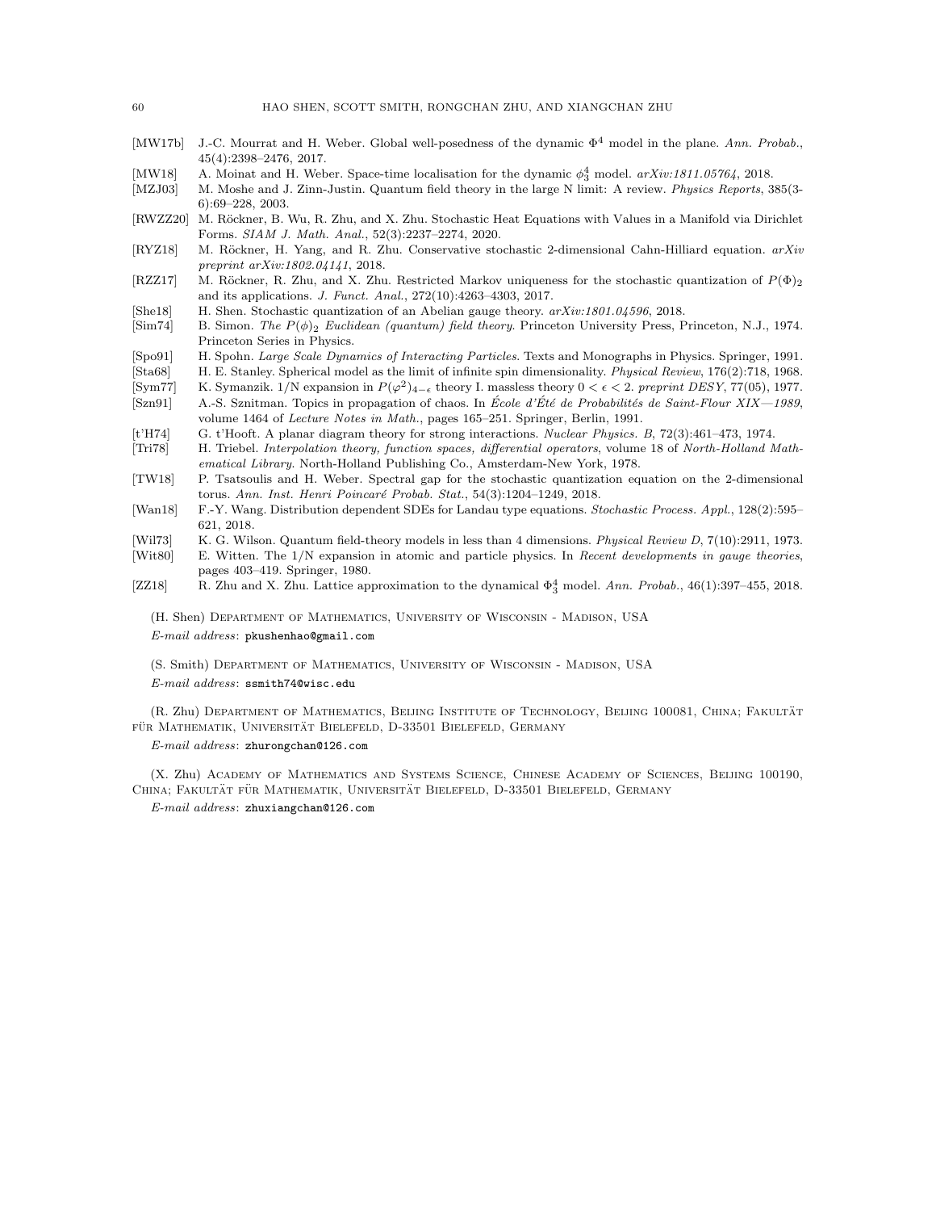[MW17b] J.-C. Mourrat and H. Weber. Global well-posedness of the dynamic $\Phi^4$ model in the plane. *Ann. Probab.*, 45(4):2398–2476, 2017.

[MW18] A. Moinat and H. Weber. Space-time localisation for the dynamic $\phi^4_3$ model. *arXiv:1811.05764*, 2018.

[MZJ03] M. Moshe and J. Zinn-Justin. Quantum field theory in the large N limit: A review. *Physics Reports*, 385(3-6):69–228, 2003.

[RWZZ20] M. Röckner, B. Wu, R. Zhu, and X. Zhu. Stochastic Heat Equations with Values in a Manifold via Dirichlet Forms. *SIAM J. Math. Anal.*, 52(3):2237–2274, 2020.

[RYZ18] M. Röckner, H. Yang, and R. Zhu. Conservative stochastic 2-dimensional Cahn-Hilliard equation. *arXiv preprint arXiv:1802.04141*, 2018.

[RZZ17] M. Röckner, R. Zhu, and X. Zhu. Restricted Markov uniqueness for the stochastic quantization of $P(\Phi)_2$ and its applications. *J. Funct. Anal.*, 272(10):4263–4303, 2017.

[She18] H. Shen. Stochastic quantization of an Abelian gauge theory. *arXiv:1801.04596*, 2018.

[Sim74] B. Simon. *The $P(\phi)_2$ Euclidean (quantum) field theory*. Princeton University Press, Princeton, N.J., 1974. Princeton Series in Physics.

[Spo91] H. Spohn. *Large Scale Dynamics of Interacting Particles*. Texts and Monographs in Physics. Springer, 1991.

[Sta68] H. E. Stanley. Spherical model as the limit of infinite spin dimensionality. *Physical Review*, 176(2):718, 1968.

[Sym77] K. Symanzik. 1/N expansion in $P(\varphi^2)_{4-\epsilon}$ theory I. massless theory $0 < \epsilon < 2$. *preprint DESY*, 77(05), 1977.

[Szn91] A.-S. Sznitman. Topics in propagation of chaos. In *École d'Été de Probabilités de Saint-Flour XIX—1989*, volume 1464 of *Lecture Notes in Math.*, pages 165–251. Springer, Berlin, 1991.

[t'H74] G. t'Hooft. A planar diagram theory for strong interactions. *Nuclear Physics. B*, 72(3):461–473, 1974.

[Tri78] H. Triebel. *Interpolation theory, function spaces, differential operators*, volume 18 of *North-Holland Mathematical Library*. North-Holland Publishing Co., Amsterdam-New York, 1978.

[TW18] P. Tsatsoulis and H. Weber. Spectral gap for the stochastic quantization equation on the 2-dimensional torus. *Ann. Inst. Henri Poincaré Probab. Stat.*, 54(3):1204–1249, 2018.

[Wan18] F.-Y. Wang. Distribution dependent SDEs for Landau type equations. *Stochastic Process. Appl.*, 128(2):595–621, 2018.

[Wil73] K. G. Wilson. Quantum field-theory models in less than 4 dimensions. *Physical Review D*, 7(10):2911, 1973.

[Wit80] E. Witten. The 1/N expansion in atomic and particle physics. In *Recent developments in gauge theories*, pages 403–419. Springer, 1980.

[ZZ18] R. Zhu and X. Zhu. Lattice approximation to the dynamical $\Phi^4_3$ model. *Ann. Probab.*, 46(1):397–455, 2018.

(H. Shen) Department of Mathematics, University of Wisconsin - Madison, USA

*E-mail address*: pkushenhao@gmail.com

(S. Smith) Department of Mathematics, University of Wisconsin - Madison, USA

*E-mail address*: ssmith74@wisc.edu

(R. Zhu) Department of Mathematics, Beijing Institute of Technology, Beijing 100081, China; Fakultät für Mathematik, Universität Bielefeld, D-33501 Bielefeld, Germany

*E-mail address*: zhurongchan@126.com

(X. Zhu) Academy of Mathematics and Systems Science, Chinese Academy of Sciences, Beijing 100190, China; Fakultät für Mathematik, Universität Bielefeld, D-33501 Bielefeld, Germany

*E-mail address*: zhuxiangchan@126.com